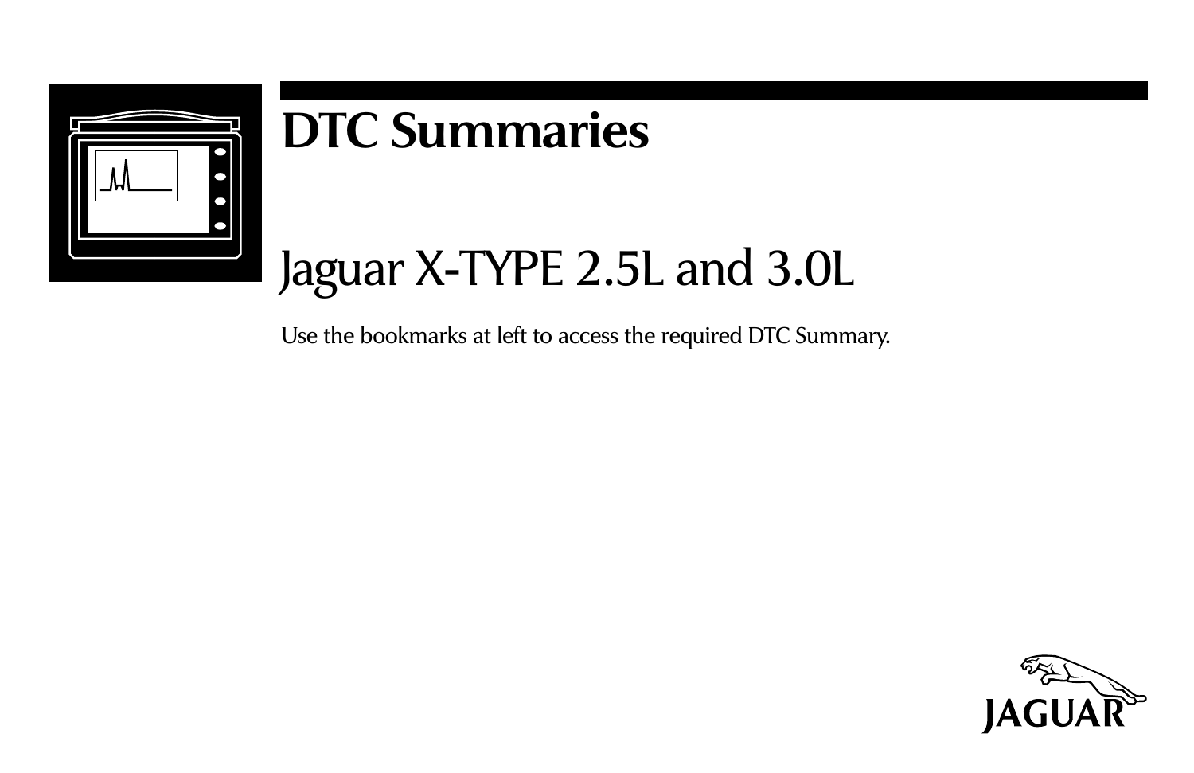# DTC Summaries

## Jaguar X-TYPE 2.5L and 3.0L

Use the bookmarks at left to access the required DTC Summary.

JAGUAR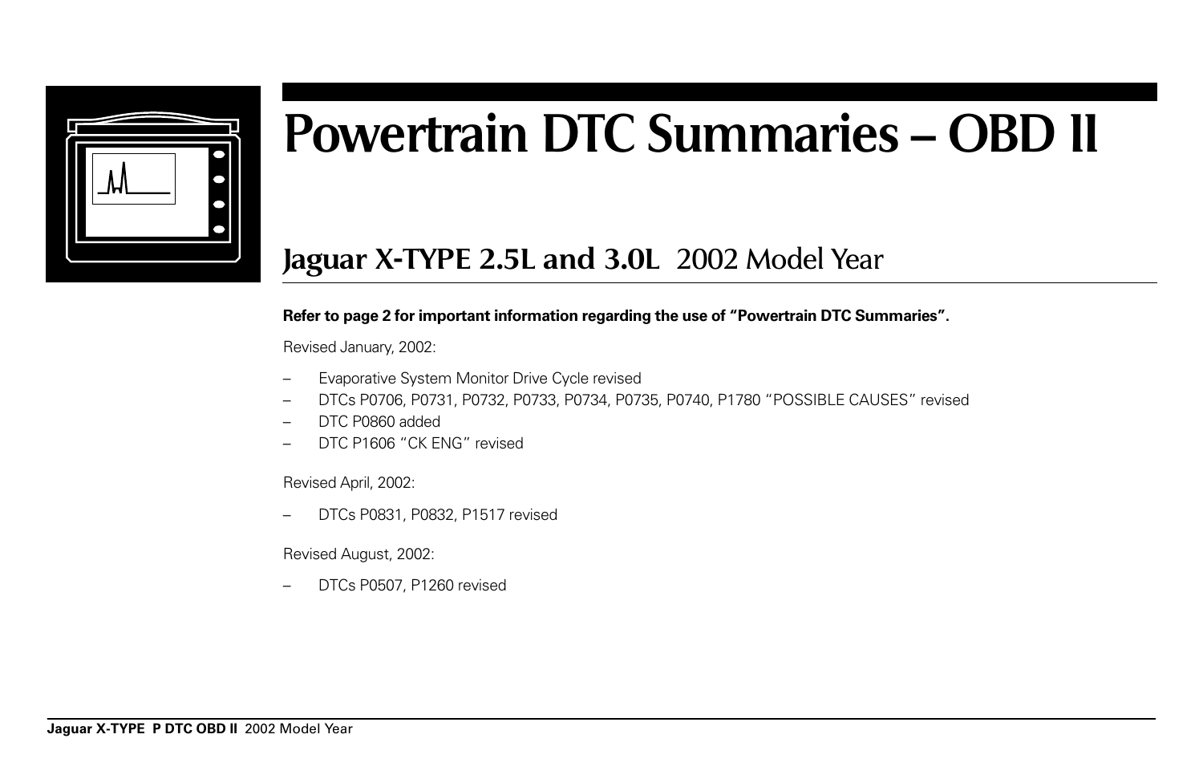# Powertrain DTC Summaries – OBD II

## Jaguar X-TYPE 2.5L and 3.0L 2002 Model Year

**Refer to page 2 for important information regarding the use of "Powertrain DTC Summaries".**

Revised January, 2002:

- Evaporative System Monitor Drive Cycle revised
- DTCs P0706, P0731, P0732, P0733, P0734, P0735, P0740, P1780 "POSSIBLE CAUSES" revised
- DTC P0860 added
- DTC P1606 "CK ENG" revised

Revised April, 2002:

- DTCs P0831, P0832, P1517 revised

Revised August, 2002:

- DTCs P0507, P1260 revised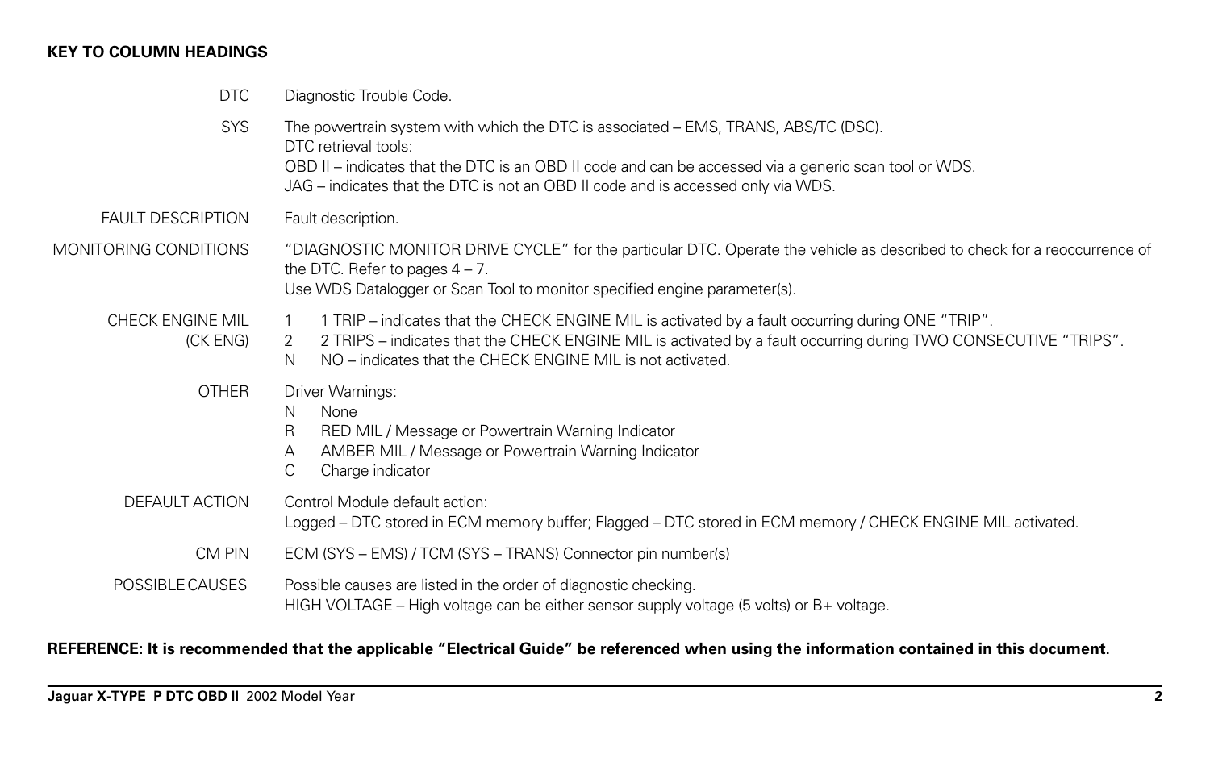**KEY TO COLUMN HEADINGS**

| | |
|---|---|
| DTC | Diagnostic Trouble Code. |
| SYS | The powertrain system with which the DTC is associated – EMS, TRANS, ABS/TC (DSC).<br>DTC retrieval tools:<br>OBD II – indicates that the DTC is an OBD II code and can be accessed via a generic scan tool or WDS.<br>JAG – indicates that the DTC is not an OBD II code and is accessed only via WDS. |
| FAULT DESCRIPTION | Fault description. |
| MONITORING CONDITIONS | "DIAGNOSTIC MONITOR DRIVE CYCLE" for the particular DTC. Operate the vehicle as described to check for a reoccurrence of the DTC. Refer to pages 4 – 7.<br>Use WDS Datalogger or Scan Tool to monitor specified engine parameter(s). |
| CHECK ENGINE MIL (CK ENG) | 1 1 TRIP – indicates that the CHECK ENGINE MIL is activated by a fault occurring during ONE "TRIP".<br>2 2 TRIPS – indicates that the CHECK ENGINE MIL is activated by a fault occurring during TWO CONSECUTIVE "TRIPS".<br>N NO – indicates that the CHECK ENGINE MIL is not activated. |
| OTHER | Driver Warnings:<br>N None<br>R RED MIL / Message or Powertrain Warning Indicator<br>A AMBER MIL / Message or Powertrain Warning Indicator<br>C Charge indicator |
| DEFAULT ACTION | Control Module default action:<br>Logged – DTC stored in ECM memory buffer; Flagged – DTC stored in ECM memory / CHECK ENGINE MIL activated. |
| CM PIN | ECM (SYS – EMS) / TCM (SYS – TRANS) Connector pin number(s) |
| POSSIBLE CAUSES | Possible causes are listed in the order of diagnostic checking.<br>HIGH VOLTAGE – High voltage can be either sensor supply voltage (5 volts) or B+ voltage. |

**REFERENCE: It is recommended that the applicable "Electrical Guide" be referenced when using the information contained in this document.**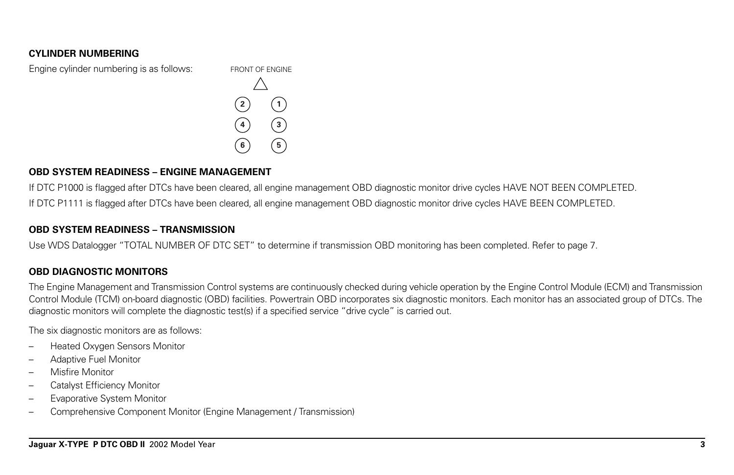## CYLINDER NUMBERING

Engine cylinder numbering is as follows:

FRONT OF ENGINE

| | |
|---|---|
| 2 | 1 |
| 4 | 3 |
| 6 | 5 |

## OBD SYSTEM READINESS – ENGINE MANAGEMENT

If DTC P1000 is flagged after DTCs have been cleared, all engine management OBD diagnostic monitor drive cycles HAVE NOT BEEN COMPLETED.

If DTC P1111 is flagged after DTCs have been cleared, all engine management OBD diagnostic monitor drive cycles HAVE BEEN COMPLETED.

## OBD SYSTEM READINESS – TRANSMISSION

Use WDS Datalogger "TOTAL NUMBER OF DTC SET" to determine if transmission OBD monitoring has been completed. Refer to page 7.

## OBD DIAGNOSTIC MONITORS

The Engine Management and Transmission Control systems are continuously checked during vehicle operation by the Engine Control Module (ECM) and Transmission Control Module (TCM) on-board diagnostic (OBD) facilities. Powertrain OBD incorporates six diagnostic monitors. Each monitor has an associated group of DTCs. The diagnostic monitors will complete the diagnostic test(s) if a specified service "drive cycle" is carried out.

The six diagnostic monitors are as follows:

- Heated Oxygen Sensors Monitor
- Adaptive Fuel Monitor
- Misfire Monitor
- Catalyst Efficiency Monitor
- Evaporative System Monitor
- Comprehensive Component Monitor (Engine Management / Transmission)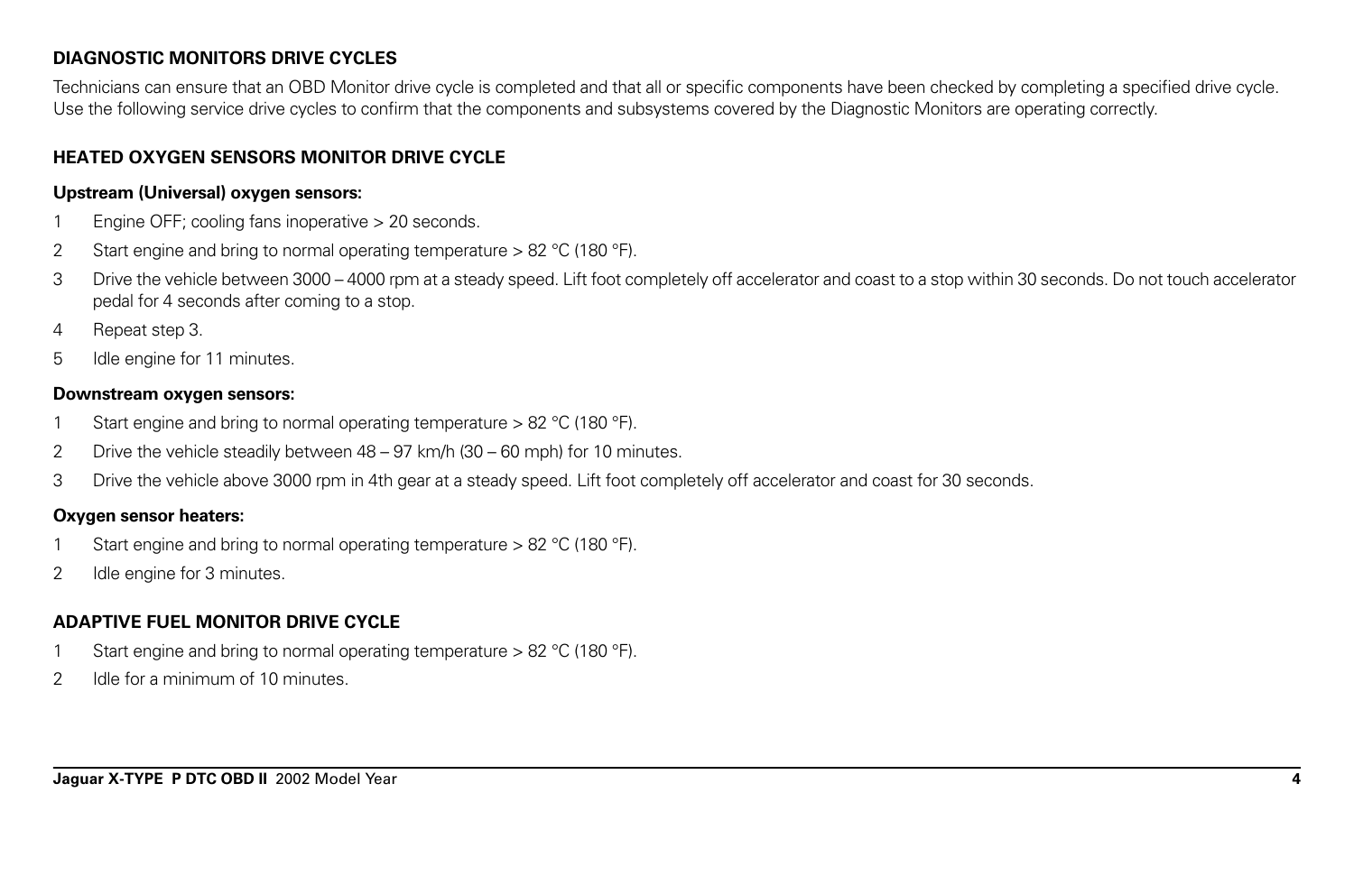## DIAGNOSTIC MONITORS DRIVE CYCLES

Technicians can ensure that an OBD Monitor drive cycle is completed and that all or specific components have been checked by completing a specified drive cycle. Use the following service drive cycles to confirm that the components and subsystems covered by the Diagnostic Monitors are operating correctly.

## HEATED OXYGEN SENSORS MONITOR DRIVE CYCLE

**Upstream (Universal) oxygen sensors:**

1. Engine OFF; cooling fans inoperative > 20 seconds.
2. Start engine and bring to normal operating temperature > 82 °C (180 °F).
3. Drive the vehicle between 3000 – 4000 rpm at a steady speed. Lift foot completely off accelerator and coast to a stop within 30 seconds. Do not touch accelerator pedal for 4 seconds after coming to a stop.
4. Repeat step 3.
5. Idle engine for 11 minutes.

**Downstream oxygen sensors:**

1. Start engine and bring to normal operating temperature > 82 °C (180 °F).
2. Drive the vehicle steadily between 48 – 97 km/h (30 – 60 mph) for 10 minutes.
3. Drive the vehicle above 3000 rpm in 4th gear at a steady speed. Lift foot completely off accelerator and coast for 30 seconds.

**Oxygen sensor heaters:**

1. Start engine and bring to normal operating temperature > 82 °C (180 °F).
2. Idle engine for 3 minutes.

## ADAPTIVE FUEL MONITOR DRIVE CYCLE

1. Start engine and bring to normal operating temperature > 82 °C (180 °F).
2. Idle for a minimum of 10 minutes.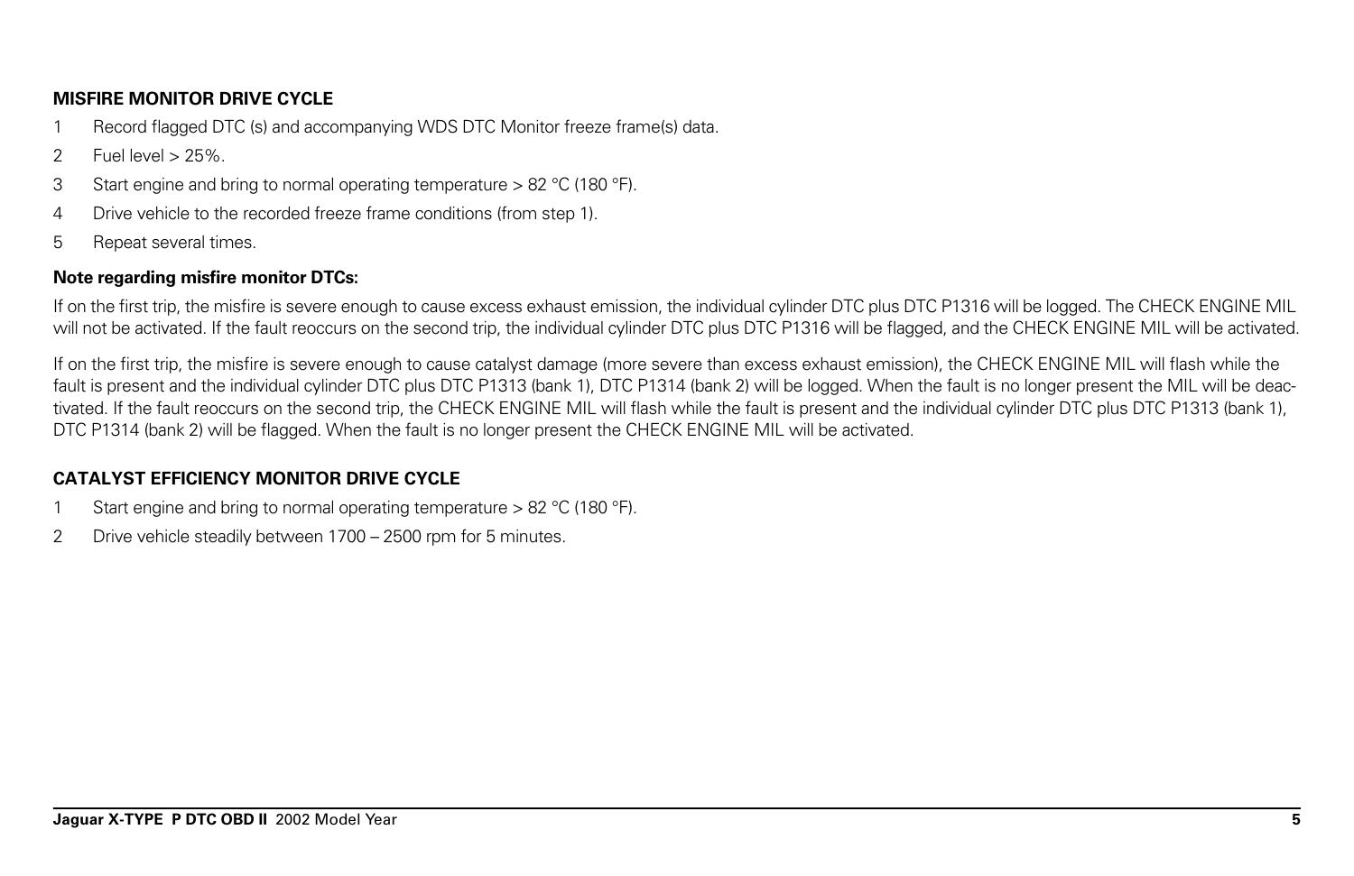## MISFIRE MONITOR DRIVE CYCLE

1. Record flagged DTC (s) and accompanying WDS DTC Monitor freeze frame(s) data.
2. Fuel level > 25%.
3. Start engine and bring to normal operating temperature > 82 °C (180 °F).
4. Drive vehicle to the recorded freeze frame conditions (from step 1).
5. Repeat several times.

### Note regarding misfire monitor DTCs:

If on the first trip, the misfire is severe enough to cause excess exhaust emission, the individual cylinder DTC plus DTC P1316 will be logged. The CHECK ENGINE MIL will not be activated. If the fault reoccurs on the second trip, the individual cylinder DTC plus DTC P1316 will be flagged, and the CHECK ENGINE MIL will be activated.

If on the first trip, the misfire is severe enough to cause catalyst damage (more severe than excess exhaust emission), the CHECK ENGINE MIL will flash while the fault is present and the individual cylinder DTC plus DTC P1313 (bank 1), DTC P1314 (bank 2) will be logged. When the fault is no longer present the MIL will be deactivated. If the fault reoccurs on the second trip, the CHECK ENGINE MIL will flash while the fault is present and the individual cylinder DTC plus DTC P1313 (bank 1), DTC P1314 (bank 2) will be flagged. When the fault is no longer present the CHECK ENGINE MIL will be activated.

## CATALYST EFFICIENCY MONITOR DRIVE CYCLE

1. Start engine and bring to normal operating temperature > 82 °C (180 °F).
2. Drive vehicle steadily between 1700 – 2500 rpm for 5 minutes.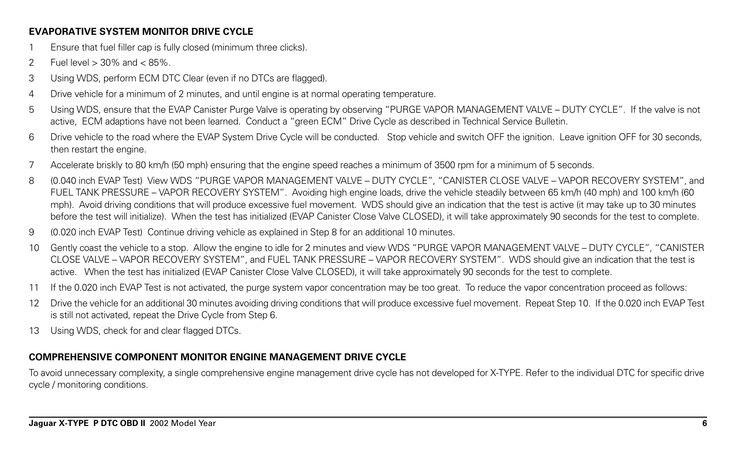### EVAPORATIVE SYSTEM MONITOR DRIVE CYCLE

1. Ensure that fuel filler cap is fully closed (minimum three clicks).
2. Fuel level > 30% and < 85%.
3. Using WDS, perform ECM DTC Clear (even if no DTCs are flagged).
4. Drive vehicle for a minimum of 2 minutes, and until engine is at normal operating temperature.
5. Using WDS, ensure that the EVAP Canister Purge Valve is operating by observing "PURGE VAPOR MANAGEMENT VALVE – DUTY CYCLE". If the valve is not active, ECM adaptions have not been learned. Conduct a "green ECM" Drive Cycle as described in Technical Service Bulletin.
6. Drive vehicle to the road where the EVAP System Drive Cycle will be conducted. Stop vehicle and switch OFF the ignition. Leave ignition OFF for 30 seconds, then restart the engine.
7. Accelerate briskly to 80 km/h (50 mph) ensuring that the engine speed reaches a minimum of 3500 rpm for a minimum of 5 seconds.
8. (0.040 inch EVAP Test) View WDS "PURGE VAPOR MANAGEMENT VALVE – DUTY CYCLE", "CANISTER CLOSE VALVE – VAPOR RECOVERY SYSTEM", and FUEL TANK PRESSURE – VAPOR RECOVERY SYSTEM". Avoiding high engine loads, drive the vehicle steadily between 65 km/h (40 mph) and 100 km/h (60 mph). Avoid driving conditions that will produce excessive fuel movement. WDS should give an indication that the test is active (it may take up to 30 minutes before the test will initialize). When the test has initialized (EVAP Canister Close Valve CLOSED), it will take approximately 90 seconds for the test to complete.
9. (0.020 inch EVAP Test) Continue driving vehicle as explained in Step 8 for an additional 10 minutes.
10. Gently coast the vehicle to a stop. Allow the engine to idle for 2 minutes and view WDS "PURGE VAPOR MANAGEMENT VALVE – DUTY CYCLE", "CANISTER CLOSE VALVE – VAPOR RECOVERY SYSTEM", and FUEL TANK PRESSURE – VAPOR RECOVERY SYSTEM". WDS should give an indication that the test is active. When the test has initialized (EVAP Canister Close Valve CLOSED), it will take approximately 90 seconds for the test to complete.
11. If the 0.020 inch EVAP Test is not activated, the purge system vapor concentration may be too great. To reduce the vapor concentration proceed as follows:
12. Drive the vehicle for an additional 30 minutes avoiding driving conditions that will produce excessive fuel movement. Repeat Step 10. If the 0.020 inch EVAP Test is still not activated, repeat the Drive Cycle from Step 6.
13. Using WDS, check for and clear flagged DTCs.

### COMPREHENSIVE COMPONENT MONITOR ENGINE MANAGEMENT DRIVE CYCLE

To avoid unnecessary complexity, a single comprehensive engine management drive cycle has not developed for X-TYPE. Refer to the individual DTC for specific drive cycle / monitoring conditions.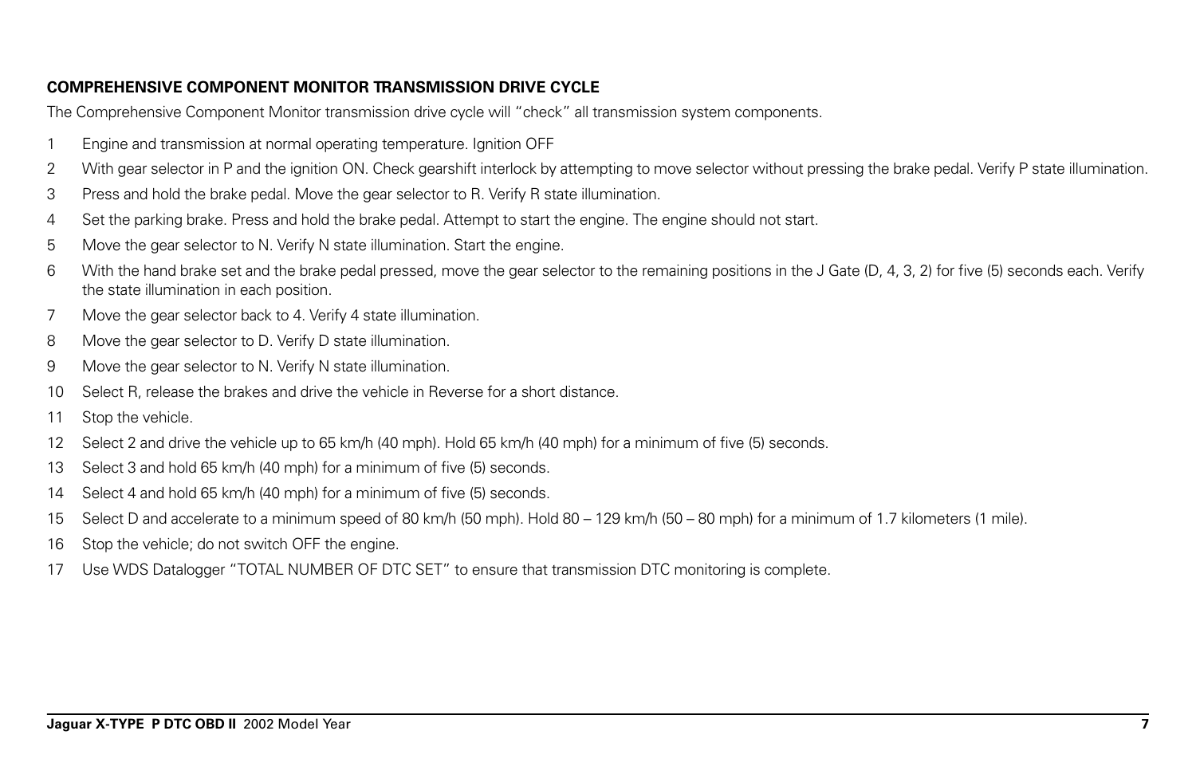## COMPREHENSIVE COMPONENT MONITOR TRANSMISSION DRIVE CYCLE

The Comprehensive Component Monitor transmission drive cycle will "check" all transmission system components.

1. Engine and transmission at normal operating temperature. Ignition OFF
2. With gear selector in P and the ignition ON. Check gearshift interlock by attempting to move selector without pressing the brake pedal. Verify P state illumination.
3. Press and hold the brake pedal. Move the gear selector to R. Verify R state illumination.
4. Set the parking brake. Press and hold the brake pedal. Attempt to start the engine. The engine should not start.
5. Move the gear selector to N. Verify N state illumination. Start the engine.
6. With the hand brake set and the brake pedal pressed, move the gear selector to the remaining positions in the J Gate (D, 4, 3, 2) for five (5) seconds each. Verify the state illumination in each position.
7. Move the gear selector back to 4. Verify 4 state illumination.
8. Move the gear selector to D. Verify D state illumination.
9. Move the gear selector to N. Verify N state illumination.
10. Select R, release the brakes and drive the vehicle in Reverse for a short distance.
11. Stop the vehicle.
12. Select 2 and drive the vehicle up to 65 km/h (40 mph). Hold 65 km/h (40 mph) for a minimum of five (5) seconds.
13. Select 3 and hold 65 km/h (40 mph) for a minimum of five (5) seconds.
14. Select 4 and hold 65 km/h (40 mph) for a minimum of five (5) seconds.
15. Select D and accelerate to a minimum speed of 80 km/h (50 mph). Hold 80 – 129 km/h (50 – 80 mph) for a minimum of 1.7 kilometers (1 mile).
16. Stop the vehicle; do not switch OFF the engine.
17. Use WDS Datalogger "TOTAL NUMBER OF DTC SET" to ensure that transmission DTC monitoring is complete.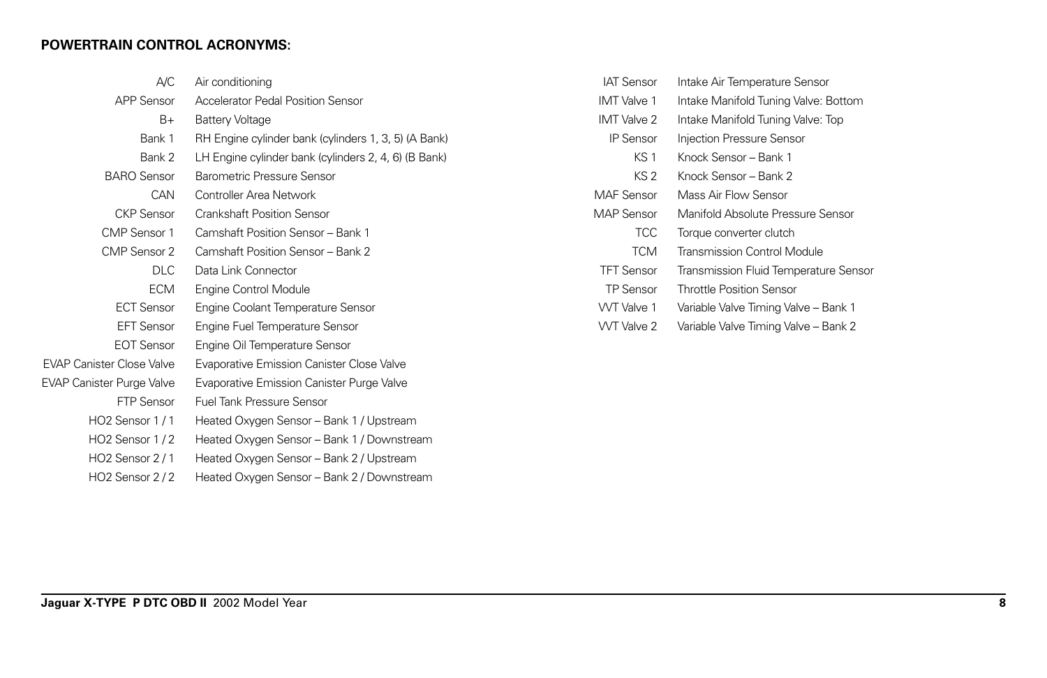**POWERTRAIN CONTROL ACRONYMS:**

| Acronym | Description |
|---|---|
| A/C | Air conditioning |
| APP Sensor | Accelerator Pedal Position Sensor |
| B+ | Battery Voltage |
| Bank 1 | RH Engine cylinder bank (cylinders 1, 3, 5) (A Bank) |
| Bank 2 | LH Engine cylinder bank (cylinders 2, 4, 6) (B Bank) |
| BARO Sensor | Barometric Pressure Sensor |
| CAN | Controller Area Network |
| CKP Sensor | Crankshaft Position Sensor |
| CMP Sensor 1 | Camshaft Position Sensor – Bank 1 |
| CMP Sensor 2 | Camshaft Position Sensor – Bank 2 |
| DLC | Data Link Connector |
| ECM | Engine Control Module |
| ECT Sensor | Engine Coolant Temperature Sensor |
| EFT Sensor | Engine Fuel Temperature Sensor |
| EOT Sensor | Engine Oil Temperature Sensor |
| EVAP Canister Close Valve | Evaporative Emission Canister Close Valve |
| EVAP Canister Purge Valve | Evaporative Emission Canister Purge Valve |
| FTP Sensor | Fuel Tank Pressure Sensor |
| HO2 Sensor 1 / 1 | Heated Oxygen Sensor – Bank 1 / Upstream |
| HO2 Sensor 1 / 2 | Heated Oxygen Sensor – Bank 1 / Downstream |
| HO2 Sensor 2 / 1 | Heated Oxygen Sensor – Bank 2 / Upstream |
| HO2 Sensor 2 / 2 | Heated Oxygen Sensor – Bank 2 / Downstream |
| IAT Sensor | Intake Air Temperature Sensor |
| IMT Valve 1 | Intake Manifold Tuning Valve: Bottom |
| IMT Valve 2 | Intake Manifold Tuning Valve: Top |
| IP Sensor | Injection Pressure Sensor |
| KS 1 | Knock Sensor – Bank 1 |
| KS 2 | Knock Sensor – Bank 2 |
| MAF Sensor | Mass Air Flow Sensor |
| MAP Sensor | Manifold Absolute Pressure Sensor |
| TCC | Torque converter clutch |
| TCM | Transmission Control Module |
| TFT Sensor | Transmission Fluid Temperature Sensor |
| TP Sensor | Throttle Position Sensor |
| VVT Valve 1 | Variable Valve Timing Valve – Bank 1 |
| VVT Valve 2 | Variable Valve Timing Valve – Bank 2 |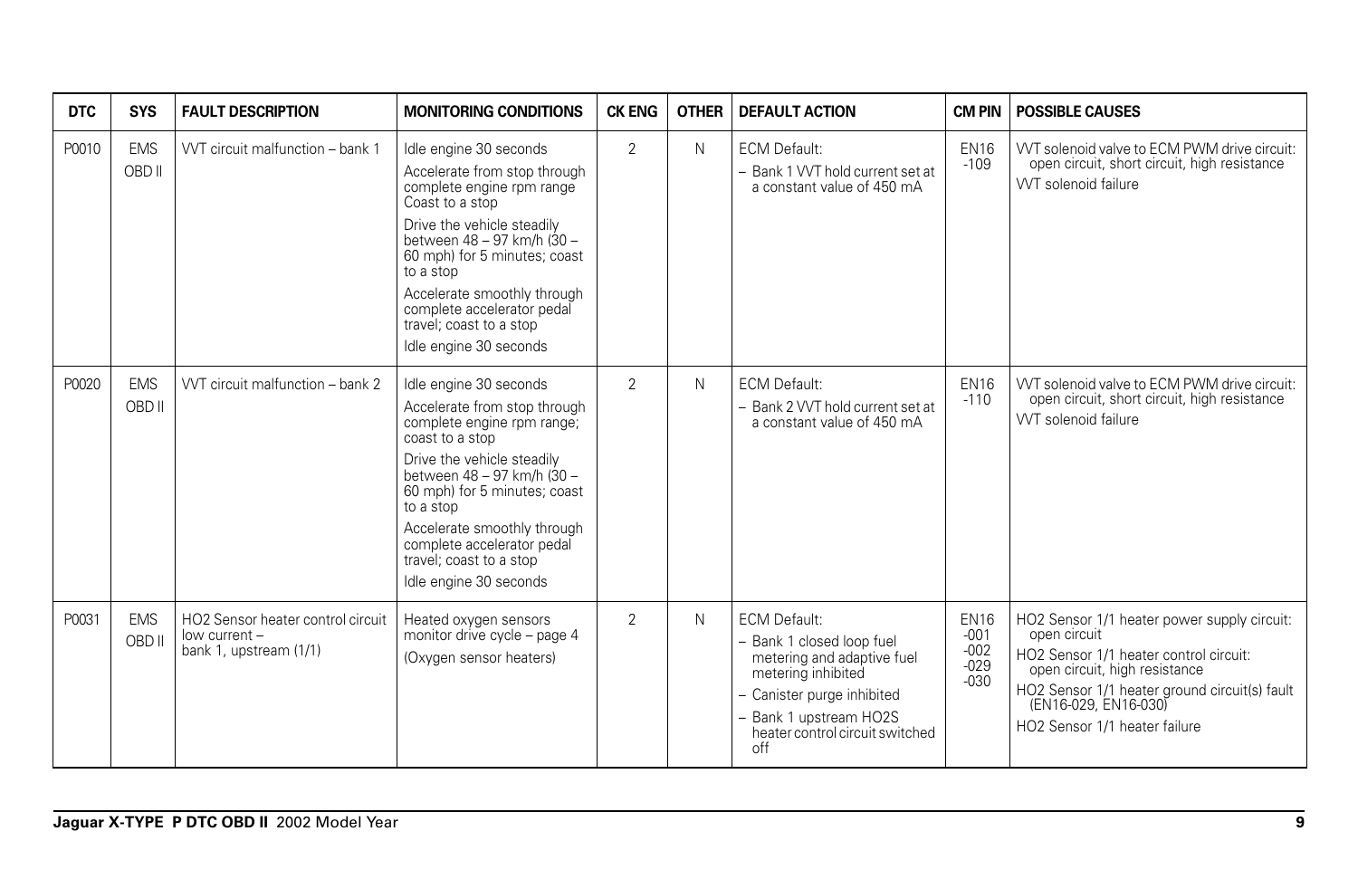| DTC | SYS | FAULT DESCRIPTION | MONITORING CONDITIONS | CK ENG | OTHER | DEFAULT ACTION | CM PIN | POSSIBLE CAUSES |
|---|---|---|---|---|---|---|---|---|
| P0010 | EMS OBD II | VVT circuit malfunction – bank 1 | Idle engine 30 seconds<br>Accelerate from stop through complete engine rpm range Coast to a stop<br>Drive the vehicle steadily between 48 – 97 km/h (30 – 60 mph) for 5 minutes; coast to a stop<br>Accelerate smoothly through complete accelerator pedal travel; coast to a stop<br>Idle engine 30 seconds | 2 | N | ECM Default:<br>– Bank 1 VVT hold current set at a constant value of 450 mA | EN16 -109 | VVT solenoid valve to ECM PWM drive circuit: open circuit, short circuit, high resistance<br>VVT solenoid failure |
| P0020 | EMS OBD II | VVT circuit malfunction – bank 2 | Idle engine 30 seconds<br>Accelerate from stop through complete engine rpm range; coast to a stop<br>Drive the vehicle steadily between 48 – 97 km/h (30 – 60 mph) for 5 minutes; coast to a stop<br>Accelerate smoothly through complete accelerator pedal travel; coast to a stop<br>Idle engine 30 seconds | 2 | N | ECM Default:<br>– Bank 2 VVT hold current set at a constant value of 450 mA | EN16 -110 | VVT solenoid valve to ECM PWM drive circuit: open circuit, short circuit, high resistance<br>VVT solenoid failure |
| P0031 | EMS OBD II | HO2 Sensor heater control circuit low current – bank 1, upstream (1/1) | Heated oxygen sensors monitor drive cycle – page 4<br>(Oxygen sensor heaters) | 2 | N | ECM Default:<br>– Bank 1 closed loop fuel metering and adaptive fuel metering inhibited<br>– Canister purge inhibited<br>– Bank 1 upstream HO2S heater control circuit switched off | EN16 -001 -002 -029 -030 | HO2 Sensor 1/1 heater power supply circuit: open circuit<br>HO2 Sensor 1/1 heater control circuit: open circuit, high resistance<br>HO2 Sensor 1/1 heater ground circuit(s) fault (EN16-029, EN16-030)<br>HO2 Sensor 1/1 heater failure |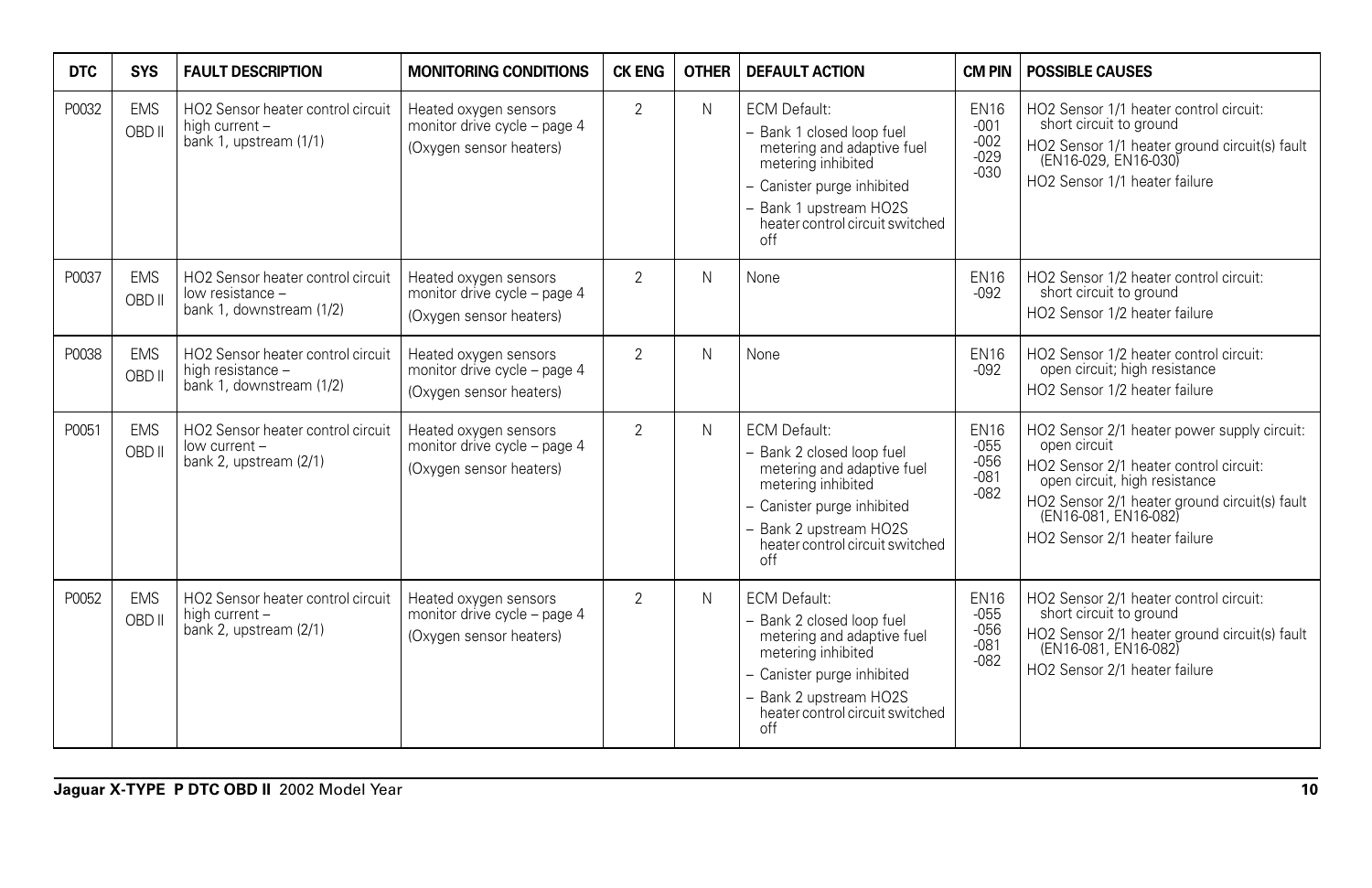| DTC | SYS | FAULT DESCRIPTION | MONITORING CONDITIONS | CK ENG | OTHER | DEFAULT ACTION | CM PIN | POSSIBLE CAUSES |
|---|---|---|---|---|---|---|---|---|
| P0032 | EMS OBD II | HO2 Sensor heater control circuit high current – bank 1, upstream (1/1) | Heated oxygen sensors monitor drive cycle – page 4 (Oxygen sensor heaters) | 2 | N | ECM Default:<br>– Bank 1 closed loop fuel metering and adaptive fuel metering inhibited<br>– Canister purge inhibited<br>– Bank 1 upstream HO2S heater control circuit switched off | EN16 -001 -002 -029 -030 | HO2 Sensor 1/1 heater control circuit: short circuit to ground<br>HO2 Sensor 1/1 heater ground circuit(s) fault (EN16-029, EN16-030)<br>HO2 Sensor 1/1 heater failure |
| P0037 | EMS OBD II | HO2 Sensor heater control circuit low resistance – bank 1, downstream (1/2) | Heated oxygen sensors monitor drive cycle – page 4 (Oxygen sensor heaters) | 2 | N | None | EN16 -092 | HO2 Sensor 1/2 heater control circuit: short circuit to ground<br>HO2 Sensor 1/2 heater failure |
| P0038 | EMS OBD II | HO2 Sensor heater control circuit high resistance – bank 1, downstream (1/2) | Heated oxygen sensors monitor drive cycle – page 4 (Oxygen sensor heaters) | 2 | N | None | EN16 -092 | HO2 Sensor 1/2 heater control circuit: open circuit; high resistance<br>HO2 Sensor 1/2 heater failure |
| P0051 | EMS OBD II | HO2 Sensor heater control circuit low current – bank 2, upstream (2/1) | Heated oxygen sensors monitor drive cycle – page 4 (Oxygen sensor heaters) | 2 | N | ECM Default:<br>– Bank 2 closed loop fuel metering and adaptive fuel metering inhibited<br>– Canister purge inhibited<br>– Bank 2 upstream HO2S heater control circuit switched off | EN16 -055 -056 -081 -082 | HO2 Sensor 2/1 heater power supply circuit: open circuit<br>HO2 Sensor 2/1 heater control circuit: open circuit, high resistance<br>HO2 Sensor 2/1 heater ground circuit(s) fault (EN16-081, EN16-082)<br>HO2 Sensor 2/1 heater failure |
| P0052 | EMS OBD II | HO2 Sensor heater control circuit high current – bank 2, upstream (2/1) | Heated oxygen sensors monitor drive cycle – page 4 (Oxygen sensor heaters) | 2 | N | ECM Default:<br>– Bank 2 closed loop fuel metering and adaptive fuel metering inhibited<br>– Canister purge inhibited<br>– Bank 2 upstream HO2S heater control circuit switched off | EN16 -055 -056 -081 -082 | HO2 Sensor 2/1 heater control circuit: short circuit to ground<br>HO2 Sensor 2/1 heater ground circuit(s) fault (EN16-081, EN16-082)<br>HO2 Sensor 2/1 heater failure |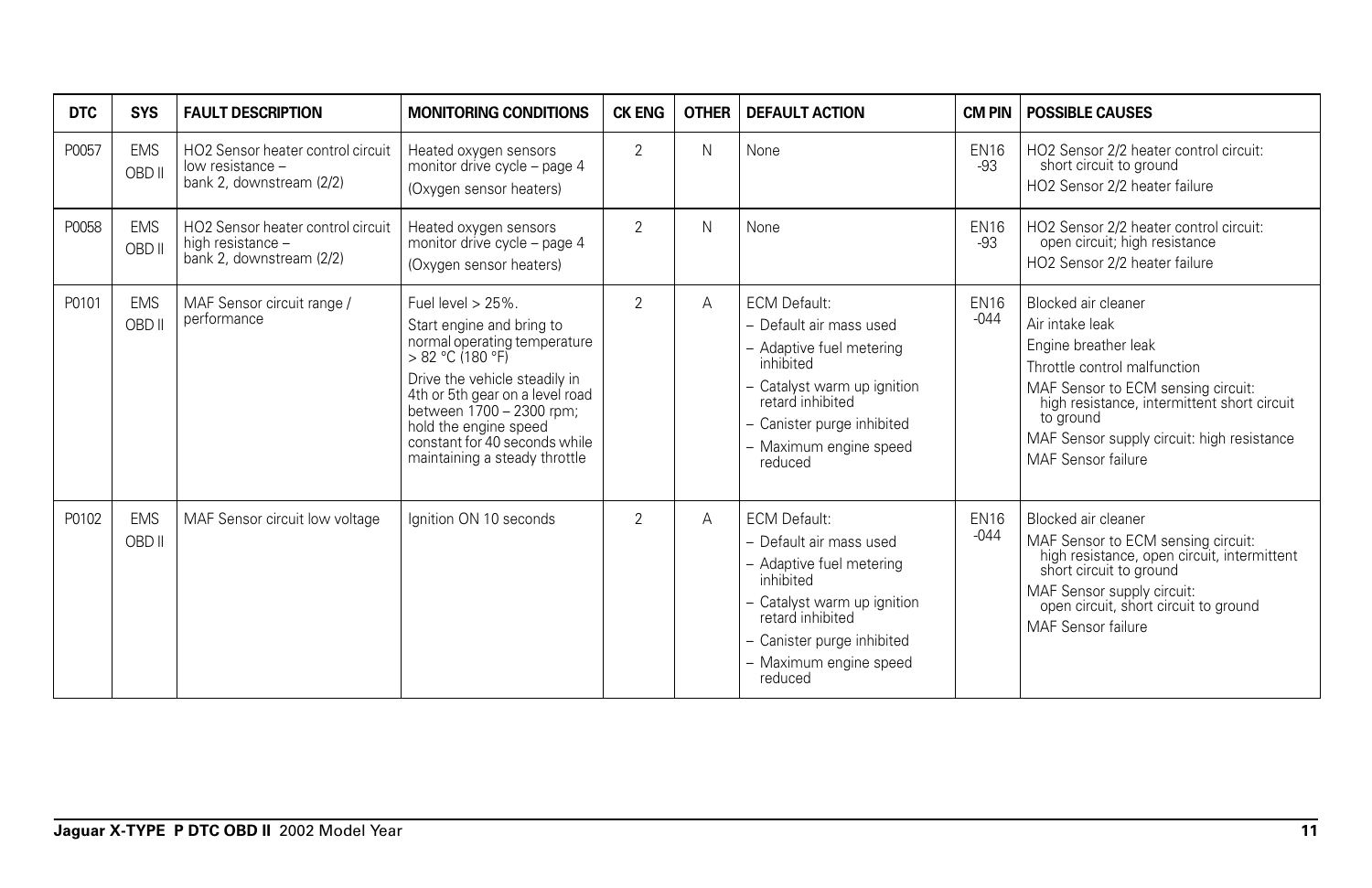| DTC | SYS | FAULT DESCRIPTION | MONITORING CONDITIONS | CK ENG | OTHER | DEFAULT ACTION | CM PIN | POSSIBLE CAUSES |
|---|---|---|---|---|---|---|---|---|
| P0057 | EMS OBD II | HO2 Sensor heater control circuit low resistance – bank 2, downstream (2/2) | Heated oxygen sensors monitor drive cycle – page 4 (Oxygen sensor heaters) | 2 | N | None | EN16 -93 | HO2 Sensor 2/2 heater control circuit: short circuit to ground<br>HO2 Sensor 2/2 heater failure |
| P0058 | EMS OBD II | HO2 Sensor heater control circuit high resistance – bank 2, downstream (2/2) | Heated oxygen sensors monitor drive cycle – page 4 (Oxygen sensor heaters) | 2 | N | None | EN16 -93 | HO2 Sensor 2/2 heater control circuit: open circuit; high resistance<br>HO2 Sensor 2/2 heater failure |
| P0101 | EMS OBD II | MAF Sensor circuit range / performance | Fuel level > 25%.<br>Start engine and bring to normal operating temperature > 82 °C (180 °F)<br>Drive the vehicle steadily in 4th or 5th gear on a level road between 1700 – 2300 rpm; hold the engine speed constant for 40 seconds while maintaining a steady throttle | 2 | A | ECM Default:<br>– Default air mass used<br>– Adaptive fuel metering inhibited<br>– Catalyst warm up ignition retard inhibited<br>– Canister purge inhibited<br>– Maximum engine speed reduced | EN16 -044 | Blocked air cleaner<br>Air intake leak<br>Engine breather leak<br>Throttle control malfunction<br>MAF Sensor to ECM sensing circuit: high resistance, intermittent short circuit to ground<br>MAF Sensor supply circuit: high resistance<br>MAF Sensor failure |
| P0102 | EMS OBD II | MAF Sensor circuit low voltage | Ignition ON 10 seconds | 2 | A | ECM Default:<br>– Default air mass used<br>– Adaptive fuel metering inhibited<br>– Catalyst warm up ignition retard inhibited<br>– Canister purge inhibited<br>– Maximum engine speed reduced | EN16 -044 | Blocked air cleaner<br>MAF Sensor to ECM sensing circuit: high resistance, open circuit, intermittent short circuit to ground<br>MAF Sensor supply circuit: open circuit, short circuit to ground<br>MAF Sensor failure |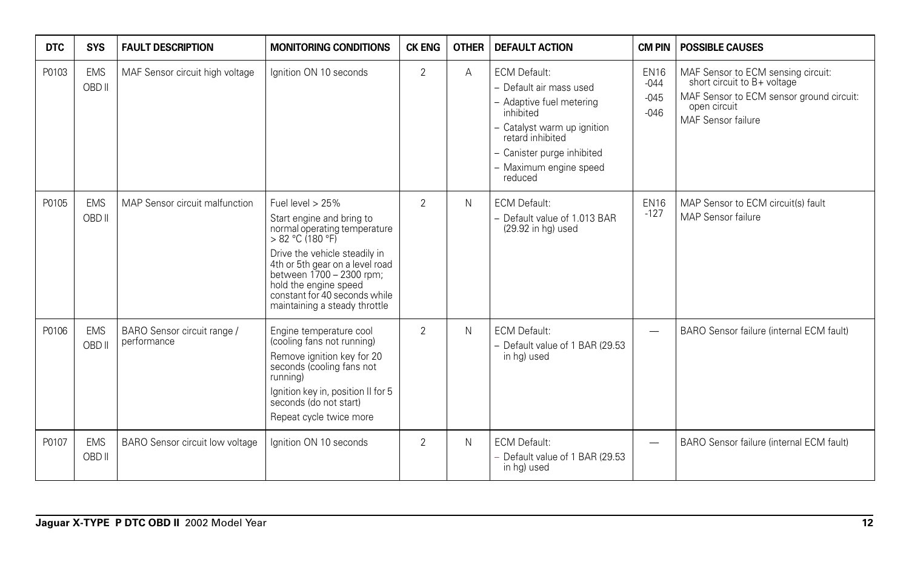| DTC | SYS | FAULT DESCRIPTION | MONITORING CONDITIONS | CK ENG | OTHER | DEFAULT ACTION | CM PIN | POSSIBLE CAUSES |
|---|---|---|---|---|---|---|---|---|
| P0103 | EMS OBD II | MAF Sensor circuit high voltage | Ignition ON 10 seconds | 2 | A | ECM Default:<br>– Default air mass used<br>– Adaptive fuel metering inhibited<br>– Catalyst warm up ignition retard inhibited<br>– Canister purge inhibited<br>– Maximum engine speed reduced | EN16 -044<br>-045<br>-046 | MAF Sensor to ECM sensing circuit: short circuit to B+ voltage<br>MAF Sensor to ECM sensor ground circuit: open circuit<br>MAF Sensor failure |
| P0105 | EMS OBD II | MAP Sensor circuit malfunction | Fuel level > 25%<br>Start engine and bring to normal operating temperature > 82 °C (180 °F)<br>Drive the vehicle steadily in 4th or 5th gear on a level road between 1700 – 2300 rpm; hold the engine speed constant for 40 seconds while maintaining a steady throttle | 2 | N | ECM Default:<br>– Default value of 1.013 BAR (29.92 in hg) used | EN16 -127 | MAP Sensor to ECM circuit(s) fault<br>MAP Sensor failure |
| P0106 | EMS OBD II | BARO Sensor circuit range / performance | Engine temperature cool (cooling fans not running)<br>Remove ignition key for 20 seconds (cooling fans not running)<br>Ignition key in, position II for 5 seconds (do not start)<br>Repeat cycle twice more | 2 | N | ECM Default:<br>– Default value of 1 BAR (29.53 in hg) used | — | BARO Sensor failure (internal ECM fault) |
| P0107 | EMS OBD II | BARO Sensor circuit low voltage | Ignition ON 10 seconds | 2 | N | ECM Default:<br>– Default value of 1 BAR (29.53 in hg) used | — | BARO Sensor failure (internal ECM fault) |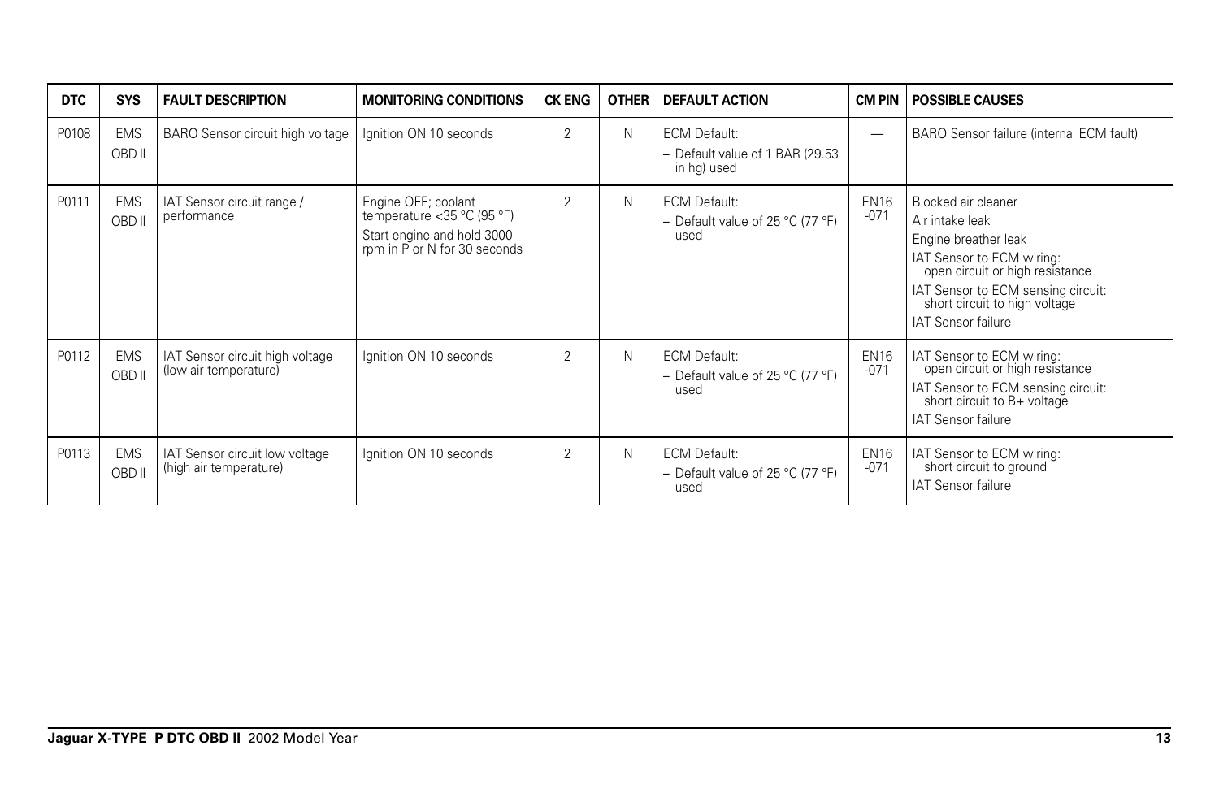| DTC | SYS | FAULT DESCRIPTION | MONITORING CONDITIONS | CK ENG | OTHER | DEFAULT ACTION | CM PIN | POSSIBLE CAUSES |
|---|---|---|---|---|---|---|---|---|
| P0108 | EMS OBD II | BARO Sensor circuit high voltage | Ignition ON 10 seconds | 2 | N | ECM Default:<br>– Default value of 1 BAR (29.53 in hg) used | — | BARO Sensor failure (internal ECM fault) |
| P0111 | EMS OBD II | IAT Sensor circuit range / performance | Engine OFF; coolant temperature <35 °C (95 °F)<br>Start engine and hold 3000 rpm in P or N for 30 seconds | 2 | N | ECM Default:<br>– Default value of 25 °C (77 °F) used | EN16 -071 | Blocked air cleaner<br>Air intake leak<br>Engine breather leak<br>IAT Sensor to ECM wiring: open circuit or high resistance<br>IAT Sensor to ECM sensing circuit: short circuit to high voltage<br>IAT Sensor failure |
| P0112 | EMS OBD II | IAT Sensor circuit high voltage (low air temperature) | Ignition ON 10 seconds | 2 | N | ECM Default:<br>– Default value of 25 °C (77 °F) used | EN16 -071 | IAT Sensor to ECM wiring: open circuit or high resistance<br>IAT Sensor to ECM sensing circuit: short circuit to B+ voltage<br>IAT Sensor failure |
| P0113 | EMS OBD II | IAT Sensor circuit low voltage (high air temperature) | Ignition ON 10 seconds | 2 | N | ECM Default:<br>– Default value of 25 °C (77 °F) used | EN16 -071 | IAT Sensor to ECM wiring: short circuit to ground<br>IAT Sensor failure |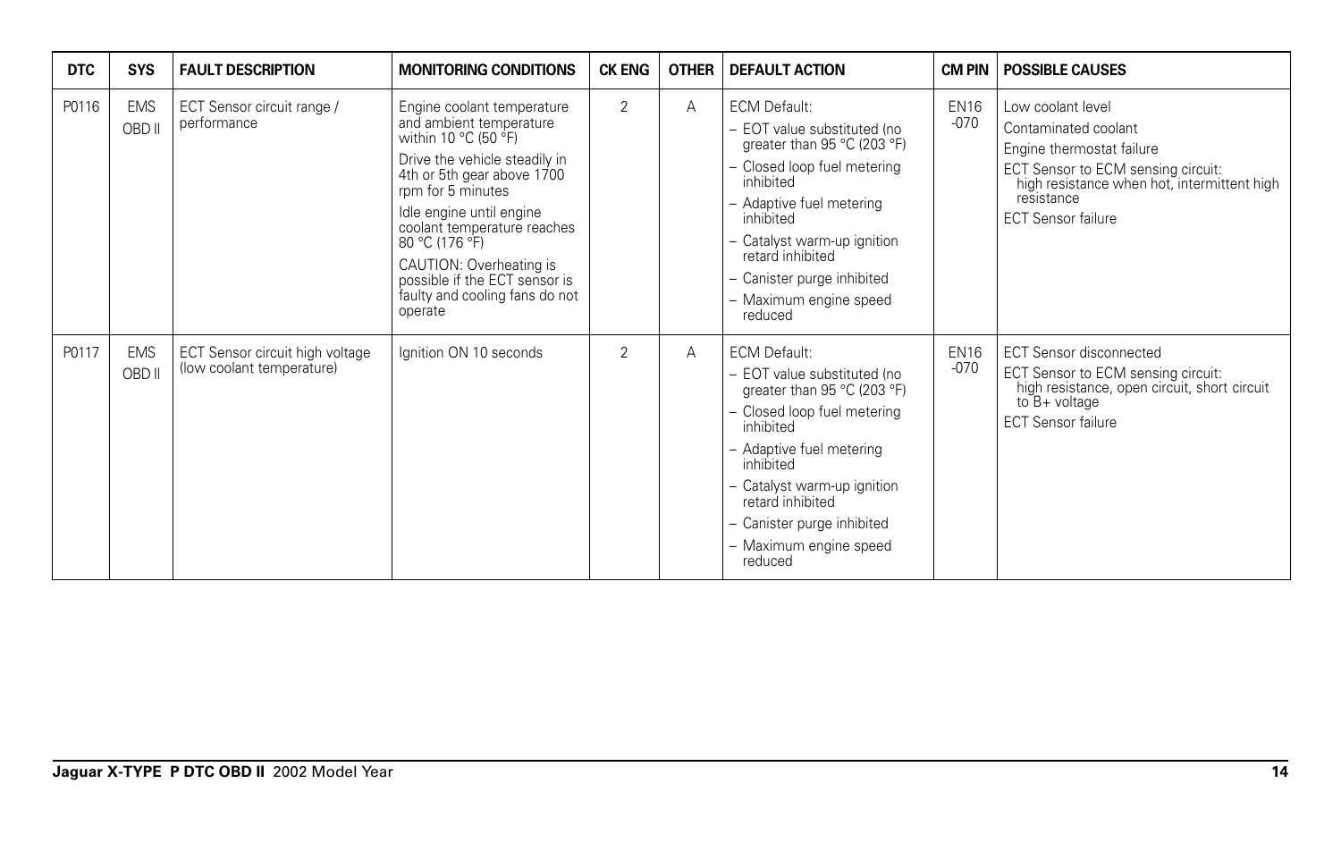| DTC | SYS | FAULT DESCRIPTION | MONITORING CONDITIONS | CK ENG | OTHER | DEFAULT ACTION | CM PIN | POSSIBLE CAUSES |
|---|---|---|---|---|---|---|---|---|
| P0116 | EMS OBD II | ECT Sensor circuit range / performance | Engine coolant temperature and ambient temperature within 10 °C (50 °F)<br>Drive the vehicle steadily in 4th or 5th gear above 1700 rpm for 5 minutes<br>Idle engine until engine coolant temperature reaches 80 °C (176 °F)<br>CAUTION: Overheating is possible if the ECT sensor is faulty and cooling fans do not operate | 2 | A | ECM Default:<br>– EOT value substituted (no greater than 95 °C (203 °F)<br>– Closed loop fuel metering inhibited<br>– Adaptive fuel metering inhibited<br>– Catalyst warm-up ignition retard inhibited<br>– Canister purge inhibited<br>– Maximum engine speed reduced | EN16 -070 | Low coolant level<br>Contaminated coolant<br>Engine thermostat failure<br>ECT Sensor to ECM sensing circuit: high resistance when hot, intermittent high resistance<br>ECT Sensor failure |
| P0117 | EMS OBD II | ECT Sensor circuit high voltage (low coolant temperature) | Ignition ON 10 seconds | 2 | A | ECM Default:<br>– EOT value substituted (no greater than 95 °C (203 °F)<br>– Closed loop fuel metering inhibited<br>– Adaptive fuel metering inhibited<br>– Catalyst warm-up ignition retard inhibited<br>– Canister purge inhibited<br>– Maximum engine speed reduced | EN16 -070 | ECT Sensor disconnected<br>ECT Sensor to ECM sensing circuit: high resistance, open circuit, short circuit to B+ voltage<br>ECT Sensor failure |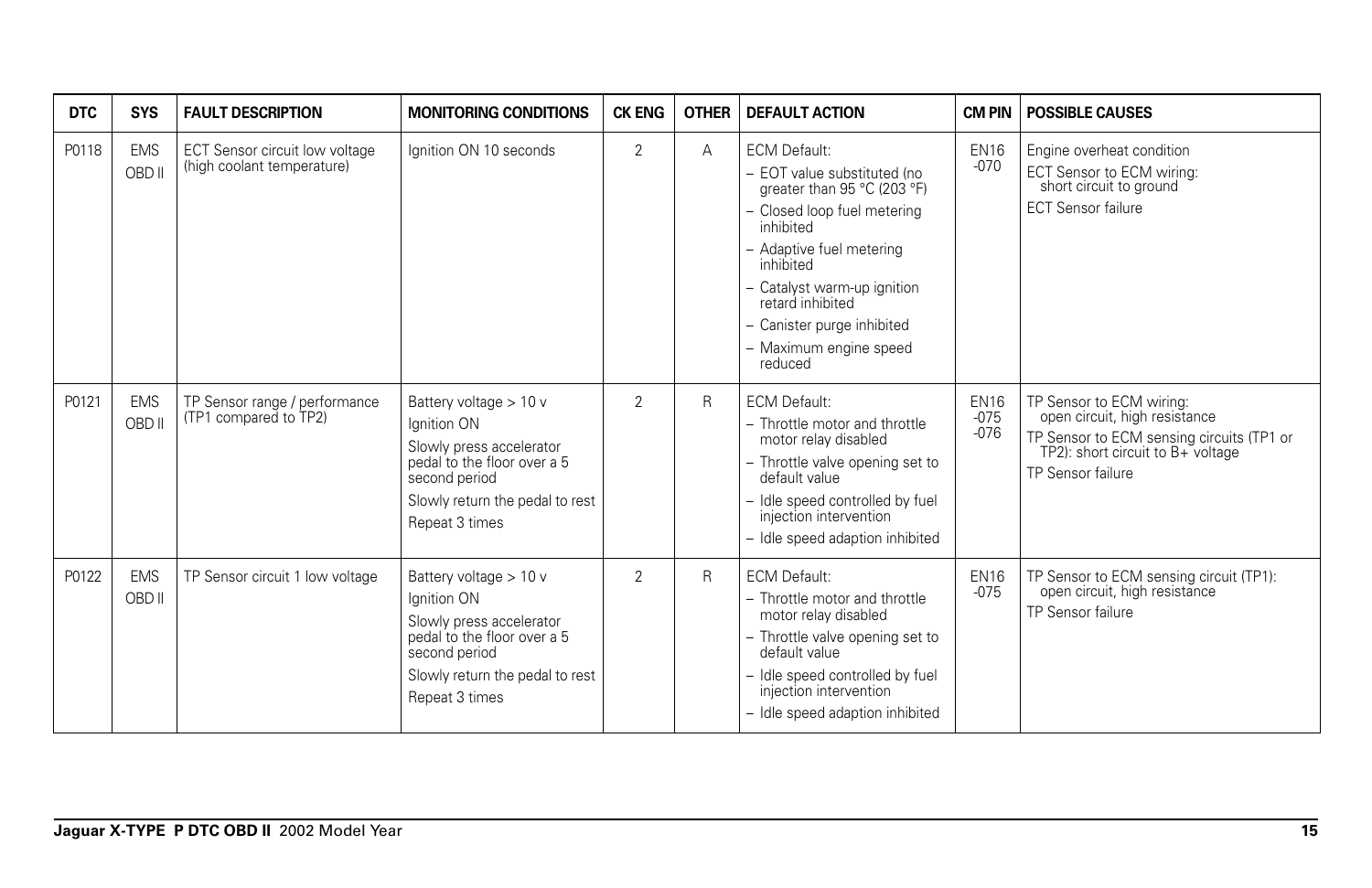| DTC | SYS | FAULT DESCRIPTION | MONITORING CONDITIONS | CK ENG | OTHER | DEFAULT ACTION | CM PIN | POSSIBLE CAUSES |
|---|---|---|---|---|---|---|---|---|
| P0118 | EMS OBD II | ECT Sensor circuit low voltage (high coolant temperature) | Ignition ON 10 seconds | 2 | A | ECM Default:<br>– EOT value substituted (no greater than 95 °C (203 °F)<br>– Closed loop fuel metering inhibited<br>– Adaptive fuel metering inhibited<br>– Catalyst warm-up ignition retard inhibited<br>– Canister purge inhibited<br>– Maximum engine speed reduced | EN16 -070 | Engine overheat condition<br>ECT Sensor to ECM wiring: short circuit to ground<br>ECT Sensor failure |
| P0121 | EMS OBD II | TP Sensor range / performance (TP1 compared to TP2) | Battery voltage > 10 v<br>Ignition ON<br>Slowly press accelerator pedal to the floor over a 5 second period<br>Slowly return the pedal to rest<br>Repeat 3 times | 2 | R | ECM Default:<br>– Throttle motor and throttle motor relay disabled<br>– Throttle valve opening set to default value<br>– Idle speed controlled by fuel injection intervention<br>– Idle speed adaption inhibited | EN16 -075 -076 | TP Sensor to ECM wiring: open circuit, high resistance<br>TP Sensor to ECM sensing circuits (TP1 or TP2): short circuit to B+ voltage<br>TP Sensor failure |
| P0122 | EMS OBD II | TP Sensor circuit 1 low voltage | Battery voltage > 10 v<br>Ignition ON<br>Slowly press accelerator pedal to the floor over a 5 second period<br>Slowly return the pedal to rest<br>Repeat 3 times | 2 | R | ECM Default:<br>– Throttle motor and throttle motor relay disabled<br>– Throttle valve opening set to default value<br>– Idle speed controlled by fuel injection intervention<br>– Idle speed adaption inhibited | EN16 -075 | TP Sensor to ECM sensing circuit (TP1): open circuit, high resistance<br>TP Sensor failure |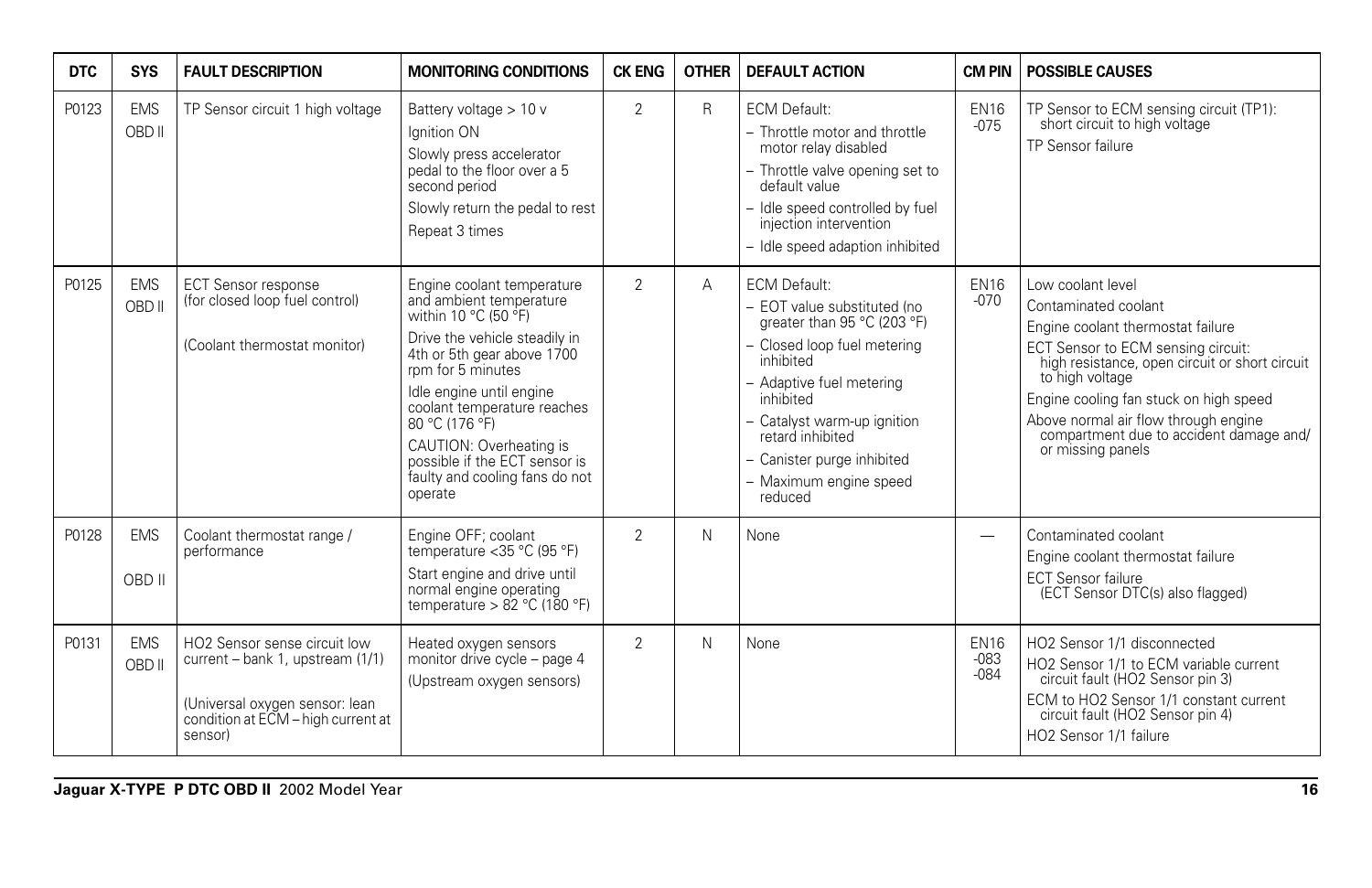| DTC | SYS | FAULT DESCRIPTION | MONITORING CONDITIONS | CK ENG | OTHER | DEFAULT ACTION | CM PIN | POSSIBLE CAUSES |
|---|---|---|---|---|---|---|---|---|
| P0123 | EMS OBD II | TP Sensor circuit 1 high voltage | Battery voltage > 10 v<br>Ignition ON<br>Slowly press accelerator pedal to the floor over a 5 second period<br>Slowly return the pedal to rest<br>Repeat 3 times | 2 | R | ECM Default:<br>– Throttle motor and throttle motor relay disabled<br>– Throttle valve opening set to default value<br>– Idle speed controlled by fuel injection intervention<br>– Idle speed adaption inhibited | EN16 -075 | TP Sensor to ECM sensing circuit (TP1): short circuit to high voltage<br>TP Sensor failure |
| P0125 | EMS OBD II | ECT Sensor response (for closed loop fuel control)<br><br>(Coolant thermostat monitor) | Engine coolant temperature and ambient temperature within 10 °C (50 °F)<br>Drive the vehicle steadily in 4th or 5th gear above 1700 rpm for 5 minutes<br>Idle engine until engine coolant temperature reaches 80 °C (176 °F)<br>CAUTION: Overheating is possible if the ECT sensor is faulty and cooling fans do not operate | 2 | A | ECM Default:<br>– EOT value substituted (no greater than 95 °C (203 °F)<br>– Closed loop fuel metering inhibited<br>– Adaptive fuel metering inhibited<br>– Catalyst warm-up ignition retard inhibited<br>– Canister purge inhibited<br>– Maximum engine speed reduced | EN16 -070 | Low coolant level<br>Contaminated coolant<br>Engine coolant thermostat failure<br>ECT Sensor to ECM sensing circuit: high resistance, open circuit or short circuit to high voltage<br>Engine cooling fan stuck on high speed<br>Above normal air flow through engine compartment due to accident damage and/ or missing panels |
| P0128 | EMS OBD II | Coolant thermostat range / performance | Engine OFF; coolant temperature <35 °C (95 °F)<br>Start engine and drive until normal engine operating temperature > 82 °C (180 °F) | 2 | N | None | — | Contaminated coolant<br>Engine coolant thermostat failure<br>ECT Sensor failure (ECT Sensor DTC(s) also flagged) |
| P0131 | EMS OBD II | HO2 Sensor sense circuit low current – bank 1, upstream (1/1)<br><br>(Universal oxygen sensor: lean condition at ECM – high current at sensor) | Heated oxygen sensors monitor drive cycle – page 4<br>(Upstream oxygen sensors) | 2 | N | None | EN16 -083 -084 | HO2 Sensor 1/1 disconnected<br>HO2 Sensor 1/1 to ECM variable current circuit fault (HO2 Sensor pin 3)<br>ECM to HO2 Sensor 1/1 constant current circuit fault (HO2 Sensor pin 4)<br>HO2 Sensor 1/1 failure |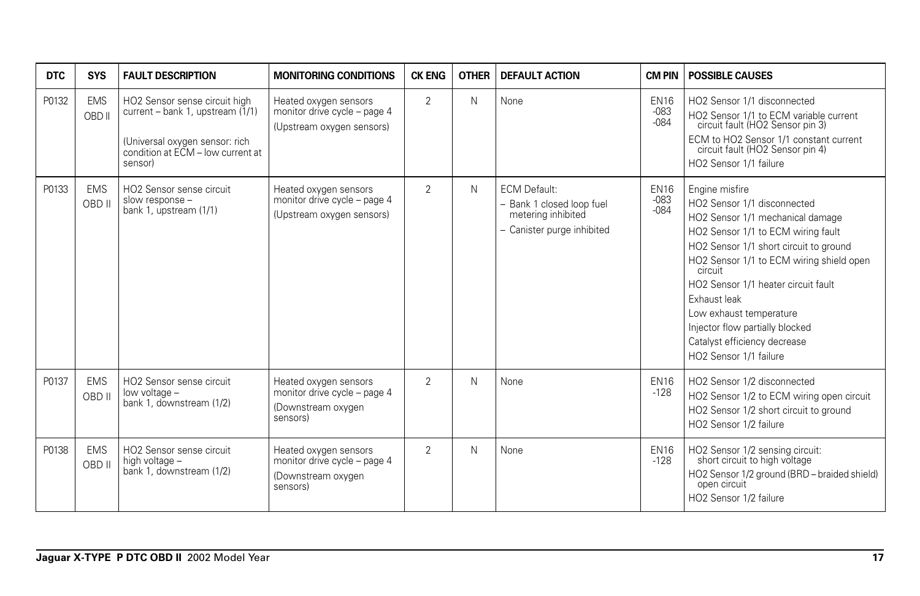| DTC | SYS | FAULT DESCRIPTION | MONITORING CONDITIONS | CK ENG | OTHER | DEFAULT ACTION | CM PIN | POSSIBLE CAUSES |
|---|---|---|---|---|---|---|---|---|
| P0132 | EMS OBD II | HO2 Sensor sense circuit high current – bank 1, upstream (1/1)<br><br>(Universal oxygen sensor: rich condition at ECM – low current at sensor) | Heated oxygen sensors monitor drive cycle – page 4<br>(Upstream oxygen sensors) | 2 | N | None | EN16 -083 -084 | HO2 Sensor 1/1 disconnected<br>HO2 Sensor 1/1 to ECM variable current circuit fault (HO2 Sensor pin 3)<br>ECM to HO2 Sensor 1/1 constant current circuit fault (HO2 Sensor pin 4)<br>HO2 Sensor 1/1 failure |
| P0133 | EMS OBD II | HO2 Sensor sense circuit slow response – bank 1, upstream (1/1) | Heated oxygen sensors monitor drive cycle – page 4<br>(Upstream oxygen sensors) | 2 | N | ECM Default:<br>– Bank 1 closed loop fuel metering inhibited<br>– Canister purge inhibited | EN16 -083 -084 | Engine misfire<br>HO2 Sensor 1/1 disconnected<br>HO2 Sensor 1/1 mechanical damage<br>HO2 Sensor 1/1 to ECM wiring fault<br>HO2 Sensor 1/1 short circuit to ground<br>HO2 Sensor 1/1 to ECM wiring shield open circuit<br>HO2 Sensor 1/1 heater circuit fault<br>Exhaust leak<br>Low exhaust temperature<br>Injector flow partially blocked<br>Catalyst efficiency decrease<br>HO2 Sensor 1/1 failure |
| P0137 | EMS OBD II | HO2 Sensor sense circuit low voltage – bank 1, downstream (1/2) | Heated oxygen sensors monitor drive cycle – page 4<br>(Downstream oxygen sensors) | 2 | N | None | EN16 -128 | HO2 Sensor 1/2 disconnected<br>HO2 Sensor 1/2 to ECM wiring open circuit<br>HO2 Sensor 1/2 short circuit to ground<br>HO2 Sensor 1/2 failure |
| P0138 | EMS OBD II | HO2 Sensor sense circuit high voltage – bank 1, downstream (1/2) | Heated oxygen sensors monitor drive cycle – page 4<br>(Downstream oxygen sensors) | 2 | N | None | EN16 -128 | HO2 Sensor 1/2 sensing circuit: short circuit to high voltage<br>HO2 Sensor 1/2 ground (BRD – braided shield) open circuit<br>HO2 Sensor 1/2 failure |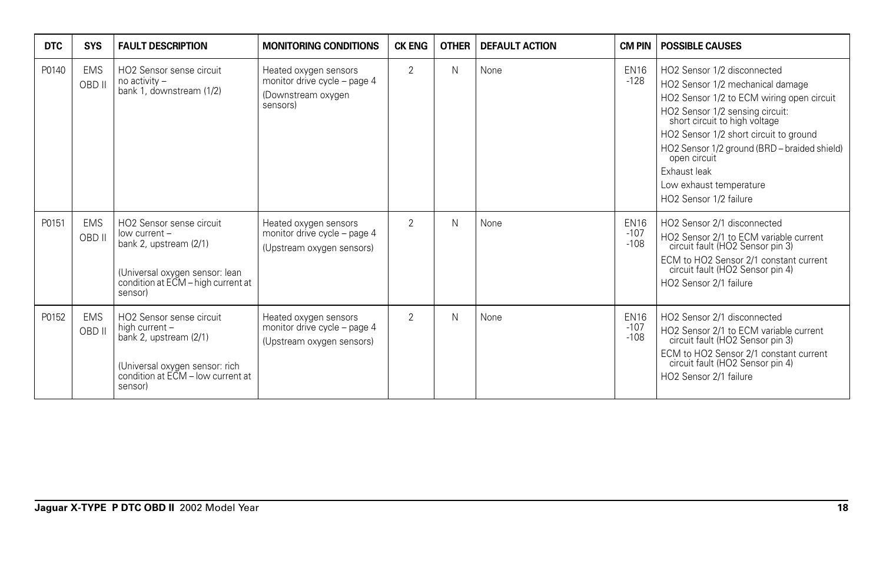| DTC | SYS | FAULT DESCRIPTION | MONITORING CONDITIONS | CK ENG | OTHER | DEFAULT ACTION | CM PIN | POSSIBLE CAUSES |
|---|---|---|---|---|---|---|---|---|
| P0140 | EMS OBD II | HO2 Sensor sense circuit no activity – bank 1, downstream (1/2) | Heated oxygen sensors monitor drive cycle – page 4 (Downstream oxygen sensors) | 2 | N | None | EN16 -128 | HO2 Sensor 1/2 disconnected<br>HO2 Sensor 1/2 mechanical damage<br>HO2 Sensor 1/2 to ECM wiring open circuit<br>HO2 Sensor 1/2 sensing circuit: short circuit to high voltage<br>HO2 Sensor 1/2 short circuit to ground<br>HO2 Sensor 1/2 ground (BRD – braided shield) open circuit<br>Exhaust leak<br>Low exhaust temperature<br>HO2 Sensor 1/2 failure |
| P0151 | EMS OBD II | HO2 Sensor sense circuit low current – bank 2, upstream (2/1)<br><br>(Universal oxygen sensor: lean condition at ECM – high current at sensor) | Heated oxygen sensors monitor drive cycle – page 4 (Upstream oxygen sensors) | 2 | N | None | EN16 -107 -108 | HO2 Sensor 2/1 disconnected<br>HO2 Sensor 2/1 to ECM variable current circuit fault (HO2 Sensor pin 3)<br>ECM to HO2 Sensor 2/1 constant current circuit fault (HO2 Sensor pin 4)<br>HO2 Sensor 2/1 failure |
| P0152 | EMS OBD II | HO2 Sensor sense circuit high current – bank 2, upstream (2/1)<br><br>(Universal oxygen sensor: rich condition at ECM – low current at sensor) | Heated oxygen sensors monitor drive cycle – page 4 (Upstream oxygen sensors) | 2 | N | None | EN16 -107 -108 | HO2 Sensor 2/1 disconnected<br>HO2 Sensor 2/1 to ECM variable current circuit fault (HO2 Sensor pin 3)<br>ECM to HO2 Sensor 2/1 constant current circuit fault (HO2 Sensor pin 4)<br>HO2 Sensor 2/1 failure |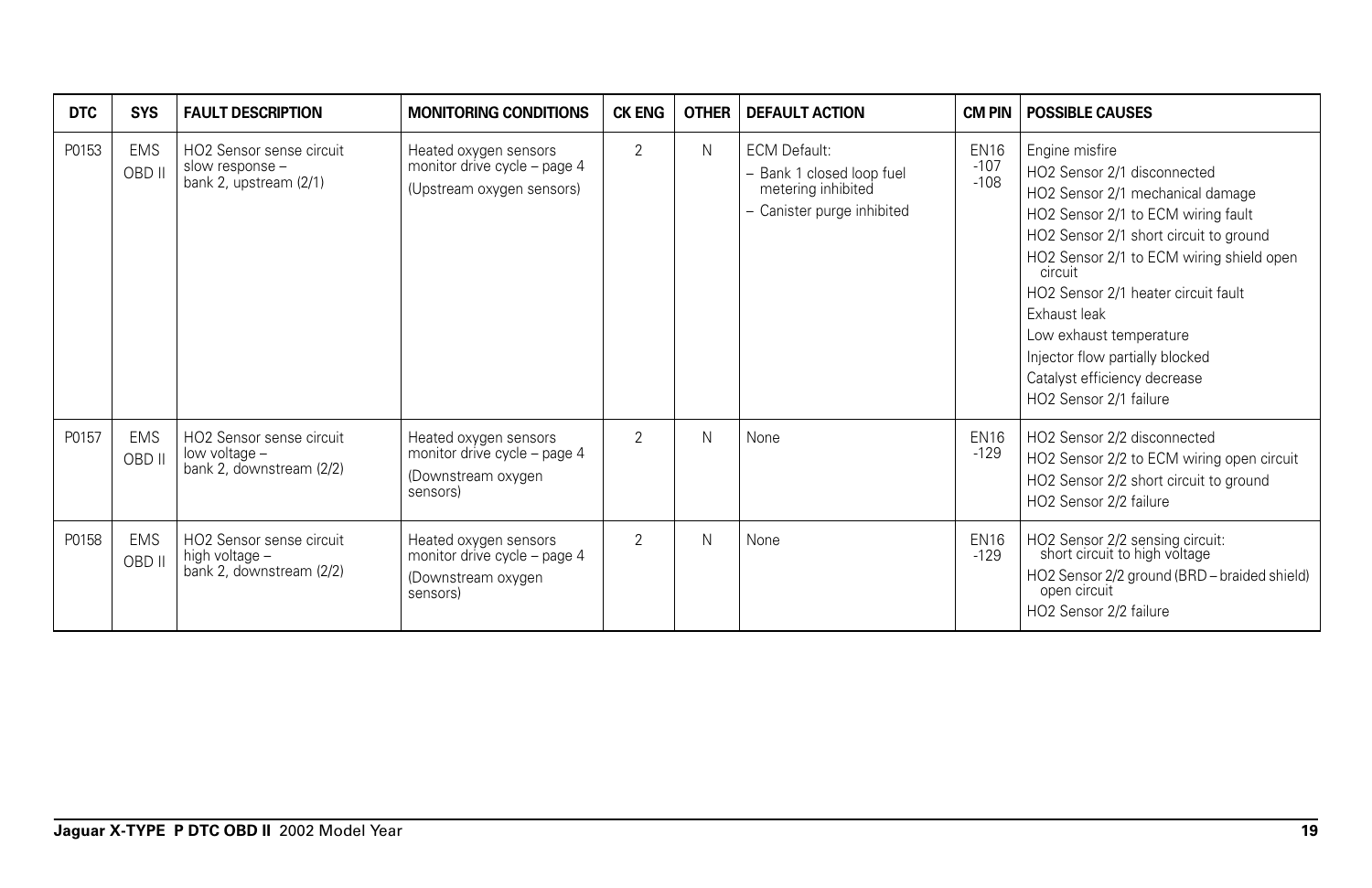| DTC | SYS | FAULT DESCRIPTION | MONITORING CONDITIONS | CK ENG | OTHER | DEFAULT ACTION | CM PIN | POSSIBLE CAUSES |
|---|---|---|---|---|---|---|---|---|
| P0153 | EMS OBD II | HO2 Sensor sense circuit slow response – bank 2, upstream (2/1) | Heated oxygen sensors monitor drive cycle – page 4 (Upstream oxygen sensors) | 2 | N | ECM Default:<br>– Bank 1 closed loop fuel metering inhibited<br>– Canister purge inhibited | EN16 -107 -108 | Engine misfire<br>HO2 Sensor 2/1 disconnected<br>HO2 Sensor 2/1 mechanical damage<br>HO2 Sensor 2/1 to ECM wiring fault<br>HO2 Sensor 2/1 short circuit to ground<br>HO2 Sensor 2/1 to ECM wiring shield open circuit<br>HO2 Sensor 2/1 heater circuit fault<br>Exhaust leak<br>Low exhaust temperature<br>Injector flow partially blocked<br>Catalyst efficiency decrease<br>HO2 Sensor 2/1 failure |
| P0157 | EMS OBD II | HO2 Sensor sense circuit low voltage – bank 2, downstream (2/2) | Heated oxygen sensors monitor drive cycle – page 4 (Downstream oxygen sensors) | 2 | N | None | EN16 -129 | HO2 Sensor 2/2 disconnected<br>HO2 Sensor 2/2 to ECM wiring open circuit<br>HO2 Sensor 2/2 short circuit to ground<br>HO2 Sensor 2/2 failure |
| P0158 | EMS OBD II | HO2 Sensor sense circuit high voltage – bank 2, downstream (2/2) | Heated oxygen sensors monitor drive cycle – page 4 (Downstream oxygen sensors) | 2 | N | None | EN16 -129 | HO2 Sensor 2/2 sensing circuit: short circuit to high voltage<br>HO2 Sensor 2/2 ground (BRD – braided shield) open circuit<br>HO2 Sensor 2/2 failure |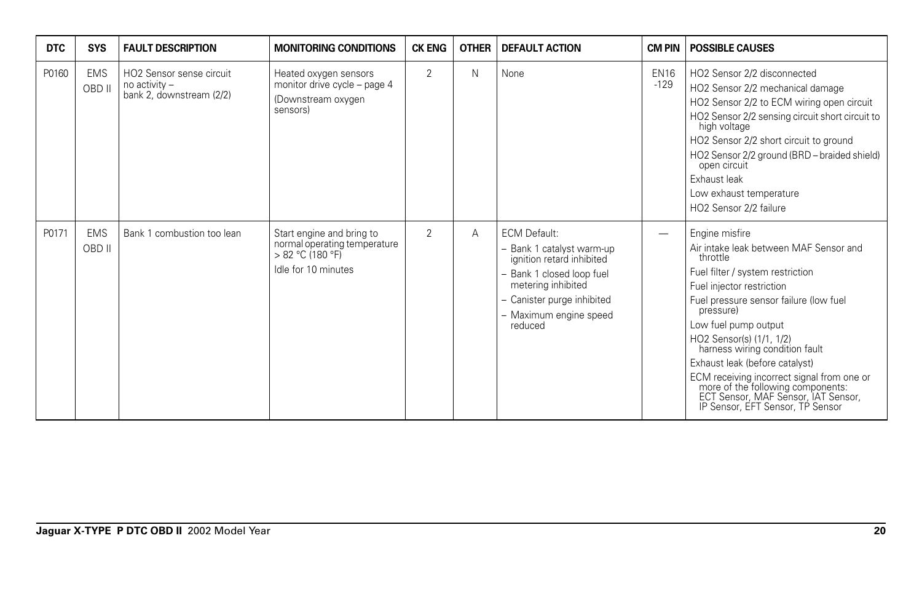| DTC | SYS | FAULT DESCRIPTION | MONITORING CONDITIONS | CK ENG | OTHER | DEFAULT ACTION | CM PIN | POSSIBLE CAUSES |
|---|---|---|---|---|---|---|---|---|
| P0160 | EMS OBD II | HO2 Sensor sense circuit no activity – bank 2, downstream (2/2) | Heated oxygen sensors monitor drive cycle – page 4<br>(Downstream oxygen sensors) | 2 | N | None | EN16 -129 | HO2 Sensor 2/2 disconnected<br>HO2 Sensor 2/2 mechanical damage<br>HO2 Sensor 2/2 to ECM wiring open circuit<br>HO2 Sensor 2/2 sensing circuit short circuit to high voltage<br>HO2 Sensor 2/2 short circuit to ground<br>HO2 Sensor 2/2 ground (BRD – braided shield) open circuit<br>Exhaust leak<br>Low exhaust temperature<br>HO2 Sensor 2/2 failure |
| P0171 | EMS OBD II | Bank 1 combustion too lean | Start engine and bring to normal operating temperature > 82 °C (180 °F)<br>Idle for 10 minutes | 2 | A | ECM Default:<br>– Bank 1 catalyst warm-up ignition retard inhibited<br>– Bank 1 closed loop fuel metering inhibited<br>– Canister purge inhibited<br>– Maximum engine speed reduced | — | Engine misfire<br>Air intake leak between MAF Sensor and throttle<br>Fuel filter / system restriction<br>Fuel injector restriction<br>Fuel pressure sensor failure (low fuel pressure)<br>Low fuel pump output<br>HO2 Sensor(s) (1/1, 1/2) harness wiring condition fault<br>Exhaust leak (before catalyst)<br>ECM receiving incorrect signal from one or more of the following components: ECT Sensor, MAF Sensor, IAT Sensor, IP Sensor, EFT Sensor, TP Sensor |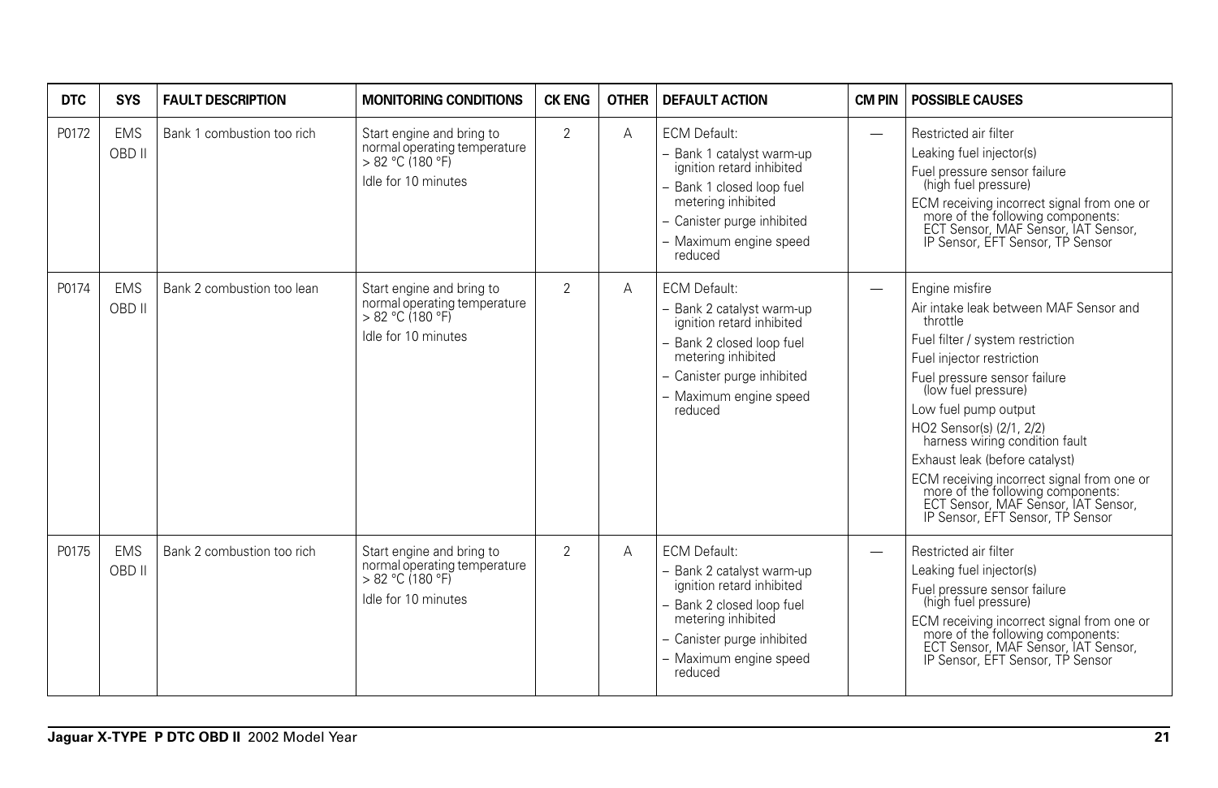| DTC | SYS | FAULT DESCRIPTION | MONITORING CONDITIONS | CK ENG | OTHER | DEFAULT ACTION | CM PIN | POSSIBLE CAUSES |
|---|---|---|---|---|---|---|---|---|
| P0172 | EMS OBD II | Bank 1 combustion too rich | Start engine and bring to normal operating temperature > 82 °C (180 °F)<br>Idle for 10 minutes | 2 | A | ECM Default:<br>– Bank 1 catalyst warm-up ignition retard inhibited<br>– Bank 1 closed loop fuel metering inhibited<br>– Canister purge inhibited<br>– Maximum engine speed reduced | — | Restricted air filter<br>Leaking fuel injector(s)<br>Fuel pressure sensor failure (high fuel pressure)<br>ECM receiving incorrect signal from one or more of the following components: ECT Sensor, MAF Sensor, IAT Sensor, IP Sensor, EFT Sensor, TP Sensor |
| P0174 | EMS OBD II | Bank 2 combustion too lean | Start engine and bring to normal operating temperature > 82 °C (180 °F)<br>Idle for 10 minutes | 2 | A | ECM Default:<br>– Bank 2 catalyst warm-up ignition retard inhibited<br>– Bank 2 closed loop fuel metering inhibited<br>– Canister purge inhibited<br>– Maximum engine speed reduced | — | Engine misfire<br>Air intake leak between MAF Sensor and throttle<br>Fuel filter / system restriction<br>Fuel injector restriction<br>Fuel pressure sensor failure (low fuel pressure)<br>Low fuel pump output<br>HO2 Sensor(s) (2/1, 2/2) harness wiring condition fault<br>Exhaust leak (before catalyst)<br>ECM receiving incorrect signal from one or more of the following components: ECT Sensor, MAF Sensor, IAT Sensor, IP Sensor, EFT Sensor, TP Sensor |
| P0175 | EMS OBD II | Bank 2 combustion too rich | Start engine and bring to normal operating temperature > 82 °C (180 °F)<br>Idle for 10 minutes | 2 | A | ECM Default:<br>– Bank 2 catalyst warm-up ignition retard inhibited<br>– Bank 2 closed loop fuel metering inhibited<br>– Canister purge inhibited<br>– Maximum engine speed reduced | — | Restricted air filter<br>Leaking fuel injector(s)<br>Fuel pressure sensor failure (high fuel pressure)<br>ECM receiving incorrect signal from one or more of the following components: ECT Sensor, MAF Sensor, IAT Sensor, IP Sensor, EFT Sensor, TP Sensor |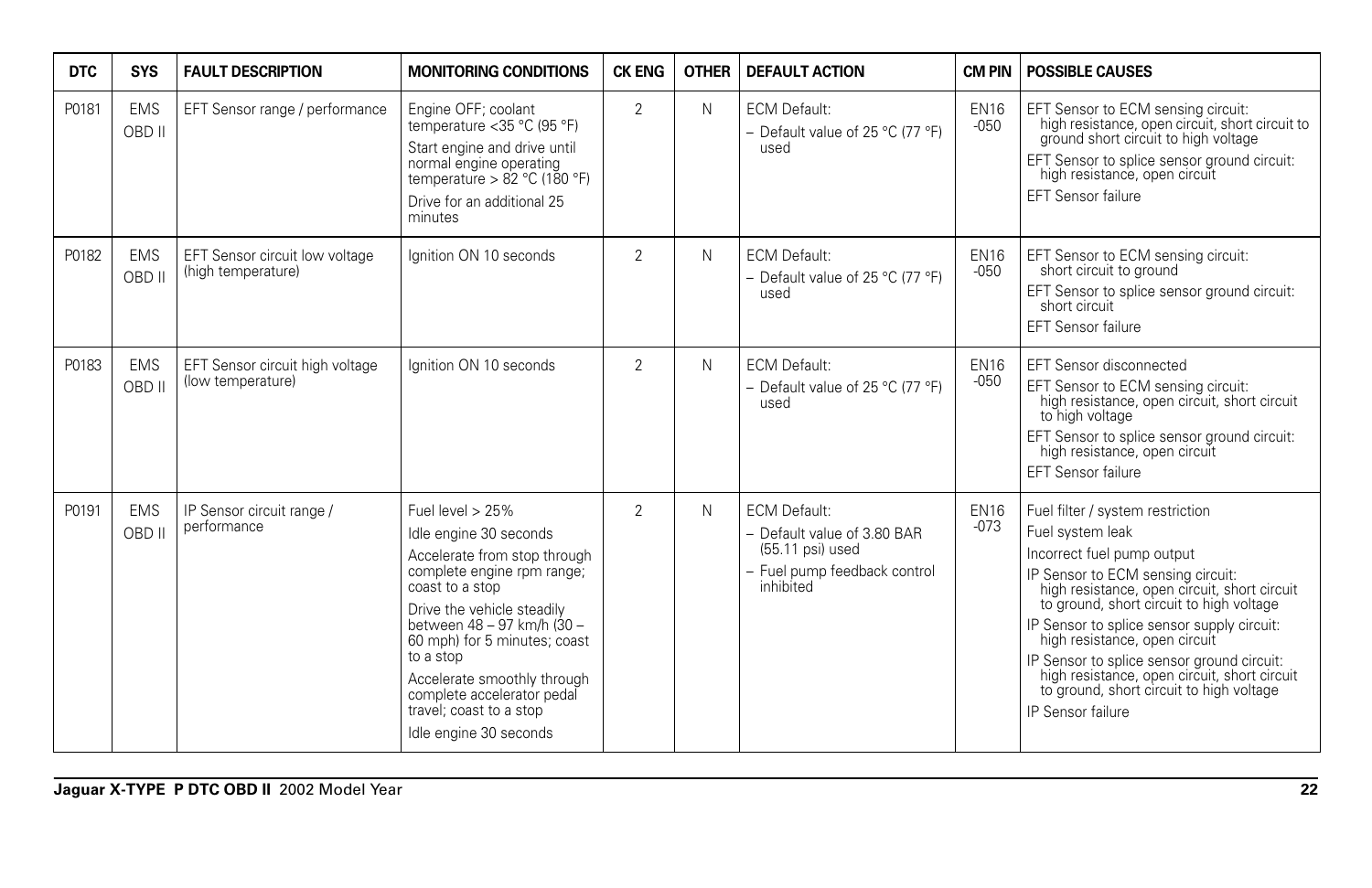| DTC | SYS | FAULT DESCRIPTION | MONITORING CONDITIONS | CK ENG | OTHER | DEFAULT ACTION | CM PIN | POSSIBLE CAUSES |
|---|---|---|---|---|---|---|---|---|
| P0181 | EMS OBD II | EFT Sensor range / performance | Engine OFF; coolant temperature <35 °C (95 °F)<br>Start engine and drive until normal engine operating temperature > 82 °C (180 °F)<br>Drive for an additional 25 minutes | 2 | N | ECM Default:<br>– Default value of 25 °C (77 °F) used | EN16 -050 | EFT Sensor to ECM sensing circuit: high resistance, open circuit, short circuit to ground short circuit to high voltage<br>EFT Sensor to splice sensor ground circuit: high resistance, open circuit<br>EFT Sensor failure |
| P0182 | EMS OBD II | EFT Sensor circuit low voltage (high temperature) | Ignition ON 10 seconds | 2 | N | ECM Default:<br>– Default value of 25 °C (77 °F) used | EN16 -050 | EFT Sensor to ECM sensing circuit: short circuit to ground<br>EFT Sensor to splice sensor ground circuit: short circuit<br>EFT Sensor failure |
| P0183 | EMS OBD II | EFT Sensor circuit high voltage (low temperature) | Ignition ON 10 seconds | 2 | N | ECM Default:<br>– Default value of 25 °C (77 °F) used | EN16 -050 | EFT Sensor disconnected<br>EFT Sensor to ECM sensing circuit: high resistance, open circuit, short circuit to high voltage<br>EFT Sensor to splice sensor ground circuit: high resistance, open circuit<br>EFT Sensor failure |
| P0191 | EMS OBD II | IP Sensor circuit range / performance | Fuel level > 25%<br>Idle engine 30 seconds<br>Accelerate from stop through complete engine rpm range; coast to a stop<br>Drive the vehicle steadily between 48 – 97 km/h (30 – 60 mph) for 5 minutes; coast to a stop<br>Accelerate smoothly through complete accelerator pedal travel; coast to a stop<br>Idle engine 30 seconds | 2 | N | ECM Default:<br>– Default value of 3.80 BAR (55.11 psi) used<br>– Fuel pump feedback control inhibited | EN16 -073 | Fuel filter / system restriction<br>Fuel system leak<br>Incorrect fuel pump output<br>IP Sensor to ECM sensing circuit: high resistance, open circuit, short circuit to ground, short circuit to high voltage<br>IP Sensor to splice sensor supply circuit: high resistance, open circuit<br>IP Sensor to splice sensor ground circuit: high resistance, open circuit, short circuit to ground, short circuit to high voltage<br>IP Sensor failure |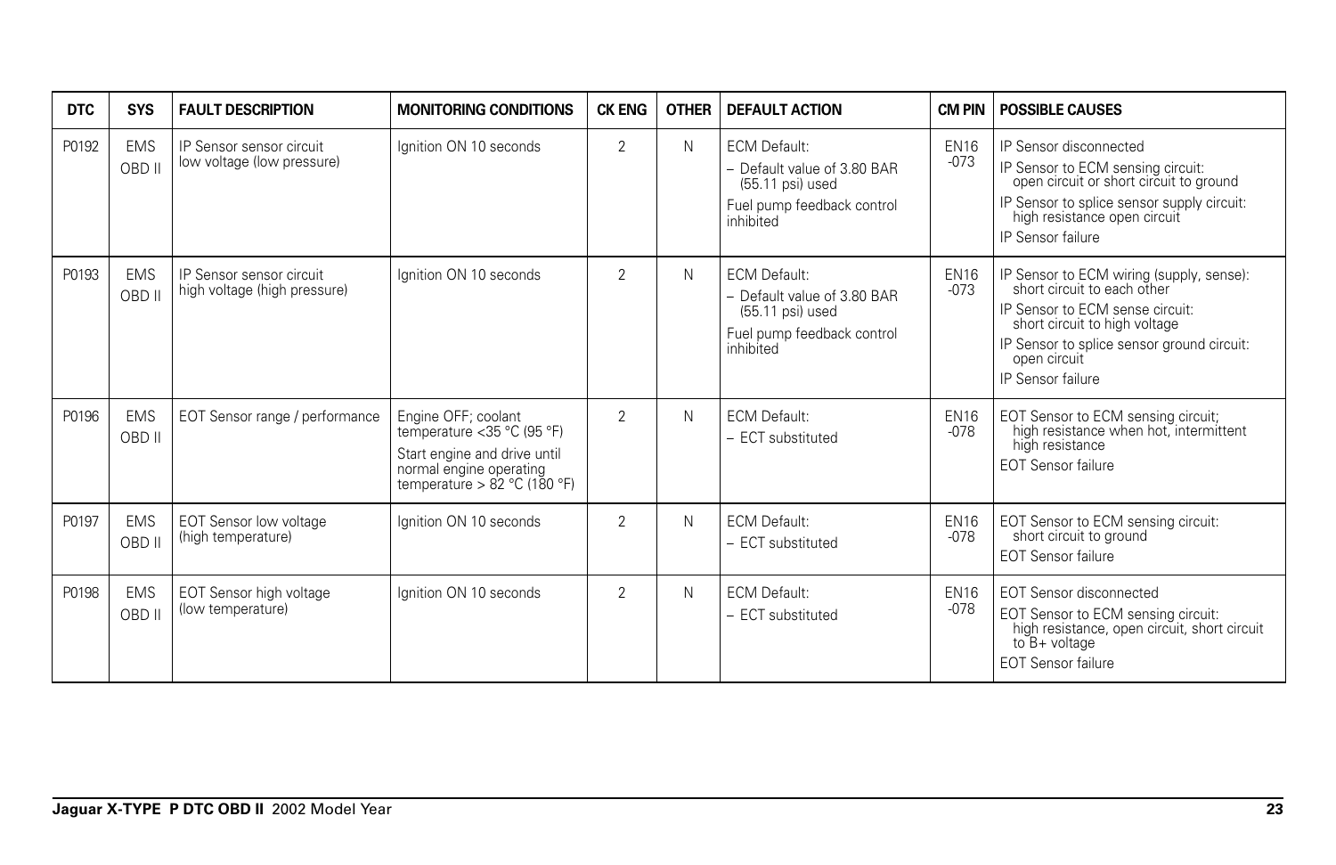| DTC | SYS | FAULT DESCRIPTION | MONITORING CONDITIONS | CK ENG | OTHER | DEFAULT ACTION | CM PIN | POSSIBLE CAUSES |
|---|---|---|---|---|---|---|---|---|
| P0192 | EMS OBD II | IP Sensor sensor circuit low voltage (low pressure) | Ignition ON 10 seconds | 2 | N | ECM Default:<br>– Default value of 3.80 BAR (55.11 psi) used<br>Fuel pump feedback control inhibited | EN16 -073 | IP Sensor disconnected<br>IP Sensor to ECM sensing circuit: open circuit or short circuit to ground<br>IP Sensor to splice sensor supply circuit: high resistance open circuit<br>IP Sensor failure |
| P0193 | EMS OBD II | IP Sensor sensor circuit high voltage (high pressure) | Ignition ON 10 seconds | 2 | N | ECM Default:<br>– Default value of 3.80 BAR (55.11 psi) used<br>Fuel pump feedback control inhibited | EN16 -073 | IP Sensor to ECM wiring (supply, sense): short circuit to each other<br>IP Sensor to ECM sense circuit: short circuit to high voltage<br>IP Sensor to splice sensor ground circuit: open circuit<br>IP Sensor failure |
| P0196 | EMS OBD II | EOT Sensor range / performance | Engine OFF; coolant temperature <35 °C (95 °F)<br>Start engine and drive until normal engine operating temperature > 82 °C (180 °F) | 2 | N | ECM Default:<br>– ECT substituted | EN16 -078 | EOT Sensor to ECM sensing circuit; high resistance when hot, intermittent high resistance<br>EOT Sensor failure |
| P0197 | EMS OBD II | EOT Sensor low voltage (high temperature) | Ignition ON 10 seconds | 2 | N | ECM Default:<br>– ECT substituted | EN16 -078 | EOT Sensor to ECM sensing circuit: short circuit to ground<br>EOT Sensor failure |
| P0198 | EMS OBD II | EOT Sensor high voltage (low temperature) | Ignition ON 10 seconds | 2 | N | ECM Default:<br>– ECT substituted | EN16 -078 | EOT Sensor disconnected<br>EOT Sensor to ECM sensing circuit: high resistance, open circuit, short circuit to B+ voltage<br>EOT Sensor failure |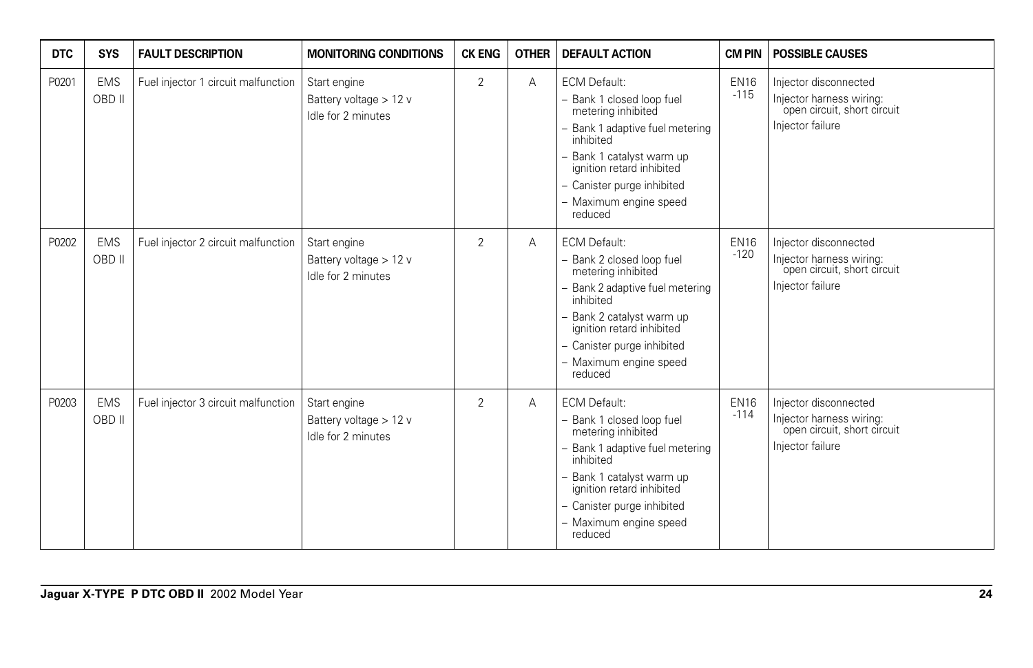| DTC | SYS | FAULT DESCRIPTION | MONITORING CONDITIONS | CK ENG | OTHER | DEFAULT ACTION | CM PIN | POSSIBLE CAUSES |
|---|---|---|---|---|---|---|---|---|
| P0201 | EMS OBD II | Fuel injector 1 circuit malfunction | Start engine<br>Battery voltage > 12 v<br>Idle for 2 minutes | 2 | A | ECM Default:<br>– Bank 1 closed loop fuel metering inhibited<br>– Bank 1 adaptive fuel metering inhibited<br>– Bank 1 catalyst warm up ignition retard inhibited<br>– Canister purge inhibited<br>– Maximum engine speed reduced | EN16 -115 | Injector disconnected<br>Injector harness wiring: open circuit, short circuit<br>Injector failure |
| P0202 | EMS OBD II | Fuel injector 2 circuit malfunction | Start engine<br>Battery voltage > 12 v<br>Idle for 2 minutes | 2 | A | ECM Default:<br>– Bank 2 closed loop fuel metering inhibited<br>– Bank 2 adaptive fuel metering inhibited<br>– Bank 2 catalyst warm up ignition retard inhibited<br>– Canister purge inhibited<br>– Maximum engine speed reduced | EN16 -120 | Injector disconnected<br>Injector harness wiring: open circuit, short circuit<br>Injector failure |
| P0203 | EMS OBD II | Fuel injector 3 circuit malfunction | Start engine<br>Battery voltage > 12 v<br>Idle for 2 minutes | 2 | A | ECM Default:<br>– Bank 1 closed loop fuel metering inhibited<br>– Bank 1 adaptive fuel metering inhibited<br>– Bank 1 catalyst warm up ignition retard inhibited<br>– Canister purge inhibited<br>– Maximum engine speed reduced | EN16 -114 | Injector disconnected<br>Injector harness wiring: open circuit, short circuit<br>Injector failure |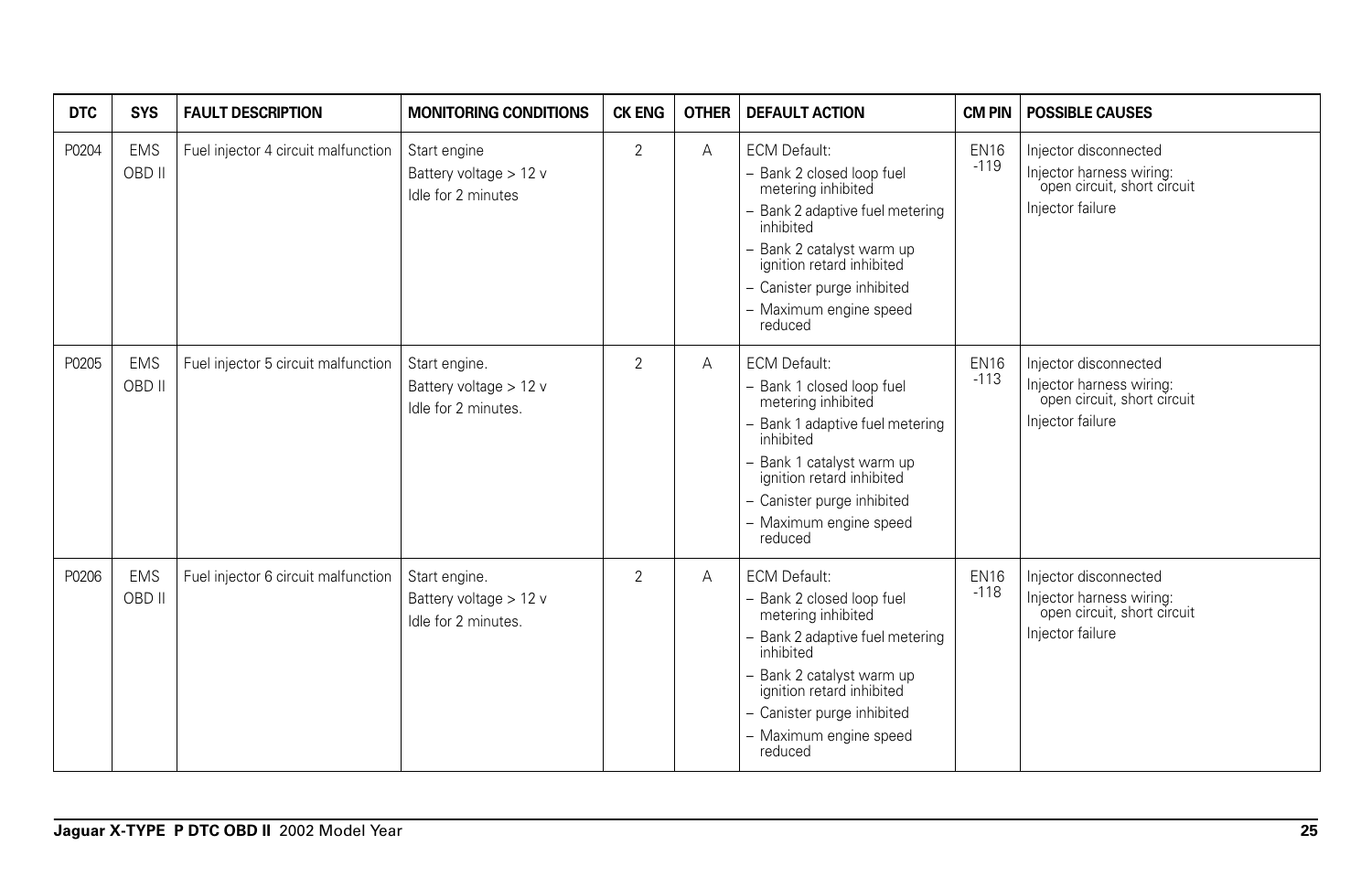| DTC | SYS | FAULT DESCRIPTION | MONITORING CONDITIONS | CK ENG | OTHER | DEFAULT ACTION | CM PIN | POSSIBLE CAUSES |
|---|---|---|---|---|---|---|---|---|
| P0204 | EMS OBD II | Fuel injector 4 circuit malfunction | Start engine<br>Battery voltage > 12 v<br>Idle for 2 minutes | 2 | A | ECM Default:<br>– Bank 2 closed loop fuel metering inhibited<br>– Bank 2 adaptive fuel metering inhibited<br>– Bank 2 catalyst warm up ignition retard inhibited<br>– Canister purge inhibited<br>– Maximum engine speed reduced | EN16 -119 | Injector disconnected<br>Injector harness wiring: open circuit, short circuit<br>Injector failure |
| P0205 | EMS OBD II | Fuel injector 5 circuit malfunction | Start engine.<br>Battery voltage > 12 v<br>Idle for 2 minutes. | 2 | A | ECM Default:<br>– Bank 1 closed loop fuel metering inhibited<br>– Bank 1 adaptive fuel metering inhibited<br>– Bank 1 catalyst warm up ignition retard inhibited<br>– Canister purge inhibited<br>– Maximum engine speed reduced | EN16 -113 | Injector disconnected<br>Injector harness wiring: open circuit, short circuit<br>Injector failure |
| P0206 | EMS OBD II | Fuel injector 6 circuit malfunction | Start engine.<br>Battery voltage > 12 v<br>Idle for 2 minutes. | 2 | A | ECM Default:<br>– Bank 2 closed loop fuel metering inhibited<br>– Bank 2 adaptive fuel metering inhibited<br>– Bank 2 catalyst warm up ignition retard inhibited<br>– Canister purge inhibited<br>– Maximum engine speed reduced | EN16 -118 | Injector disconnected<br>Injector harness wiring: open circuit, short circuit<br>Injector failure |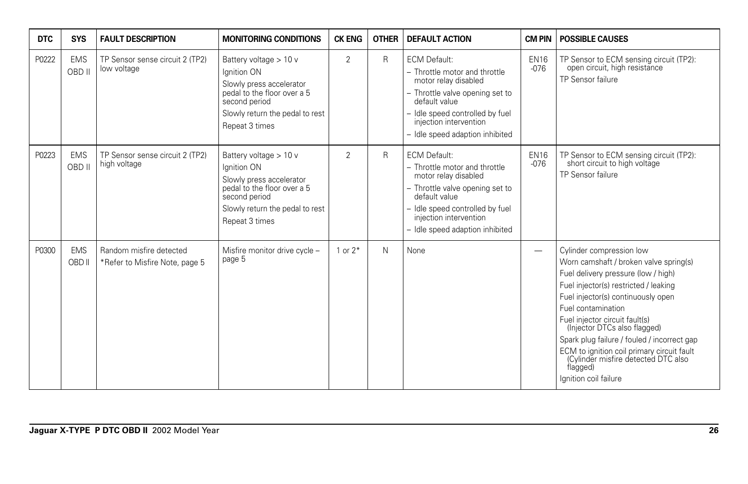| DTC | SYS | FAULT DESCRIPTION | MONITORING CONDITIONS | CK ENG | OTHER | DEFAULT ACTION | CM PIN | POSSIBLE CAUSES |
|---|---|---|---|---|---|---|---|---|
| P0222 | EMS OBD II | TP Sensor sense circuit 2 (TP2) low voltage | Battery voltage > 10 v<br>Ignition ON<br>Slowly press accelerator pedal to the floor over a 5 second period<br>Slowly return the pedal to rest<br>Repeat 3 times | 2 | R | ECM Default:<br>– Throttle motor and throttle motor relay disabled<br>– Throttle valve opening set to default value<br>– Idle speed controlled by fuel injection intervention<br>– Idle speed adaption inhibited | EN16 -076 | TP Sensor to ECM sensing circuit (TP2): open circuit, high resistance<br>TP Sensor failure |
| P0223 | EMS OBD II | TP Sensor sense circuit 2 (TP2) high voltage | Battery voltage > 10 v<br>Ignition ON<br>Slowly press accelerator pedal to the floor over a 5 second period<br>Slowly return the pedal to rest<br>Repeat 3 times | 2 | R | ECM Default:<br>– Throttle motor and throttle motor relay disabled<br>– Throttle valve opening set to default value<br>– Idle speed controlled by fuel injection intervention<br>– Idle speed adaption inhibited | EN16 -076 | TP Sensor to ECM sensing circuit (TP2): short circuit to high voltage<br>TP Sensor failure |
| P0300 | EMS OBD II | Random misfire detected<br>*Refer to Misfire Note, page 5 | Misfire monitor drive cycle – page 5 | 1 or 2* | N | None | — | Cylinder compression low<br>Worn camshaft / broken valve spring(s)<br>Fuel delivery pressure (low / high)<br>Fuel injector(s) restricted / leaking<br>Fuel injector(s) continuously open<br>Fuel contamination<br>Fuel injector circuit fault(s) (Injector DTCs also flagged)<br>Spark plug failure / fouled / incorrect gap<br>ECM to ignition coil primary circuit fault (Cylinder misfire detected DTC also flagged)<br>Ignition coil failure |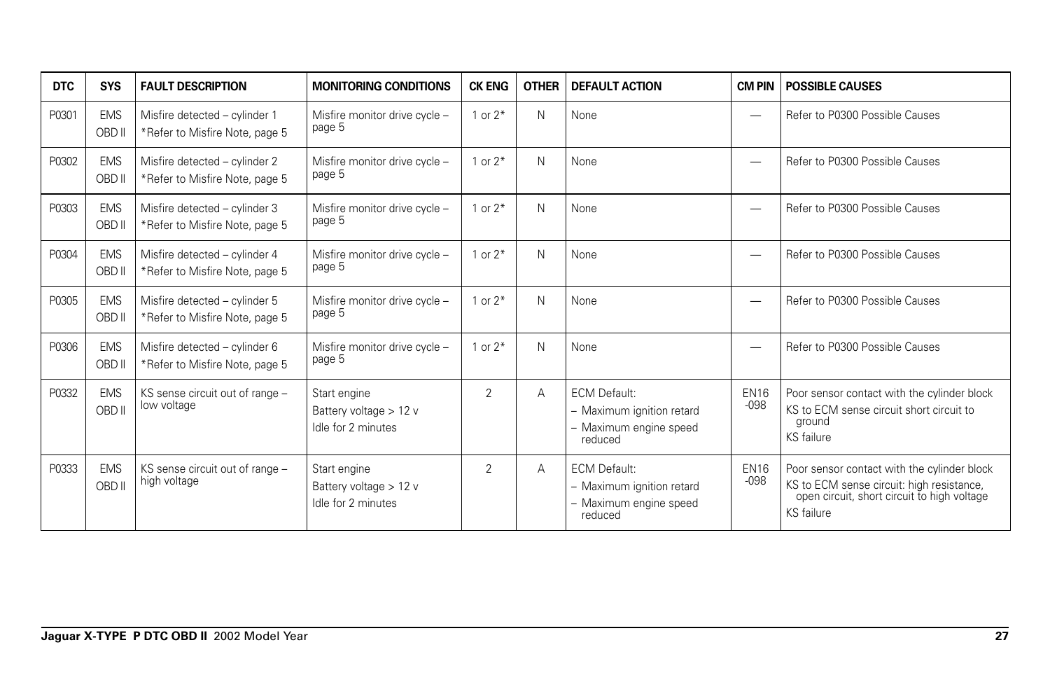| DTC | SYS | FAULT DESCRIPTION | MONITORING CONDITIONS | CK ENG | OTHER | DEFAULT ACTION | CM PIN | POSSIBLE CAUSES |
|---|---|---|---|---|---|---|---|---|
| P0301 | EMS OBD II | Misfire detected – cylinder 1 *Refer to Misfire Note, page 5 | Misfire monitor drive cycle – page 5 | 1 or 2* | N | None | — | Refer to P0300 Possible Causes |
| P0302 | EMS OBD II | Misfire detected – cylinder 2 *Refer to Misfire Note, page 5 | Misfire monitor drive cycle – page 5 | 1 or 2* | N | None | — | Refer to P0300 Possible Causes |
| P0303 | EMS OBD II | Misfire detected – cylinder 3 *Refer to Misfire Note, page 5 | Misfire monitor drive cycle – page 5 | 1 or 2* | N | None | — | Refer to P0300 Possible Causes |
| P0304 | EMS OBD II | Misfire detected – cylinder 4 *Refer to Misfire Note, page 5 | Misfire monitor drive cycle – page 5 | 1 or 2* | N | None | — | Refer to P0300 Possible Causes |
| P0305 | EMS OBD II | Misfire detected – cylinder 5 *Refer to Misfire Note, page 5 | Misfire monitor drive cycle – page 5 | 1 or 2* | N | None | — | Refer to P0300 Possible Causes |
| P0306 | EMS OBD II | Misfire detected – cylinder 6 *Refer to Misfire Note, page 5 | Misfire monitor drive cycle – page 5 | 1 or 2* | N | None | — | Refer to P0300 Possible Causes |
| P0332 | EMS OBD II | KS sense circuit out of range – low voltage | Start engine<br>Battery voltage > 12 v<br>Idle for 2 minutes | 2 | A | ECM Default:<br>– Maximum ignition retard<br>– Maximum engine speed reduced | EN16 -098 | Poor sensor contact with the cylinder block<br>KS to ECM sense circuit short circuit to ground<br>KS failure |
| P0333 | EMS OBD II | KS sense circuit out of range – high voltage | Start engine<br>Battery voltage > 12 v<br>Idle for 2 minutes | 2 | A | ECM Default:<br>– Maximum ignition retard<br>– Maximum engine speed reduced | EN16 -098 | Poor sensor contact with the cylinder block<br>KS to ECM sense circuit: high resistance, open circuit, short circuit to high voltage<br>KS failure |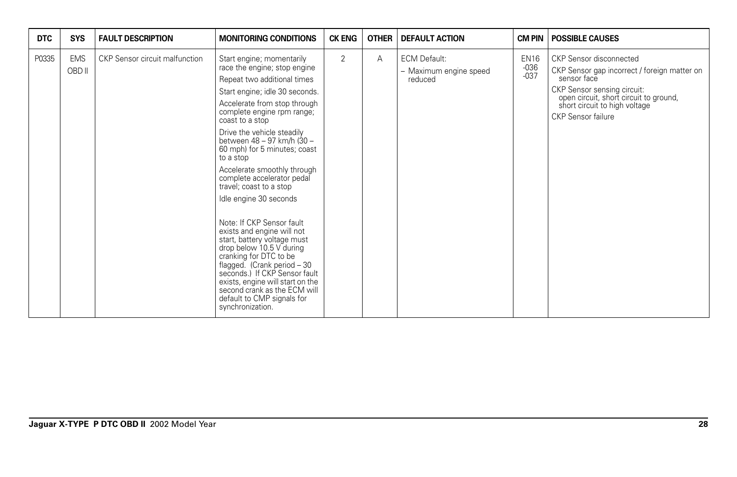| DTC | SYS | FAULT DESCRIPTION | MONITORING CONDITIONS | CK ENG | OTHER | DEFAULT ACTION | CM PIN | POSSIBLE CAUSES |
|---|---|---|---|---|---|---|---|---|
| P0335 | EMS OBD II | CKP Sensor circuit malfunction | Start engine; momentarily race the engine; stop engine<br>Repeat two additional times<br>Start engine; idle 30 seconds.<br>Accelerate from stop through complete engine rpm range; coast to a stop<br>Drive the vehicle steadily between 48 – 97 km/h (30 – 60 mph) for 5 minutes; coast to a stop<br>Accelerate smoothly through complete accelerator pedal travel; coast to a stop<br>Idle engine 30 seconds<br><br>Note: If CKP Sensor fault exists and engine will not start, battery voltage must drop below 10.5 V during cranking for DTC to be flagged. (Crank period – 30 seconds.) If CKP Sensor fault exists, engine will start on the second crank as the ECM will default to CMP signals for synchronization. | 2 | A | ECM Default:<br>– Maximum engine speed reduced | EN16 -036 -037 | CKP Sensor disconnected<br>CKP Sensor gap incorrect / foreign matter on sensor face<br>CKP Sensor sensing circuit: open circuit, short circuit to ground, short circuit to high voltage<br>CKP Sensor failure |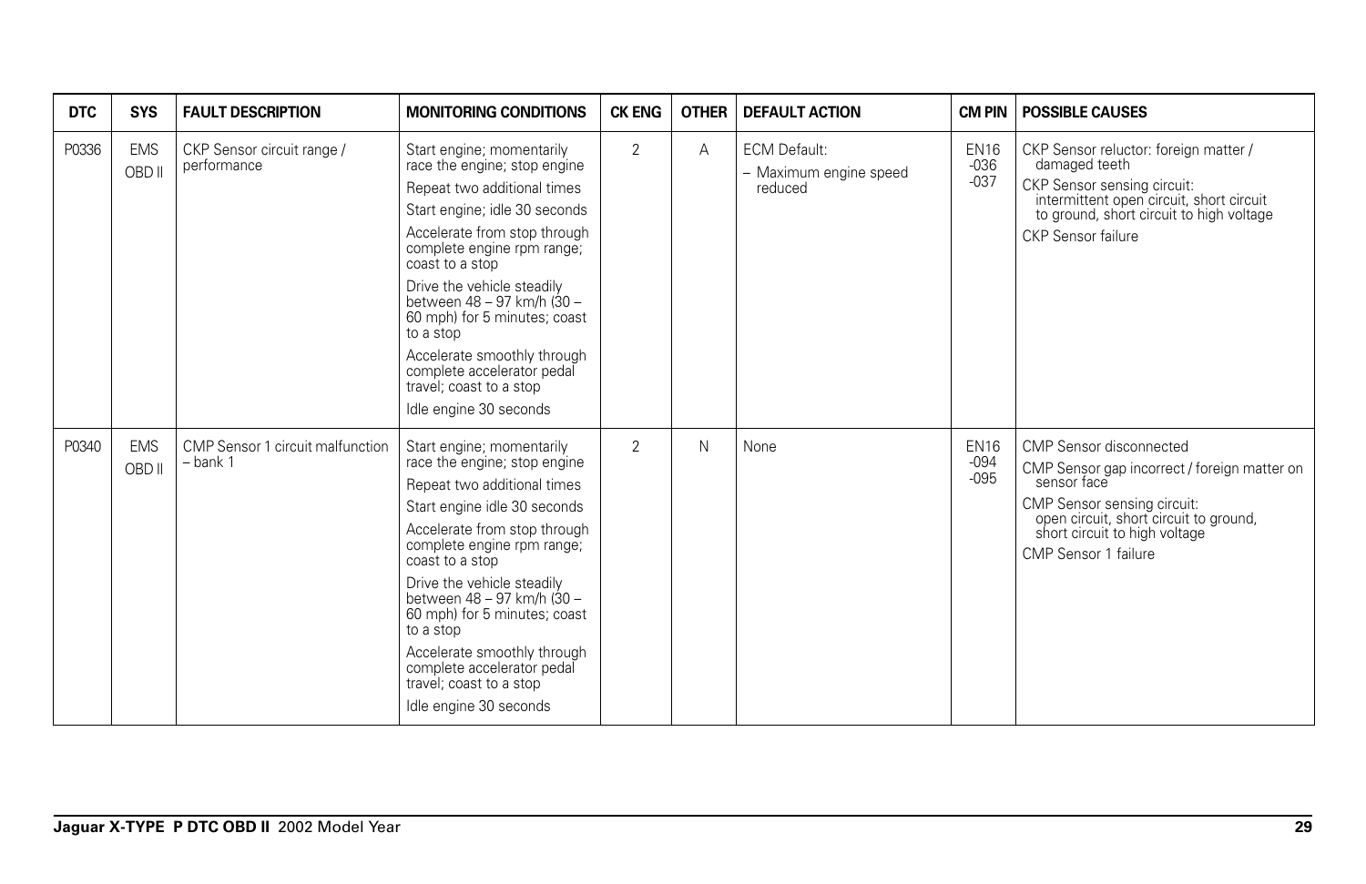| DTC | SYS | FAULT DESCRIPTION | MONITORING CONDITIONS | CK ENG | OTHER | DEFAULT ACTION | CM PIN | POSSIBLE CAUSES |
|---|---|---|---|---|---|---|---|---|
| P0336 | EMS OBD II | CKP Sensor circuit range / performance | Start engine; momentarily race the engine; stop engine<br>Repeat two additional times<br>Start engine; idle 30 seconds<br>Accelerate from stop through complete engine rpm range; coast to a stop<br>Drive the vehicle steadily between 48 – 97 km/h (30 – 60 mph) for 5 minutes; coast to a stop<br>Accelerate smoothly through complete accelerator pedal travel; coast to a stop<br>Idle engine 30 seconds | 2 | A | ECM Default:<br>– Maximum engine speed reduced | EN16 -036 -037 | CKP Sensor reluctor: foreign matter / damaged teeth<br>CKP Sensor sensing circuit: intermittent open circuit, short circuit to ground, short circuit to high voltage<br>CKP Sensor failure |
| P0340 | EMS OBD II | CMP Sensor 1 circuit malfunction – bank 1 | Start engine; momentarily race the engine; stop engine<br>Repeat two additional times<br>Start engine idle 30 seconds<br>Accelerate from stop through complete engine rpm range; coast to a stop<br>Drive the vehicle steadily between 48 – 97 km/h (30 – 60 mph) for 5 minutes; coast to a stop<br>Accelerate smoothly through complete accelerator pedal travel; coast to a stop<br>Idle engine 30 seconds | 2 | N | None | EN16 -094 -095 | CMP Sensor disconnected<br>CMP Sensor gap incorrect / foreign matter on sensor face<br>CMP Sensor sensing circuit: open circuit, short circuit to ground, short circuit to high voltage<br>CMP Sensor 1 failure |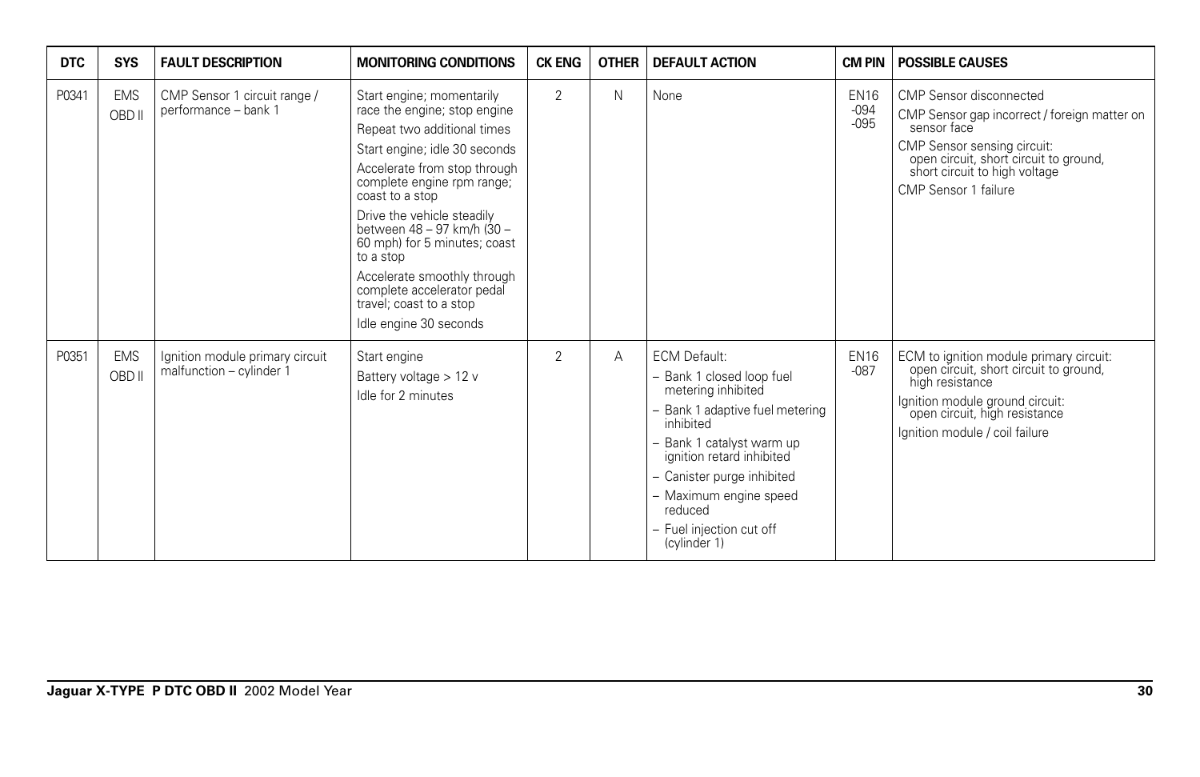| DTC | SYS | FAULT DESCRIPTION | MONITORING CONDITIONS | CK ENG | OTHER | DEFAULT ACTION | CM PIN | POSSIBLE CAUSES |
|---|---|---|---|---|---|---|---|---|
| P0341 | EMS OBD II | CMP Sensor 1 circuit range / performance – bank 1 | Start engine; momentarily race the engine; stop engine<br>Repeat two additional times<br>Start engine; idle 30 seconds<br>Accelerate from stop through complete engine rpm range; coast to a stop<br>Drive the vehicle steadily between 48 – 97 km/h (30 – 60 mph) for 5 minutes; coast to a stop<br>Accelerate smoothly through complete accelerator pedal travel; coast to a stop<br>Idle engine 30 seconds | 2 | N | None | EN16 -094 -095 | CMP Sensor disconnected<br>CMP Sensor gap incorrect / foreign matter on sensor face<br>CMP Sensor sensing circuit: open circuit, short circuit to ground, short circuit to high voltage<br>CMP Sensor 1 failure |
| P0351 | EMS OBD II | Ignition module primary circuit malfunction – cylinder 1 | Start engine<br>Battery voltage > 12 v<br>Idle for 2 minutes | 2 | A | ECM Default:<br>– Bank 1 closed loop fuel metering inhibited<br>– Bank 1 adaptive fuel metering inhibited<br>– Bank 1 catalyst warm up ignition retard inhibited<br>– Canister purge inhibited<br>– Maximum engine speed reduced<br>– Fuel injection cut off (cylinder 1) | EN16 -087 | ECM to ignition module primary circuit: open circuit, short circuit to ground, high resistance<br>Ignition module ground circuit: open circuit, high resistance<br>Ignition module / coil failure |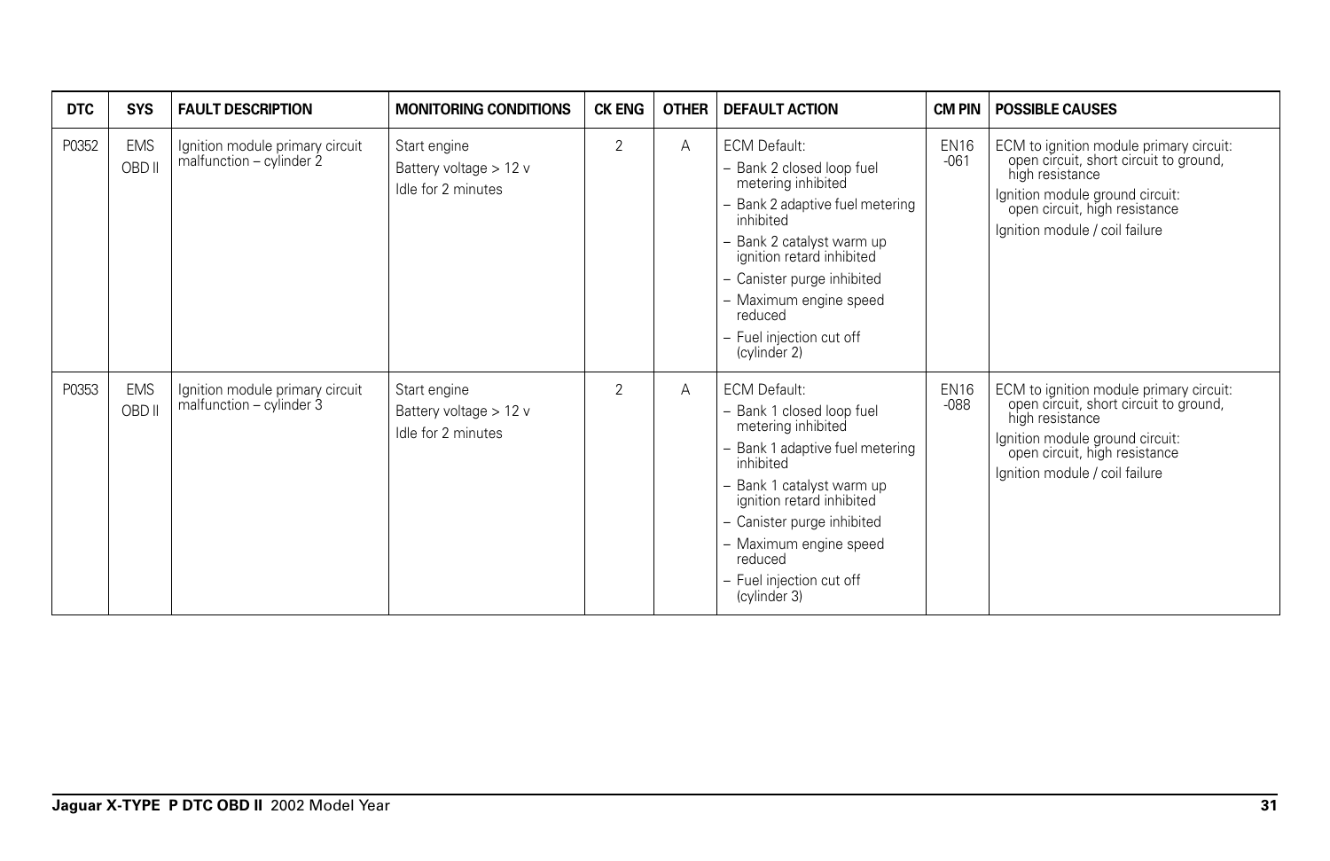| DTC | SYS | FAULT DESCRIPTION | MONITORING CONDITIONS | CK ENG | OTHER | DEFAULT ACTION | CM PIN | POSSIBLE CAUSES |
|---|---|---|---|---|---|---|---|---|
| P0352 | EMS OBD II | Ignition module primary circuit malfunction – cylinder 2 | Start engine<br>Battery voltage > 12 v<br>Idle for 2 minutes | 2 | A | ECM Default:<br>– Bank 2 closed loop fuel metering inhibited<br>– Bank 2 adaptive fuel metering inhibited<br>– Bank 2 catalyst warm up ignition retard inhibited<br>– Canister purge inhibited<br>– Maximum engine speed reduced<br>– Fuel injection cut off (cylinder 2) | EN16 -061 | ECM to ignition module primary circuit: open circuit, short circuit to ground, high resistance<br>Ignition module ground circuit: open circuit, high resistance<br>Ignition module / coil failure |
| P0353 | EMS OBD II | Ignition module primary circuit malfunction – cylinder 3 | Start engine<br>Battery voltage > 12 v<br>Idle for 2 minutes | 2 | A | ECM Default:<br>– Bank 1 closed loop fuel metering inhibited<br>– Bank 1 adaptive fuel metering inhibited<br>– Bank 1 catalyst warm up ignition retard inhibited<br>– Canister purge inhibited<br>– Maximum engine speed reduced<br>– Fuel injection cut off (cylinder 3) | EN16 -088 | ECM to ignition module primary circuit: open circuit, short circuit to ground, high resistance<br>Ignition module ground circuit: open circuit, high resistance<br>Ignition module / coil failure |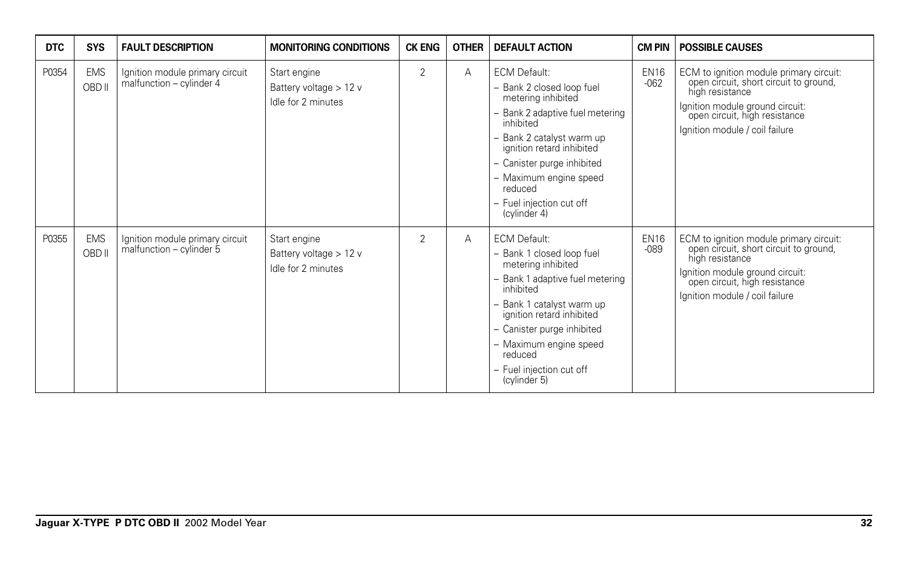| DTC | SYS | FAULT DESCRIPTION | MONITORING CONDITIONS | CK ENG | OTHER | DEFAULT ACTION | CM PIN | POSSIBLE CAUSES |
|---|---|---|---|---|---|---|---|---|
| P0354 | EMS OBD II | Ignition module primary circuit malfunction – cylinder 4 | Start engine<br>Battery voltage > 12 v<br>Idle for 2 minutes | 2 | A | ECM Default:<br>– Bank 2 closed loop fuel metering inhibited<br>– Bank 2 adaptive fuel metering inhibited<br>– Bank 2 catalyst warm up ignition retard inhibited<br>– Canister purge inhibited<br>– Maximum engine speed reduced<br>– Fuel injection cut off (cylinder 4) | EN16 -062 | ECM to ignition module primary circuit: open circuit, short circuit to ground, high resistance<br>Ignition module ground circuit: open circuit, high resistance<br>Ignition module / coil failure |
| P0355 | EMS OBD II | Ignition module primary circuit malfunction – cylinder 5 | Start engine<br>Battery voltage > 12 v<br>Idle for 2 minutes | 2 | A | ECM Default:<br>– Bank 1 closed loop fuel metering inhibited<br>– Bank 1 adaptive fuel metering inhibited<br>– Bank 1 catalyst warm up ignition retard inhibited<br>– Canister purge inhibited<br>– Maximum engine speed reduced<br>– Fuel injection cut off (cylinder 5) | EN16 -089 | ECM to ignition module primary circuit: open circuit, short circuit to ground, high resistance<br>Ignition module ground circuit: open circuit, high resistance<br>Ignition module / coil failure |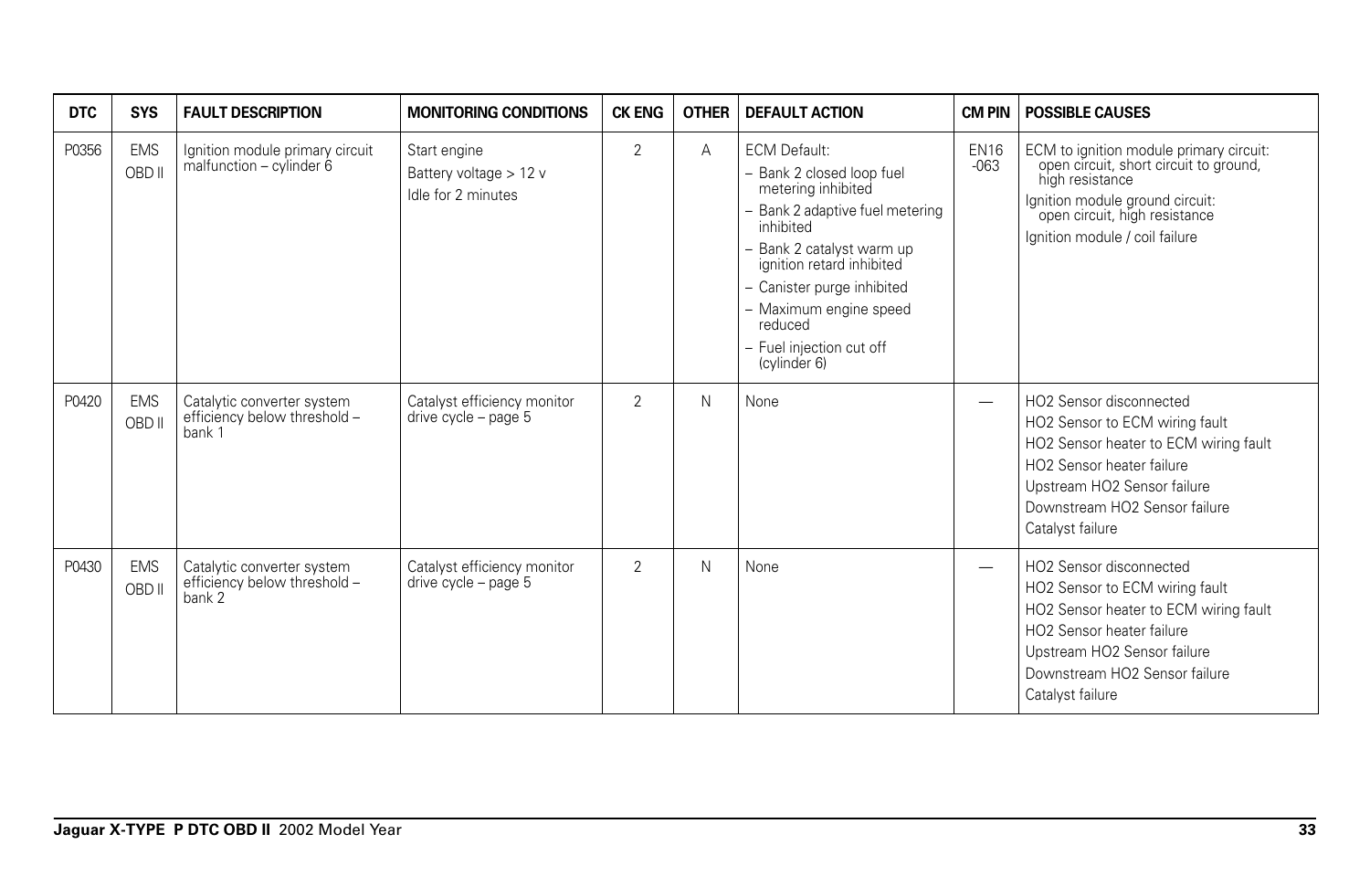| DTC | SYS | FAULT DESCRIPTION | MONITORING CONDITIONS | CK ENG | OTHER | DEFAULT ACTION | CM PIN | POSSIBLE CAUSES |
|---|---|---|---|---|---|---|---|---|
| P0356 | EMS OBD II | Ignition module primary circuit malfunction – cylinder 6 | Start engine<br>Battery voltage > 12 v<br>Idle for 2 minutes | 2 | A | ECM Default:<br>– Bank 2 closed loop fuel metering inhibited<br>– Bank 2 adaptive fuel metering inhibited<br>– Bank 2 catalyst warm up ignition retard inhibited<br>– Canister purge inhibited<br>– Maximum engine speed reduced<br>– Fuel injection cut off (cylinder 6) | EN16 -063 | ECM to ignition module primary circuit: open circuit, short circuit to ground, high resistance<br>Ignition module ground circuit: open circuit, high resistance<br>Ignition module / coil failure |
| P0420 | EMS OBD II | Catalytic converter system efficiency below threshold – bank 1 | Catalyst efficiency monitor drive cycle – page 5 | 2 | N | None | — | HO2 Sensor disconnected<br>HO2 Sensor to ECM wiring fault<br>HO2 Sensor heater to ECM wiring fault<br>HO2 Sensor heater failure<br>Upstream HO2 Sensor failure<br>Downstream HO2 Sensor failure<br>Catalyst failure |
| P0430 | EMS OBD II | Catalytic converter system efficiency below threshold – bank 2 | Catalyst efficiency monitor drive cycle – page 5 | 2 | N | None | — | HO2 Sensor disconnected<br>HO2 Sensor to ECM wiring fault<br>HO2 Sensor heater to ECM wiring fault<br>HO2 Sensor heater failure<br>Upstream HO2 Sensor failure<br>Downstream HO2 Sensor failure<br>Catalyst failure |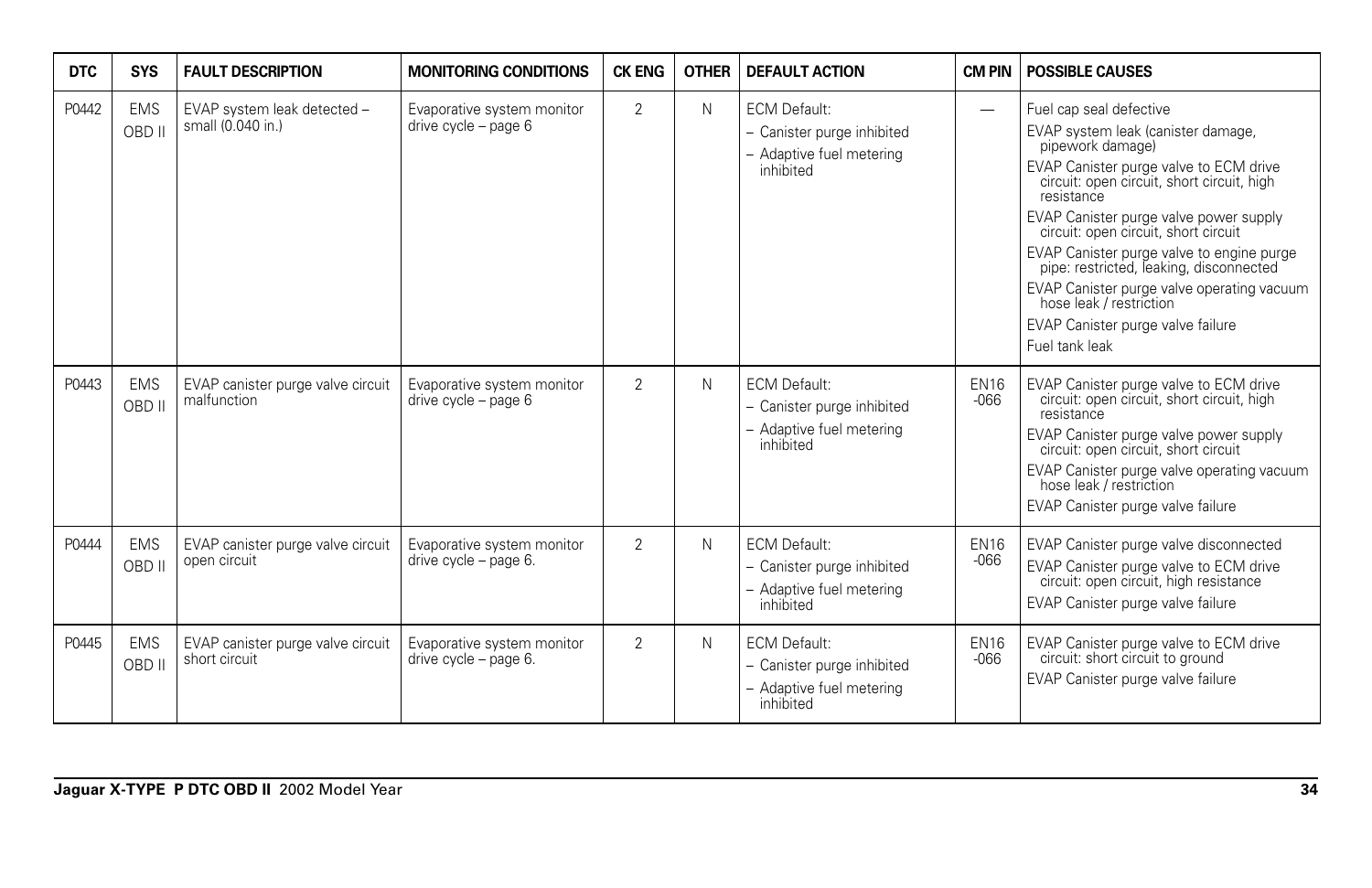| DTC | SYS | FAULT DESCRIPTION | MONITORING CONDITIONS | CK ENG | OTHER | DEFAULT ACTION | CM PIN | POSSIBLE CAUSES |
|---|---|---|---|---|---|---|---|---|
| P0442 | EMS OBD II | EVAP system leak detected – small (0.040 in.) | Evaporative system monitor drive cycle – page 6 | 2 | N | ECM Default:<br>– Canister purge inhibited<br>– Adaptive fuel metering inhibited | — | Fuel cap seal defective<br>EVAP system leak (canister damage, pipework damage)<br>EVAP Canister purge valve to ECM drive circuit: open circuit, short circuit, high resistance<br>EVAP Canister purge valve power supply circuit: open circuit, short circuit<br>EVAP Canister purge valve to engine purge pipe: restricted, leaking, disconnected<br>EVAP Canister purge valve operating vacuum hose leak / restriction<br>EVAP Canister purge valve failure<br>Fuel tank leak |
| P0443 | EMS OBD II | EVAP canister purge valve circuit malfunction | Evaporative system monitor drive cycle – page 6 | 2 | N | ECM Default:<br>– Canister purge inhibited<br>– Adaptive fuel metering inhibited | EN16 -066 | EVAP Canister purge valve to ECM drive circuit: open circuit, short circuit, high resistance<br>EVAP Canister purge valve power supply circuit: open circuit, short circuit<br>EVAP Canister purge valve operating vacuum hose leak / restriction<br>EVAP Canister purge valve failure |
| P0444 | EMS OBD II | EVAP canister purge valve circuit open circuit | Evaporative system monitor drive cycle – page 6. | 2 | N | ECM Default:<br>– Canister purge inhibited<br>– Adaptive fuel metering inhibited | EN16 -066 | EVAP Canister purge valve disconnected<br>EVAP Canister purge valve to ECM drive circuit: open circuit, high resistance<br>EVAP Canister purge valve failure |
| P0445 | EMS OBD II | EVAP canister purge valve circuit short circuit | Evaporative system monitor drive cycle – page 6. | 2 | N | ECM Default:<br>– Canister purge inhibited<br>– Adaptive fuel metering inhibited | EN16 -066 | EVAP Canister purge valve to ECM drive circuit: short circuit to ground<br>EVAP Canister purge valve failure |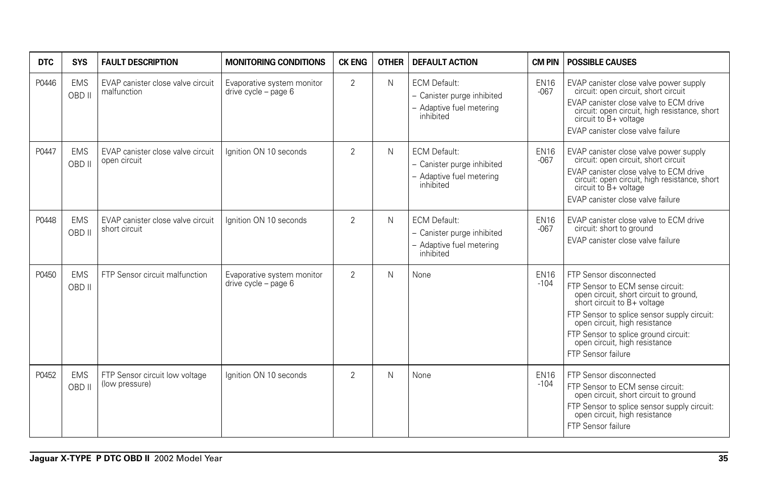| DTC | SYS | FAULT DESCRIPTION | MONITORING CONDITIONS | CK ENG | OTHER | DEFAULT ACTION | CM PIN | POSSIBLE CAUSES |
|---|---|---|---|---|---|---|---|---|
| P0446 | EMS OBD II | EVAP canister close valve circuit malfunction | Evaporative system monitor drive cycle – page 6 | 2 | N | ECM Default:<br>– Canister purge inhibited<br>– Adaptive fuel metering inhibited | EN16 -067 | EVAP canister close valve power supply circuit: open circuit, short circuit<br>EVAP canister close valve to ECM drive circuit: open circuit, high resistance, short circuit to B+ voltage<br>EVAP canister close valve failure |
| P0447 | EMS OBD II | EVAP canister close valve circuit open circuit | Ignition ON 10 seconds | 2 | N | ECM Default:<br>– Canister purge inhibited<br>– Adaptive fuel metering inhibited | EN16 -067 | EVAP canister close valve power supply circuit: open circuit, short circuit<br>EVAP canister close valve to ECM drive circuit: open circuit, high resistance, short circuit to B+ voltage<br>EVAP canister close valve failure |
| P0448 | EMS OBD II | EVAP canister close valve circuit short circuit | Ignition ON 10 seconds | 2 | N | ECM Default:<br>– Canister purge inhibited<br>– Adaptive fuel metering inhibited | EN16 -067 | EVAP canister close valve to ECM drive circuit: short to ground<br>EVAP canister close valve failure |
| P0450 | EMS OBD II | FTP Sensor circuit malfunction | Evaporative system monitor drive cycle – page 6 | 2 | N | None | EN16 -104 | FTP Sensor disconnected<br>FTP Sensor to ECM sense circuit: open circuit, short circuit to ground, short circuit to B+ voltage<br>FTP Sensor to splice sensor supply circuit: open circuit, high resistance<br>FTP Sensor to splice ground circuit: open circuit, high resistance<br>FTP Sensor failure |
| P0452 | EMS OBD II | FTP Sensor circuit low voltage (low pressure) | Ignition ON 10 seconds | 2 | N | None | EN16 -104 | FTP Sensor disconnected<br>FTP Sensor to ECM sense circuit: open circuit, short circuit to ground<br>FTP Sensor to splice sensor supply circuit: open circuit, high resistance<br>FTP Sensor failure |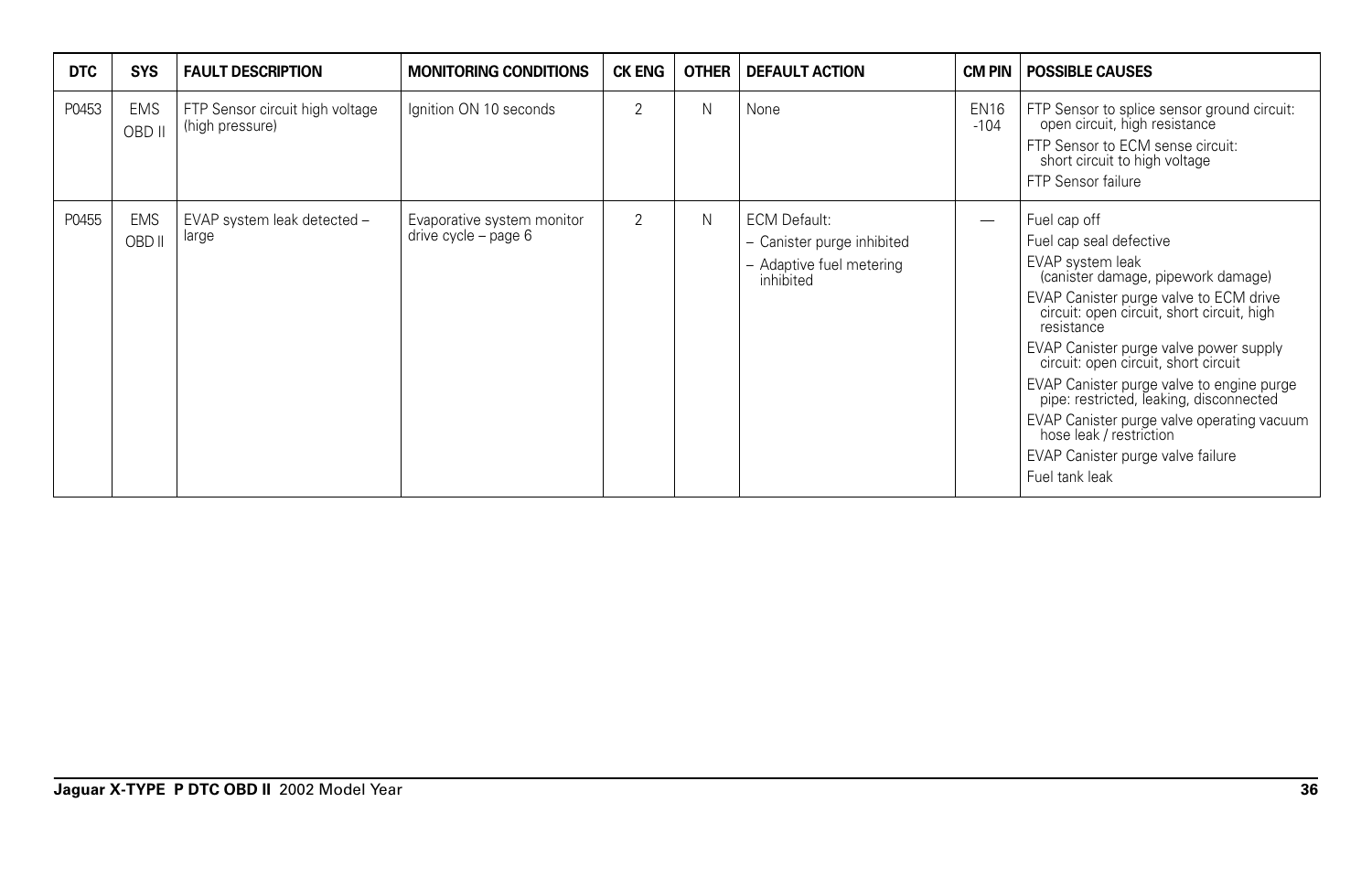| DTC | SYS | FAULT DESCRIPTION | MONITORING CONDITIONS | CK ENG | OTHER | DEFAULT ACTION | CM PIN | POSSIBLE CAUSES |
|---|---|---|---|---|---|---|---|---|
| P0453 | EMS OBD II | FTP Sensor circuit high voltage (high pressure) | Ignition ON 10 seconds | 2 | N | None | EN16 -104 | FTP Sensor to splice sensor ground circuit: open circuit, high resistance<br>FTP Sensor to ECM sense circuit: short circuit to high voltage<br>FTP Sensor failure |
| P0455 | EMS OBD II | EVAP system leak detected – large | Evaporative system monitor drive cycle – page 6 | 2 | N | ECM Default:<br>– Canister purge inhibited<br>– Adaptive fuel metering inhibited | — | Fuel cap off<br>Fuel cap seal defective<br>EVAP system leak (canister damage, pipework damage)<br>EVAP Canister purge valve to ECM drive circuit: open circuit, short circuit, high resistance<br>EVAP Canister purge valve power supply circuit: open circuit, short circuit<br>EVAP Canister purge valve to engine purge pipe: restricted, leaking, disconnected<br>EVAP Canister purge valve operating vacuum hose leak / restriction<br>EVAP Canister purge valve failure<br>Fuel tank leak |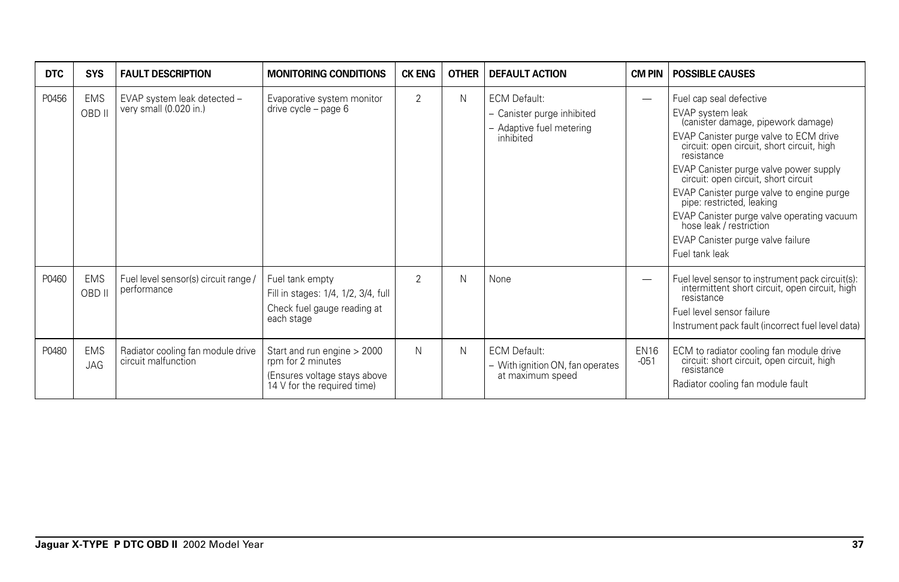| DTC | SYS | FAULT DESCRIPTION | MONITORING CONDITIONS | CK ENG | OTHER | DEFAULT ACTION | CM PIN | POSSIBLE CAUSES |
|---|---|---|---|---|---|---|---|---|
| P0456 | EMS OBD II | EVAP system leak detected – very small (0.020 in.) | Evaporative system monitor drive cycle – page 6 | 2 | N | ECM Default:<br>– Canister purge inhibited<br>– Adaptive fuel metering inhibited | — | Fuel cap seal defective<br>EVAP system leak (canister damage, pipework damage)<br>EVAP Canister purge valve to ECM drive circuit: open circuit, short circuit, high resistance<br>EVAP Canister purge valve power supply circuit: open circuit, short circuit<br>EVAP Canister purge valve to engine purge pipe: restricted, leaking<br>EVAP Canister purge valve operating vacuum hose leak / restriction<br>EVAP Canister purge valve failure<br>Fuel tank leak |
| P0460 | EMS OBD II | Fuel level sensor(s) circuit range / performance | Fuel tank empty<br>Fill in stages: 1/4, 1/2, 3/4, full<br>Check fuel gauge reading at each stage | 2 | N | None | — | Fuel level sensor to instrument pack circuit(s): intermittent short circuit, open circuit, high resistance<br>Fuel level sensor failure<br>Instrument pack fault (incorrect fuel level data) |
| P0480 | EMS JAG | Radiator cooling fan module drive circuit malfunction | Start and run engine > 2000 rpm for 2 minutes<br>(Ensures voltage stays above 14 V for the required time) | N | N | ECM Default:<br>– With ignition ON, fan operates at maximum speed | EN16 -051 | ECM to radiator cooling fan module drive circuit: short circuit, open circuit, high resistance<br>Radiator cooling fan module fault |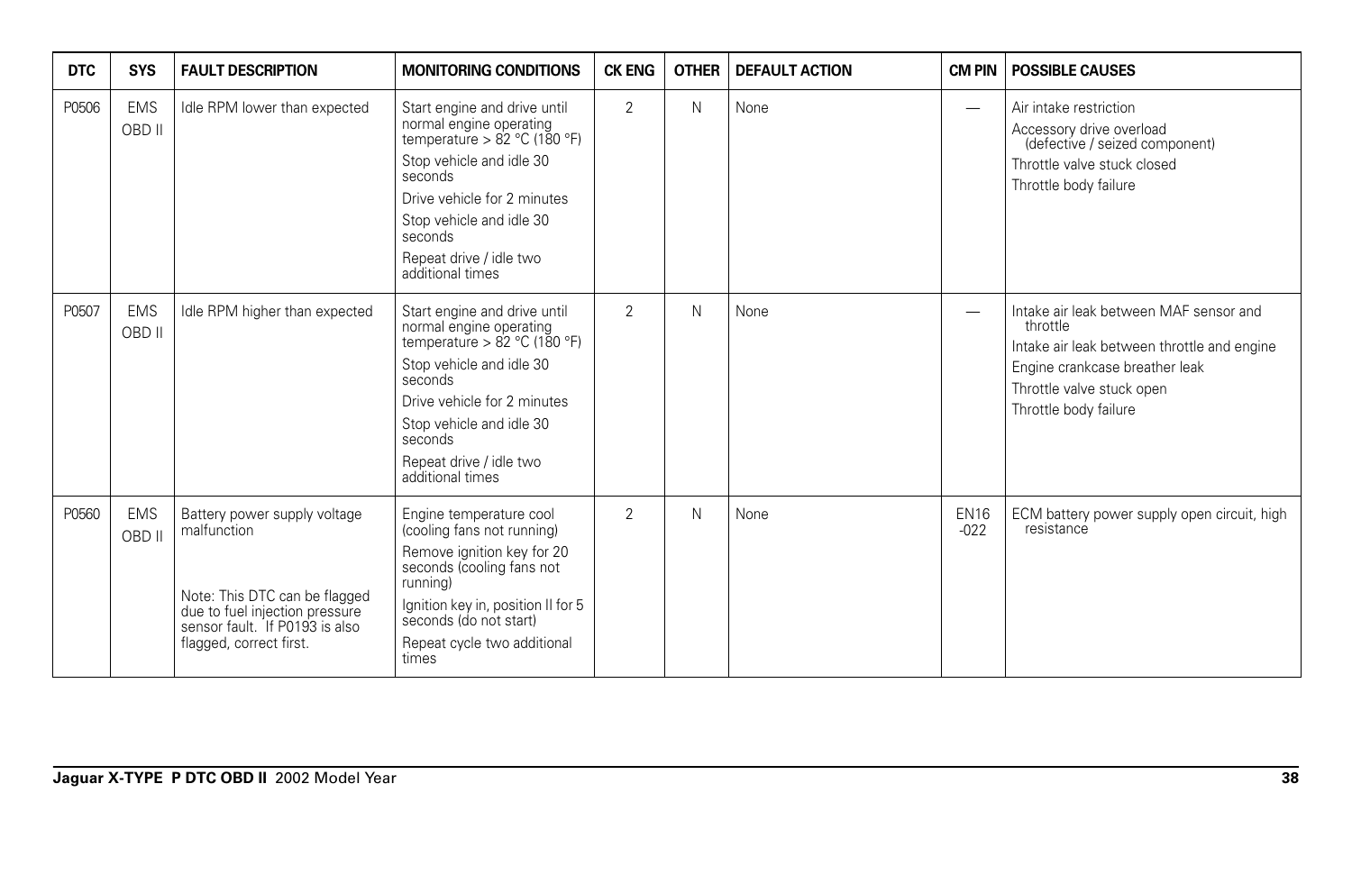| DTC | SYS | FAULT DESCRIPTION | MONITORING CONDITIONS | CK ENG | OTHER | DEFAULT ACTION | CM PIN | POSSIBLE CAUSES |
|---|---|---|---|---|---|---|---|---|
| P0506 | EMS OBD II | Idle RPM lower than expected | Start engine and drive until normal engine operating temperature > 82 °C (180 °F)<br>Stop vehicle and idle 30 seconds<br>Drive vehicle for 2 minutes<br>Stop vehicle and idle 30 seconds<br>Repeat drive / idle two additional times | 2 | N | None | — | Air intake restriction<br>Accessory drive overload (defective / seized component)<br>Throttle valve stuck closed<br>Throttle body failure |
| P0507 | EMS OBD II | Idle RPM higher than expected | Start engine and drive until normal engine operating temperature > 82 °C (180 °F)<br>Stop vehicle and idle 30 seconds<br>Drive vehicle for 2 minutes<br>Stop vehicle and idle 30 seconds<br>Repeat drive / idle two additional times | 2 | N | None | — | Intake air leak between MAF sensor and throttle<br>Intake air leak between throttle and engine<br>Engine crankcase breather leak<br>Throttle valve stuck open<br>Throttle body failure |
| P0560 | EMS OBD II | Battery power supply voltage malfunction<br><br>Note: This DTC can be flagged due to fuel injection pressure sensor fault. If P0193 is also flagged, correct first. | Engine temperature cool (cooling fans not running)<br>Remove ignition key for 20 seconds (cooling fans not running)<br>Ignition key in, position II for 5 seconds (do not start)<br>Repeat cycle two additional times | 2 | N | None | EN16 -022 | ECM battery power supply open circuit, high resistance |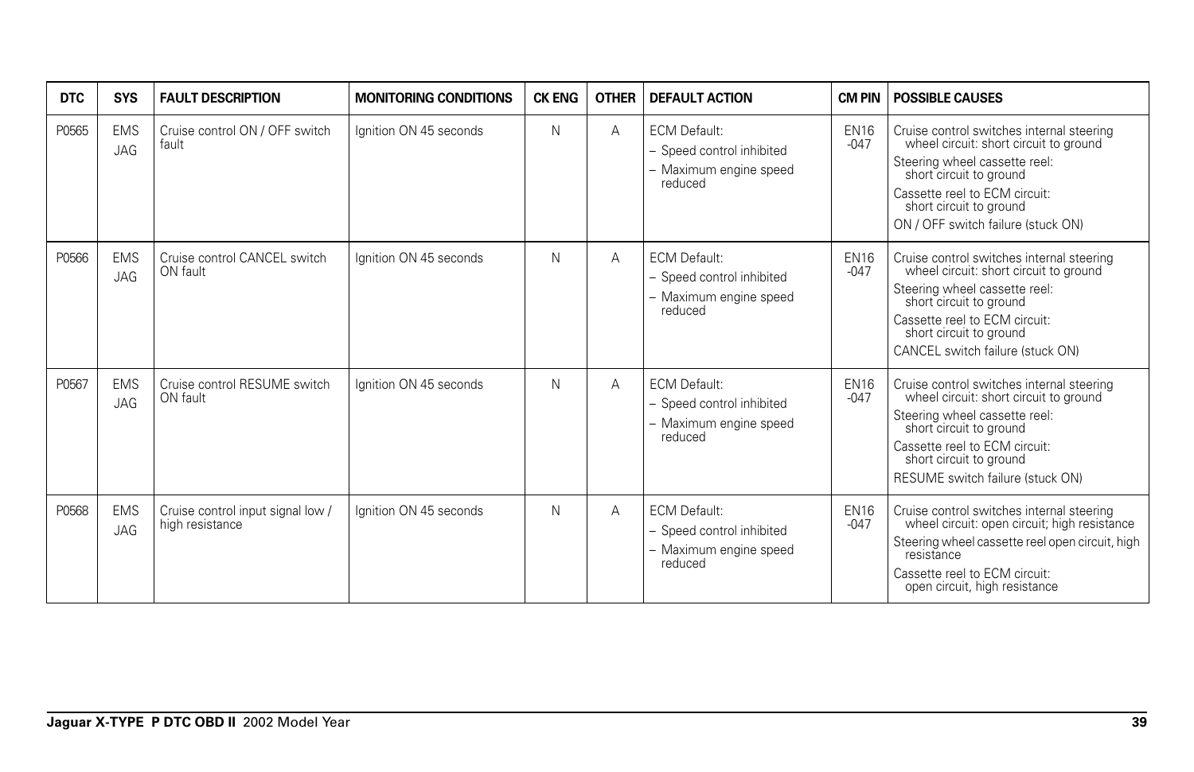| DTC | SYS | FAULT DESCRIPTION | MONITORING CONDITIONS | CK ENG | OTHER | DEFAULT ACTION | CM PIN | POSSIBLE CAUSES |
|---|---|---|---|---|---|---|---|---|
| P0565 | EMS JAG | Cruise control ON / OFF switch fault | Ignition ON 45 seconds | N | A | ECM Default:<br>– Speed control inhibited<br>– Maximum engine speed reduced | EN16 -047 | Cruise control switches internal steering wheel circuit: short circuit to ground<br>Steering wheel cassette reel: short circuit to ground<br>Cassette reel to ECM circuit: short circuit to ground<br>ON / OFF switch failure (stuck ON) |
| P0566 | EMS JAG | Cruise control CANCEL switch ON fault | Ignition ON 45 seconds | N | A | ECM Default:<br>– Speed control inhibited<br>– Maximum engine speed reduced | EN16 -047 | Cruise control switches internal steering wheel circuit: short circuit to ground<br>Steering wheel cassette reel: short circuit to ground<br>Cassette reel to ECM circuit: short circuit to ground<br>CANCEL switch failure (stuck ON) |
| P0567 | EMS JAG | Cruise control RESUME switch ON fault | Ignition ON 45 seconds | N | A | ECM Default:<br>– Speed control inhibited<br>– Maximum engine speed reduced | EN16 -047 | Cruise control switches internal steering wheel circuit: short circuit to ground<br>Steering wheel cassette reel: short circuit to ground<br>Cassette reel to ECM circuit: short circuit to ground<br>RESUME switch failure (stuck ON) |
| P0568 | EMS JAG | Cruise control input signal low / high resistance | Ignition ON 45 seconds | N | A | ECM Default:<br>– Speed control inhibited<br>– Maximum engine speed reduced | EN16 -047 | Cruise control switches internal steering wheel circuit: open circuit; high resistance<br>Steering wheel cassette reel open circuit, high resistance<br>Cassette reel to ECM circuit: open circuit, high resistance |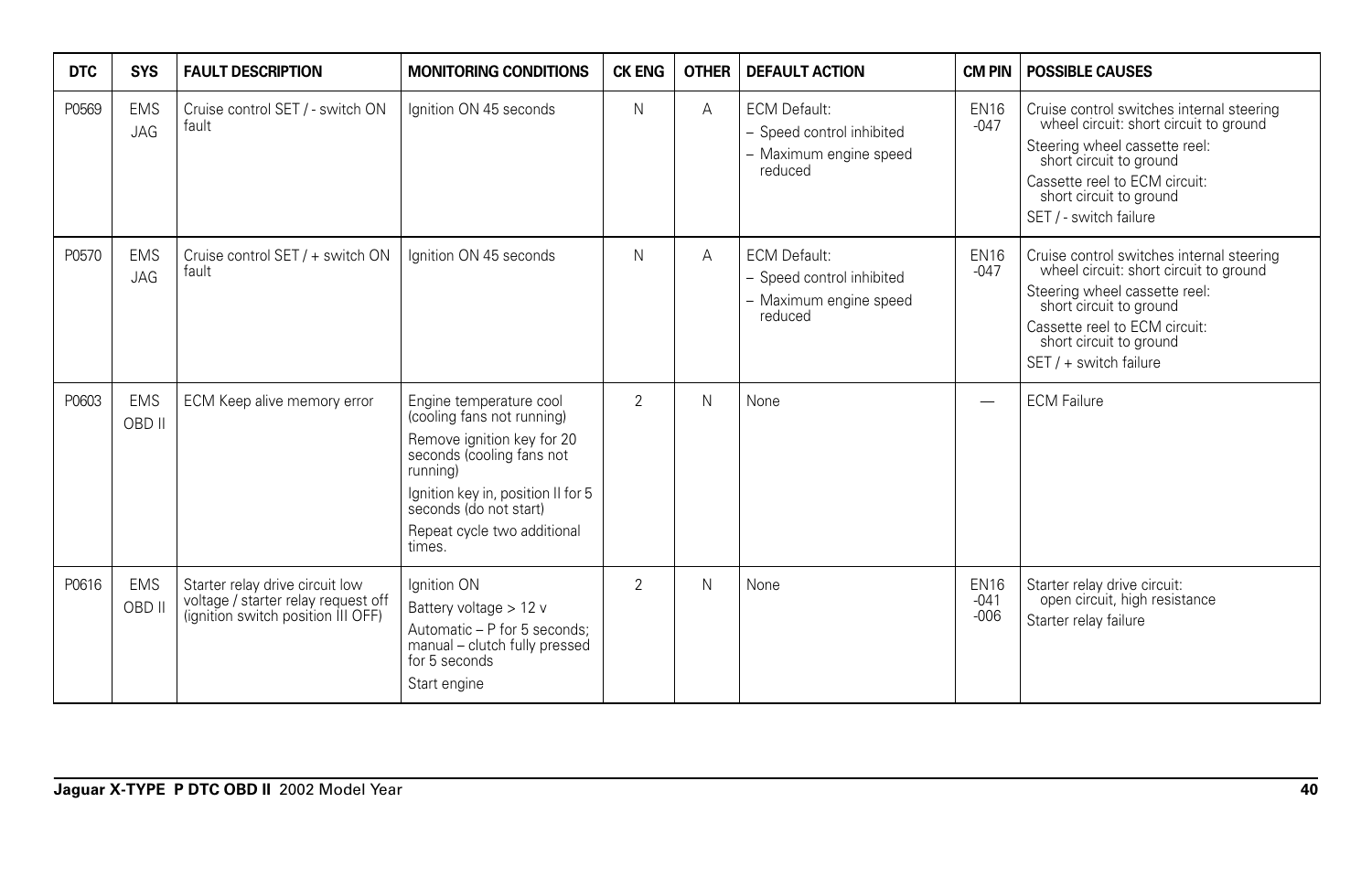| DTC | SYS | FAULT DESCRIPTION | MONITORING CONDITIONS | CK ENG | OTHER | DEFAULT ACTION | CM PIN | POSSIBLE CAUSES |
|---|---|---|---|---|---|---|---|---|
| P0569 | EMS JAG | Cruise control SET / - switch ON fault | Ignition ON 45 seconds | N | A | ECM Default:<br>– Speed control inhibited<br>– Maximum engine speed reduced | EN16 -047 | Cruise control switches internal steering wheel circuit: short circuit to ground<br>Steering wheel cassette reel: short circuit to ground<br>Cassette reel to ECM circuit: short circuit to ground<br>SET / - switch failure |
| P0570 | EMS JAG | Cruise control SET / + switch ON fault | Ignition ON 45 seconds | N | A | ECM Default:<br>– Speed control inhibited<br>– Maximum engine speed reduced | EN16 -047 | Cruise control switches internal steering wheel circuit: short circuit to ground<br>Steering wheel cassette reel: short circuit to ground<br>Cassette reel to ECM circuit: short circuit to ground<br>SET / + switch failure |
| P0603 | EMS OBD II | ECM Keep alive memory error | Engine temperature cool (cooling fans not running)<br>Remove ignition key for 20 seconds (cooling fans not running)<br>Ignition key in, position II for 5 seconds (do not start)<br>Repeat cycle two additional times. | 2 | N | None | — | ECM Failure |
| P0616 | EMS OBD II | Starter relay drive circuit low voltage / starter relay request off (ignition switch position III OFF) | Ignition ON<br>Battery voltage > 12 v<br>Automatic – P for 5 seconds; manual – clutch fully pressed for 5 seconds<br>Start engine | 2 | N | None | EN16 -041 -006 | Starter relay drive circuit: open circuit, high resistance<br>Starter relay failure |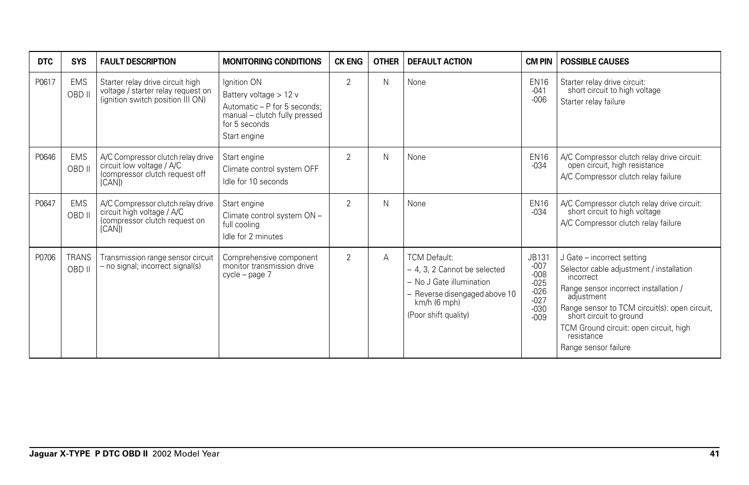| DTC | SYS | FAULT DESCRIPTION | MONITORING CONDITIONS | CK ENG | OTHER | DEFAULT ACTION | CM PIN | POSSIBLE CAUSES |
|---|---|---|---|---|---|---|---|---|
| P0617 | EMS OBD II | Starter relay drive circuit high voltage / starter relay request on (ignition switch position III ON) | Ignition ON<br>Battery voltage > 12 v<br>Automatic – P for 5 seconds; manual – clutch fully pressed for 5 seconds<br>Start engine | 2 | N | None | EN16 -041 -006 | Starter relay drive circuit: short circuit to high voltage<br>Starter relay failure |
| P0646 | EMS OBD II | A/C Compressor clutch relay drive circuit low voltage / A/C (compressor clutch request off [CAN]) | Start engine<br>Climate control system OFF<br>Idle for 10 seconds | 2 | N | None | EN16 -034 | A/C Compressor clutch relay drive circuit: open circuit, high resistance<br>A/C Compressor clutch relay failure |
| P0647 | EMS OBD II | A/C Compressor clutch relay drive circuit high voltage / A/C (compressor clutch request on [CAN]) | Start engine<br>Climate control system ON – full cooling<br>Idle for 2 minutes | 2 | N | None | EN16 -034 | A/C Compressor clutch relay drive circuit: short circuit to high voltage<br>A/C Compressor clutch relay failure |
| P0706 | TRANS OBD II | Transmission range sensor circuit – no signal; incorrect signal(s) | Comprehensive component monitor transmission drive cycle – page 7 | 2 | A | TCM Default:<br>– 4, 3, 2 Cannot be selected<br>– No J Gate illumination<br>– Reverse disengaged above 10 km/h (6 mph)<br>(Poor shift quality) | JB131 -007 -008 -025 -026 -027 -030 -009 | J Gate – incorrect setting<br>Selector cable adjustment / installation incorrect<br>Range sensor incorrect installation / adjustment<br>Range sensor to TCM circuit(s): open circuit, short circuit to ground<br>TCM Ground circuit: open circuit, high resistance<br>Range sensor failure |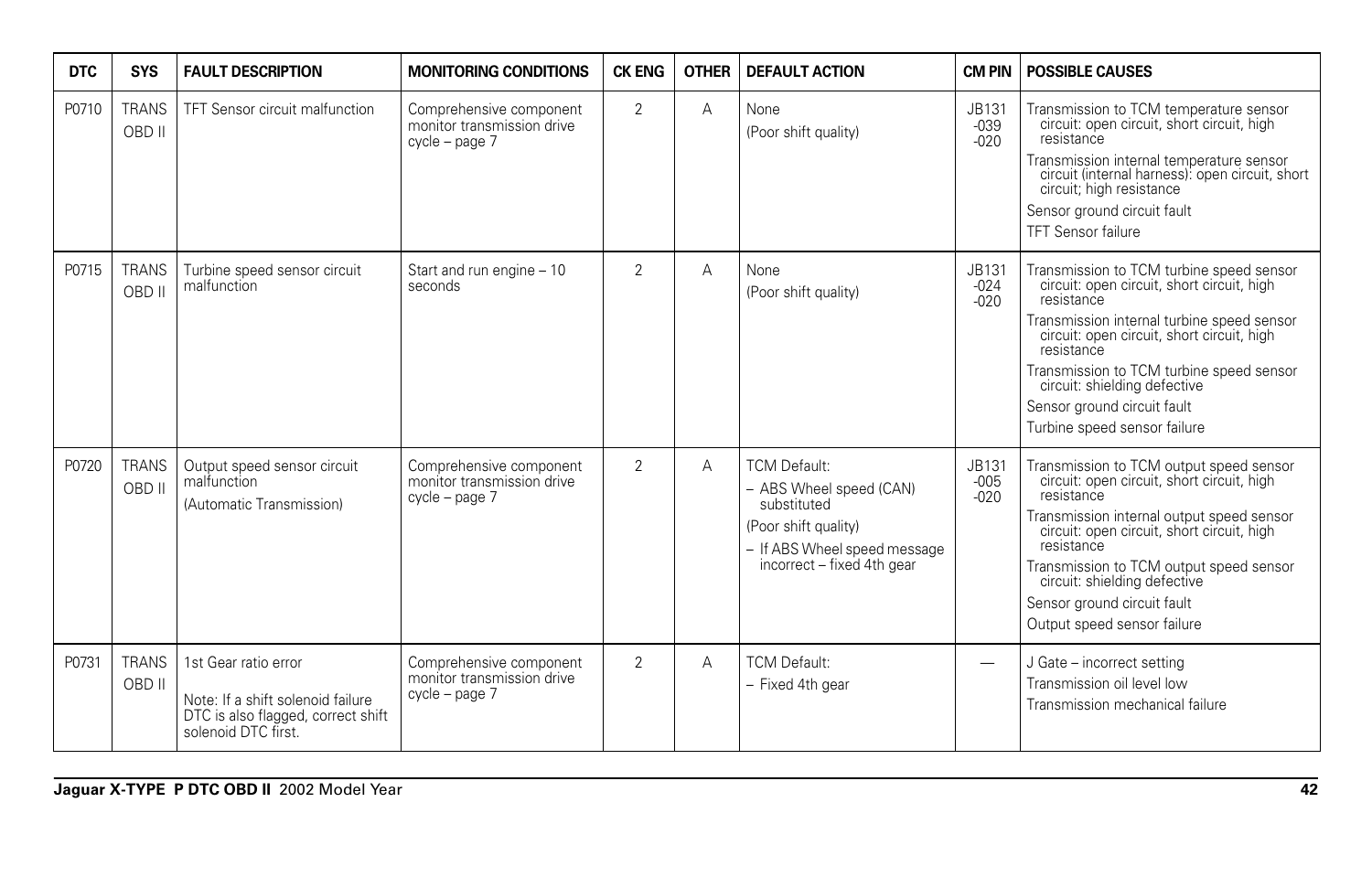| DTC | SYS | FAULT DESCRIPTION | MONITORING CONDITIONS | CK ENG | OTHER | DEFAULT ACTION | CM PIN | POSSIBLE CAUSES |
|---|---|---|---|---|---|---|---|---|
| P0710 | TRANS OBD II | TFT Sensor circuit malfunction | Comprehensive component monitor transmission drive cycle – page 7 | 2 | A | None<br>(Poor shift quality) | JB131 -039 -020 | Transmission to TCM temperature sensor circuit: open circuit, short circuit, high resistance<br>Transmission internal temperature sensor circuit (internal harness): open circuit, short circuit; high resistance<br>Sensor ground circuit fault<br>TFT Sensor failure |
| P0715 | TRANS OBD II | Turbine speed sensor circuit malfunction | Start and run engine – 10 seconds | 2 | A | None<br>(Poor shift quality) | JB131 -024 -020 | Transmission to TCM turbine speed sensor circuit: open circuit, short circuit, high resistance<br>Transmission internal turbine speed sensor circuit: open circuit, short circuit, high resistance<br>Transmission to TCM turbine speed sensor circuit: shielding defective<br>Sensor ground circuit fault<br>Turbine speed sensor failure |
| P0720 | TRANS OBD II | Output speed sensor circuit malfunction<br>(Automatic Transmission) | Comprehensive component monitor transmission drive cycle – page 7 | 2 | A | TCM Default:<br>– ABS Wheel speed (CAN) substituted<br>(Poor shift quality)<br>– If ABS Wheel speed message incorrect – fixed 4th gear | JB131 -005 -020 | Transmission to TCM output speed sensor circuit: open circuit, short circuit, high resistance<br>Transmission internal output speed sensor circuit: open circuit, short circuit, high resistance<br>Transmission to TCM output speed sensor circuit: shielding defective<br>Sensor ground circuit fault<br>Output speed sensor failure |
| P0731 | TRANS OBD II | 1st Gear ratio error<br>Note: If a shift solenoid failure DTC is also flagged, correct shift solenoid DTC first. | Comprehensive component monitor transmission drive cycle – page 7 | 2 | A | TCM Default:<br>– Fixed 4th gear | — | J Gate – incorrect setting<br>Transmission oil level low<br>Transmission mechanical failure |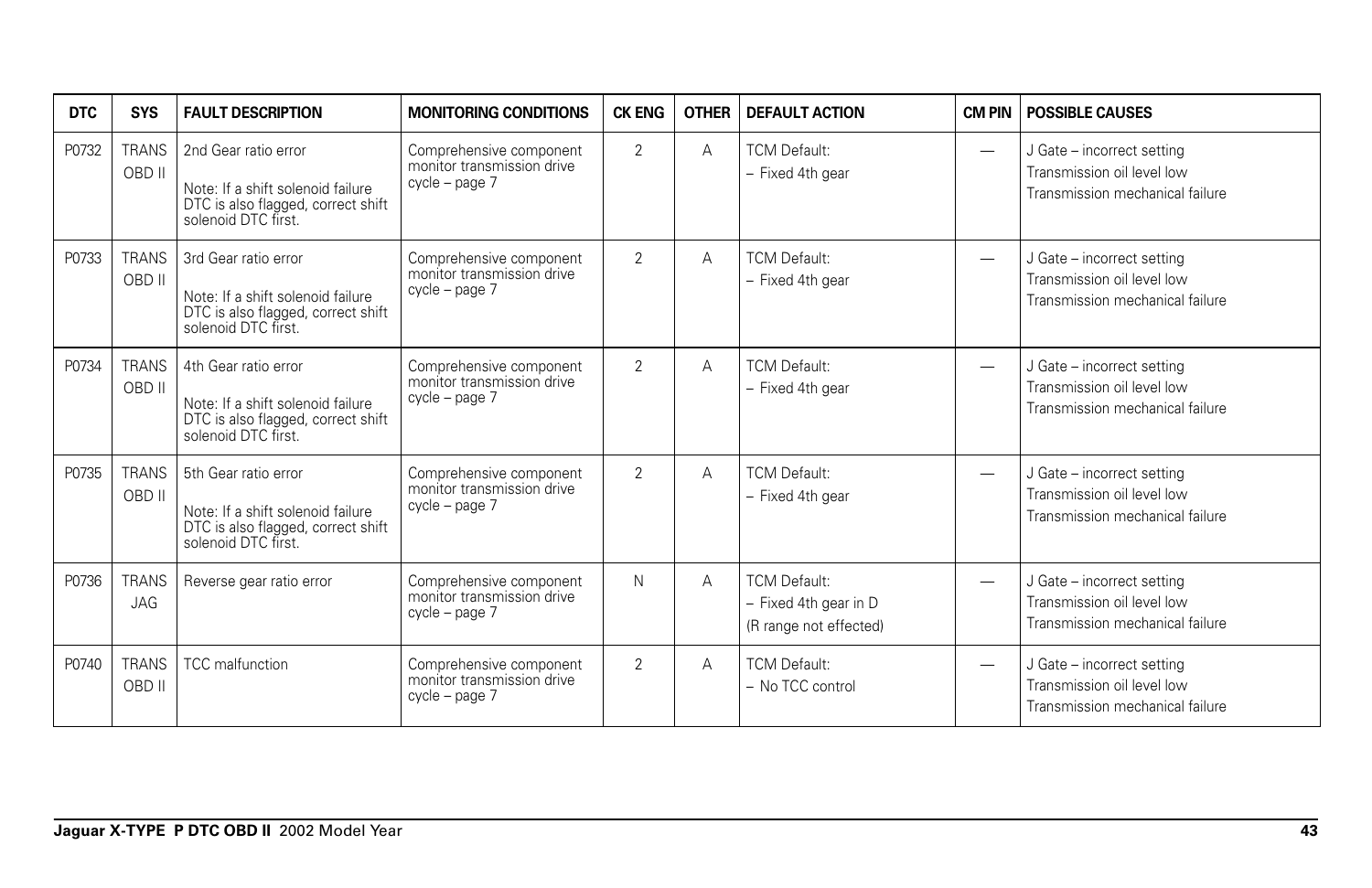| DTC | SYS | FAULT DESCRIPTION | MONITORING CONDITIONS | CK ENG | OTHER | DEFAULT ACTION | CM PIN | POSSIBLE CAUSES |
|---|---|---|---|---|---|---|---|---|
| P0732 | TRANS OBD II | 2nd Gear ratio error<br><br>Note: If a shift solenoid failure DTC is also flagged, correct shift solenoid DTC first. | Comprehensive component monitor transmission drive cycle – page 7 | 2 | A | TCM Default:<br>– Fixed 4th gear | — | J Gate – incorrect setting<br>Transmission oil level low<br>Transmission mechanical failure |
| P0733 | TRANS OBD II | 3rd Gear ratio error<br><br>Note: If a shift solenoid failure DTC is also flagged, correct shift solenoid DTC first. | Comprehensive component monitor transmission drive cycle – page 7 | 2 | A | TCM Default:<br>– Fixed 4th gear | — | J Gate – incorrect setting<br>Transmission oil level low<br>Transmission mechanical failure |
| P0734 | TRANS OBD II | 4th Gear ratio error<br><br>Note: If a shift solenoid failure DTC is also flagged, correct shift solenoid DTC first. | Comprehensive component monitor transmission drive cycle – page 7 | 2 | A | TCM Default:<br>– Fixed 4th gear | — | J Gate – incorrect setting<br>Transmission oil level low<br>Transmission mechanical failure |
| P0735 | TRANS OBD II | 5th Gear ratio error<br><br>Note: If a shift solenoid failure DTC is also flagged, correct shift solenoid DTC first. | Comprehensive component monitor transmission drive cycle – page 7 | 2 | A | TCM Default:<br>– Fixed 4th gear | — | J Gate – incorrect setting<br>Transmission oil level low<br>Transmission mechanical failure |
| P0736 | TRANS JAG | Reverse gear ratio error | Comprehensive component monitor transmission drive cycle – page 7 | N | A | TCM Default:<br>– Fixed 4th gear in D<br>(R range not effected) | — | J Gate – incorrect setting<br>Transmission oil level low<br>Transmission mechanical failure |
| P0740 | TRANS OBD II | TCC malfunction | Comprehensive component monitor transmission drive cycle – page 7 | 2 | A | TCM Default:<br>– No TCC control | — | J Gate – incorrect setting<br>Transmission oil level low<br>Transmission mechanical failure |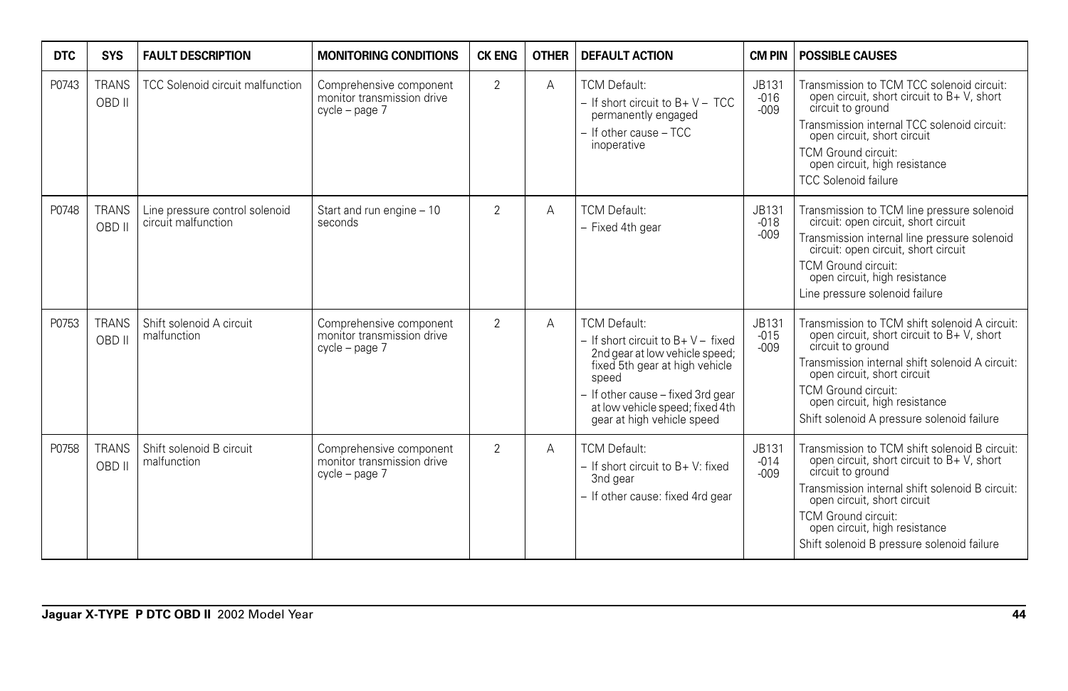| DTC | SYS | FAULT DESCRIPTION | MONITORING CONDITIONS | CK ENG | OTHER | DEFAULT ACTION | CM PIN | POSSIBLE CAUSES |
|---|---|---|---|---|---|---|---|---|
| P0743 | TRANS OBD II | TCC Solenoid circuit malfunction | Comprehensive component monitor transmission drive cycle – page 7 | 2 | A | TCM Default:<br>– If short circuit to B+ V – TCC permanently engaged<br>– If other cause – TCC inoperative | JB131 -016 -009 | Transmission to TCM TCC solenoid circuit: open circuit, short circuit to B+ V, short circuit to ground<br>Transmission internal TCC solenoid circuit: open circuit, short circuit<br>TCM Ground circuit: open circuit, high resistance<br>TCC Solenoid failure |
| P0748 | TRANS OBD II | Line pressure control solenoid circuit malfunction | Start and run engine – 10 seconds | 2 | A | TCM Default:<br>– Fixed 4th gear | JB131 -018 -009 | Transmission to TCM line pressure solenoid circuit: open circuit, short circuit<br>Transmission internal line pressure solenoid circuit: open circuit, short circuit<br>TCM Ground circuit: open circuit, high resistance<br>Line pressure solenoid failure |
| P0753 | TRANS OBD II | Shift solenoid A circuit malfunction | Comprehensive component monitor transmission drive cycle – page 7 | 2 | A | TCM Default:<br>– If short circuit to B+ V – fixed 2nd gear at low vehicle speed; fixed 5th gear at high vehicle speed<br>– If other cause – fixed 3rd gear at low vehicle speed; fixed 4th gear at high vehicle speed | JB131 -015 -009 | Transmission to TCM shift solenoid A circuit: open circuit, short circuit to B+ V, short circuit to ground<br>Transmission internal shift solenoid A circuit: open circuit, short circuit<br>TCM Ground circuit: open circuit, high resistance<br>Shift solenoid A pressure solenoid failure |
| P0758 | TRANS OBD II | Shift solenoid B circuit malfunction | Comprehensive component monitor transmission drive cycle – page 7 | 2 | A | TCM Default:<br>– If short circuit to B+ V: fixed 3nd gear<br>– If other cause: fixed 4rd gear | JB131 -014 -009 | Transmission to TCM shift solenoid B circuit: open circuit, short circuit to B+ V, short circuit to ground<br>Transmission internal shift solenoid B circuit: open circuit, short circuit<br>TCM Ground circuit: open circuit, high resistance<br>Shift solenoid B pressure solenoid failure |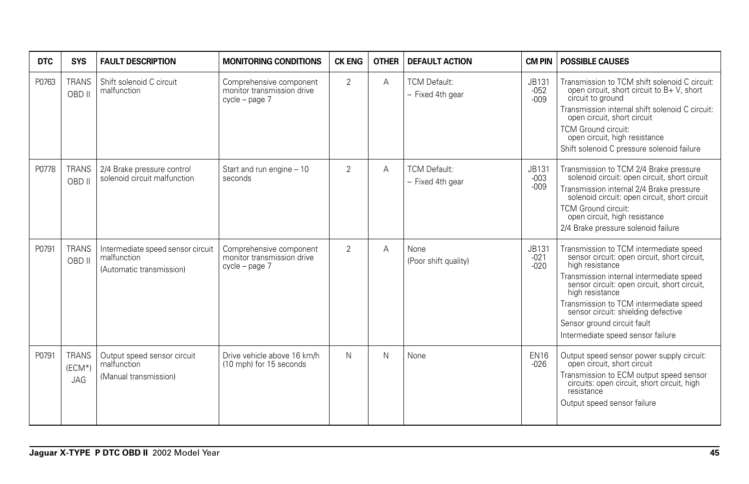| DTC | SYS | FAULT DESCRIPTION | MONITORING CONDITIONS | CK ENG | OTHER | DEFAULT ACTION | CM PIN | POSSIBLE CAUSES |
|---|---|---|---|---|---|---|---|---|
| P0763 | TRANS OBD II | Shift solenoid C circuit malfunction | Comprehensive component monitor transmission drive cycle – page 7 | 2 | A | TCM Default:<br>– Fixed 4th gear | JB131 -052 -009 | Transmission to TCM shift solenoid C circuit: open circuit, short circuit to B+ V, short circuit to ground<br>Transmission internal shift solenoid C circuit: open circuit, short circuit<br>TCM Ground circuit: open circuit, high resistance<br>Shift solenoid C pressure solenoid failure |
| P0778 | TRANS OBD II | 2/4 Brake pressure control solenoid circuit malfunction | Start and run engine – 10 seconds | 2 | A | TCM Default:<br>– Fixed 4th gear | JB131 -003 -009 | Transmission to TCM 2/4 Brake pressure solenoid circuit: open circuit, short circuit<br>Transmission internal 2/4 Brake pressure solenoid circuit: open circuit, short circuit<br>TCM Ground circuit: open circuit, high resistance<br>2/4 Brake pressure solenoid failure |
| P0791 | TRANS OBD II | Intermediate speed sensor circuit malfunction<br>(Automatic transmission) | Comprehensive component monitor transmission drive cycle – page 7 | 2 | A | None<br>(Poor shift quality) | JB131 -021 -020 | Transmission to TCM intermediate speed sensor circuit: open circuit, short circuit, high resistance<br>Transmission internal intermediate speed sensor circuit: open circuit, short circuit, high resistance<br>Transmission to TCM intermediate speed sensor circuit: shielding defective<br>Sensor ground circuit fault<br>Intermediate speed sensor failure |
| P0791 | TRANS (ECM*) JAG | Output speed sensor circuit malfunction<br>(Manual transmission) | Drive vehicle above 16 km/h (10 mph) for 15 seconds | N | N | None | EN16 -026 | Output speed sensor power supply circuit: open circuit, short circuit<br>Transmission to ECM output speed sensor circuits: open circuit, short circuit, high resistance<br>Output speed sensor failure |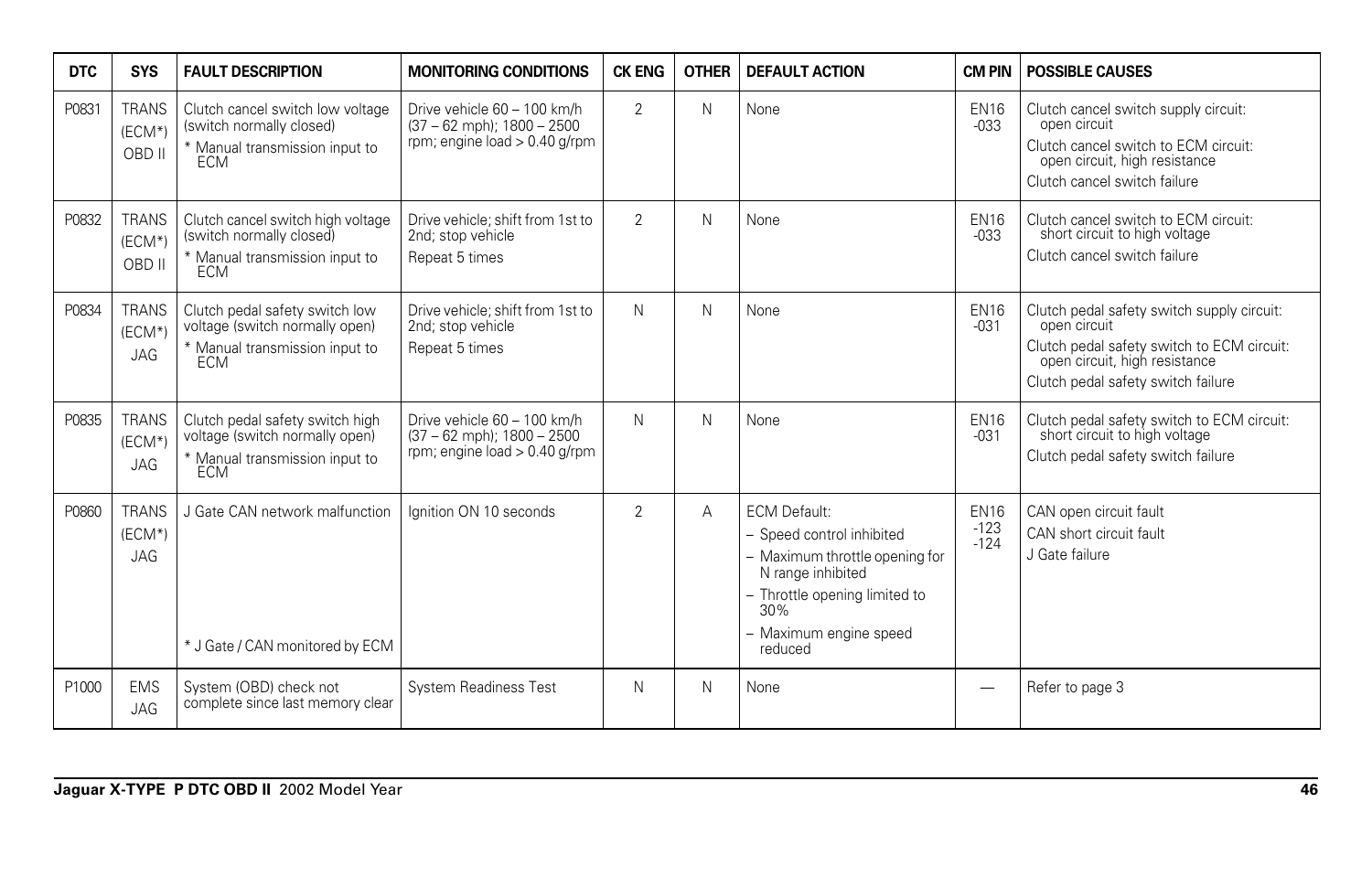| DTC | SYS | FAULT DESCRIPTION | MONITORING CONDITIONS | CK ENG | OTHER | DEFAULT ACTION | CM PIN | POSSIBLE CAUSES |
|---|---|---|---|---|---|---|---|---|
| P0831 | TRANS (ECM*) OBD II | Clutch cancel switch low voltage (switch normally closed)<br>* Manual transmission input to ECM | Drive vehicle 60 – 100 km/h (37 – 62 mph); 1800 – 2500 rpm; engine load > 0.40 g/rpm | 2 | N | None | EN16 -033 | Clutch cancel switch supply circuit: open circuit<br>Clutch cancel switch to ECM circuit: open circuit, high resistance<br>Clutch cancel switch failure |
| P0832 | TRANS (ECM*) OBD II | Clutch cancel switch high voltage (switch normally closed)<br>* Manual transmission input to ECM | Drive vehicle; shift from 1st to 2nd; stop vehicle<br>Repeat 5 times | 2 | N | None | EN16 -033 | Clutch cancel switch to ECM circuit: short circuit to high voltage<br>Clutch cancel switch failure |
| P0834 | TRANS (ECM*) JAG | Clutch pedal safety switch low voltage (switch normally open)<br>* Manual transmission input to ECM | Drive vehicle; shift from 1st to 2nd; stop vehicle<br>Repeat 5 times | N | N | None | EN16 -031 | Clutch pedal safety switch supply circuit: open circuit<br>Clutch pedal safety switch to ECM circuit: open circuit, high resistance<br>Clutch pedal safety switch failure |
| P0835 | TRANS (ECM*) JAG | Clutch pedal safety switch high voltage (switch normally open)<br>* Manual transmission input to ECM | Drive vehicle 60 – 100 km/h (37 – 62 mph); 1800 – 2500 rpm; engine load > 0.40 g/rpm | N | N | None | EN16 -031 | Clutch pedal safety switch to ECM circuit: short circuit to high voltage<br>Clutch pedal safety switch failure |
| P0860 | TRANS (ECM*) JAG | J Gate CAN network malfunction<br>* J Gate / CAN monitored by ECM | Ignition ON 10 seconds | 2 | A | ECM Default:<br>– Speed control inhibited<br>– Maximum throttle opening for N range inhibited<br>– Throttle opening limited to 30%<br>– Maximum engine speed reduced | EN16 -123 -124 | CAN open circuit fault<br>CAN short circuit fault<br>J Gate failure |
| P1000 | EMS JAG | System (OBD) check not complete since last memory clear | System Readiness Test | N | N | None | — | Refer to page 3 |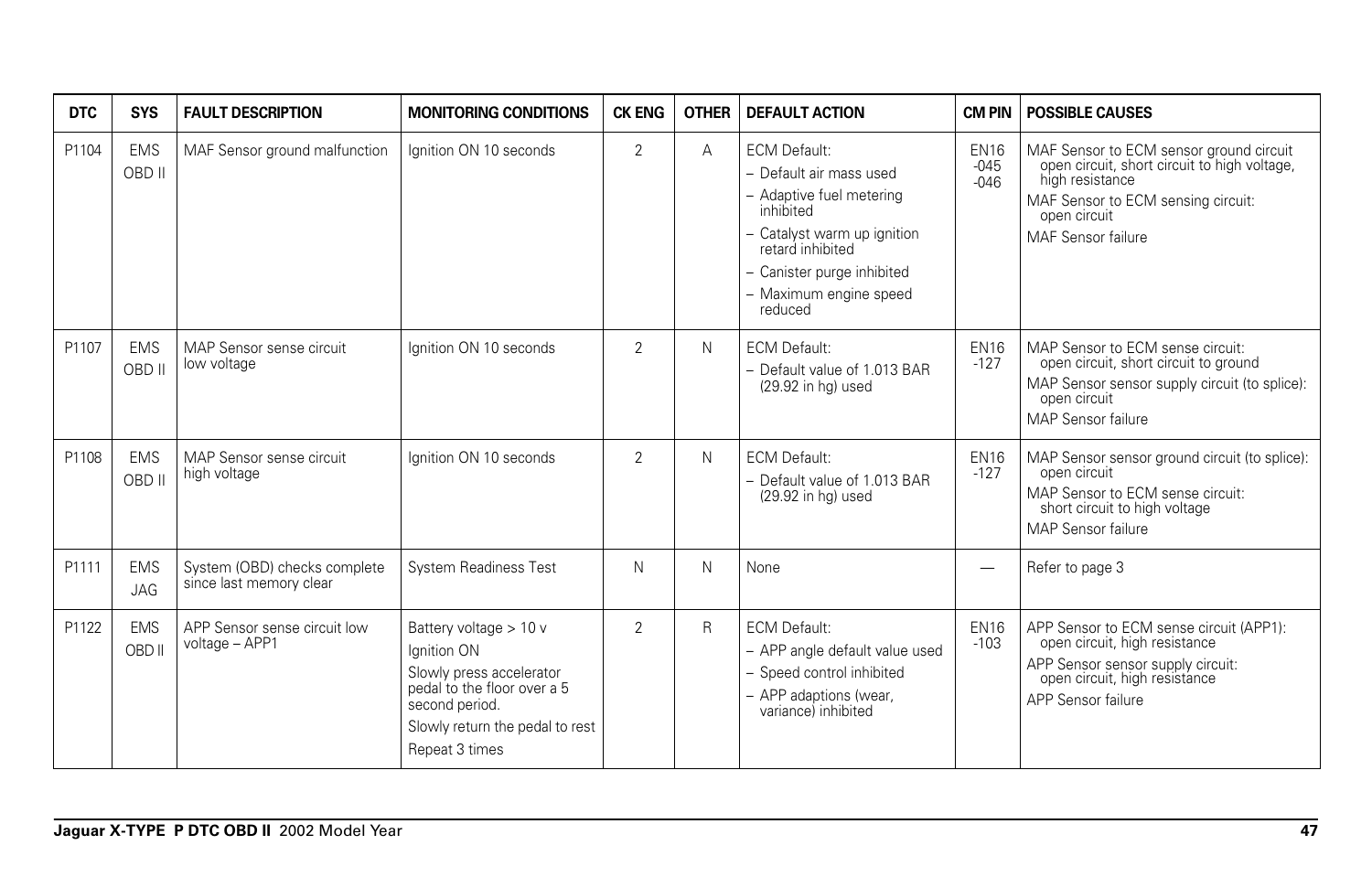| DTC | SYS | FAULT DESCRIPTION | MONITORING CONDITIONS | CK ENG | OTHER | DEFAULT ACTION | CM PIN | POSSIBLE CAUSES |
|---|---|---|---|---|---|---|---|---|
| P1104 | EMS OBD II | MAF Sensor ground malfunction | Ignition ON 10 seconds | 2 | A | ECM Default:<br>– Default air mass used<br>– Adaptive fuel metering inhibited<br>– Catalyst warm up ignition retard inhibited<br>– Canister purge inhibited<br>– Maximum engine speed reduced | EN16 -045 -046 | MAF Sensor to ECM sensor ground circuit open circuit, short circuit to high voltage, high resistance<br>MAF Sensor to ECM sensing circuit: open circuit<br>MAF Sensor failure |
| P1107 | EMS OBD II | MAP Sensor sense circuit low voltage | Ignition ON 10 seconds | 2 | N | ECM Default:<br>– Default value of 1.013 BAR (29.92 in hg) used | EN16 -127 | MAP Sensor to ECM sense circuit: open circuit, short circuit to ground<br>MAP Sensor sensor supply circuit (to splice): open circuit<br>MAP Sensor failure |
| P1108 | EMS OBD II | MAP Sensor sense circuit high voltage | Ignition ON 10 seconds | 2 | N | ECM Default:<br>– Default value of 1.013 BAR (29.92 in hg) used | EN16 -127 | MAP Sensor sensor ground circuit (to splice): open circuit<br>MAP Sensor to ECM sense circuit: short circuit to high voltage<br>MAP Sensor failure |
| P1111 | EMS JAG | System (OBD) checks complete since last memory clear | System Readiness Test | N | N | None | — | Refer to page 3 |
| P1122 | EMS OBD II | APP Sensor sense circuit low voltage – APP1 | Battery voltage > 10 v<br>Ignition ON<br>Slowly press accelerator pedal to the floor over a 5 second period.<br>Slowly return the pedal to rest<br>Repeat 3 times | 2 | R | ECM Default:<br>– APP angle default value used<br>– Speed control inhibited<br>– APP adaptions (wear, variance) inhibited | EN16 -103 | APP Sensor to ECM sense circuit (APP1): open circuit, high resistance<br>APP Sensor sensor supply circuit: open circuit, high resistance<br>APP Sensor failure |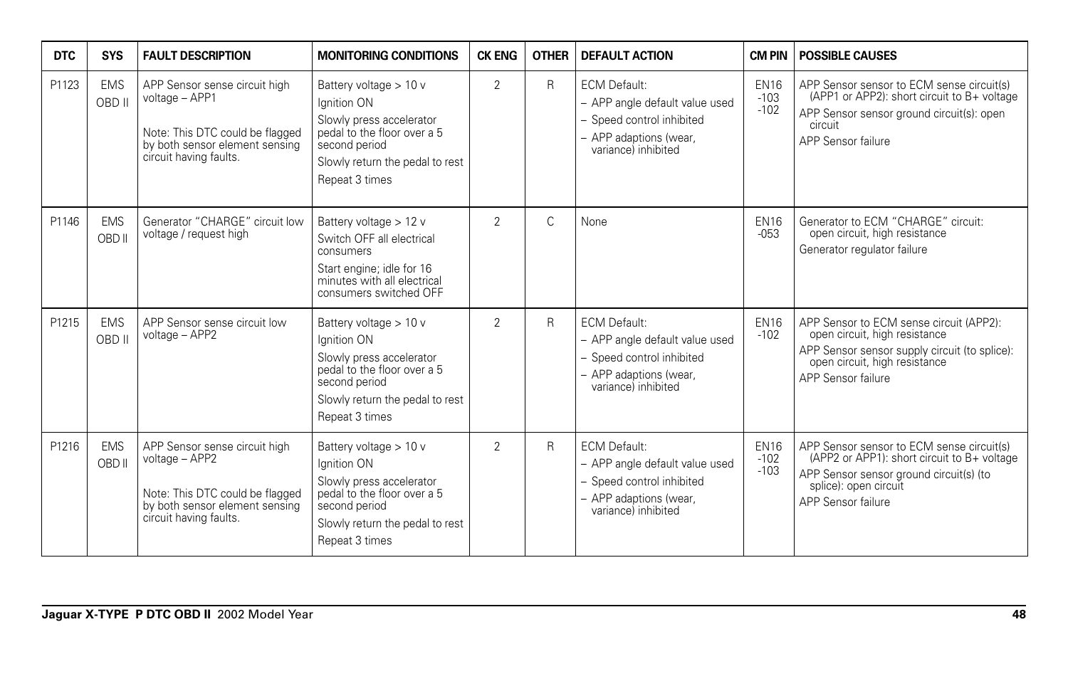| DTC | SYS | FAULT DESCRIPTION | MONITORING CONDITIONS | CK ENG | OTHER | DEFAULT ACTION | CM PIN | POSSIBLE CAUSES |
|---|---|---|---|---|---|---|---|---|
| P1123 | EMS OBD II | APP Sensor sense circuit high voltage – APP1<br><br>Note: This DTC could be flagged by both sensor element sensing circuit having faults. | Battery voltage > 10 v<br>Ignition ON<br>Slowly press accelerator pedal to the floor over a 5 second period<br>Slowly return the pedal to rest<br>Repeat 3 times | 2 | R | ECM Default:<br>– APP angle default value used<br>– Speed control inhibited<br>– APP adaptions (wear, variance) inhibited | EN16 -103 -102 | APP Sensor sensor to ECM sense circuit(s) (APP1 or APP2): short circuit to B+ voltage<br>APP Sensor sensor ground circuit(s): open circuit<br>APP Sensor failure |
| P1146 | EMS OBD II | Generator "CHARGE" circuit low voltage / request high | Battery voltage > 12 v<br>Switch OFF all electrical consumers<br>Start engine; idle for 16 minutes with all electrical consumers switched OFF | 2 | C | None | EN16 -053 | Generator to ECM "CHARGE" circuit: open circuit, high resistance<br>Generator regulator failure |
| P1215 | EMS OBD II | APP Sensor sense circuit low voltage – APP2 | Battery voltage > 10 v<br>Ignition ON<br>Slowly press accelerator pedal to the floor over a 5 second period<br>Slowly return the pedal to rest<br>Repeat 3 times | 2 | R | ECM Default:<br>– APP angle default value used<br>– Speed control inhibited<br>– APP adaptions (wear, variance) inhibited | EN16 -102 | APP Sensor to ECM sense circuit (APP2): open circuit, high resistance<br>APP Sensor sensor supply circuit (to splice): open circuit, high resistance<br>APP Sensor failure |
| P1216 | EMS OBD II | APP Sensor sense circuit high voltage – APP2<br><br>Note: This DTC could be flagged by both sensor element sensing circuit having faults. | Battery voltage > 10 v<br>Ignition ON<br>Slowly press accelerator pedal to the floor over a 5 second period<br>Slowly return the pedal to rest<br>Repeat 3 times | 2 | R | ECM Default:<br>– APP angle default value used<br>– Speed control inhibited<br>– APP adaptions (wear, variance) inhibited | EN16 -102 -103 | APP Sensor sensor to ECM sense circuit(s) (APP2 or APP1): short circuit to B+ voltage<br>APP Sensor sensor ground circuit(s) (to splice): open circuit<br>APP Sensor failure |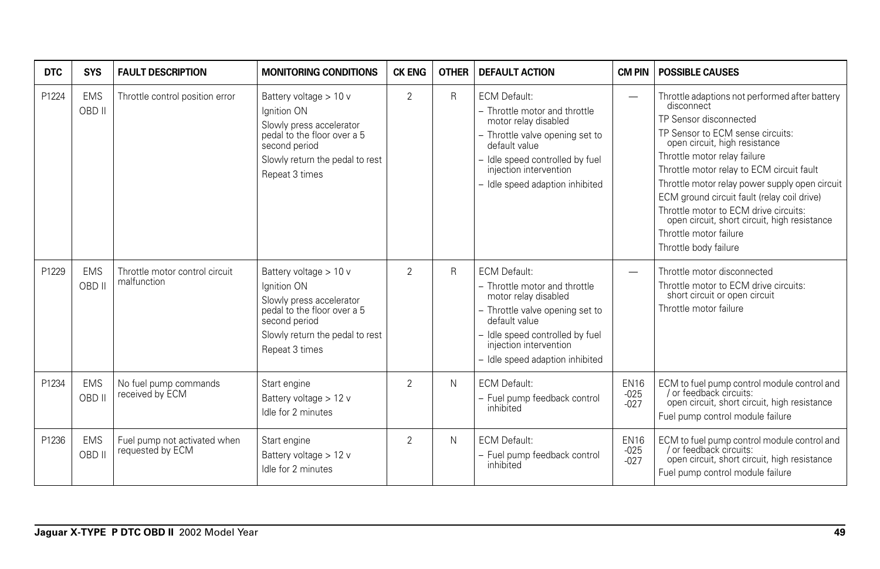| DTC | SYS | FAULT DESCRIPTION | MONITORING CONDITIONS | CK ENG | OTHER | DEFAULT ACTION | CM PIN | POSSIBLE CAUSES |
|---|---|---|---|---|---|---|---|---|
| P1224 | EMS OBD II | Throttle control position error | Battery voltage > 10 v<br>Ignition ON<br>Slowly press accelerator pedal to the floor over a 5 second period<br>Slowly return the pedal to rest<br>Repeat 3 times | 2 | R | ECM Default:<br>– Throttle motor and throttle motor relay disabled<br>– Throttle valve opening set to default value<br>– Idle speed controlled by fuel injection intervention<br>– Idle speed adaption inhibited | — | Throttle adaptions not performed after battery disconnect<br>TP Sensor disconnected<br>TP Sensor to ECM sense circuits: open circuit, high resistance<br>Throttle motor relay failure<br>Throttle motor relay to ECM circuit fault<br>Throttle motor relay power supply open circuit<br>ECM ground circuit fault (relay coil drive)<br>Throttle motor to ECM drive circuits: open circuit, short circuit, high resistance<br>Throttle motor failure<br>Throttle body failure |
| P1229 | EMS OBD II | Throttle motor control circuit malfunction | Battery voltage > 10 v<br>Ignition ON<br>Slowly press accelerator pedal to the floor over a 5 second period<br>Slowly return the pedal to rest<br>Repeat 3 times | 2 | R | ECM Default:<br>– Throttle motor and throttle motor relay disabled<br>– Throttle valve opening set to default value<br>– Idle speed controlled by fuel injection intervention<br>– Idle speed adaption inhibited | — | Throttle motor disconnected<br>Throttle motor to ECM drive circuits: short circuit or open circuit<br>Throttle motor failure |
| P1234 | EMS OBD II | No fuel pump commands received by ECM | Start engine<br>Battery voltage > 12 v<br>Idle for 2 minutes | 2 | N | ECM Default:<br>– Fuel pump feedback control inhibited | EN16 -025 -027 | ECM to fuel pump control module control and / or feedback circuits: open circuit, short circuit, high resistance<br>Fuel pump control module failure |
| P1236 | EMS OBD II | Fuel pump not activated when requested by ECM | Start engine<br>Battery voltage > 12 v<br>Idle for 2 minutes | 2 | N | ECM Default:<br>– Fuel pump feedback control inhibited | EN16 -025 -027 | ECM to fuel pump control module control and / or feedback circuits: open circuit, short circuit, high resistance<br>Fuel pump control module failure |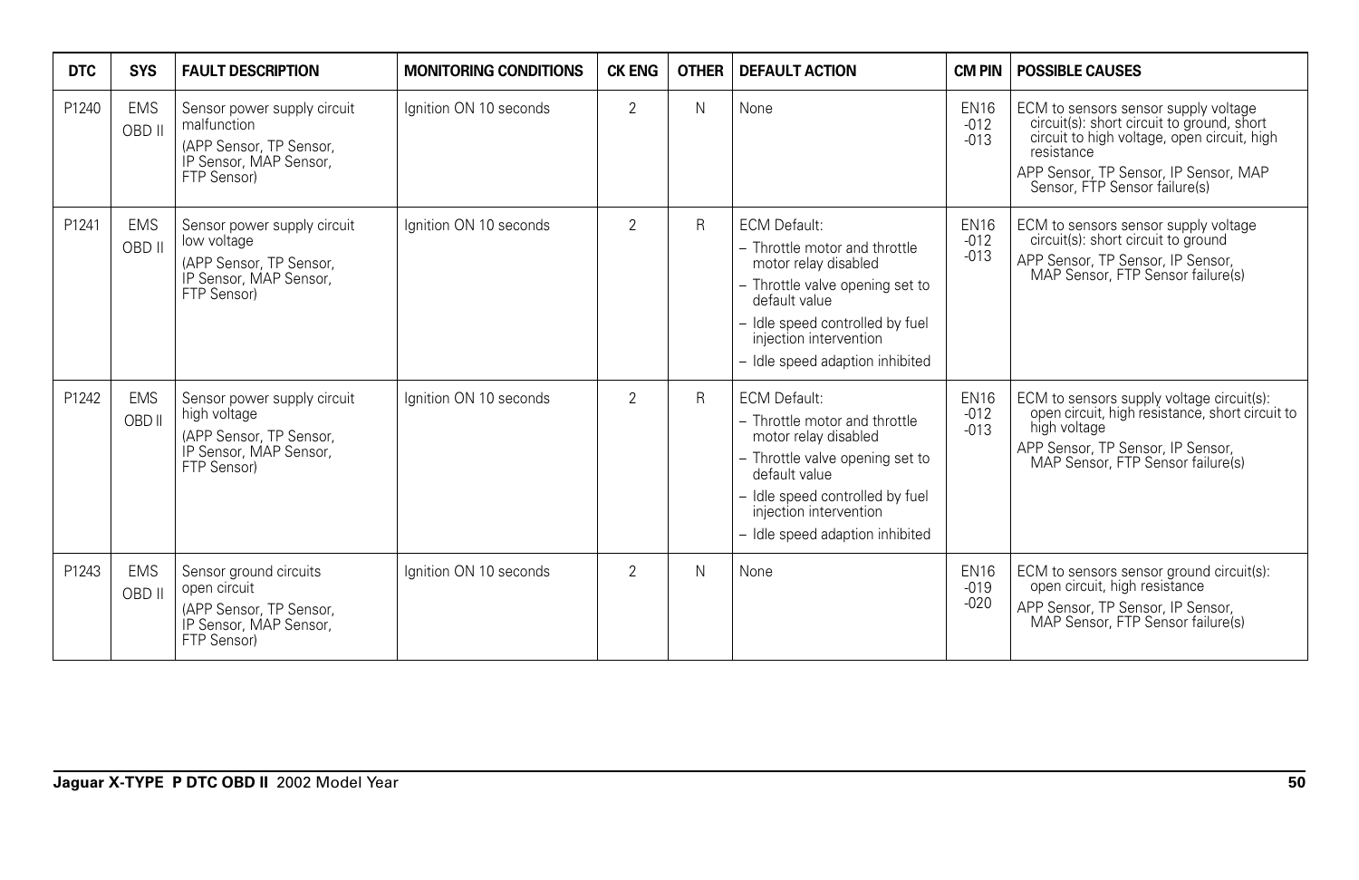| DTC | SYS | FAULT DESCRIPTION | MONITORING CONDITIONS | CK ENG | OTHER | DEFAULT ACTION | CM PIN | POSSIBLE CAUSES |
|---|---|---|---|---|---|---|---|---|
| P1240 | EMS OBD II | Sensor power supply circuit malfunction (APP Sensor, TP Sensor, IP Sensor, MAP Sensor, FTP Sensor) | Ignition ON 10 seconds | 2 | N | None | EN16 -012 -013 | ECM to sensors sensor supply voltage circuit(s): short circuit to ground, short circuit to high voltage, open circuit, high resistance<br>APP Sensor, TP Sensor, IP Sensor, MAP Sensor, FTP Sensor failure(s) |
| P1241 | EMS OBD II | Sensor power supply circuit low voltage (APP Sensor, TP Sensor, IP Sensor, MAP Sensor, FTP Sensor) | Ignition ON 10 seconds | 2 | R | ECM Default:<br>– Throttle motor and throttle motor relay disabled<br>– Throttle valve opening set to default value<br>– Idle speed controlled by fuel injection intervention<br>– Idle speed adaption inhibited | EN16 -012 -013 | ECM to sensors sensor supply voltage circuit(s): short circuit to ground<br>APP Sensor, TP Sensor, IP Sensor, MAP Sensor, FTP Sensor failure(s) |
| P1242 | EMS OBD II | Sensor power supply circuit high voltage (APP Sensor, TP Sensor, IP Sensor, MAP Sensor, FTP Sensor) | Ignition ON 10 seconds | 2 | R | ECM Default:<br>– Throttle motor and throttle motor relay disabled<br>– Throttle valve opening set to default value<br>– Idle speed controlled by fuel injection intervention<br>– Idle speed adaption inhibited | EN16 -012 -013 | ECM to sensors supply voltage circuit(s): open circuit, high resistance, short circuit to high voltage<br>APP Sensor, TP Sensor, IP Sensor, MAP Sensor, FTP Sensor failure(s) |
| P1243 | EMS OBD II | Sensor ground circuits open circuit (APP Sensor, TP Sensor, IP Sensor, MAP Sensor, FTP Sensor) | Ignition ON 10 seconds | 2 | N | None | EN16 -019 -020 | ECM to sensors sensor ground circuit(s): open circuit, high resistance<br>APP Sensor, TP Sensor, IP Sensor, MAP Sensor, FTP Sensor failure(s) |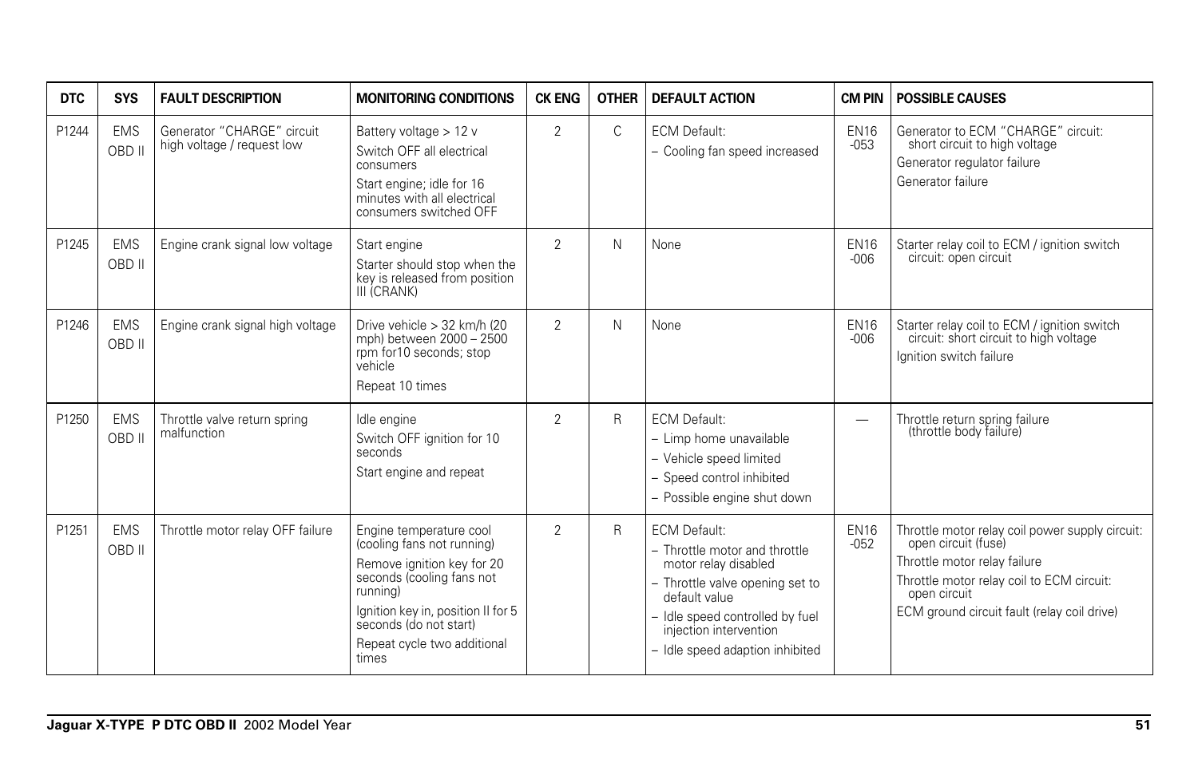| DTC | SYS | FAULT DESCRIPTION | MONITORING CONDITIONS | CK ENG | OTHER | DEFAULT ACTION | CM PIN | POSSIBLE CAUSES |
|---|---|---|---|---|---|---|---|---|
| P1244 | EMS OBD II | Generator "CHARGE" circuit high voltage / request low | Battery voltage > 12 v<br>Switch OFF all electrical consumers<br>Start engine; idle for 16 minutes with all electrical consumers switched OFF | 2 | C | ECM Default:<br>– Cooling fan speed increased | EN16 -053 | Generator to ECM "CHARGE" circuit: short circuit to high voltage<br>Generator regulator failure<br>Generator failure |
| P1245 | EMS OBD II | Engine crank signal low voltage | Start engine<br>Starter should stop when the key is released from position III (CRANK) | 2 | N | None | EN16 -006 | Starter relay coil to ECM / ignition switch circuit: open circuit |
| P1246 | EMS OBD II | Engine crank signal high voltage | Drive vehicle > 32 km/h (20 mph) between 2000 – 2500 rpm for10 seconds; stop vehicle<br>Repeat 10 times | 2 | N | None | EN16 -006 | Starter relay coil to ECM / ignition switch circuit: short circuit to high voltage<br>Ignition switch failure |
| P1250 | EMS OBD II | Throttle valve return spring malfunction | Idle engine<br>Switch OFF ignition for 10 seconds<br>Start engine and repeat | 2 | R | ECM Default:<br>– Limp home unavailable<br>– Vehicle speed limited<br>– Speed control inhibited<br>– Possible engine shut down | — | Throttle return spring failure (throttle body failure) |
| P1251 | EMS OBD II | Throttle motor relay OFF failure | Engine temperature cool (cooling fans not running)<br>Remove ignition key for 20 seconds (cooling fans not running)<br>Ignition key in, position II for 5 seconds (do not start)<br>Repeat cycle two additional times | 2 | R | ECM Default:<br>– Throttle motor and throttle motor relay disabled<br>– Throttle valve opening set to default value<br>– Idle speed controlled by fuel injection intervention<br>– Idle speed adaption inhibited | EN16 -052 | Throttle motor relay coil power supply circuit: open circuit (fuse)<br>Throttle motor relay failure<br>Throttle motor relay coil to ECM circuit: open circuit<br>ECM ground circuit fault (relay coil drive) |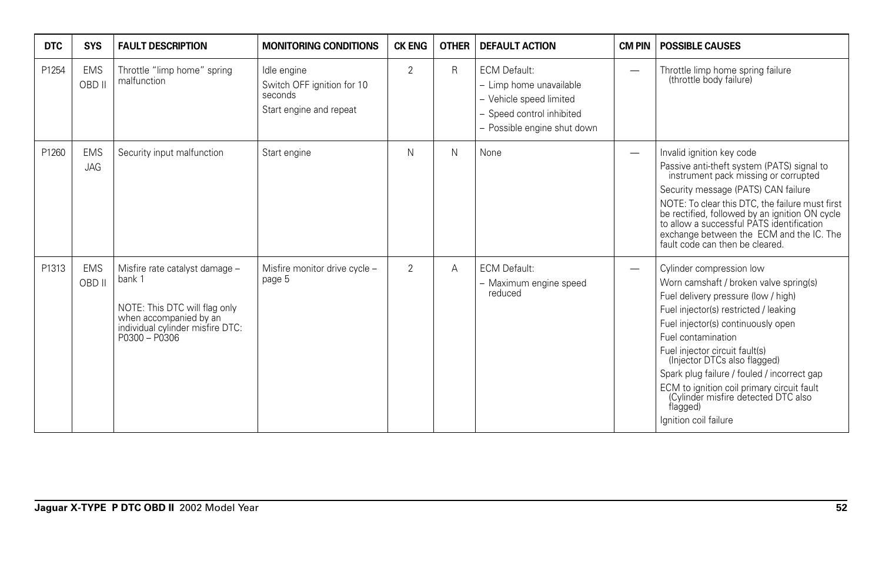| DTC | SYS | FAULT DESCRIPTION | MONITORING CONDITIONS | CK ENG | OTHER | DEFAULT ACTION | CM PIN | POSSIBLE CAUSES |
|---|---|---|---|---|---|---|---|---|
| P1254 | EMS OBD II | Throttle "limp home" spring malfunction | Idle engine<br>Switch OFF ignition for 10 seconds<br>Start engine and repeat | 2 | R | ECM Default:<br>– Limp home unavailable<br>– Vehicle speed limited<br>– Speed control inhibited<br>– Possible engine shut down | — | Throttle limp home spring failure (throttle body failure) |
| P1260 | EMS JAG | Security input malfunction | Start engine | N | N | None | — | Invalid ignition key code<br>Passive anti-theft system (PATS) signal to instrument pack missing or corrupted<br>Security message (PATS) CAN failure<br>NOTE: To clear this DTC, the failure must first be rectified, followed by an ignition ON cycle to allow a successful PATS identification exchange between the ECM and the IC. The fault code can then be cleared. |
| P1313 | EMS OBD II | Misfire rate catalyst damage – bank 1<br>NOTE: This DTC will flag only when accompanied by an individual cylinder misfire DTC: P0300 – P0306 | Misfire monitor drive cycle – page 5 | 2 | A | ECM Default:<br>– Maximum engine speed reduced | — | Cylinder compression low<br>Worn camshaft / broken valve spring(s)<br>Fuel delivery pressure (low / high)<br>Fuel injector(s) restricted / leaking<br>Fuel injector(s) continuously open<br>Fuel contamination<br>Fuel injector circuit fault(s) (Injector DTCs also flagged)<br>Spark plug failure / fouled / incorrect gap<br>ECM to ignition coil primary circuit fault (Cylinder misfire detected DTC also flagged)<br>Ignition coil failure |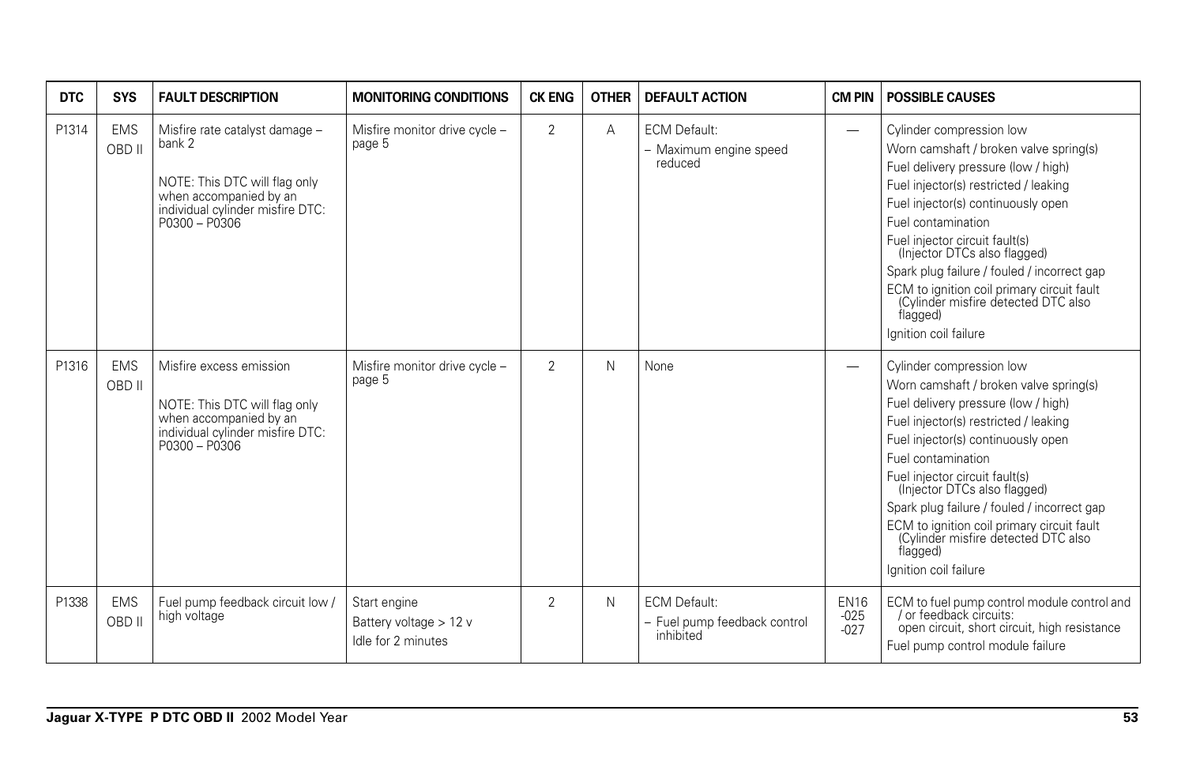| DTC | SYS | FAULT DESCRIPTION | MONITORING CONDITIONS | CK ENG | OTHER | DEFAULT ACTION | CM PIN | POSSIBLE CAUSES |
|---|---|---|---|---|---|---|---|---|
| P1314 | EMS OBD II | Misfire rate catalyst damage – bank 2<br><br>NOTE: This DTC will flag only when accompanied by an individual cylinder misfire DTC: P0300 – P0306 | Misfire monitor drive cycle – page 5 | 2 | A | ECM Default:<br>– Maximum engine speed reduced | — | Cylinder compression low<br>Worn camshaft / broken valve spring(s)<br>Fuel delivery pressure (low / high)<br>Fuel injector(s) restricted / leaking<br>Fuel injector(s) continuously open<br>Fuel contamination<br>Fuel injector circuit fault(s) (Injector DTCs also flagged)<br>Spark plug failure / fouled / incorrect gap<br>ECM to ignition coil primary circuit fault (Cylinder misfire detected DTC also flagged)<br>Ignition coil failure |
| P1316 | EMS OBD II | Misfire excess emission<br><br>NOTE: This DTC will flag only when accompanied by an individual cylinder misfire DTC: P0300 – P0306 | Misfire monitor drive cycle – page 5 | 2 | N | None | — | Cylinder compression low<br>Worn camshaft / broken valve spring(s)<br>Fuel delivery pressure (low / high)<br>Fuel injector(s) restricted / leaking<br>Fuel injector(s) continuously open<br>Fuel contamination<br>Fuel injector circuit fault(s) (Injector DTCs also flagged)<br>Spark plug failure / fouled / incorrect gap<br>ECM to ignition coil primary circuit fault (Cylinder misfire detected DTC also flagged)<br>Ignition coil failure |
| P1338 | EMS OBD II | Fuel pump feedback circuit low / high voltage | Start engine<br>Battery voltage > 12 v<br>Idle for 2 minutes | 2 | N | ECM Default:<br>– Fuel pump feedback control inhibited | EN16 -025 -027 | ECM to fuel pump control module control and / or feedback circuits: open circuit, short circuit, high resistance<br>Fuel pump control module failure |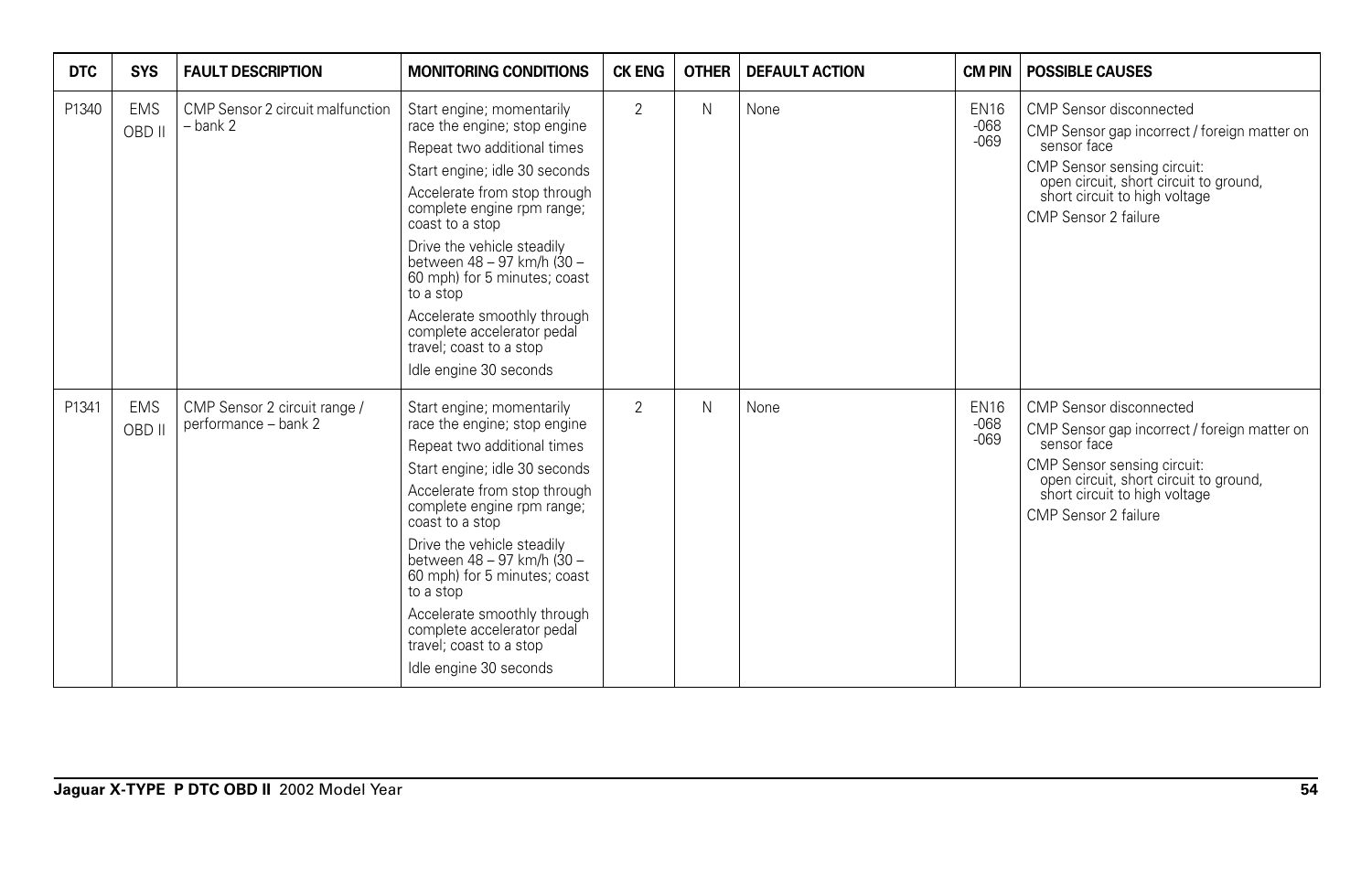| DTC | SYS | FAULT DESCRIPTION | MONITORING CONDITIONS | CK ENG | OTHER | DEFAULT ACTION | CM PIN | POSSIBLE CAUSES |
|---|---|---|---|---|---|---|---|---|
| P1340 | EMS OBD II | CMP Sensor 2 circuit malfunction – bank 2 | Start engine; momentarily race the engine; stop engine<br>Repeat two additional times<br>Start engine; idle 30 seconds<br>Accelerate from stop through complete engine rpm range; coast to a stop<br>Drive the vehicle steadily between 48 – 97 km/h (30 – 60 mph) for 5 minutes; coast to a stop<br>Accelerate smoothly through complete accelerator pedal travel; coast to a stop<br>Idle engine 30 seconds | 2 | N | None | EN16 -068 -069 | CMP Sensor disconnected<br>CMP Sensor gap incorrect / foreign matter on sensor face<br>CMP Sensor sensing circuit: open circuit, short circuit to ground, short circuit to high voltage<br>CMP Sensor 2 failure |
| P1341 | EMS OBD II | CMP Sensor 2 circuit range / performance – bank 2 | Start engine; momentarily race the engine; stop engine<br>Repeat two additional times<br>Start engine; idle 30 seconds<br>Accelerate from stop through complete engine rpm range; coast to a stop<br>Drive the vehicle steadily between 48 – 97 km/h (30 – 60 mph) for 5 minutes; coast to a stop<br>Accelerate smoothly through complete accelerator pedal travel; coast to a stop<br>Idle engine 30 seconds | 2 | N | None | EN16 -068 -069 | CMP Sensor disconnected<br>CMP Sensor gap incorrect / foreign matter on sensor face<br>CMP Sensor sensing circuit: open circuit, short circuit to ground, short circuit to high voltage<br>CMP Sensor 2 failure |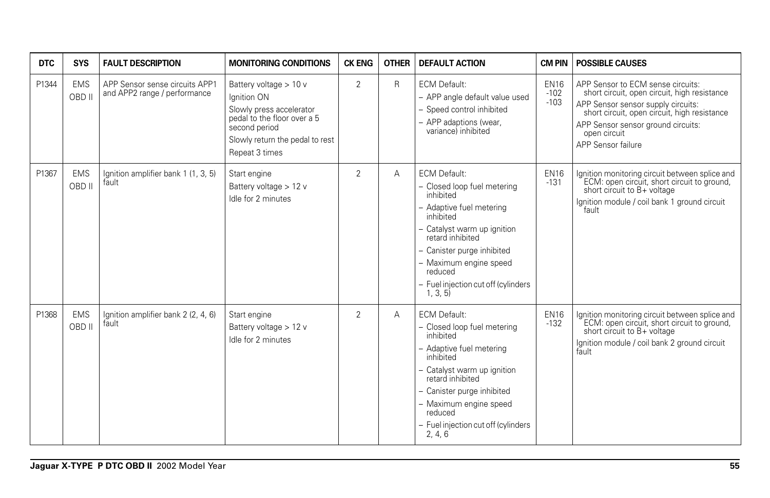| DTC | SYS | FAULT DESCRIPTION | MONITORING CONDITIONS | CK ENG | OTHER | DEFAULT ACTION | CM PIN | POSSIBLE CAUSES |
|---|---|---|---|---|---|---|---|---|
| P1344 | EMS OBD II | APP Sensor sense circuits APP1 and APP2 range / performance | Battery voltage > 10 v<br>Ignition ON<br>Slowly press accelerator pedal to the floor over a 5 second period<br>Slowly return the pedal to rest<br>Repeat 3 times | 2 | R | ECM Default:<br>– APP angle default value used<br>– Speed control inhibited<br>– APP adaptions (wear, variance) inhibited | EN16 -102 -103 | APP Sensor to ECM sense circuits: short circuit, open circuit, high resistance<br>APP Sensor sensor supply circuits: short circuit, open circuit, high resistance<br>APP Sensor sensor ground circuits: open circuit<br>APP Sensor failure |
| P1367 | EMS OBD II | Ignition amplifier bank 1 (1, 3, 5) fault | Start engine<br>Battery voltage > 12 v<br>Idle for 2 minutes | 2 | A | ECM Default:<br>– Closed loop fuel metering inhibited<br>– Adaptive fuel metering inhibited<br>– Catalyst warm up ignition retard inhibited<br>– Canister purge inhibited<br>– Maximum engine speed reduced<br>– Fuel injection cut off (cylinders 1, 3, 5) | EN16 -131 | Ignition monitoring circuit between splice and ECM: open circuit, short circuit to ground, short circuit to B+ voltage<br>Ignition module / coil bank 1 ground circuit fault |
| P1368 | EMS OBD II | Ignition amplifier bank 2 (2, 4, 6) fault | Start engine<br>Battery voltage > 12 v<br>Idle for 2 minutes | 2 | A | ECM Default:<br>– Closed loop fuel metering inhibited<br>– Adaptive fuel metering inhibited<br>– Catalyst warm up ignition retard inhibited<br>– Canister purge inhibited<br>– Maximum engine speed reduced<br>– Fuel injection cut off (cylinders 2, 4, 6 | EN16 -132 | Ignition monitoring circuit between splice and ECM: open circuit, short circuit to ground, short circuit to B+ voltage<br>Ignition module / coil bank 2 ground circuit fault |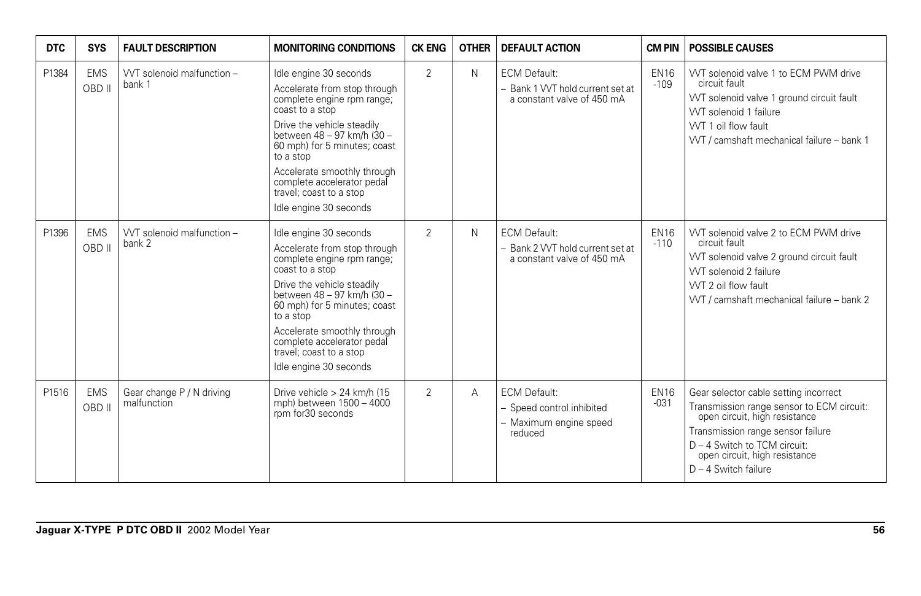| DTC | SYS | FAULT DESCRIPTION | MONITORING CONDITIONS | CK ENG | OTHER | DEFAULT ACTION | CM PIN | POSSIBLE CAUSES |
|---|---|---|---|---|---|---|---|---|
| P1384 | EMS OBD II | VVT solenoid malfunction – bank 1 | Idle engine 30 seconds<br>Accelerate from stop through complete engine rpm range; coast to a stop<br>Drive the vehicle steadily between 48 – 97 km/h (30 – 60 mph) for 5 minutes; coast to a stop<br>Accelerate smoothly through complete accelerator pedal travel; coast to a stop<br>Idle engine 30 seconds | 2 | N | ECM Default:<br>– Bank 1 VVT hold current set at a constant valve of 450 mA | EN16 -109 | VVT solenoid valve 1 to ECM PWM drive circuit fault<br>VVT solenoid valve 1 ground circuit fault<br>VVT solenoid 1 failure<br>VVT 1 oil flow fault<br>VVT / camshaft mechanical failure – bank 1 |
| P1396 | EMS OBD II | VVT solenoid malfunction – bank 2 | Idle engine 30 seconds<br>Accelerate from stop through complete engine rpm range; coast to a stop<br>Drive the vehicle steadily between 48 – 97 km/h (30 – 60 mph) for 5 minutes; coast to a stop<br>Accelerate smoothly through complete accelerator pedal travel; coast to a stop<br>Idle engine 30 seconds | 2 | N | ECM Default:<br>– Bank 2 VVT hold current set at a constant valve of 450 mA | EN16 -110 | VVT solenoid valve 2 to ECM PWM drive circuit fault<br>VVT solenoid valve 2 ground circuit fault<br>VVT solenoid 2 failure<br>VVT 2 oil flow fault<br>VVT / camshaft mechanical failure – bank 2 |
| P1516 | EMS OBD II | Gear change P / N driving malfunction | Drive vehicle > 24 km/h (15 mph) between 1500 – 4000 rpm for30 seconds | 2 | A | ECM Default:<br>– Speed control inhibited<br>– Maximum engine speed reduced | EN16 -031 | Gear selector cable setting incorrect<br>Transmission range sensor to ECM circuit: open circuit, high resistance<br>Transmission range sensor failure<br>D – 4 Switch to TCM circuit: open circuit, high resistance<br>D – 4 Switch failure |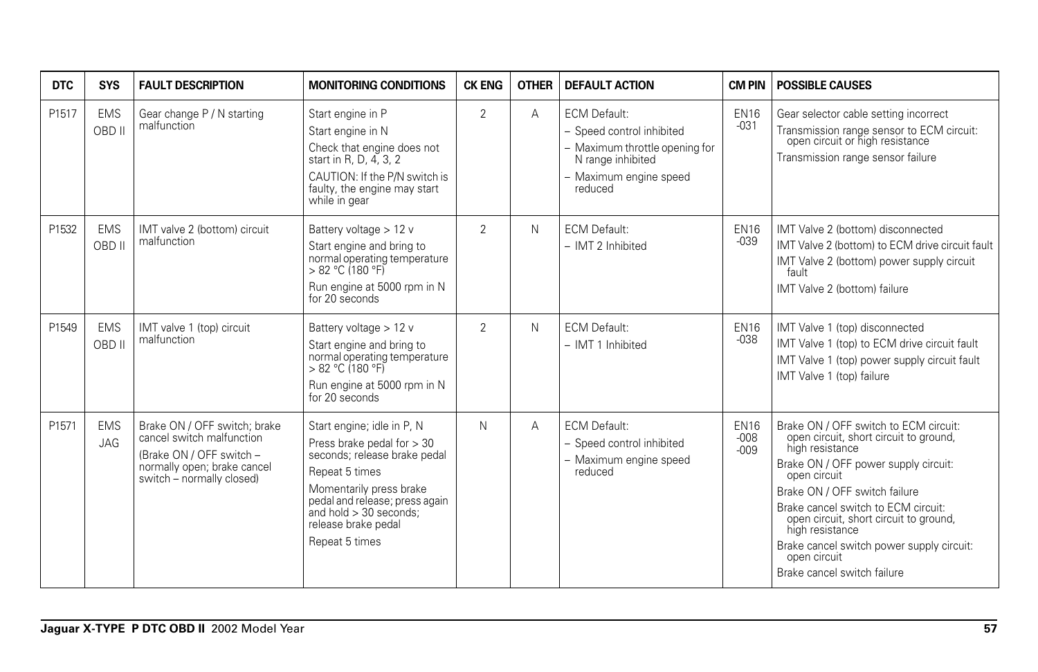| DTC | SYS | FAULT DESCRIPTION | MONITORING CONDITIONS | CK ENG | OTHER | DEFAULT ACTION | CM PIN | POSSIBLE CAUSES |
|---|---|---|---|---|---|---|---|---|
| P1517 | EMS OBD II | Gear change P / N starting malfunction | Start engine in P<br>Start engine in N<br>Check that engine does not start in R, D, 4, 3, 2<br>CAUTION: If the P/N switch is faulty, the engine may start while in gear | 2 | A | ECM Default:<br>– Speed control inhibited<br>– Maximum throttle opening for N range inhibited<br>– Maximum engine speed reduced | EN16 -031 | Gear selector cable setting incorrect<br>Transmission range sensor to ECM circuit: open circuit or high resistance<br>Transmission range sensor failure |
| P1532 | EMS OBD II | IMT valve 2 (bottom) circuit malfunction | Battery voltage > 12 v<br>Start engine and bring to normal operating temperature > 82 °C (180 °F)<br>Run engine at 5000 rpm in N for 20 seconds | 2 | N | ECM Default:<br>– IMT 2 Inhibited | EN16 -039 | IMT Valve 2 (bottom) disconnected<br>IMT Valve 2 (bottom) to ECM drive circuit fault<br>IMT Valve 2 (bottom) power supply circuit fault<br>IMT Valve 2 (bottom) failure |
| P1549 | EMS OBD II | IMT valve 1 (top) circuit malfunction | Battery voltage > 12 v<br>Start engine and bring to normal operating temperature > 82 °C (180 °F)<br>Run engine at 5000 rpm in N for 20 seconds | 2 | N | ECM Default:<br>– IMT 1 Inhibited | EN16 -038 | IMT Valve 1 (top) disconnected<br>IMT Valve 1 (top) to ECM drive circuit fault<br>IMT Valve 1 (top) power supply circuit fault<br>IMT Valve 1 (top) failure |
| P1571 | EMS JAG | Brake ON / OFF switch; brake cancel switch malfunction<br>(Brake ON / OFF switch – normally open; brake cancel switch – normally closed) | Start engine; idle in P, N<br>Press brake pedal for > 30 seconds; release brake pedal<br>Repeat 5 times<br>Momentarily press brake pedal and release; press again and hold > 30 seconds; release brake pedal<br>Repeat 5 times | N | A | ECM Default:<br>– Speed control inhibited<br>– Maximum engine speed reduced | EN16 -008 -009 | Brake ON / OFF switch to ECM circuit: open circuit, short circuit to ground, high resistance<br>Brake ON / OFF power supply circuit: open circuit<br>Brake ON / OFF switch failure<br>Brake cancel switch to ECM circuit: open circuit, short circuit to ground, high resistance<br>Brake cancel switch power supply circuit: open circuit<br>Brake cancel switch failure |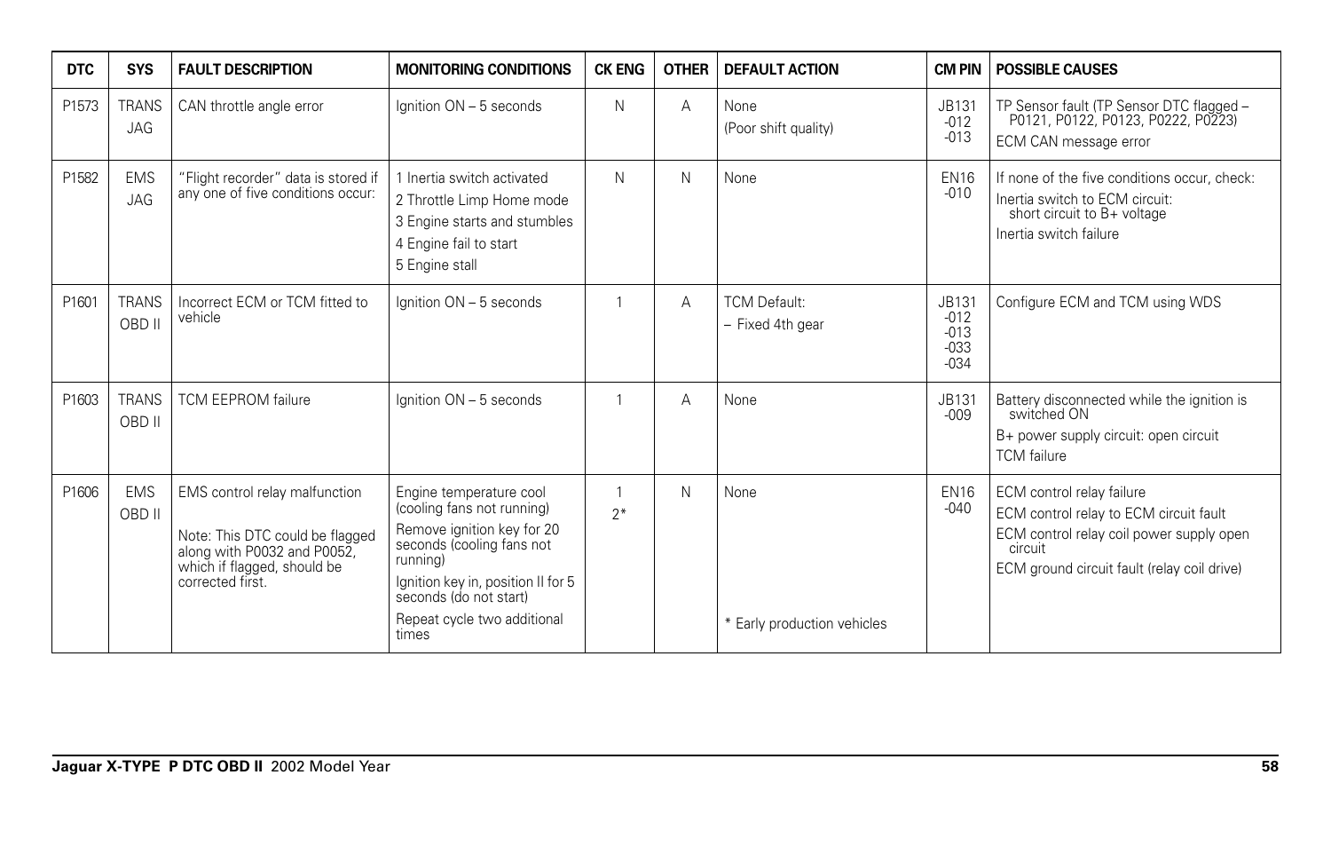| DTC | SYS | FAULT DESCRIPTION | MONITORING CONDITIONS | CK ENG | OTHER | DEFAULT ACTION | CM PIN | POSSIBLE CAUSES |
|---|---|---|---|---|---|---|---|---|
| P1573 | TRANS JAG | CAN throttle angle error | Ignition ON – 5 seconds | N | A | None<br>(Poor shift quality) | JB131<br>-012<br>-013 | TP Sensor fault (TP Sensor DTC flagged – P0121, P0122, P0123, P0222, P0223)<br>ECM CAN message error |
| P1582 | EMS JAG | "Flight recorder" data is stored if any one of five conditions occur: | 1 Inertia switch activated<br>2 Throttle Limp Home mode<br>3 Engine starts and stumbles<br>4 Engine fail to start<br>5 Engine stall | N | N | None | EN16<br>-010 | If none of the five conditions occur, check:<br>Inertia switch to ECM circuit: short circuit to B+ voltage<br>Inertia switch failure |
| P1601 | TRANS OBD II | Incorrect ECM or TCM fitted to vehicle | Ignition ON – 5 seconds | 1 | A | TCM Default:<br>– Fixed 4th gear | JB131<br>-012<br>-013<br>-033<br>-034 | Configure ECM and TCM using WDS |
| P1603 | TRANS OBD II | TCM EEPROM failure | Ignition ON – 5 seconds | 1 | A | None | JB131<br>-009 | Battery disconnected while the ignition is switched ON<br>B+ power supply circuit: open circuit<br>TCM failure |
| P1606 | EMS OBD II | EMS control relay malfunction<br><br>Note: This DTC could be flagged along with P0032 and P0052, which if flagged, should be corrected first. | Engine temperature cool (cooling fans not running)<br>Remove ignition key for 20 seconds (cooling fans not running)<br>Ignition key in, position II for 5 seconds (do not start)<br>Repeat cycle two additional times | 1<br>2* | N | None<br><br>* Early production vehicles | EN16<br>-040 | ECM control relay failure<br>ECM control relay to ECM circuit fault<br>ECM control relay coil power supply open circuit<br>ECM ground circuit fault (relay coil drive) |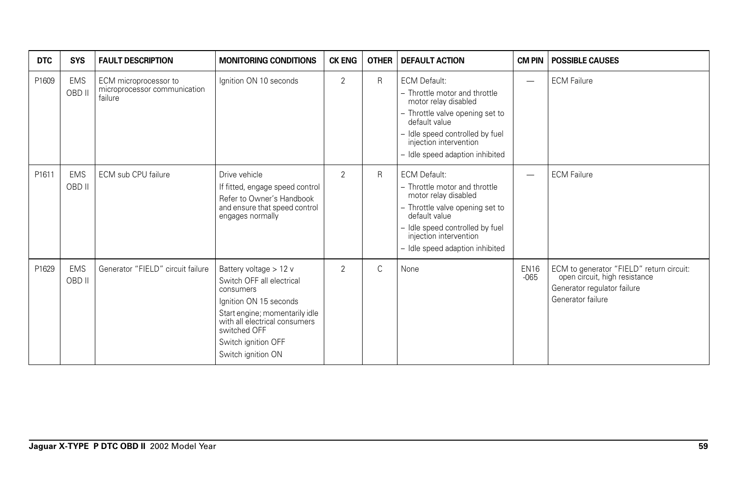| DTC | SYS | FAULT DESCRIPTION | MONITORING CONDITIONS | CK ENG | OTHER | DEFAULT ACTION | CM PIN | POSSIBLE CAUSES |
|---|---|---|---|---|---|---|---|---|
| P1609 | EMS OBD II | ECM microprocessor to microprocessor communication failure | Ignition ON 10 seconds | 2 | R | ECM Default:<br>– Throttle motor and throttle motor relay disabled<br>– Throttle valve opening set to default value<br>– Idle speed controlled by fuel injection intervention<br>– Idle speed adaption inhibited | — | ECM Failure |
| P1611 | EMS OBD II | ECM sub CPU failure | Drive vehicle<br>If fitted, engage speed control<br>Refer to Owner's Handbook and ensure that speed control engages normally | 2 | R | ECM Default:<br>– Throttle motor and throttle motor relay disabled<br>– Throttle valve opening set to default value<br>– Idle speed controlled by fuel injection intervention<br>– Idle speed adaption inhibited | — | ECM Failure |
| P1629 | EMS OBD II | Generator "FIELD" circuit failure | Battery voltage > 12 v<br>Switch OFF all electrical consumers<br>Ignition ON 15 seconds<br>Start engine; momentarily idle with all electrical consumers switched OFF<br>Switch ignition OFF<br>Switch ignition ON | 2 | C | None | EN16 -065 | ECM to generator "FIELD" return circuit: open circuit, high resistance<br>Generator regulator failure<br>Generator failure |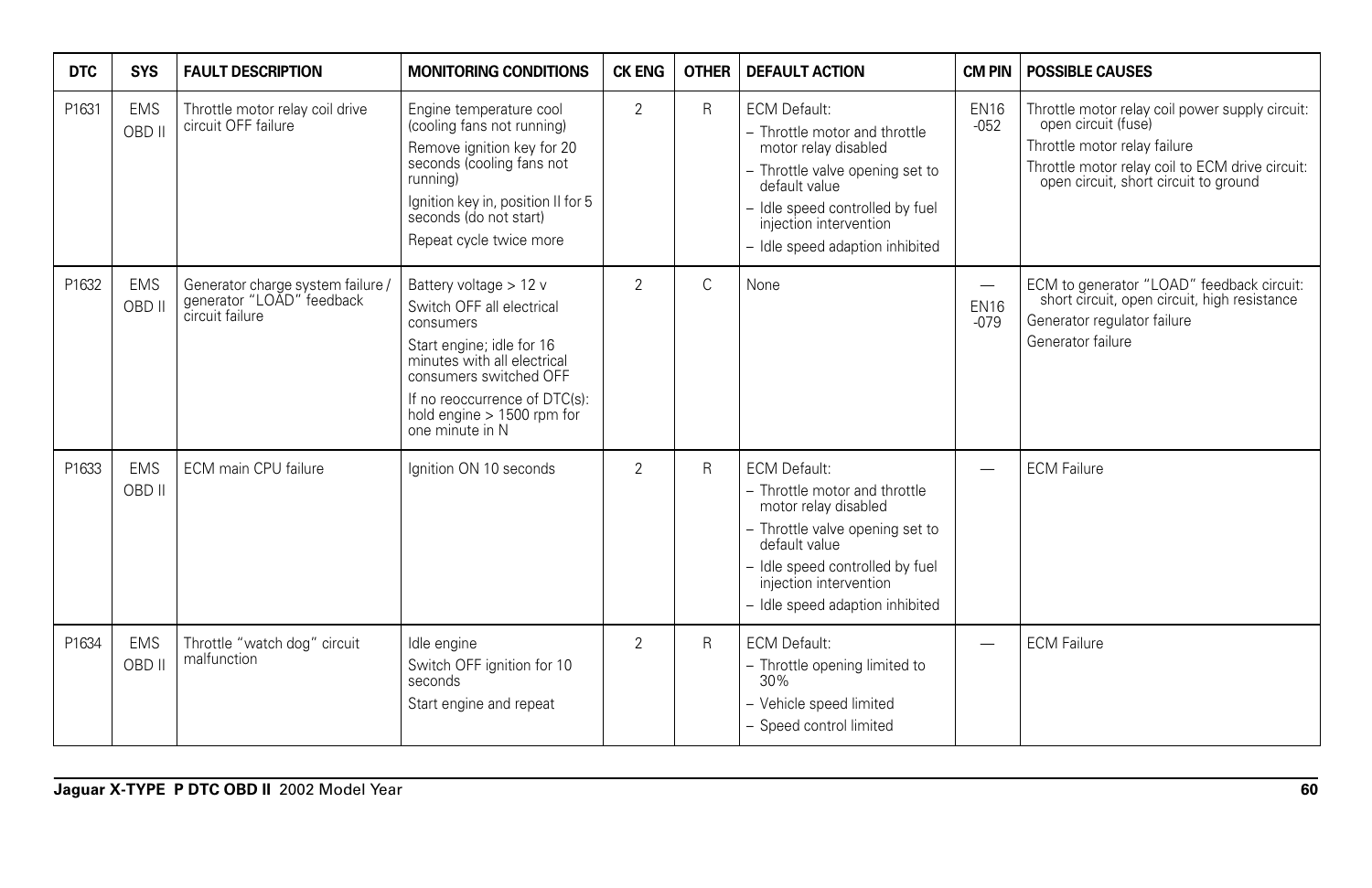| DTC | SYS | FAULT DESCRIPTION | MONITORING CONDITIONS | CK ENG | OTHER | DEFAULT ACTION | CM PIN | POSSIBLE CAUSES |
|---|---|---|---|---|---|---|---|---|
| P1631 | EMS OBD II | Throttle motor relay coil drive circuit OFF failure | Engine temperature cool (cooling fans not running)<br>Remove ignition key for 20 seconds (cooling fans not running)<br>Ignition key in, position II for 5 seconds (do not start)<br>Repeat cycle twice more | 2 | R | ECM Default:<br>– Throttle motor and throttle motor relay disabled<br>– Throttle valve opening set to default value<br>– Idle speed controlled by fuel injection intervention<br>– Idle speed adaption inhibited | EN16 -052 | Throttle motor relay coil power supply circuit: open circuit (fuse)<br>Throttle motor relay failure<br>Throttle motor relay coil to ECM drive circuit: open circuit, short circuit to ground |
| P1632 | EMS OBD II | Generator charge system failure / generator "LOAD" feedback circuit failure | Battery voltage > 12 v<br>Switch OFF all electrical consumers<br>Start engine; idle for 16 minutes with all electrical consumers switched OFF<br>If no reoccurrence of DTC(s): hold engine > 1500 rpm for one minute in N | 2 | C | None | —<br>EN16 -079 | ECM to generator "LOAD" feedback circuit: short circuit, open circuit, high resistance<br>Generator regulator failure<br>Generator failure |
| P1633 | EMS OBD II | ECM main CPU failure | Ignition ON 10 seconds | 2 | R | ECM Default:<br>– Throttle motor and throttle motor relay disabled<br>– Throttle valve opening set to default value<br>– Idle speed controlled by fuel injection intervention<br>– Idle speed adaption inhibited | — | ECM Failure |
| P1634 | EMS OBD II | Throttle "watch dog" circuit malfunction | Idle engine<br>Switch OFF ignition for 10 seconds<br>Start engine and repeat | 2 | R | ECM Default:<br>– Throttle opening limited to 30%<br>– Vehicle speed limited<br>– Speed control limited | — | ECM Failure |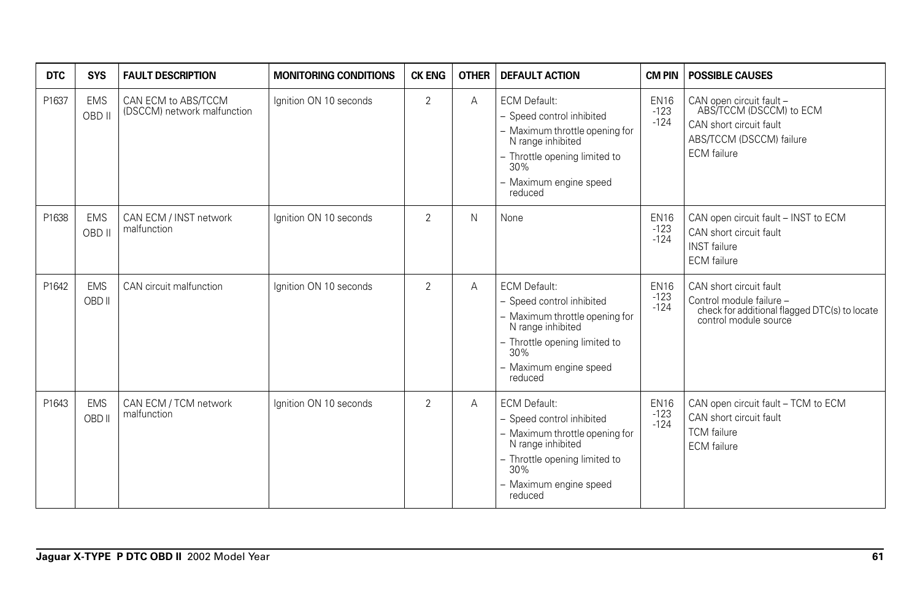| DTC | SYS | FAULT DESCRIPTION | MONITORING CONDITIONS | CK ENG | OTHER | DEFAULT ACTION | CM PIN | POSSIBLE CAUSES |
|---|---|---|---|---|---|---|---|---|
| P1637 | EMS OBD II | CAN ECM to ABS/TCCM (DSCCM) network malfunction | Ignition ON 10 seconds | 2 | A | ECM Default:<br>– Speed control inhibited<br>– Maximum throttle opening for N range inhibited<br>– Throttle opening limited to 30%<br>– Maximum engine speed reduced | EN16 -123 -124 | CAN open circuit fault – ABS/TCCM (DSCCM) to ECM<br>CAN short circuit fault<br>ABS/TCCM (DSCCM) failure<br>ECM failure |
| P1638 | EMS OBD II | CAN ECM / INST network malfunction | Ignition ON 10 seconds | 2 | N | None | EN16 -123 -124 | CAN open circuit fault – INST to ECM<br>CAN short circuit fault<br>INST failure<br>ECM failure |
| P1642 | EMS OBD II | CAN circuit malfunction | Ignition ON 10 seconds | 2 | A | ECM Default:<br>– Speed control inhibited<br>– Maximum throttle opening for N range inhibited<br>– Throttle opening limited to 30%<br>– Maximum engine speed reduced | EN16 -123 -124 | CAN short circuit fault<br>Control module failure – check for additional flagged DTC(s) to locate control module source |
| P1643 | EMS OBD II | CAN ECM / TCM network malfunction | Ignition ON 10 seconds | 2 | A | ECM Default:<br>– Speed control inhibited<br>– Maximum throttle opening for N range inhibited<br>– Throttle opening limited to 30%<br>– Maximum engine speed reduced | EN16 -123 -124 | CAN open circuit fault – TCM to ECM<br>CAN short circuit fault<br>TCM failure<br>ECM failure |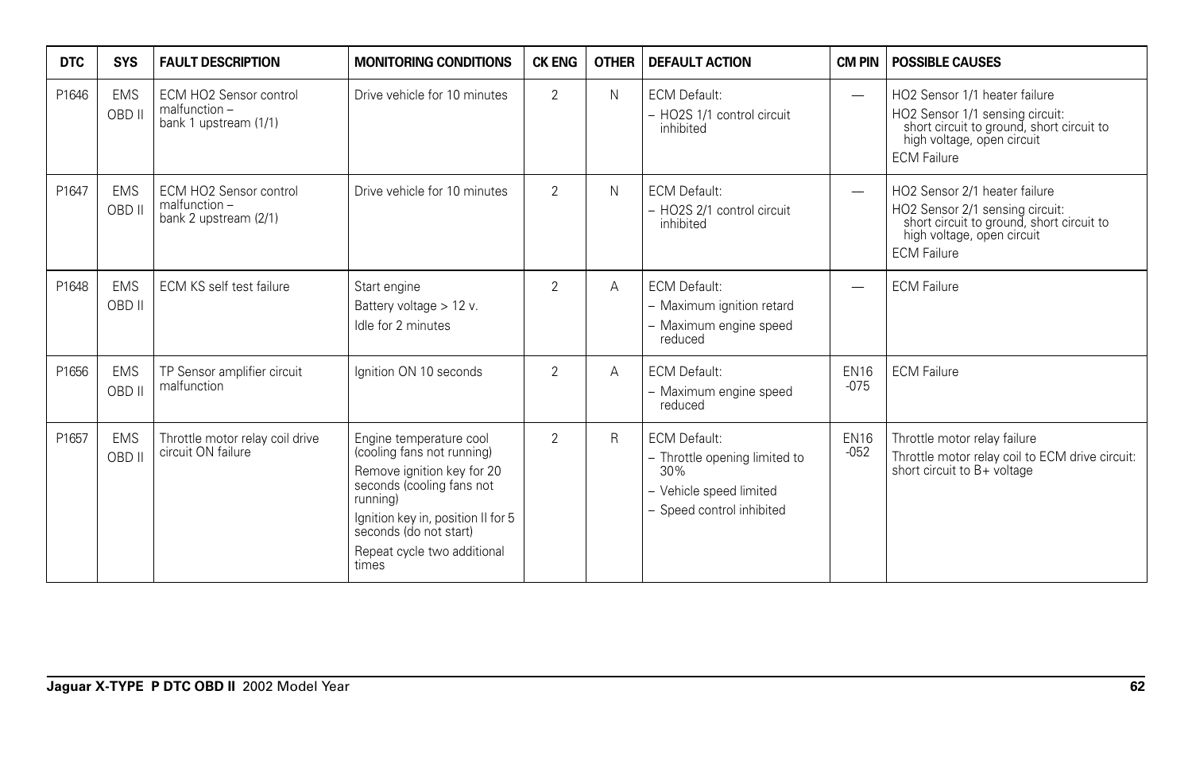| DTC | SYS | FAULT DESCRIPTION | MONITORING CONDITIONS | CK ENG | OTHER | DEFAULT ACTION | CM PIN | POSSIBLE CAUSES |
|---|---|---|---|---|---|---|---|---|
| P1646 | EMS OBD II | ECM HO2 Sensor control malfunction – bank 1 upstream (1/1) | Drive vehicle for 10 minutes | 2 | N | ECM Default:<br>– HO2S 1/1 control circuit inhibited | — | HO2 Sensor 1/1 heater failure<br>HO2 Sensor 1/1 sensing circuit: short circuit to ground, short circuit to high voltage, open circuit<br>ECM Failure |
| P1647 | EMS OBD II | ECM HO2 Sensor control malfunction – bank 2 upstream (2/1) | Drive vehicle for 10 minutes | 2 | N | ECM Default:<br>– HO2S 2/1 control circuit inhibited | — | HO2 Sensor 2/1 heater failure<br>HO2 Sensor 2/1 sensing circuit: short circuit to ground, short circuit to high voltage, open circuit<br>ECM Failure |
| P1648 | EMS OBD II | ECM KS self test failure | Start engine<br>Battery voltage > 12 v.<br>Idle for 2 minutes | 2 | A | ECM Default:<br>– Maximum ignition retard<br>– Maximum engine speed reduced | — | ECM Failure |
| P1656 | EMS OBD II | TP Sensor amplifier circuit malfunction | Ignition ON 10 seconds | 2 | A | ECM Default:<br>– Maximum engine speed reduced | EN16 -075 | ECM Failure |
| P1657 | EMS OBD II | Throttle motor relay coil drive circuit ON failure | Engine temperature cool (cooling fans not running)<br>Remove ignition key for 20 seconds (cooling fans not running)<br>Ignition key in, position II for 5 seconds (do not start)<br>Repeat cycle two additional times | 2 | R | ECM Default:<br>– Throttle opening limited to 30%<br>– Vehicle speed limited<br>– Speed control inhibited | EN16 -052 | Throttle motor relay failure<br>Throttle motor relay coil to ECM drive circuit: short circuit to B+ voltage |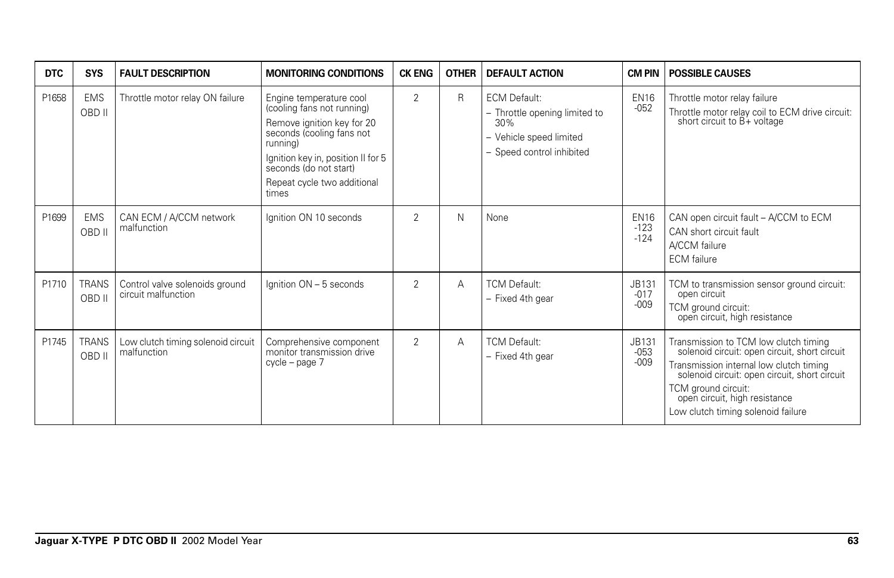| DTC | SYS | FAULT DESCRIPTION | MONITORING CONDITIONS | CK ENG | OTHER | DEFAULT ACTION | CM PIN | POSSIBLE CAUSES |
|---|---|---|---|---|---|---|---|---|
| P1658 | EMS OBD II | Throttle motor relay ON failure | Engine temperature cool (cooling fans not running)<br>Remove ignition key for 20 seconds (cooling fans not running)<br>Ignition key in, position II for 5 seconds (do not start)<br>Repeat cycle two additional times | 2 | R | ECM Default:<br>– Throttle opening limited to 30%<br>– Vehicle speed limited<br>– Speed control inhibited | EN16 -052 | Throttle motor relay failure<br>Throttle motor relay coil to ECM drive circuit: short circuit to B+ voltage |
| P1699 | EMS OBD II | CAN ECM / A/CCM network malfunction | Ignition ON 10 seconds | 2 | N | None | EN16 -123 -124 | CAN open circuit fault – A/CCM to ECM<br>CAN short circuit fault<br>A/CCM failure<br>ECM failure |
| P1710 | TRANS OBD II | Control valve solenoids ground circuit malfunction | Ignition ON – 5 seconds | 2 | A | TCM Default:<br>– Fixed 4th gear | JB131 -017 -009 | TCM to transmission sensor ground circuit: open circuit<br>TCM ground circuit: open circuit, high resistance |
| P1745 | TRANS OBD II | Low clutch timing solenoid circuit malfunction | Comprehensive component monitor transmission drive cycle – page 7 | 2 | A | TCM Default:<br>– Fixed 4th gear | JB131 -053 -009 | Transmission to TCM low clutch timing solenoid circuit: open circuit, short circuit<br>Transmission internal low clutch timing solenoid circuit: open circuit, short circuit<br>TCM ground circuit: open circuit, high resistance<br>Low clutch timing solenoid failure |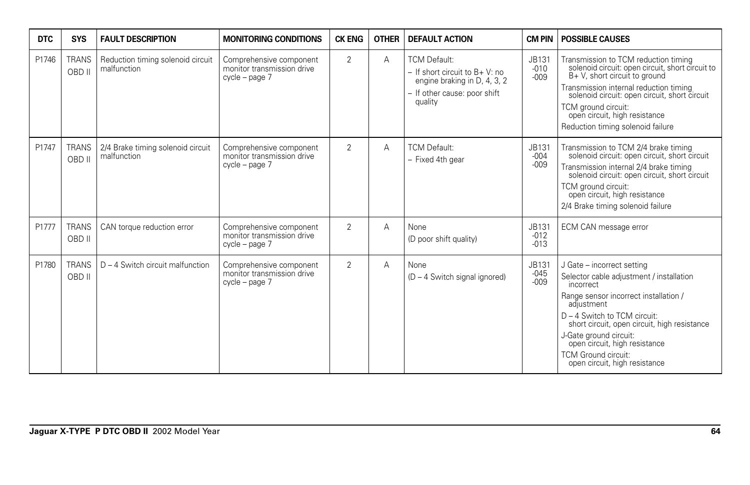| DTC | SYS | FAULT DESCRIPTION | MONITORING CONDITIONS | CK ENG | OTHER | DEFAULT ACTION | CM PIN | POSSIBLE CAUSES |
|---|---|---|---|---|---|---|---|---|
| P1746 | TRANS OBD II | Reduction timing solenoid circuit malfunction | Comprehensive component monitor transmission drive cycle – page 7 | 2 | A | TCM Default:<br>– If short circuit to B+ V: no engine braking in D, 4, 3, 2<br>– If other cause: poor shift quality | JB131 -010 -009 | Transmission to TCM reduction timing solenoid circuit: open circuit, short circuit to B+ V, short circuit to ground<br>Transmission internal reduction timing solenoid circuit: open circuit, short circuit<br>TCM ground circuit: open circuit, high resistance<br>Reduction timing solenoid failure |
| P1747 | TRANS OBD II | 2/4 Brake timing solenoid circuit malfunction | Comprehensive component monitor transmission drive cycle – page 7 | 2 | A | TCM Default:<br>– Fixed 4th gear | JB131 -004 -009 | Transmission to TCM 2/4 brake timing solenoid circuit: open circuit, short circuit<br>Transmission internal 2/4 brake timing solenoid circuit: open circuit, short circuit<br>TCM ground circuit: open circuit, high resistance<br>2/4 Brake timing solenoid failure |
| P1777 | TRANS OBD II | CAN torque reduction error | Comprehensive component monitor transmission drive cycle – page 7 | 2 | A | None<br>(D poor shift quality) | JB131 -012 -013 | ECM CAN message error |
| P1780 | TRANS OBD II | D – 4 Switch circuit malfunction | Comprehensive component monitor transmission drive cycle – page 7 | 2 | A | None<br>(D – 4 Switch signal ignored) | JB131 -045 -009 | J Gate – incorrect setting<br>Selector cable adjustment / installation incorrect<br>Range sensor incorrect installation / adjustment<br>D – 4 Switch to TCM circuit: short circuit, open circuit, high resistance<br>J-Gate ground circuit: open circuit, high resistance<br>TCM Ground circuit: open circuit, high resistance |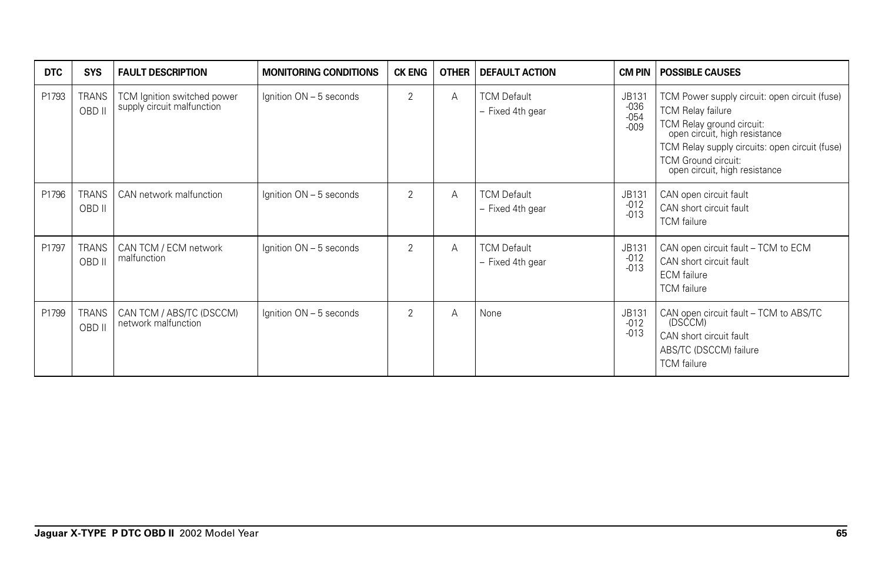| DTC | SYS | FAULT DESCRIPTION | MONITORING CONDITIONS | CK ENG | OTHER | DEFAULT ACTION | CM PIN | POSSIBLE CAUSES |
|---|---|---|---|---|---|---|---|---|
| P1793 | TRANS OBD II | TCM Ignition switched power supply circuit malfunction | Ignition ON – 5 seconds | 2 | A | TCM Default – Fixed 4th gear | JB131 -036 -054 -009 | TCM Power supply circuit: open circuit (fuse)<br>TCM Relay failure<br>TCM Relay ground circuit: open circuit, high resistance<br>TCM Relay supply circuits: open circuit (fuse)<br>TCM Ground circuit: open circuit, high resistance |
| P1796 | TRANS OBD II | CAN network malfunction | Ignition ON – 5 seconds | 2 | A | TCM Default – Fixed 4th gear | JB131 -012 -013 | CAN open circuit fault<br>CAN short circuit fault<br>TCM failure |
| P1797 | TRANS OBD II | CAN TCM / ECM network malfunction | Ignition ON – 5 seconds | 2 | A | TCM Default – Fixed 4th gear | JB131 -012 -013 | CAN open circuit fault – TCM to ECM<br>CAN short circuit fault<br>ECM failure<br>TCM failure |
| P1799 | TRANS OBD II | CAN TCM / ABS/TC (DSCCM) network malfunction | Ignition ON – 5 seconds | 2 | A | None | JB131 -012 -013 | CAN open circuit fault – TCM to ABS/TC (DSCCM)<br>CAN short circuit fault<br>ABS/TC (DSCCM) failure<br>TCM failure |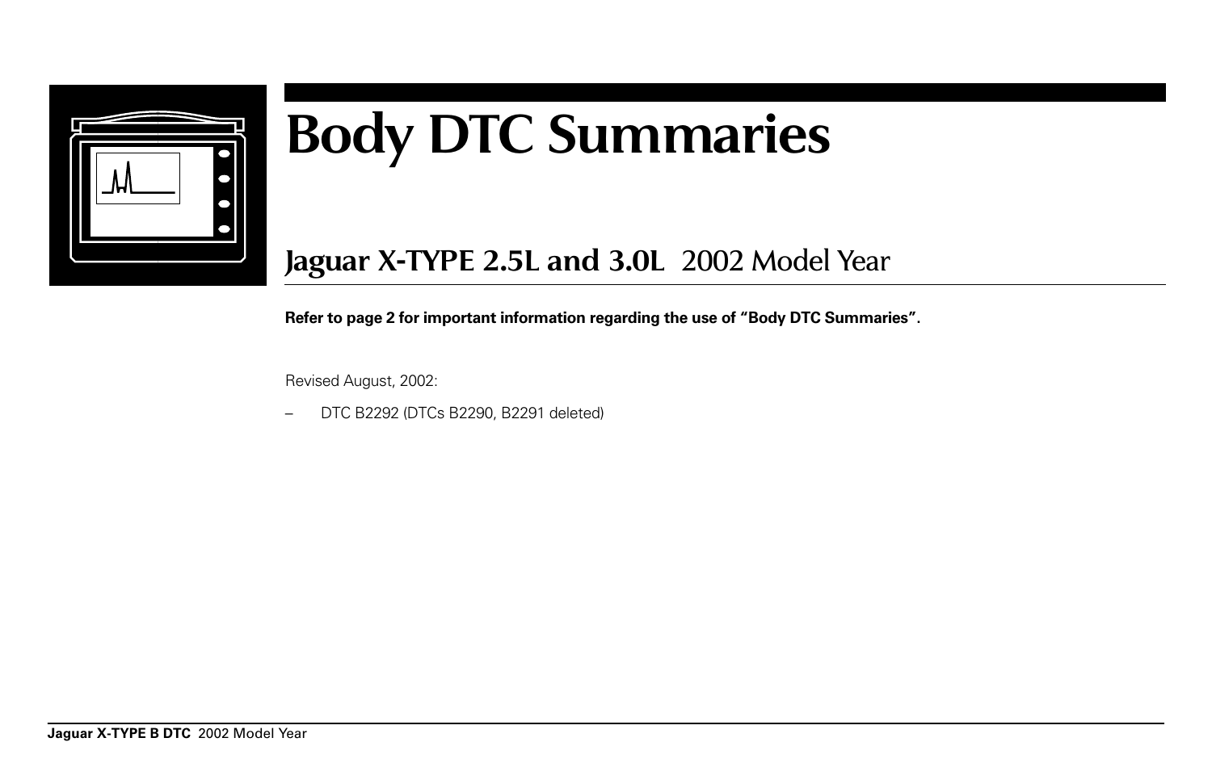# Body DTC Summaries

## Jaguar X-TYPE 2.5L and 3.0L 2002 Model Year

**Refer to page 2 for important information regarding the use of "Body DTC Summaries".**

Revised August, 2002:

– DTC B2292 (DTCs B2290, B2291 deleted)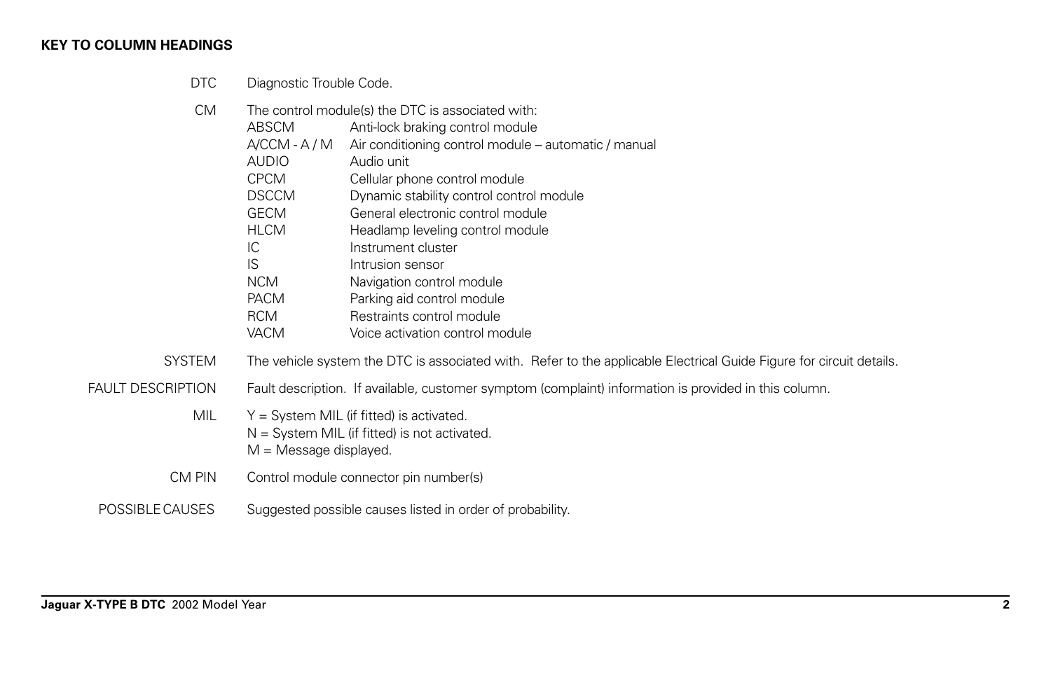**KEY TO COLUMN HEADINGS**

| | |
|---|---|
| DTC | Diagnostic Trouble Code. |
| CM | The control module(s) the DTC is associated with: |
| | ABSCM — Anti-lock braking control module |
| | A/CCM - A / M — Air conditioning control module – automatic / manual |
| | AUDIO — Audio unit |
| | CPCM — Cellular phone control module |
| | DSCCM — Dynamic stability control control module |
| | GECM — General electronic control module |
| | HLCM — Headlamp leveling control module |
| | IC — Instrument cluster |
| | IS — Intrusion sensor |
| | NCM — Navigation control module |
| | PACM — Parking aid control module |
| | RCM — Restraints control module |
| | VACM — Voice activation control module |
| SYSTEM | The vehicle system the DTC is associated with. Refer to the applicable Electrical Guide Figure for circuit details. |
| FAULT DESCRIPTION | Fault description. If available, customer symptom (complaint) information is provided in this column. |
| MIL | Y = System MIL (if fitted) is activated.<br>N = System MIL (if fitted) is not activated.<br>M = Message displayed. |
| CM PIN | Control module connector pin number(s) |
| POSSIBLE CAUSES | Suggested possible causes listed in order of probability. |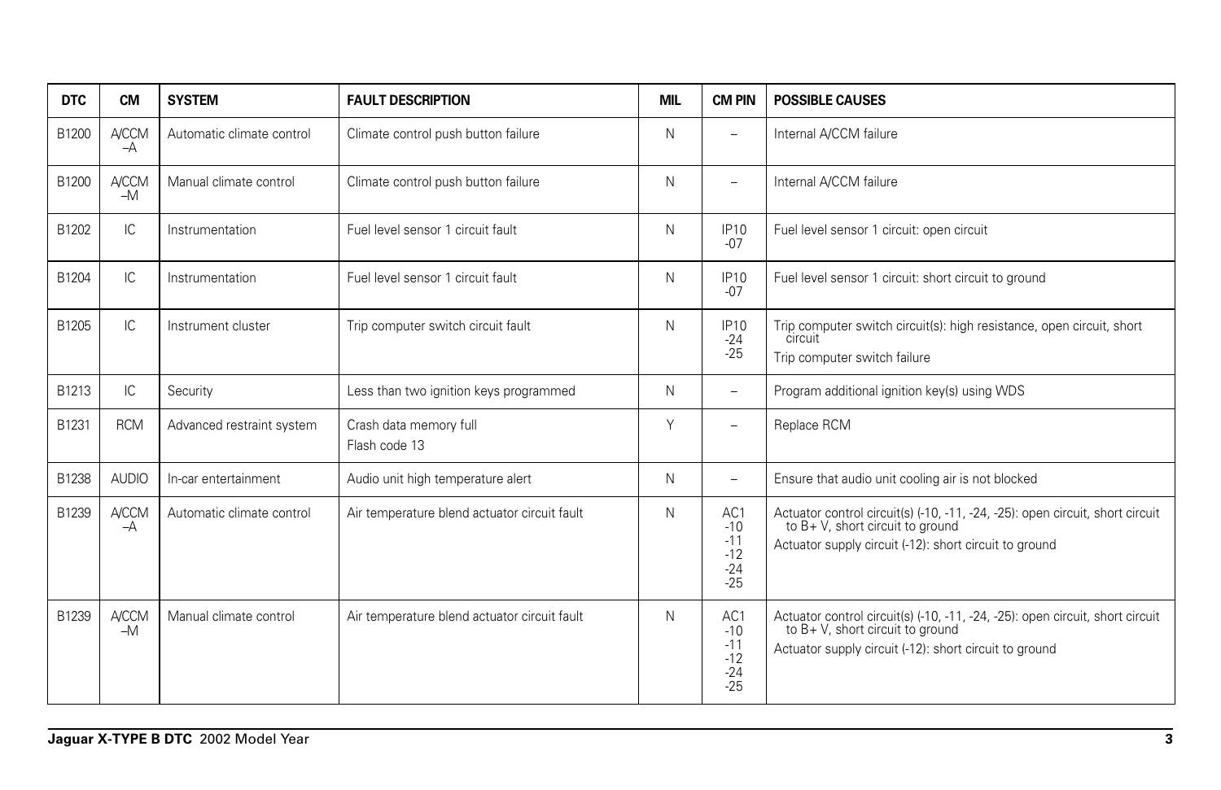| DTC | CM | SYSTEM | FAULT DESCRIPTION | MIL | CM PIN | POSSIBLE CAUSES |
|---|---|---|---|---|---|---|
| B1200 | A/CCM –A | Automatic climate control | Climate control push button failure | N | – | Internal A/CCM failure |
| B1200 | A/CCM –M | Manual climate control | Climate control push button failure | N | – | Internal A/CCM failure |
| B1202 | IC | Instrumentation | Fuel level sensor 1 circuit fault | N | IP10 -07 | Fuel level sensor 1 circuit: open circuit |
| B1204 | IC | Instrumentation | Fuel level sensor 1 circuit fault | N | IP10 -07 | Fuel level sensor 1 circuit: short circuit to ground |
| B1205 | IC | Instrument cluster | Trip computer switch circuit fault | N | IP10 -24 -25 | Trip computer switch circuit(s): high resistance, open circuit, short circuit<br>Trip computer switch failure |
| B1213 | IC | Security | Less than two ignition keys programmed | N | – | Program additional ignition key(s) using WDS |
| B1231 | RCM | Advanced restraint system | Crash data memory full<br>Flash code 13 | Y | – | Replace RCM |
| B1238 | AUDIO | In-car entertainment | Audio unit high temperature alert | N | – | Ensure that audio unit cooling air is not blocked |
| B1239 | A/CCM –A | Automatic climate control | Air temperature blend actuator circuit fault | N | AC1 -10 -11 -12 -24 -25 | Actuator control circuit(s) (-10, -11, -24, -25): open circuit, short circuit to B+ V, short circuit to ground<br>Actuator supply circuit (-12): short circuit to ground |
| B1239 | A/CCM –M | Manual climate control | Air temperature blend actuator circuit fault | N | AC1 -10 -11 -12 -24 -25 | Actuator control circuit(s) (-10, -11, -24, -25): open circuit, short circuit to B+ V, short circuit to ground<br>Actuator supply circuit (-12): short circuit to ground |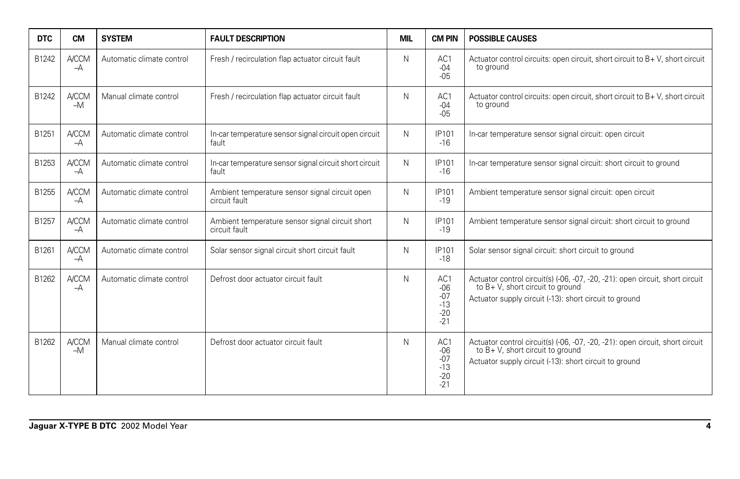| DTC | CM | SYSTEM | FAULT DESCRIPTION | MIL | CM PIN | POSSIBLE CAUSES |
|---|---|---|---|---|---|---|
| B1242 | A/CCM –A | Automatic climate control | Fresh / recirculation flap actuator circuit fault | N | AC1 -04 -05 | Actuator control circuits: open circuit, short circuit to B+ V, short circuit to ground |
| B1242 | A/CCM –M | Manual climate control | Fresh / recirculation flap actuator circuit fault | N | AC1 -04 -05 | Actuator control circuits: open circuit, short circuit to B+ V, short circuit to ground |
| B1251 | A/CCM –A | Automatic climate control | In-car temperature sensor signal circuit open circuit fault | N | IP101 -16 | In-car temperature sensor signal circuit: open circuit |
| B1253 | A/CCM –A | Automatic climate control | In-car temperature sensor signal circuit short circuit fault | N | IP101 -16 | In-car temperature sensor signal circuit: short circuit to ground |
| B1255 | A/CCM –A | Automatic climate control | Ambient temperature sensor signal circuit open circuit fault | N | IP101 -19 | Ambient temperature sensor signal circuit: open circuit |
| B1257 | A/CCM –A | Automatic climate control | Ambient temperature sensor signal circuit short circuit fault | N | IP101 -19 | Ambient temperature sensor signal circuit: short circuit to ground |
| B1261 | A/CCM –A | Automatic climate control | Solar sensor signal circuit short circuit fault | N | IP101 -18 | Solar sensor signal circuit: short circuit to ground |
| B1262 | A/CCM –A | Automatic climate control | Defrost door actuator circuit fault | N | AC1 -06 -07 -13 -20 -21 | Actuator control circuit(s) (-06, -07, -20, -21): open circuit, short circuit to B+ V, short circuit to ground<br>Actuator supply circuit (-13): short circuit to ground |
| B1262 | A/CCM –M | Manual climate control | Defrost door actuator circuit fault | N | AC1 -06 -07 -13 -20 -21 | Actuator control circuit(s) (-06, -07, -20, -21): open circuit, short circuit to B+ V, short circuit to ground<br>Actuator supply circuit (-13): short circuit to ground |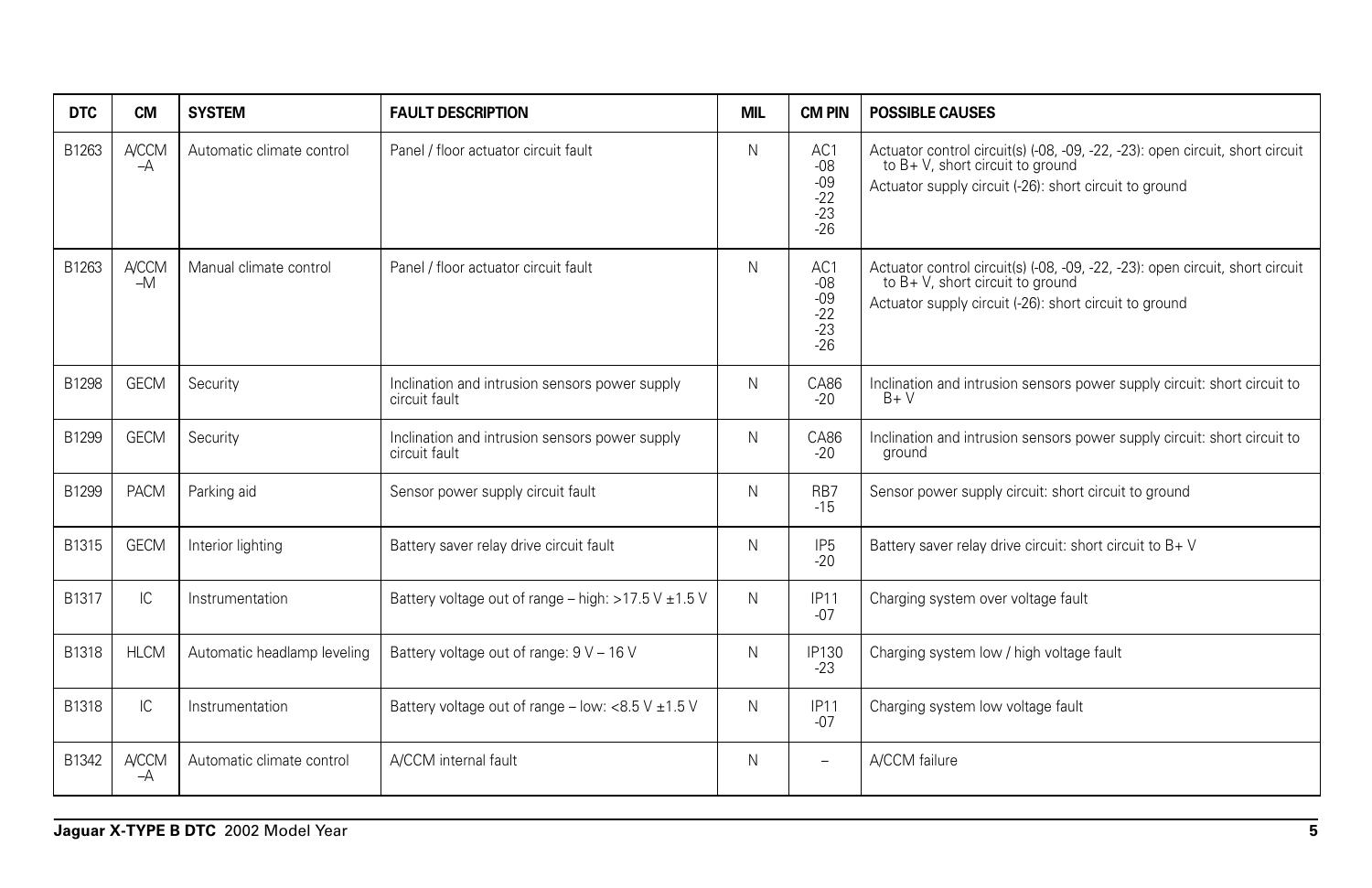| DTC | CM | SYSTEM | FAULT DESCRIPTION | MIL | CM PIN | POSSIBLE CAUSES |
|---|---|---|---|---|---|---|
| B1263 | A/CCM –A | Automatic climate control | Panel / floor actuator circuit fault | N | AC1 -08 -09 -22 -23 -26 | Actuator control circuit(s) (-08, -09, -22, -23): open circuit, short circuit to B+ V, short circuit to ground<br>Actuator supply circuit (-26): short circuit to ground |
| B1263 | A/CCM –M | Manual climate control | Panel / floor actuator circuit fault | N | AC1 -08 -09 -22 -23 -26 | Actuator control circuit(s) (-08, -09, -22, -23): open circuit, short circuit to B+ V, short circuit to ground<br>Actuator supply circuit (-26): short circuit to ground |
| B1298 | GECM | Security | Inclination and intrusion sensors power supply circuit fault | N | CA86 -20 | Inclination and intrusion sensors power supply circuit: short circuit to B+ V |
| B1299 | GECM | Security | Inclination and intrusion sensors power supply circuit fault | N | CA86 -20 | Inclination and intrusion sensors power supply circuit: short circuit to ground |
| B1299 | PACM | Parking aid | Sensor power supply circuit fault | N | RB7 -15 | Sensor power supply circuit: short circuit to ground |
| B1315 | GECM | Interior lighting | Battery saver relay drive circuit fault | N | IP5 -20 | Battery saver relay drive circuit: short circuit to B+ V |
| B1317 | IC | Instrumentation | Battery voltage out of range – high: >17.5 V ±1.5 V | N | IP11 -07 | Charging system over voltage fault |
| B1318 | HLCM | Automatic headlamp leveling | Battery voltage out of range: 9 V – 16 V | N | IP130 -23 | Charging system low / high voltage fault |
| B1318 | IC | Instrumentation | Battery voltage out of range – low: <8.5 V ±1.5 V | N | IP11 -07 | Charging system low voltage fault |
| B1342 | A/CCM –A | Automatic climate control | A/CCM internal fault | N | – | A/CCM failure |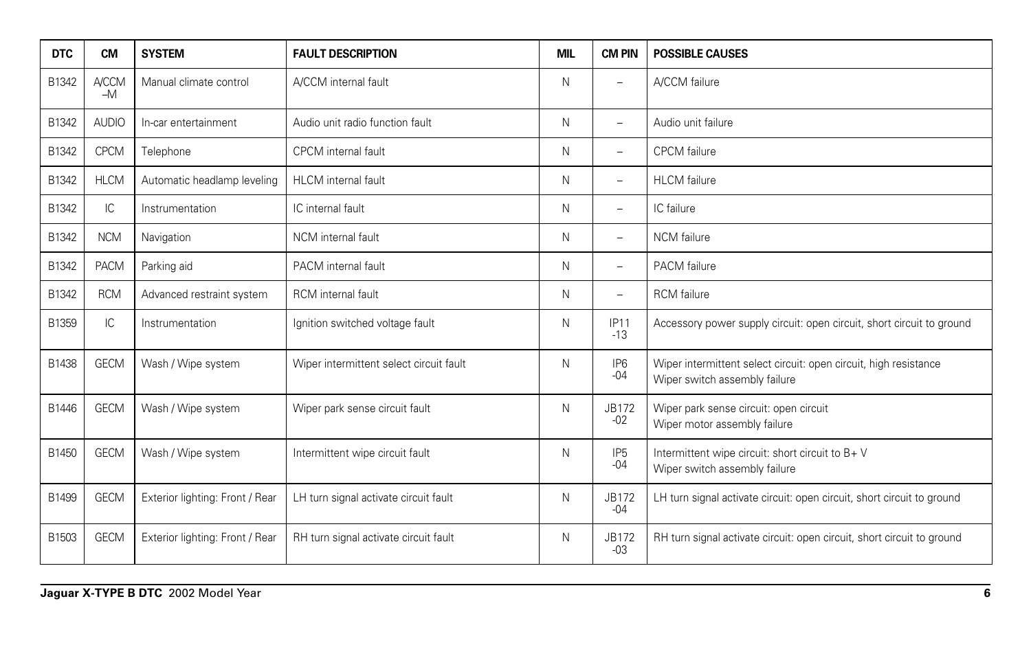| DTC | CM | SYSTEM | FAULT DESCRIPTION | MIL | CM PIN | POSSIBLE CAUSES |
|---|---|---|---|---|---|---|
| B1342 | A/CCM –M | Manual climate control | A/CCM internal fault | N | – | A/CCM failure |
| B1342 | AUDIO | In-car entertainment | Audio unit radio function fault | N | – | Audio unit failure |
| B1342 | CPCM | Telephone | CPCM internal fault | N | – | CPCM failure |
| B1342 | HLCM | Automatic headlamp leveling | HLCM internal fault | N | – | HLCM failure |
| B1342 | IC | Instrumentation | IC internal fault | N | – | IC failure |
| B1342 | NCM | Navigation | NCM internal fault | N | – | NCM failure |
| B1342 | PACM | Parking aid | PACM internal fault | N | – | PACM failure |
| B1342 | RCM | Advanced restraint system | RCM internal fault | N | – | RCM failure |
| B1359 | IC | Instrumentation | Ignition switched voltage fault | N | IP11 -13 | Accessory power supply circuit: open circuit, short circuit to ground |
| B1438 | GECM | Wash / Wipe system | Wiper intermittent select circuit fault | N | IP6 -04 | Wiper intermittent select circuit: open circuit, high resistance<br>Wiper switch assembly failure |
| B1446 | GECM | Wash / Wipe system | Wiper park sense circuit fault | N | JB172 -02 | Wiper park sense circuit: open circuit<br>Wiper motor assembly failure |
| B1450 | GECM | Wash / Wipe system | Intermittent wipe circuit fault | N | IP5 -04 | Intermittent wipe circuit: short circuit to B+ V<br>Wiper switch assembly failure |
| B1499 | GECM | Exterior lighting: Front / Rear | LH turn signal activate circuit fault | N | JB172 -04 | LH turn signal activate circuit: open circuit, short circuit to ground |
| B1503 | GECM | Exterior lighting: Front / Rear | RH turn signal activate circuit fault | N | JB172 -03 | RH turn signal activate circuit: open circuit, short circuit to ground |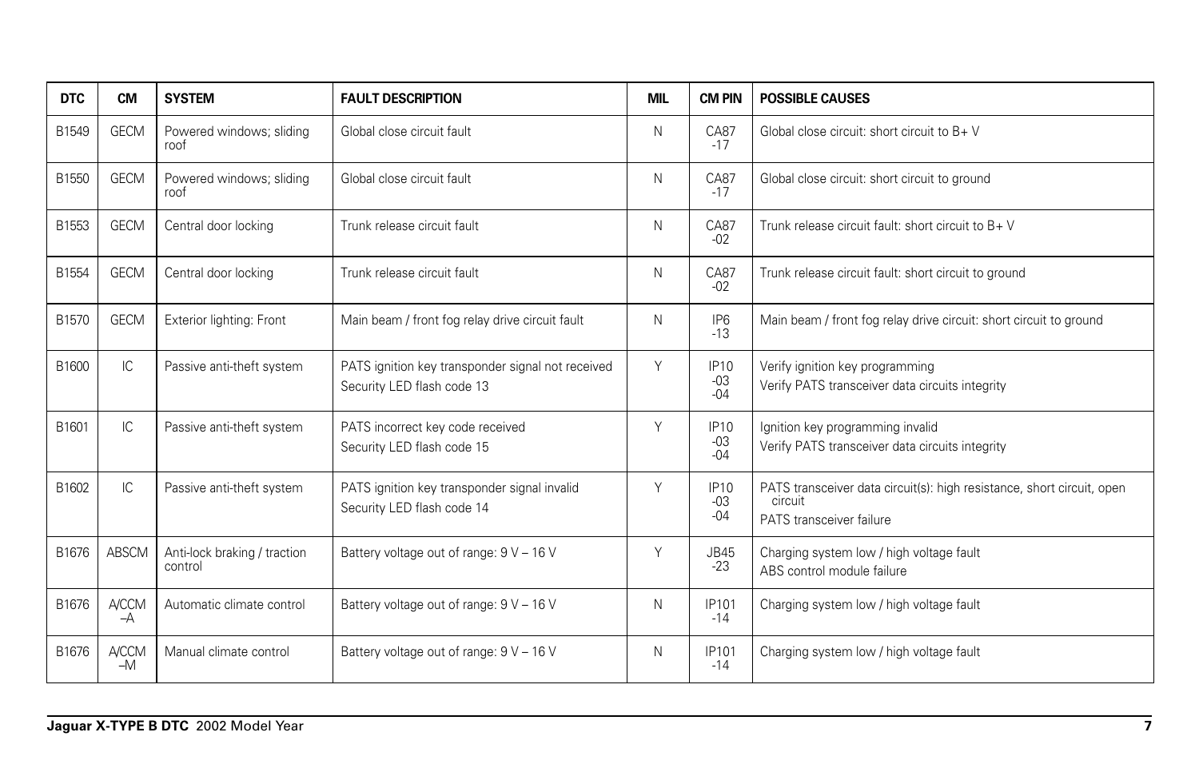| DTC | CM | SYSTEM | FAULT DESCRIPTION | MIL | CM PIN | POSSIBLE CAUSES |
|---|---|---|---|---|---|---|
| B1549 | GECM | Powered windows; sliding roof | Global close circuit fault | N | CA87 -17 | Global close circuit: short circuit to B+ V |
| B1550 | GECM | Powered windows; sliding roof | Global close circuit fault | N | CA87 -17 | Global close circuit: short circuit to ground |
| B1553 | GECM | Central door locking | Trunk release circuit fault | N | CA87 -02 | Trunk release circuit fault: short circuit to B+ V |
| B1554 | GECM | Central door locking | Trunk release circuit fault | N | CA87 -02 | Trunk release circuit fault: short circuit to ground |
| B1570 | GECM | Exterior lighting: Front | Main beam / front fog relay drive circuit fault | N | IP6 -13 | Main beam / front fog relay drive circuit: short circuit to ground |
| B1600 | IC | Passive anti-theft system | PATS ignition key transponder signal not received<br>Security LED flash code 13 | Y | IP10 -03 -04 | Verify ignition key programming<br>Verify PATS transceiver data circuits integrity |
| B1601 | IC | Passive anti-theft system | PATS incorrect key code received<br>Security LED flash code 15 | Y | IP10 -03 -04 | Ignition key programming invalid<br>Verify PATS transceiver data circuits integrity |
| B1602 | IC | Passive anti-theft system | PATS ignition key transponder signal invalid<br>Security LED flash code 14 | Y | IP10 -03 -04 | PATS transceiver data circuit(s): high resistance, short circuit, open circuit<br>PATS transceiver failure |
| B1676 | ABSCM | Anti-lock braking / traction control | Battery voltage out of range: 9 V – 16 V | Y | JB45 -23 | Charging system low / high voltage fault<br>ABS control module failure |
| B1676 | A/CCM –A | Automatic climate control | Battery voltage out of range: 9 V – 16 V | N | IP101 -14 | Charging system low / high voltage fault |
| B1676 | A/CCM –M | Manual climate control | Battery voltage out of range: 9 V – 16 V | N | IP101 -14 | Charging system low / high voltage fault |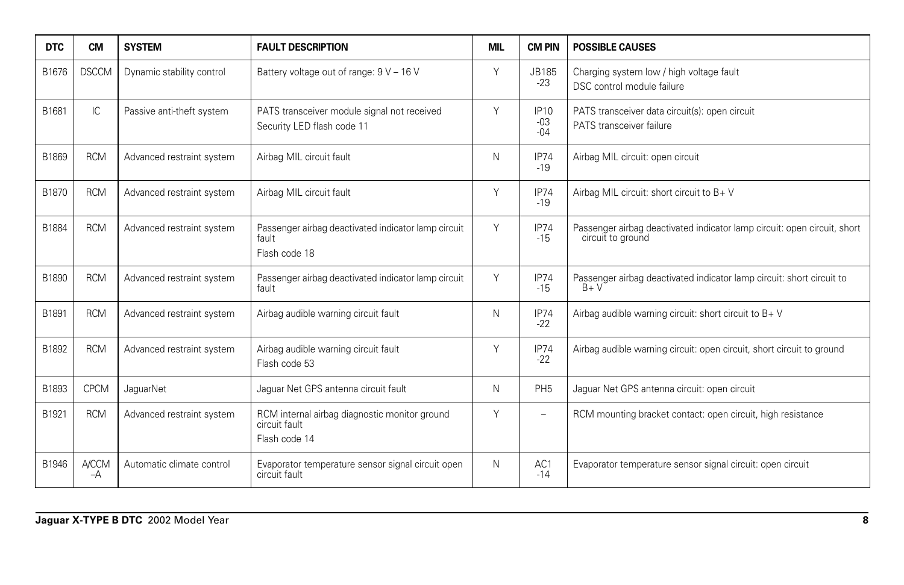| DTC | CM | SYSTEM | FAULT DESCRIPTION | MIL | CM PIN | POSSIBLE CAUSES |
| --- | --- | --- | --- | --- | --- | --- |
| B1676 | DSCCM | Dynamic stability control | Battery voltage out of range: 9 V – 16 V | Y | JB185 -23 | Charging system low / high voltage fault<br>DSC control module failure |
| B1681 | IC | Passive anti-theft system | PATS transceiver module signal not received<br>Security LED flash code 11 | Y | IP10 -03 -04 | PATS transceiver data circuit(s): open circuit<br>PATS transceiver failure |
| B1869 | RCM | Advanced restraint system | Airbag MIL circuit fault | N | IP74 -19 | Airbag MIL circuit: open circuit |
| B1870 | RCM | Advanced restraint system | Airbag MIL circuit fault | Y | IP74 -19 | Airbag MIL circuit: short circuit to B+ V |
| B1884 | RCM | Advanced restraint system | Passenger airbag deactivated indicator lamp circuit fault<br>Flash code 18 | Y | IP74 -15 | Passenger airbag deactivated indicator lamp circuit: open circuit, short circuit to ground |
| B1890 | RCM | Advanced restraint system | Passenger airbag deactivated indicator lamp circuit fault | Y | IP74 -15 | Passenger airbag deactivated indicator lamp circuit: short circuit to B+ V |
| B1891 | RCM | Advanced restraint system | Airbag audible warning circuit fault | N | IP74 -22 | Airbag audible warning circuit: short circuit to B+ V |
| B1892 | RCM | Advanced restraint system | Airbag audible warning circuit fault<br>Flash code 53 | Y | IP74 -22 | Airbag audible warning circuit: open circuit, short circuit to ground |
| B1893 | CPCM | JaguarNet | Jaguar Net GPS antenna circuit fault | N | PH5 | Jaguar Net GPS antenna circuit: open circuit |
| B1921 | RCM | Advanced restraint system | RCM internal airbag diagnostic monitor ground circuit fault<br>Flash code 14 | Y | – | RCM mounting bracket contact: open circuit, high resistance |
| B1946 | A/CCM –A | Automatic climate control | Evaporator temperature sensor signal circuit open circuit fault | N | AC1 -14 | Evaporator temperature sensor signal circuit: open circuit |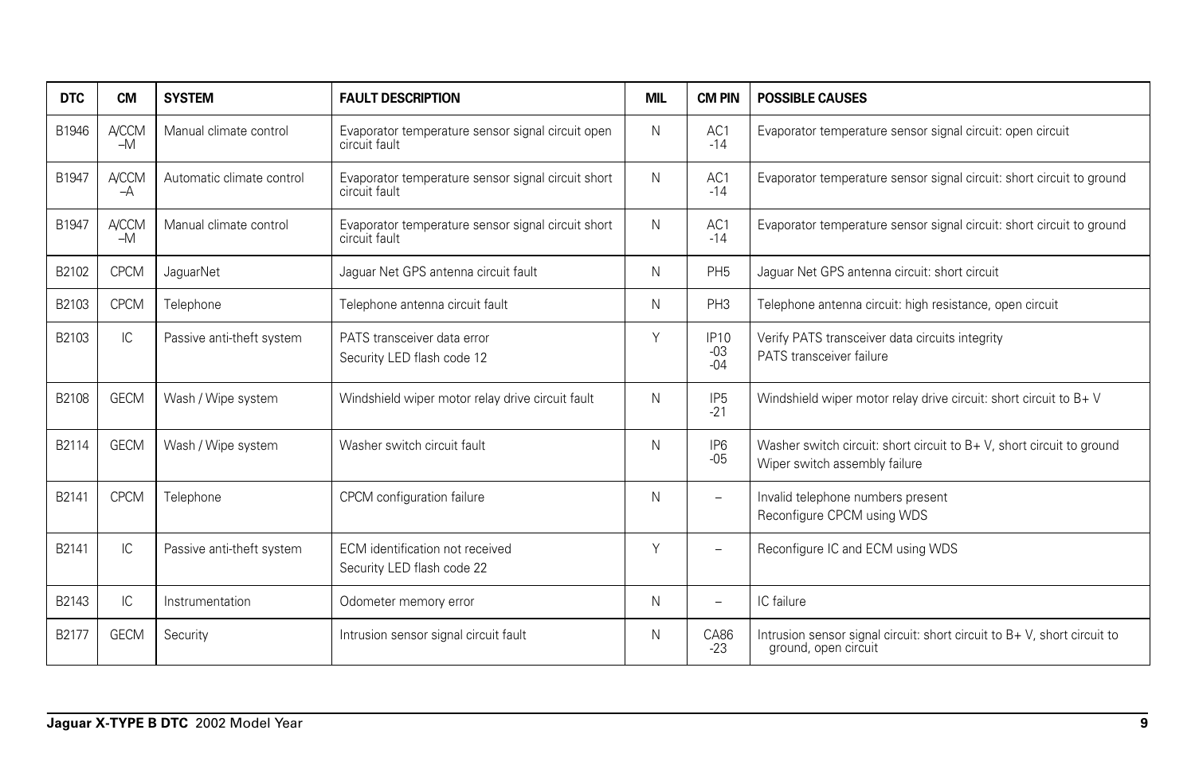| DTC | CM | SYSTEM | FAULT DESCRIPTION | MIL | CM PIN | POSSIBLE CAUSES |
|---|---|---|---|---|---|---|
| B1946 | A/CCM –M | Manual climate control | Evaporator temperature sensor signal circuit open circuit fault | N | AC1 -14 | Evaporator temperature sensor signal circuit: open circuit |
| B1947 | A/CCM –A | Automatic climate control | Evaporator temperature sensor signal circuit short circuit fault | N | AC1 -14 | Evaporator temperature sensor signal circuit: short circuit to ground |
| B1947 | A/CCM –M | Manual climate control | Evaporator temperature sensor signal circuit short circuit fault | N | AC1 -14 | Evaporator temperature sensor signal circuit: short circuit to ground |
| B2102 | CPCM | JaguarNet | Jaguar Net GPS antenna circuit fault | N | PH5 | Jaguar Net GPS antenna circuit: short circuit |
| B2103 | CPCM | Telephone | Telephone antenna circuit fault | N | PH3 | Telephone antenna circuit: high resistance, open circuit |
| B2103 | IC | Passive anti-theft system | PATS transceiver data error<br>Security LED flash code 12 | Y | IP10 -03 -04 | Verify PATS transceiver data circuits integrity<br>PATS transceiver failure |
| B2108 | GECM | Wash / Wipe system | Windshield wiper motor relay drive circuit fault | N | IP5 -21 | Windshield wiper motor relay drive circuit: short circuit to B+ V |
| B2114 | GECM | Wash / Wipe system | Washer switch circuit fault | N | IP6 -05 | Washer switch circuit: short circuit to B+ V, short circuit to ground<br>Wiper switch assembly failure |
| B2141 | CPCM | Telephone | CPCM configuration failure | N | – | Invalid telephone numbers present<br>Reconfigure CPCM using WDS |
| B2141 | IC | Passive anti-theft system | ECM identification not received<br>Security LED flash code 22 | Y | – | Reconfigure IC and ECM using WDS |
| B2143 | IC | Instrumentation | Odometer memory error | N | – | IC failure |
| B2177 | GECM | Security | Intrusion sensor signal circuit fault | N | CA86 -23 | Intrusion sensor signal circuit: short circuit to B+ V, short circuit to ground, open circuit |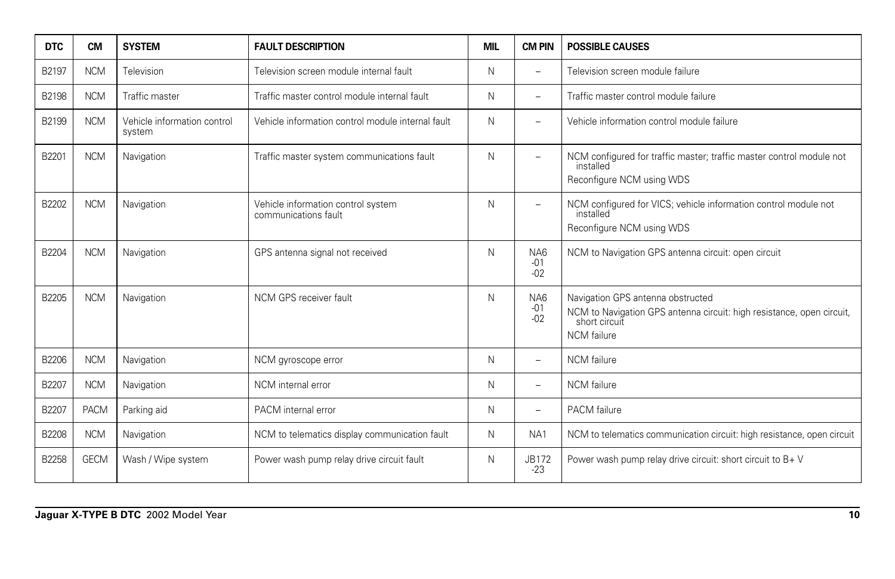| DTC | CM | SYSTEM | FAULT DESCRIPTION | MIL | CM PIN | POSSIBLE CAUSES |
|---|---|---|---|---|---|---|
| B2197 | NCM | Television | Television screen module internal fault | N | – | Television screen module failure |
| B2198 | NCM | Traffic master | Traffic master control module internal fault | N | – | Traffic master control module failure |
| B2199 | NCM | Vehicle information control system | Vehicle information control module internal fault | N | – | Vehicle information control module failure |
| B2201 | NCM | Navigation | Traffic master system communications fault | N | – | NCM configured for traffic master; traffic master control module not installed<br>Reconfigure NCM using WDS |
| B2202 | NCM | Navigation | Vehicle information control system communications fault | N | – | NCM configured for VICS; vehicle information control module not installed<br>Reconfigure NCM using WDS |
| B2204 | NCM | Navigation | GPS antenna signal not received | N | NA6 -01 -02 | NCM to Navigation GPS antenna circuit: open circuit |
| B2205 | NCM | Navigation | NCM GPS receiver fault | N | NA6 -01 -02 | Navigation GPS antenna obstructed<br>NCM to Navigation GPS antenna circuit: high resistance, open circuit, short circuit<br>NCM failure |
| B2206 | NCM | Navigation | NCM gyroscope error | N | – | NCM failure |
| B2207 | NCM | Navigation | NCM internal error | N | – | NCM failure |
| B2207 | PACM | Parking aid | PACM internal error | N | – | PACM failure |
| B2208 | NCM | Navigation | NCM to telematics display communication fault | N | NA1 | NCM to telematics communication circuit: high resistance, open circuit |
| B2258 | GECM | Wash / Wipe system | Power wash pump relay drive circuit fault | N | JB172 -23 | Power wash pump relay drive circuit: short circuit to B+ V |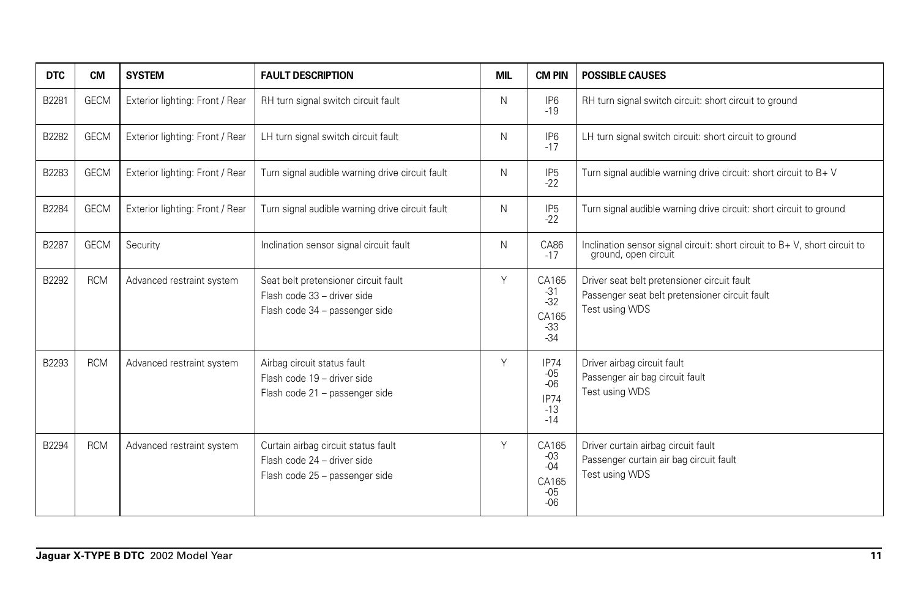| DTC | CM | SYSTEM | FAULT DESCRIPTION | MIL | CM PIN | POSSIBLE CAUSES |
|---|---|---|---|---|---|---|
| B2281 | GECM | Exterior lighting: Front / Rear | RH turn signal switch circuit fault | N | IP6 -19 | RH turn signal switch circuit: short circuit to ground |
| B2282 | GECM | Exterior lighting: Front / Rear | LH turn signal switch circuit fault | N | IP6 -17 | LH turn signal switch circuit: short circuit to ground |
| B2283 | GECM | Exterior lighting: Front / Rear | Turn signal audible warning drive circuit fault | N | IP5 -22 | Turn signal audible warning drive circuit: short circuit to B+ V |
| B2284 | GECM | Exterior lighting: Front / Rear | Turn signal audible warning drive circuit fault | N | IP5 -22 | Turn signal audible warning drive circuit: short circuit to ground |
| B2287 | GECM | Security | Inclination sensor signal circuit fault | N | CA86 -17 | Inclination sensor signal circuit: short circuit to B+ V, short circuit to ground, open circuit |
| B2292 | RCM | Advanced restraint system | Seat belt pretensioner circuit fault<br>Flash code 33 – driver side<br>Flash code 34 – passenger side | Y | CA165 -31 -32<br>CA165 -33 -34 | Driver seat belt pretensioner circuit fault<br>Passenger seat belt pretensioner circuit fault<br>Test using WDS |
| B2293 | RCM | Advanced restraint system | Airbag circuit status fault<br>Flash code 19 – driver side<br>Flash code 21 – passenger side | Y | IP74 -05 -06<br>IP74 -13 -14 | Driver airbag circuit fault<br>Passenger air bag circuit fault<br>Test using WDS |
| B2294 | RCM | Advanced restraint system | Curtain airbag circuit status fault<br>Flash code 24 – driver side<br>Flash code 25 – passenger side | Y | CA165 -03 -04<br>CA165 -05 -06 | Driver curtain airbag circuit fault<br>Passenger curtain air bag circuit fault<br>Test using WDS |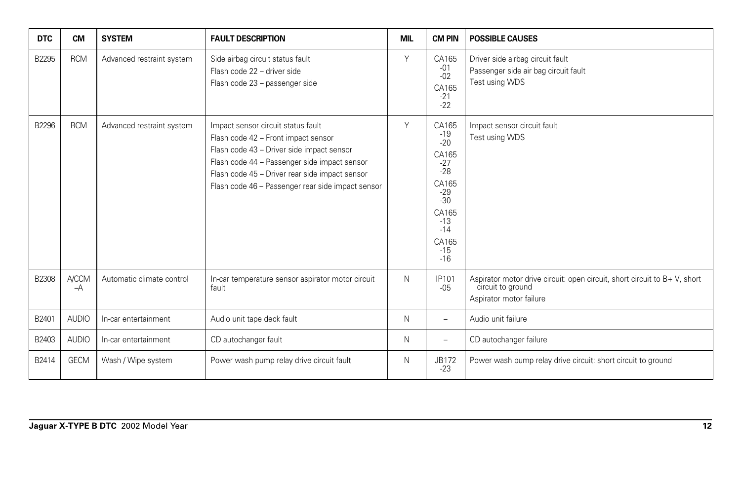| DTC | CM | SYSTEM | FAULT DESCRIPTION | MIL | CM PIN | POSSIBLE CAUSES |
|---|---|---|---|---|---|---|
| B2295 | RCM | Advanced restraint system | Side airbag circuit status fault<br>Flash code 22 – driver side<br>Flash code 23 – passenger side | Y | CA165 -01 -02<br>CA165 -21 -22 | Driver side airbag circuit fault<br>Passenger side air bag circuit fault<br>Test using WDS |
| B2296 | RCM | Advanced restraint system | Impact sensor circuit status fault<br>Flash code 42 – Front impact sensor<br>Flash code 43 – Driver side impact sensor<br>Flash code 44 – Passenger side impact sensor<br>Flash code 45 – Driver rear side impact sensor<br>Flash code 46 – Passenger rear side impact sensor | Y | CA165 -19 -20<br>CA165 -27 -28<br>CA165 -29 -30<br>CA165 -13 -14<br>CA165 -15 -16 | Impact sensor circuit fault<br>Test using WDS |
| B2308 | A/CCM –A | Automatic climate control | In-car temperature sensor aspirator motor circuit fault | N | IP101 -05 | Aspirator motor drive circuit: open circuit, short circuit to B+ V, short circuit to ground<br>Aspirator motor failure |
| B2401 | AUDIO | In-car entertainment | Audio unit tape deck fault | N | – | Audio unit failure |
| B2403 | AUDIO | In-car entertainment | CD autochanger fault | N | – | CD autochanger failure |
| B2414 | GECM | Wash / Wipe system | Power wash pump relay drive circuit fault | N | JB172 -23 | Power wash pump relay drive circuit: short circuit to ground |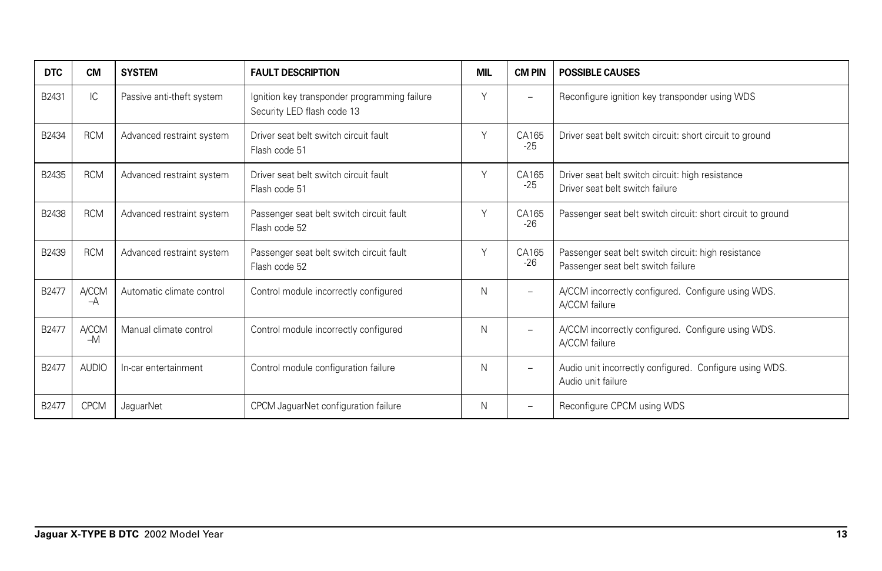| DTC | CM | SYSTEM | FAULT DESCRIPTION | MIL | CM PIN | POSSIBLE CAUSES |
|---|---|---|---|---|---|---|
| B2431 | IC | Passive anti-theft system | Ignition key transponder programming failure<br>Security LED flash code 13 | Y | – | Reconfigure ignition key transponder using WDS |
| B2434 | RCM | Advanced restraint system | Driver seat belt switch circuit fault<br>Flash code 51 | Y | CA165-25 | Driver seat belt switch circuit: short circuit to ground |
| B2435 | RCM | Advanced restraint system | Driver seat belt switch circuit fault<br>Flash code 51 | Y | CA165-25 | Driver seat belt switch circuit: high resistance<br>Driver seat belt switch failure |
| B2438 | RCM | Advanced restraint system | Passenger seat belt switch circuit fault<br>Flash code 52 | Y | CA165-26 | Passenger seat belt switch circuit: short circuit to ground |
| B2439 | RCM | Advanced restraint system | Passenger seat belt switch circuit fault<br>Flash code 52 | Y | CA165-26 | Passenger seat belt switch circuit: high resistance<br>Passenger seat belt switch failure |
| B2477 | A/CCM–A | Automatic climate control | Control module incorrectly configured | N | – | A/CCM incorrectly configured. Configure using WDS.<br>A/CCM failure |
| B2477 | A/CCM–M | Manual climate control | Control module incorrectly configured | N | – | A/CCM incorrectly configured. Configure using WDS.<br>A/CCM failure |
| B2477 | AUDIO | In-car entertainment | Control module configuration failure | N | – | Audio unit incorrectly configured. Configure using WDS.<br>Audio unit failure |
| B2477 | CPCM | JaguarNet | CPCM JaguarNet configuration failure | N | – | Reconfigure CPCM using WDS |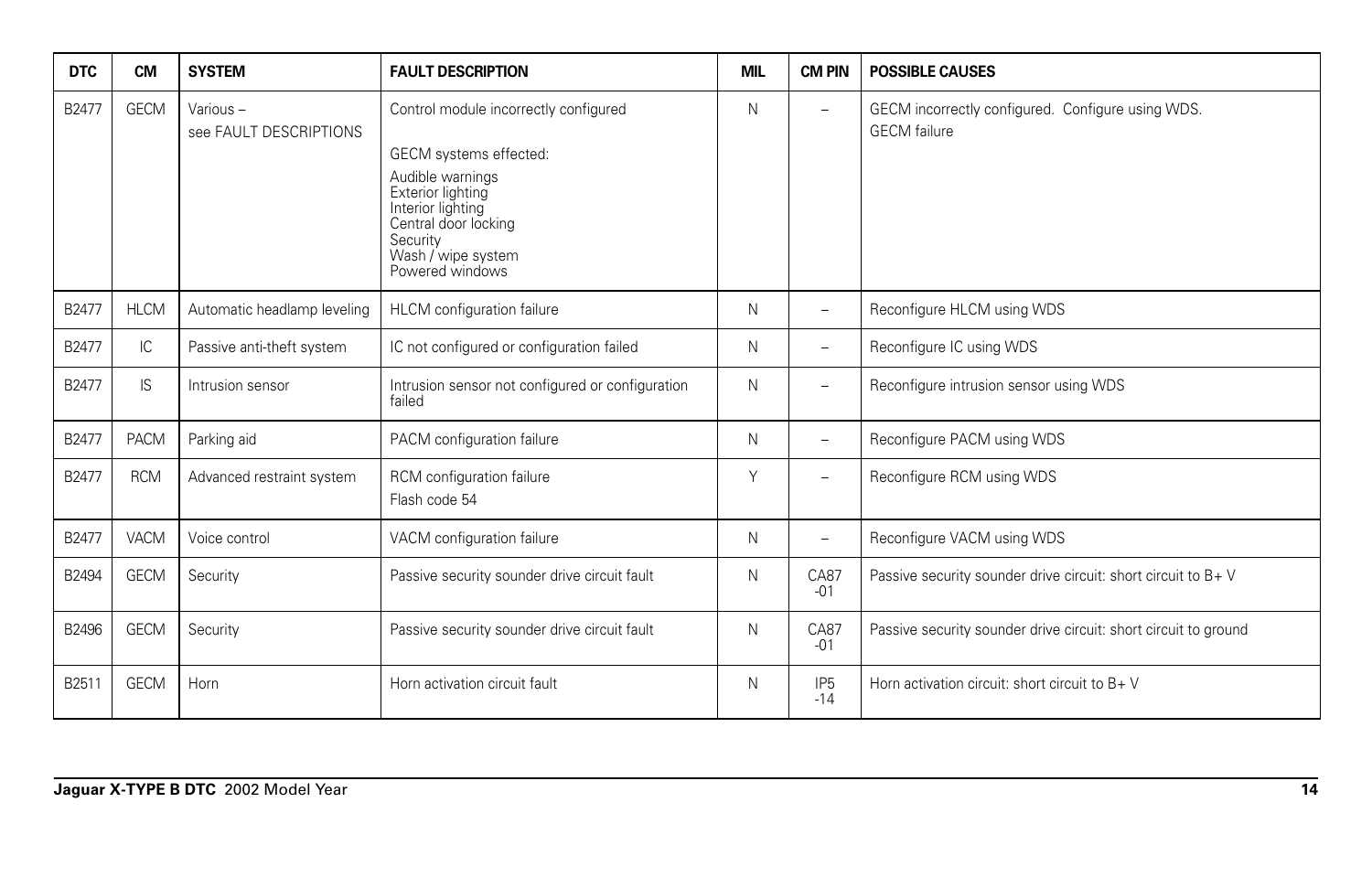| DTC | CM | SYSTEM | FAULT DESCRIPTION | MIL | CM PIN | POSSIBLE CAUSES |
|---|---|---|---|---|---|---|
| B2477 | GECM | Various – see FAULT DESCRIPTIONS | Control module incorrectly configured<br><br>GECM systems effected:<br><br>Audible warnings<br>Exterior lighting<br>Interior lighting<br>Central door locking<br>Security<br>Wash / wipe system<br>Powered windows | N | – | GECM incorrectly configured. Configure using WDS.<br>GECM failure |
| B2477 | HLCM | Automatic headlamp leveling | HLCM configuration failure | N | – | Reconfigure HLCM using WDS |
| B2477 | IC | Passive anti-theft system | IC not configured or configuration failed | N | – | Reconfigure IC using WDS |
| B2477 | IS | Intrusion sensor | Intrusion sensor not configured or configuration failed | N | – | Reconfigure intrusion sensor using WDS |
| B2477 | PACM | Parking aid | PACM configuration failure | N | – | Reconfigure PACM using WDS |
| B2477 | RCM | Advanced restraint system | RCM configuration failure<br>Flash code 54 | Y | – | Reconfigure RCM using WDS |
| B2477 | VACM | Voice control | VACM configuration failure | N | – | Reconfigure VACM using WDS |
| B2494 | GECM | Security | Passive security sounder drive circuit fault | N | CA87 -01 | Passive security sounder drive circuit: short circuit to B+ V |
| B2496 | GECM | Security | Passive security sounder drive circuit fault | N | CA87 -01 | Passive security sounder drive circuit: short circuit to ground |
| B2511 | GECM | Horn | Horn activation circuit fault | N | IP5 -14 | Horn activation circuit: short circuit to B+ V |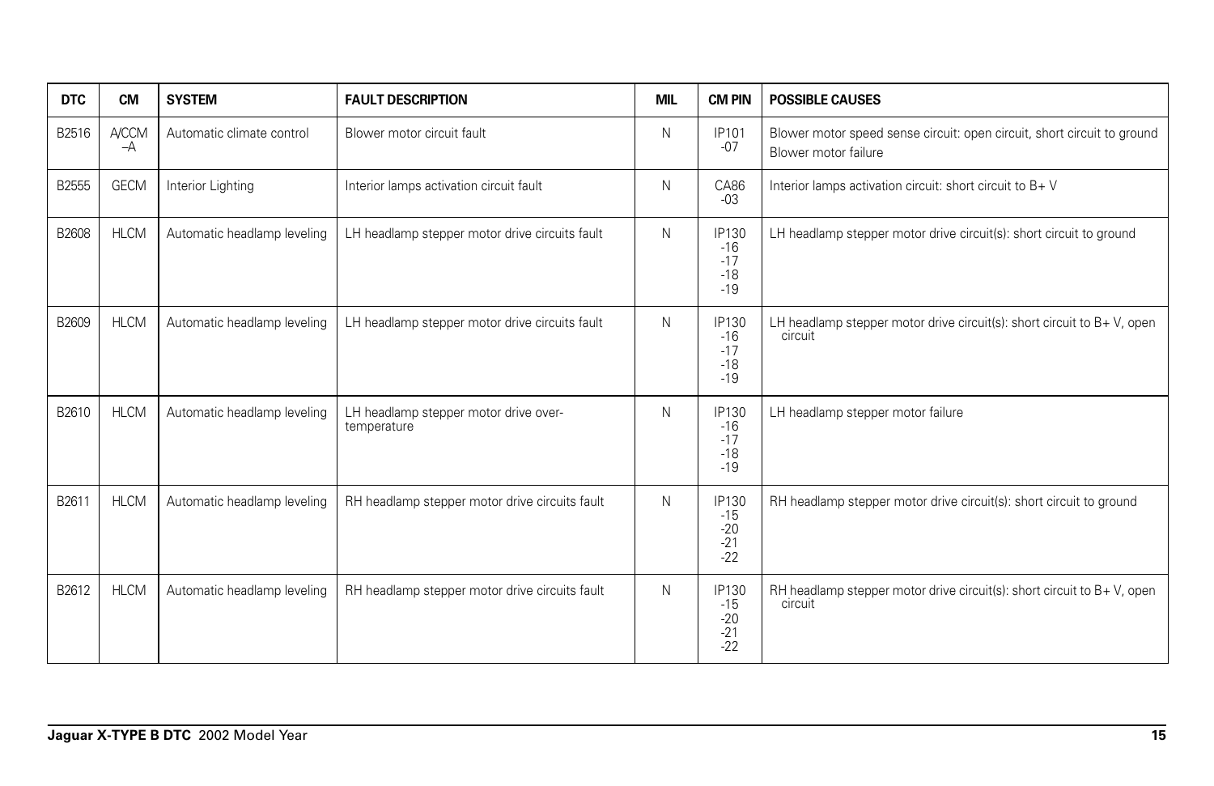| DTC | CM | SYSTEM | FAULT DESCRIPTION | MIL | CM PIN | POSSIBLE CAUSES |
|---|---|---|---|---|---|---|
| B2516 | A/CCM –A | Automatic climate control | Blower motor circuit fault | N | IP101 -07 | Blower motor speed sense circuit: open circuit, short circuit to ground<br>Blower motor failure |
| B2555 | GECM | Interior Lighting | Interior lamps activation circuit fault | N | CA86 -03 | Interior lamps activation circuit: short circuit to B+ V |
| B2608 | HLCM | Automatic headlamp leveling | LH headlamp stepper motor drive circuits fault | N | IP130 -16 -17 -18 -19 | LH headlamp stepper motor drive circuit(s): short circuit to ground |
| B2609 | HLCM | Automatic headlamp leveling | LH headlamp stepper motor drive circuits fault | N | IP130 -16 -17 -18 -19 | LH headlamp stepper motor drive circuit(s): short circuit to B+ V, open circuit |
| B2610 | HLCM | Automatic headlamp leveling | LH headlamp stepper motor drive over-temperature | N | IP130 -16 -17 -18 -19 | LH headlamp stepper motor failure |
| B2611 | HLCM | Automatic headlamp leveling | RH headlamp stepper motor drive circuits fault | N | IP130 -15 -20 -21 -22 | RH headlamp stepper motor drive circuit(s): short circuit to ground |
| B2612 | HLCM | Automatic headlamp leveling | RH headlamp stepper motor drive circuits fault | N | IP130 -15 -20 -21 -22 | RH headlamp stepper motor drive circuit(s): short circuit to B+ V, open circuit |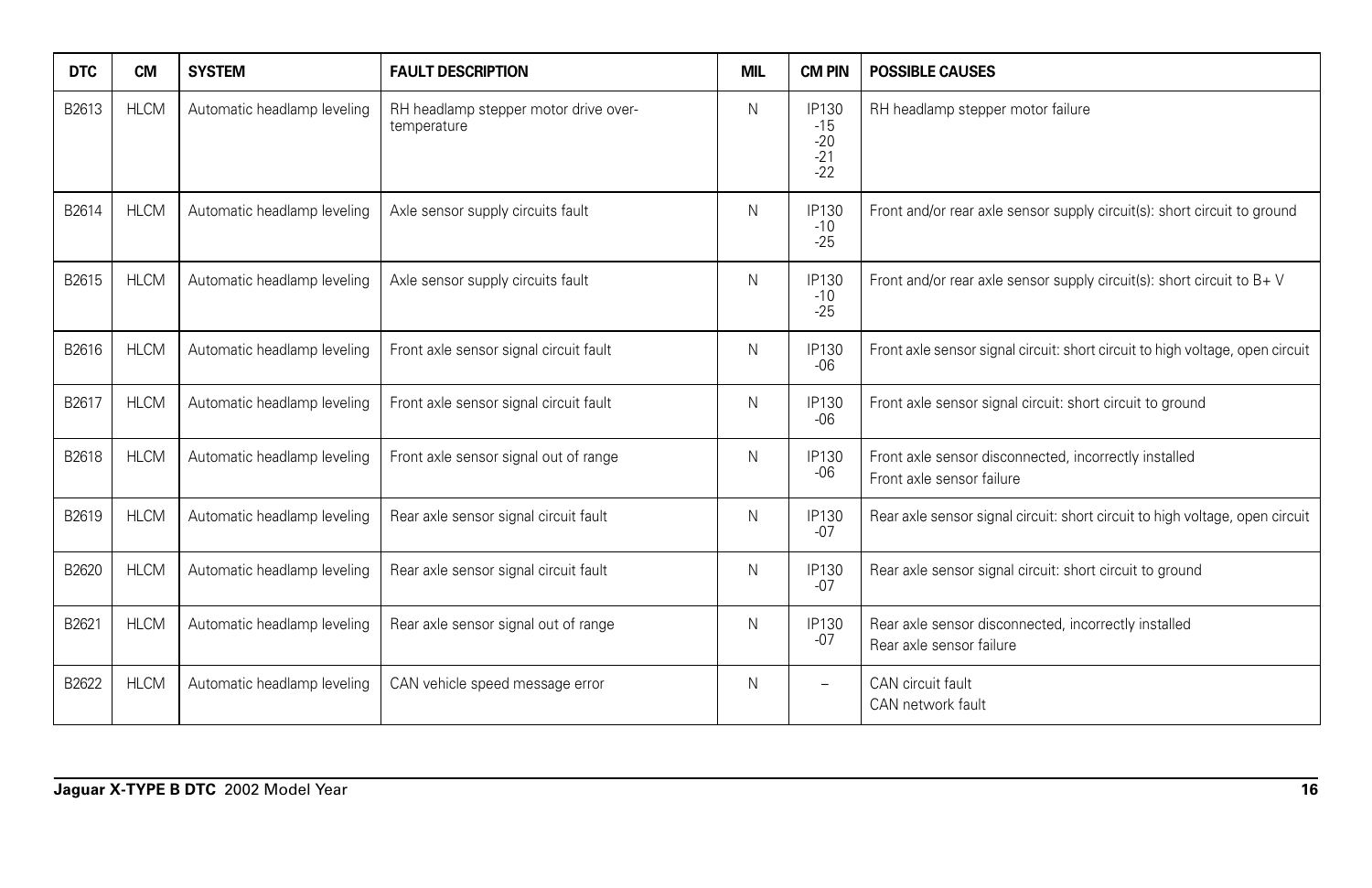| DTC | CM | SYSTEM | FAULT DESCRIPTION | MIL | CM PIN | POSSIBLE CAUSES |
|---|---|---|---|---|---|---|
| B2613 | HLCM | Automatic headlamp leveling | RH headlamp stepper motor drive over-temperature | N | IP130 -15 -20 -21 -22 | RH headlamp stepper motor failure |
| B2614 | HLCM | Automatic headlamp leveling | Axle sensor supply circuits fault | N | IP130 -10 -25 | Front and/or rear axle sensor supply circuit(s): short circuit to ground |
| B2615 | HLCM | Automatic headlamp leveling | Axle sensor supply circuits fault | N | IP130 -10 -25 | Front and/or rear axle sensor supply circuit(s): short circuit to B+ V |
| B2616 | HLCM | Automatic headlamp leveling | Front axle sensor signal circuit fault | N | IP130 -06 | Front axle sensor signal circuit: short circuit to high voltage, open circuit |
| B2617 | HLCM | Automatic headlamp leveling | Front axle sensor signal circuit fault | N | IP130 -06 | Front axle sensor signal circuit: short circuit to ground |
| B2618 | HLCM | Automatic headlamp leveling | Front axle sensor signal out of range | N | IP130 -06 | Front axle sensor disconnected, incorrectly installed<br>Front axle sensor failure |
| B2619 | HLCM | Automatic headlamp leveling | Rear axle sensor signal circuit fault | N | IP130 -07 | Rear axle sensor signal circuit: short circuit to high voltage, open circuit |
| B2620 | HLCM | Automatic headlamp leveling | Rear axle sensor signal circuit fault | N | IP130 -07 | Rear axle sensor signal circuit: short circuit to ground |
| B2621 | HLCM | Automatic headlamp leveling | Rear axle sensor signal out of range | N | IP130 -07 | Rear axle sensor disconnected, incorrectly installed<br>Rear axle sensor failure |
| B2622 | HLCM | Automatic headlamp leveling | CAN vehicle speed message error | N | – | CAN circuit fault<br>CAN network fault |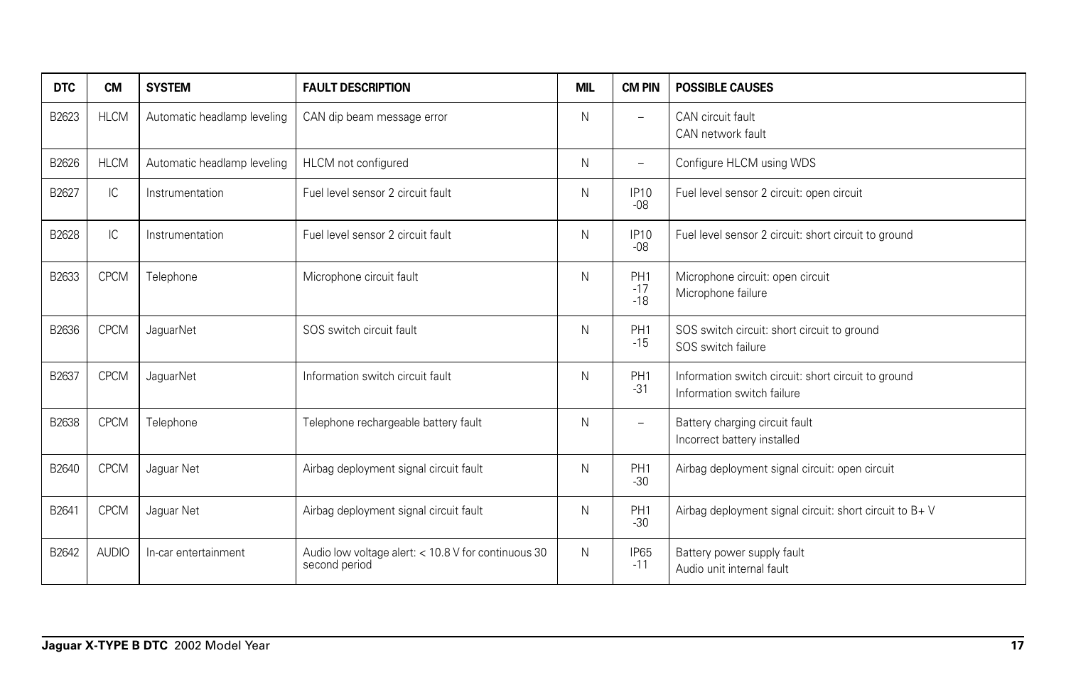| DTC | CM | SYSTEM | FAULT DESCRIPTION | MIL | CM PIN | POSSIBLE CAUSES |
|---|---|---|---|---|---|---|
| B2623 | HLCM | Automatic headlamp leveling | CAN dip beam message error | N | – | CAN circuit fault<br>CAN network fault |
| B2626 | HLCM | Automatic headlamp leveling | HLCM not configured | N | – | Configure HLCM using WDS |
| B2627 | IC | Instrumentation | Fuel level sensor 2 circuit fault | N | IP10<br>-08 | Fuel level sensor 2 circuit: open circuit |
| B2628 | IC | Instrumentation | Fuel level sensor 2 circuit fault | N | IP10<br>-08 | Fuel level sensor 2 circuit: short circuit to ground |
| B2633 | CPCM | Telephone | Microphone circuit fault | N | PH1<br>-17<br>-18 | Microphone circuit: open circuit<br>Microphone failure |
| B2636 | CPCM | JaguarNet | SOS switch circuit fault | N | PH1<br>-15 | SOS switch circuit: short circuit to ground<br>SOS switch failure |
| B2637 | CPCM | JaguarNet | Information switch circuit fault | N | PH1<br>-31 | Information switch circuit: short circuit to ground<br>Information switch failure |
| B2638 | CPCM | Telephone | Telephone rechargeable battery fault | N | – | Battery charging circuit fault<br>Incorrect battery installed |
| B2640 | CPCM | Jaguar Net | Airbag deployment signal circuit fault | N | PH1<br>-30 | Airbag deployment signal circuit: open circuit |
| B2641 | CPCM | Jaguar Net | Airbag deployment signal circuit fault | N | PH1<br>-30 | Airbag deployment signal circuit: short circuit to B+ V |
| B2642 | AUDIO | In-car entertainment | Audio low voltage alert: < 10.8 V for continuous 30 second period | N | IP65<br>-11 | Battery power supply fault<br>Audio unit internal fault |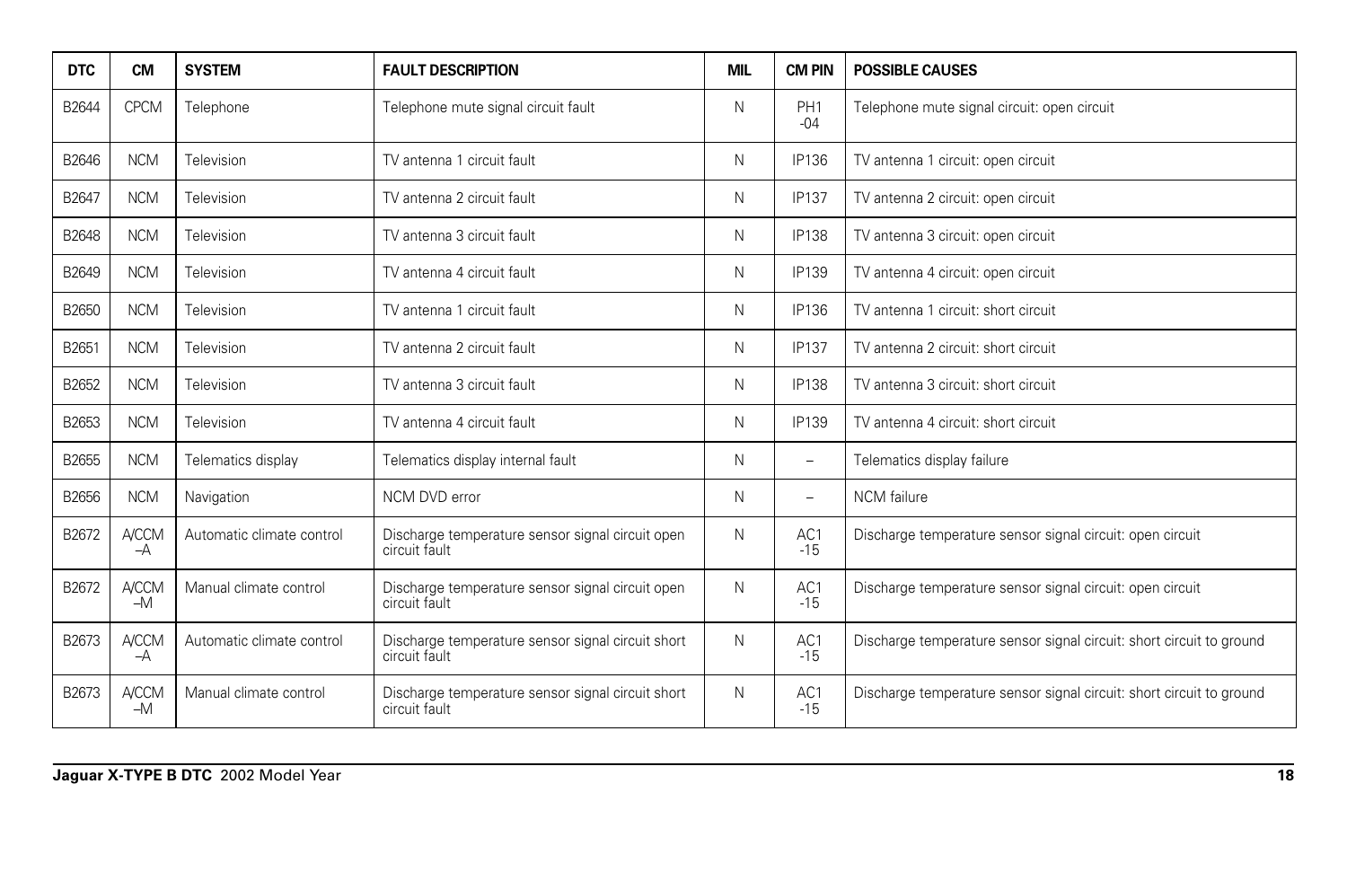| DTC | CM | SYSTEM | FAULT DESCRIPTION | MIL | CM PIN | POSSIBLE CAUSES |
|---|---|---|---|---|---|---|
| B2644 | CPCM | Telephone | Telephone mute signal circuit fault | N | PH1 -04 | Telephone mute signal circuit: open circuit |
| B2646 | NCM | Television | TV antenna 1 circuit fault | N | IP136 | TV antenna 1 circuit: open circuit |
| B2647 | NCM | Television | TV antenna 2 circuit fault | N | IP137 | TV antenna 2 circuit: open circuit |
| B2648 | NCM | Television | TV antenna 3 circuit fault | N | IP138 | TV antenna 3 circuit: open circuit |
| B2649 | NCM | Television | TV antenna 4 circuit fault | N | IP139 | TV antenna 4 circuit: open circuit |
| B2650 | NCM | Television | TV antenna 1 circuit fault | N | IP136 | TV antenna 1 circuit: short circuit |
| B2651 | NCM | Television | TV antenna 2 circuit fault | N | IP137 | TV antenna 2 circuit: short circuit |
| B2652 | NCM | Television | TV antenna 3 circuit fault | N | IP138 | TV antenna 3 circuit: short circuit |
| B2653 | NCM | Television | TV antenna 4 circuit fault | N | IP139 | TV antenna 4 circuit: short circuit |
| B2655 | NCM | Telematics display | Telematics display internal fault | N | – | Telematics display failure |
| B2656 | NCM | Navigation | NCM DVD error | N | – | NCM failure |
| B2672 | A/CCM –A | Automatic climate control | Discharge temperature sensor signal circuit open circuit fault | N | AC1 -15 | Discharge temperature sensor signal circuit: open circuit |
| B2672 | A/CCM –M | Manual climate control | Discharge temperature sensor signal circuit open circuit fault | N | AC1 -15 | Discharge temperature sensor signal circuit: open circuit |
| B2673 | A/CCM –A | Automatic climate control | Discharge temperature sensor signal circuit short circuit fault | N | AC1 -15 | Discharge temperature sensor signal circuit: short circuit to ground |
| B2673 | A/CCM –M | Manual climate control | Discharge temperature sensor signal circuit short circuit fault | N | AC1 -15 | Discharge temperature sensor signal circuit: short circuit to ground |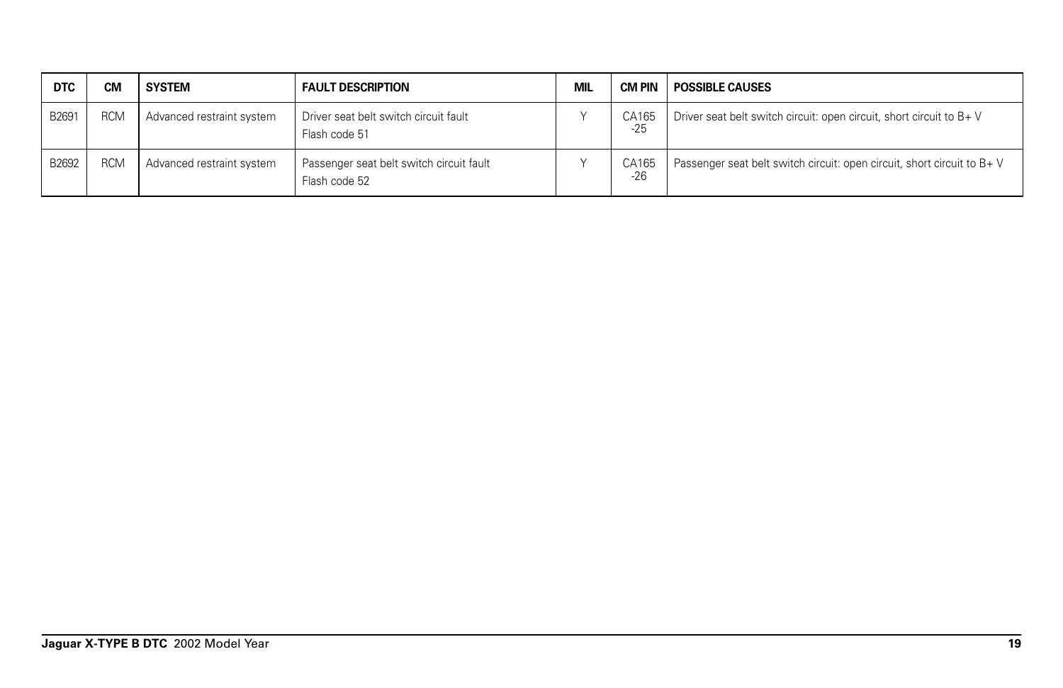| DTC | CM | SYSTEM | FAULT DESCRIPTION | MIL | CM PIN | POSSIBLE CAUSES |
|---|---|---|---|---|---|---|
| B2691 | RCM | Advanced restraint system | Driver seat belt switch circuit fault<br>Flash code 51 | Y | CA165<br>-25 | Driver seat belt switch circuit: open circuit, short circuit to B+ V |
| B2692 | RCM | Advanced restraint system | Passenger seat belt switch circuit fault<br>Flash code 52 | Y | CA165<br>-26 | Passenger seat belt switch circuit: open circuit, short circuit to B+ V |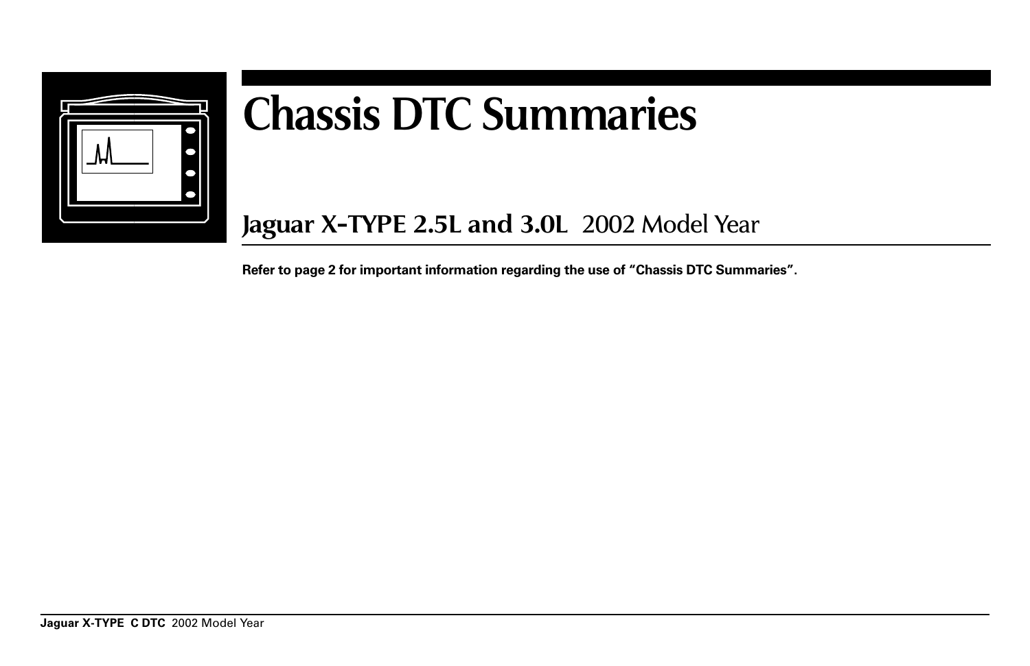# Chassis DTC Summaries

## Jaguar X-TYPE 2.5L and 3.0L 2002 Model Year

**Refer to page 2 for important information regarding the use of “Chassis DTC Summaries”.**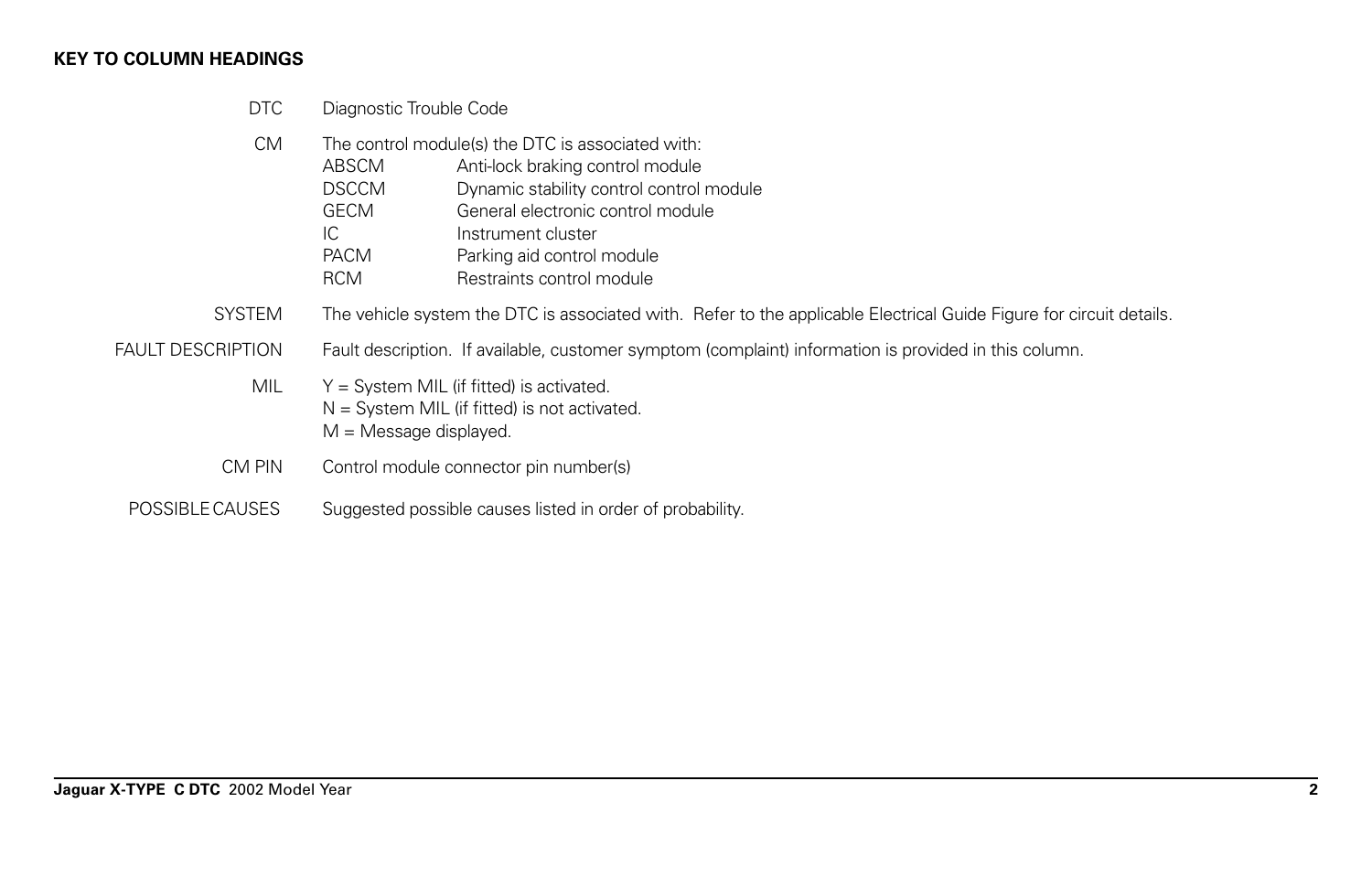## KEY TO COLUMN HEADINGS

| | |
|---|---|
| DTC | Diagnostic Trouble Code |
| CM | The control module(s) the DTC is associated with:<br>ABSCM — Anti-lock braking control module<br>DSCCM — Dynamic stability control control module<br>GECM — General electronic control module<br>IC — Instrument cluster<br>PACM — Parking aid control module<br>RCM — Restraints control module |
| SYSTEM | The vehicle system the DTC is associated with. Refer to the applicable Electrical Guide Figure for circuit details. |
| FAULT DESCRIPTION | Fault description. If available, customer symptom (complaint) information is provided in this column. |
| MIL | Y = System MIL (if fitted) is activated.<br>N = System MIL (if fitted) is not activated.<br>M = Message displayed. |
| CM PIN | Control module connector pin number(s) |
| POSSIBLE CAUSES | Suggested possible causes listed in order of probability. |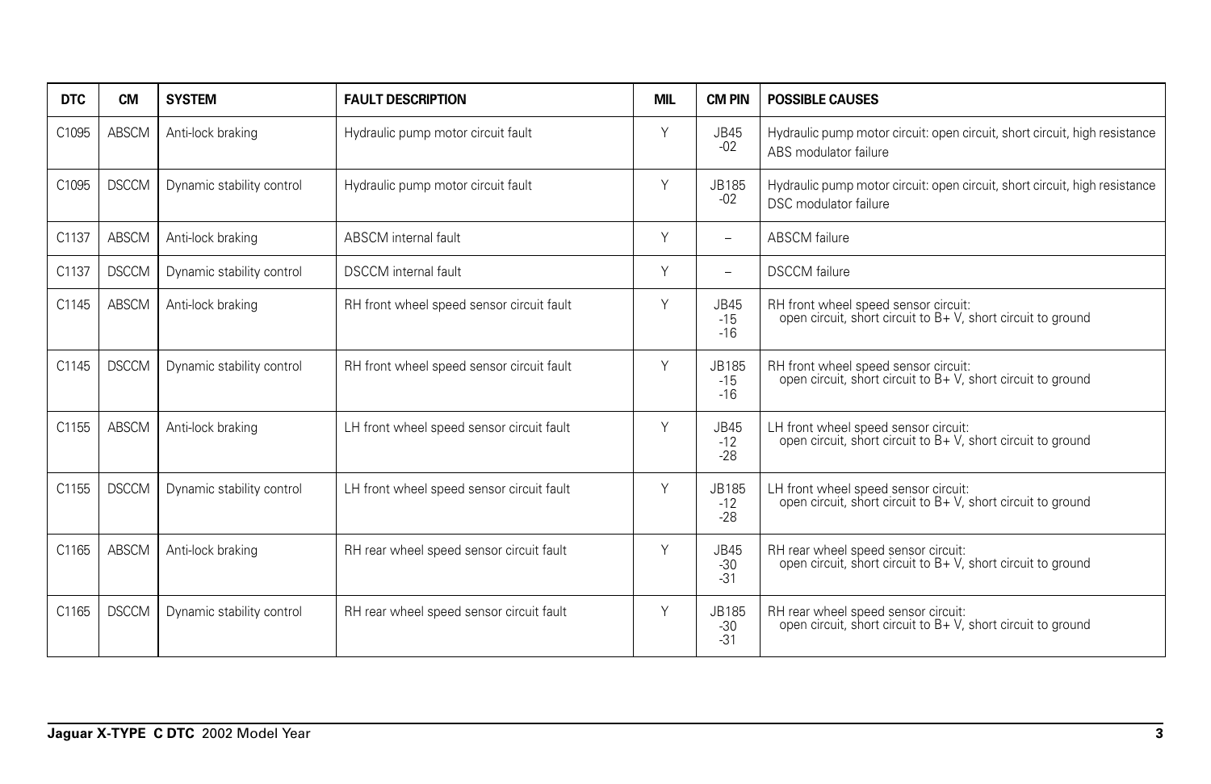| DTC | CM | SYSTEM | FAULT DESCRIPTION | MIL | CM PIN | POSSIBLE CAUSES |
|---|---|---|---|---|---|---|
| C1095 | ABSCM | Anti-lock braking | Hydraulic pump motor circuit fault | Y | JB45 -02 | Hydraulic pump motor circuit: open circuit, short circuit, high resistance ABS modulator failure |
| C1095 | DSCCM | Dynamic stability control | Hydraulic pump motor circuit fault | Y | JB185 -02 | Hydraulic pump motor circuit: open circuit, short circuit, high resistance DSC modulator failure |
| C1137 | ABSCM | Anti-lock braking | ABSCM internal fault | Y | – | ABSCM failure |
| C1137 | DSCCM | Dynamic stability control | DSCCM internal fault | Y | – | DSCCM failure |
| C1145 | ABSCM | Anti-lock braking | RH front wheel speed sensor circuit fault | Y | JB45 -15 -16 | RH front wheel speed sensor circuit: open circuit, short circuit to B+ V, short circuit to ground |
| C1145 | DSCCM | Dynamic stability control | RH front wheel speed sensor circuit fault | Y | JB185 -15 -16 | RH front wheel speed sensor circuit: open circuit, short circuit to B+ V, short circuit to ground |
| C1155 | ABSCM | Anti-lock braking | LH front wheel speed sensor circuit fault | Y | JB45 -12 -28 | LH front wheel speed sensor circuit: open circuit, short circuit to B+ V, short circuit to ground |
| C1155 | DSCCM | Dynamic stability control | LH front wheel speed sensor circuit fault | Y | JB185 -12 -28 | LH front wheel speed sensor circuit: open circuit, short circuit to B+ V, short circuit to ground |
| C1165 | ABSCM | Anti-lock braking | RH rear wheel speed sensor circuit fault | Y | JB45 -30 -31 | RH rear wheel speed sensor circuit: open circuit, short circuit to B+ V, short circuit to ground |
| C1165 | DSCCM | Dynamic stability control | RH rear wheel speed sensor circuit fault | Y | JB185 -30 -31 | RH rear wheel speed sensor circuit: open circuit, short circuit to B+ V, short circuit to ground |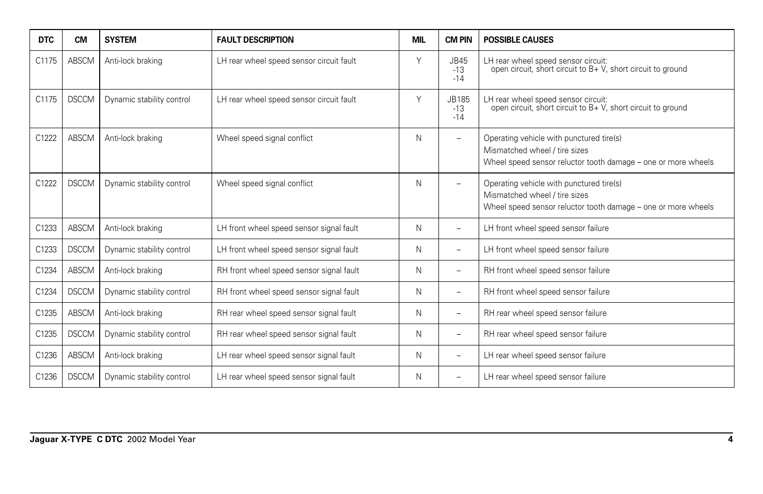| DTC | CM | SYSTEM | FAULT DESCRIPTION | MIL | CM PIN | POSSIBLE CAUSES |
|---|---|---|---|---|---|---|
| C1175 | ABSCM | Anti-lock braking | LH rear wheel speed sensor circuit fault | Y | JB45 -13 -14 | LH rear wheel speed sensor circuit: open circuit, short circuit to B+ V, short circuit to ground |
| C1175 | DSCCM | Dynamic stability control | LH rear wheel speed sensor circuit fault | Y | JB185 -13 -14 | LH rear wheel speed sensor circuit: open circuit, short circuit to B+ V, short circuit to ground |
| C1222 | ABSCM | Anti-lock braking | Wheel speed signal conflict | N | – | Operating vehicle with punctured tire(s)<br>Mismatched wheel / tire sizes<br>Wheel speed sensor reluctor tooth damage – one or more wheels |
| C1222 | DSCCM | Dynamic stability control | Wheel speed signal conflict | N | – | Operating vehicle with punctured tire(s)<br>Mismatched wheel / tire sizes<br>Wheel speed sensor reluctor tooth damage – one or more wheels |
| C1233 | ABSCM | Anti-lock braking | LH front wheel speed sensor signal fault | N | – | LH front wheel speed sensor failure |
| C1233 | DSCCM | Dynamic stability control | LH front wheel speed sensor signal fault | N | – | LH front wheel speed sensor failure |
| C1234 | ABSCM | Anti-lock braking | RH front wheel speed sensor signal fault | N | – | RH front wheel speed sensor failure |
| C1234 | DSCCM | Dynamic stability control | RH front wheel speed sensor signal fault | N | – | RH front wheel speed sensor failure |
| C1235 | ABSCM | Anti-lock braking | RH rear wheel speed sensor signal fault | N | – | RH rear wheel speed sensor failure |
| C1235 | DSCCM | Dynamic stability control | RH rear wheel speed sensor signal fault | N | – | RH rear wheel speed sensor failure |
| C1236 | ABSCM | Anti-lock braking | LH rear wheel speed sensor signal fault | N | – | LH rear wheel speed sensor failure |
| C1236 | DSCCM | Dynamic stability control | LH rear wheel speed sensor signal fault | N | – | LH rear wheel speed sensor failure |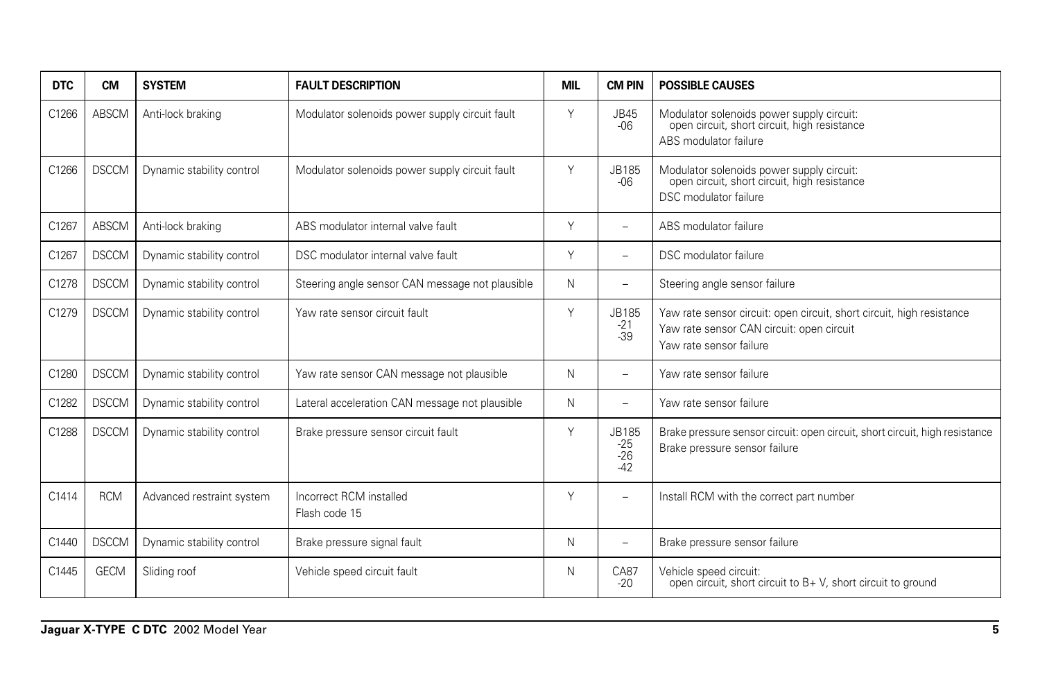| DTC | CM | SYSTEM | FAULT DESCRIPTION | MIL | CM PIN | POSSIBLE CAUSES |
|---|---|---|---|---|---|---|
| C1266 | ABSCM | Anti-lock braking | Modulator solenoids power supply circuit fault | Y | JB45 -06 | Modulator solenoids power supply circuit: open circuit, short circuit, high resistance<br>ABS modulator failure |
| C1266 | DSCCM | Dynamic stability control | Modulator solenoids power supply circuit fault | Y | JB185 -06 | Modulator solenoids power supply circuit: open circuit, short circuit, high resistance<br>DSC modulator failure |
| C1267 | ABSCM | Anti-lock braking | ABS modulator internal valve fault | Y | – | ABS modulator failure |
| C1267 | DSCCM | Dynamic stability control | DSC modulator internal valve fault | Y | – | DSC modulator failure |
| C1278 | DSCCM | Dynamic stability control | Steering angle sensor CAN message not plausible | N | – | Steering angle sensor failure |
| C1279 | DSCCM | Dynamic stability control | Yaw rate sensor circuit fault | Y | JB185 -21 -39 | Yaw rate sensor circuit: open circuit, short circuit, high resistance<br>Yaw rate sensor CAN circuit: open circuit<br>Yaw rate sensor failure |
| C1280 | DSCCM | Dynamic stability control | Yaw rate sensor CAN message not plausible | N | – | Yaw rate sensor failure |
| C1282 | DSCCM | Dynamic stability control | Lateral acceleration CAN message not plausible | N | – | Yaw rate sensor failure |
| C1288 | DSCCM | Dynamic stability control | Brake pressure sensor circuit fault | Y | JB185 -25 -26 -42 | Brake pressure sensor circuit: open circuit, short circuit, high resistance<br>Brake pressure sensor failure |
| C1414 | RCM | Advanced restraint system | Incorrect RCM installed<br>Flash code 15 | Y | – | Install RCM with the correct part number |
| C1440 | DSCCM | Dynamic stability control | Brake pressure signal fault | N | – | Brake pressure sensor failure |
| C1445 | GECM | Sliding roof | Vehicle speed circuit fault | N | CA87 -20 | Vehicle speed circuit: open circuit, short circuit to B+ V, short circuit to ground |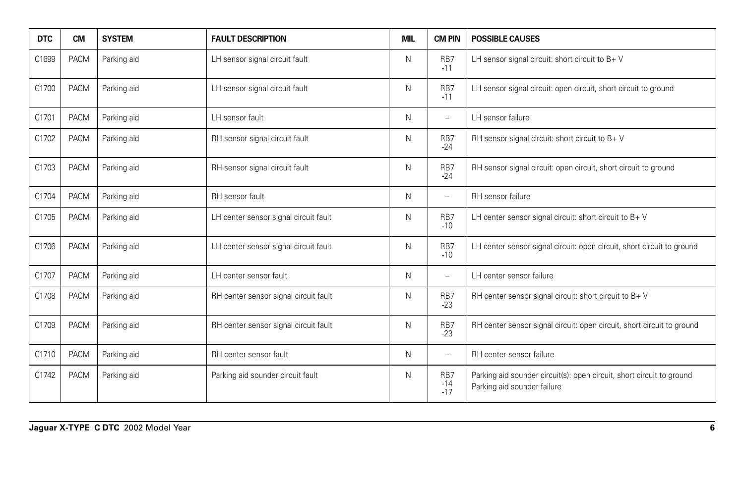| DTC | CM | SYSTEM | FAULT DESCRIPTION | MIL | CM PIN | POSSIBLE CAUSES |
|---|---|---|---|---|---|---|
| C1699 | PACM | Parking aid | LH sensor signal circuit fault | N | RB7 -11 | LH sensor signal circuit: short circuit to B+ V |
| C1700 | PACM | Parking aid | LH sensor signal circuit fault | N | RB7 -11 | LH sensor signal circuit: open circuit, short circuit to ground |
| C1701 | PACM | Parking aid | LH sensor fault | N | – | LH sensor failure |
| C1702 | PACM | Parking aid | RH sensor signal circuit fault | N | RB7 -24 | RH sensor signal circuit: short circuit to B+ V |
| C1703 | PACM | Parking aid | RH sensor signal circuit fault | N | RB7 -24 | RH sensor signal circuit: open circuit, short circuit to ground |
| C1704 | PACM | Parking aid | RH sensor fault | N | – | RH sensor failure |
| C1705 | PACM | Parking aid | LH center sensor signal circuit fault | N | RB7 -10 | LH center sensor signal circuit: short circuit to B+ V |
| C1706 | PACM | Parking aid | LH center sensor signal circuit fault | N | RB7 -10 | LH center sensor signal circuit: open circuit, short circuit to ground |
| C1707 | PACM | Parking aid | LH center sensor fault | N | – | LH center sensor failure |
| C1708 | PACM | Parking aid | RH center sensor signal circuit fault | N | RB7 -23 | RH center sensor signal circuit: short circuit to B+ V |
| C1709 | PACM | Parking aid | RH center sensor signal circuit fault | N | RB7 -23 | RH center sensor signal circuit: open circuit, short circuit to ground |
| C1710 | PACM | Parking aid | RH center sensor fault | N | – | RH center sensor failure |
| C1742 | PACM | Parking aid | Parking aid sounder circuit fault | N | RB7 -14 -17 | Parking aid sounder circuit(s): open circuit, short circuit to ground<br>Parking aid sounder failure |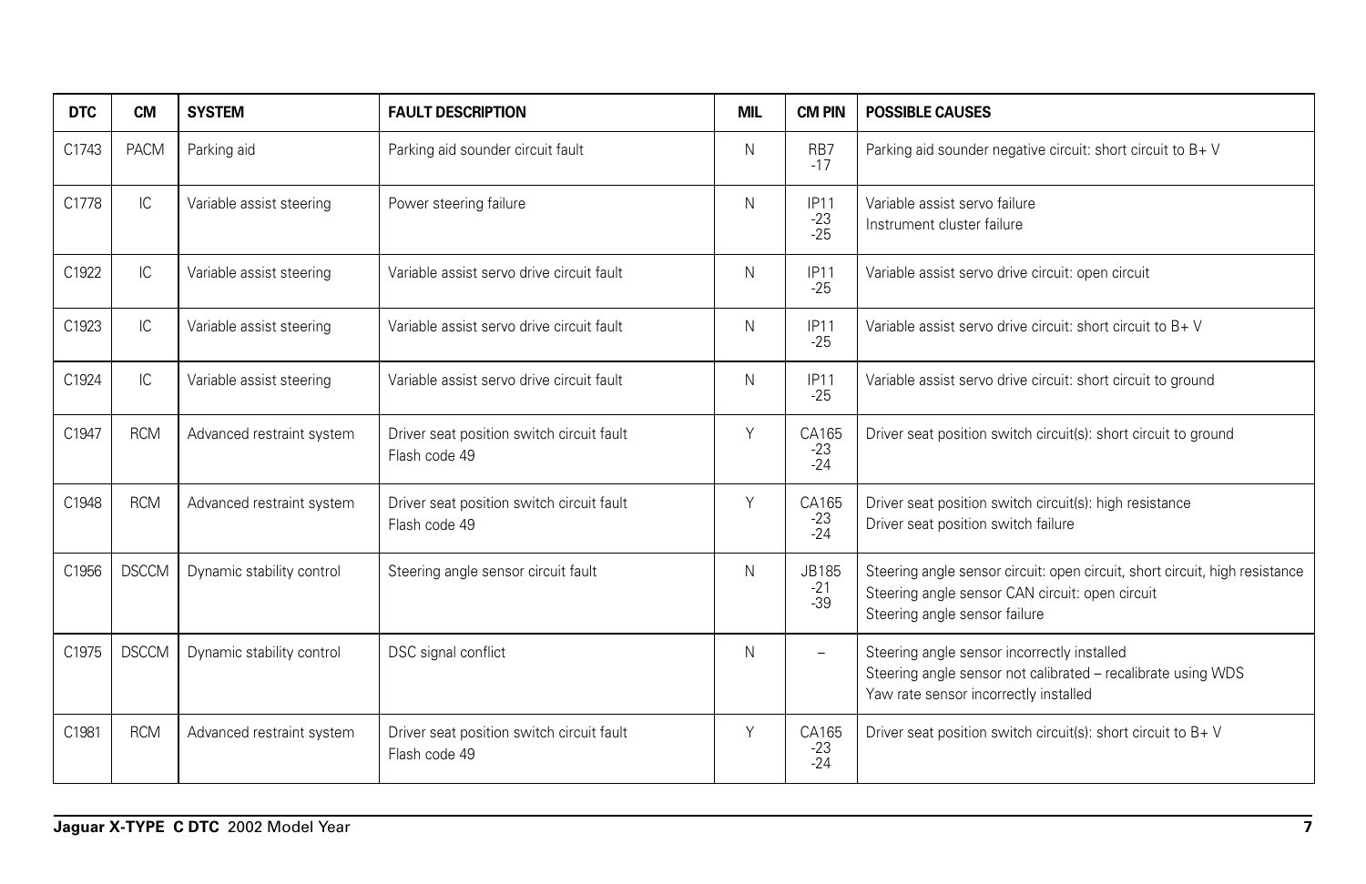| DTC | CM | SYSTEM | FAULT DESCRIPTION | MIL | CM PIN | POSSIBLE CAUSES |
|---|---|---|---|---|---|---|
| C1743 | PACM | Parking aid | Parking aid sounder circuit fault | N | RB7<br>-17 | Parking aid sounder negative circuit: short circuit to B+ V |
| C1778 | IC | Variable assist steering | Power steering failure | N | IP11<br>-23<br>-25 | Variable assist servo failure<br>Instrument cluster failure |
| C1922 | IC | Variable assist steering | Variable assist servo drive circuit fault | N | IP11<br>-25 | Variable assist servo drive circuit: open circuit |
| C1923 | IC | Variable assist steering | Variable assist servo drive circuit fault | N | IP11<br>-25 | Variable assist servo drive circuit: short circuit to B+ V |
| C1924 | IC | Variable assist steering | Variable assist servo drive circuit fault | N | IP11<br>-25 | Variable assist servo drive circuit: short circuit to ground |
| C1947 | RCM | Advanced restraint system | Driver seat position switch circuit fault<br>Flash code 49 | Y | CA165<br>-23<br>-24 | Driver seat position switch circuit(s): short circuit to ground |
| C1948 | RCM | Advanced restraint system | Driver seat position switch circuit fault<br>Flash code 49 | Y | CA165<br>-23<br>-24 | Driver seat position switch circuit(s): high resistance<br>Driver seat position switch failure |
| C1956 | DSCCM | Dynamic stability control | Steering angle sensor circuit fault | N | JB185<br>-21<br>-39 | Steering angle sensor circuit: open circuit, short circuit, high resistance<br>Steering angle sensor CAN circuit: open circuit<br>Steering angle sensor failure |
| C1975 | DSCCM | Dynamic stability control | DSC signal conflict | N | – | Steering angle sensor incorrectly installed<br>Steering angle sensor not calibrated – recalibrate using WDS<br>Yaw rate sensor incorrectly installed |
| C1981 | RCM | Advanced restraint system | Driver seat position switch circuit fault<br>Flash code 49 | Y | CA165<br>-23<br>-24 | Driver seat position switch circuit(s): short circuit to B+ V |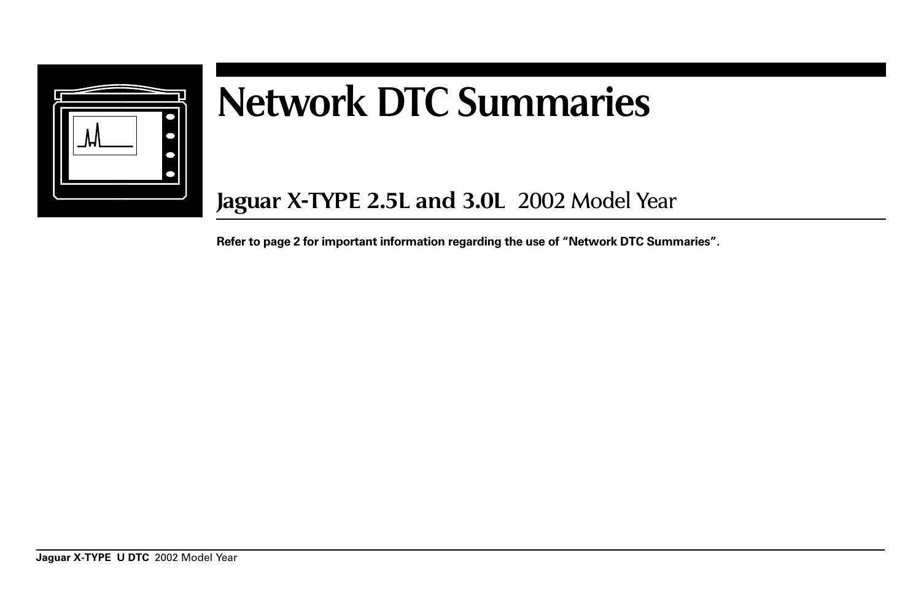# Network DTC Summaries

## Jaguar X-TYPE 2.5L and 3.0L 2002 Model Year

**Refer to page 2 for important information regarding the use of "Network DTC Summaries".**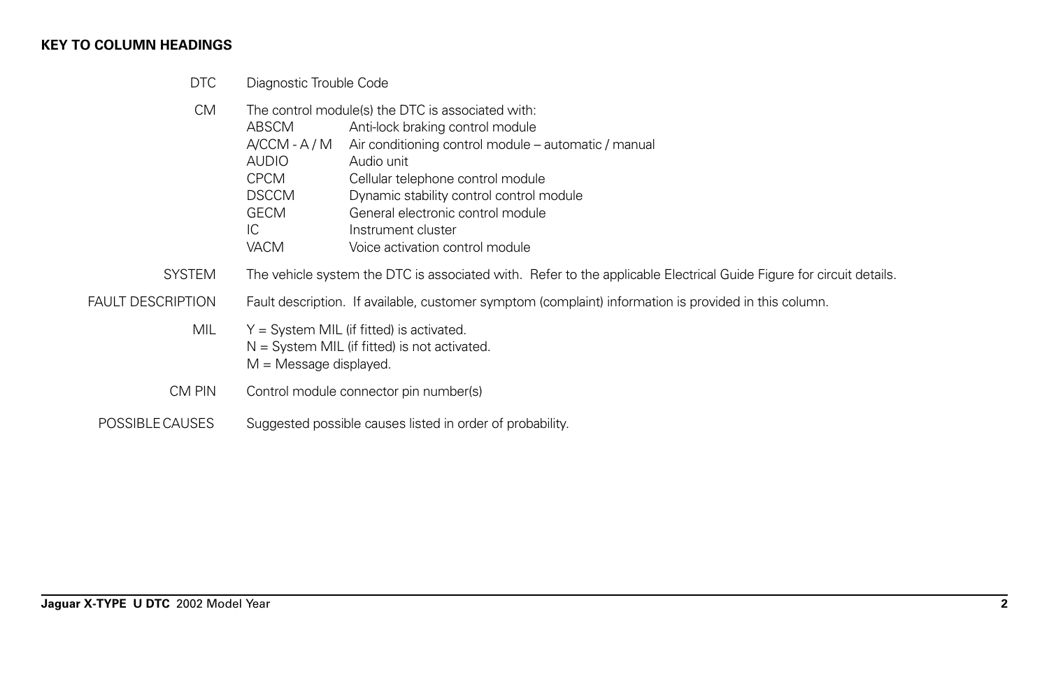## KEY TO COLUMN HEADINGS

| | |
|---|---|
| DTC | Diagnostic Trouble Code |
| CM | The control module(s) the DTC is associated with:<br>ABSCM — Anti-lock braking control module<br>A/CCM - A / M — Air conditioning control module – automatic / manual<br>AUDIO — Audio unit<br>CPCM — Cellular telephone control module<br>DSCCM — Dynamic stability control control module<br>GECM — General electronic control module<br>IC — Instrument cluster<br>VACM — Voice activation control module |
| SYSTEM | The vehicle system the DTC is associated with. Refer to the applicable Electrical Guide Figure for circuit details. |
| FAULT DESCRIPTION | Fault description. If available, customer symptom (complaint) information is provided in this column. |
| MIL | Y = System MIL (if fitted) is activated.<br>N = System MIL (if fitted) is not activated.<br>M = Message displayed. |
| CM PIN | Control module connector pin number(s) |
| POSSIBLE CAUSES | Suggested possible causes listed in order of probability. |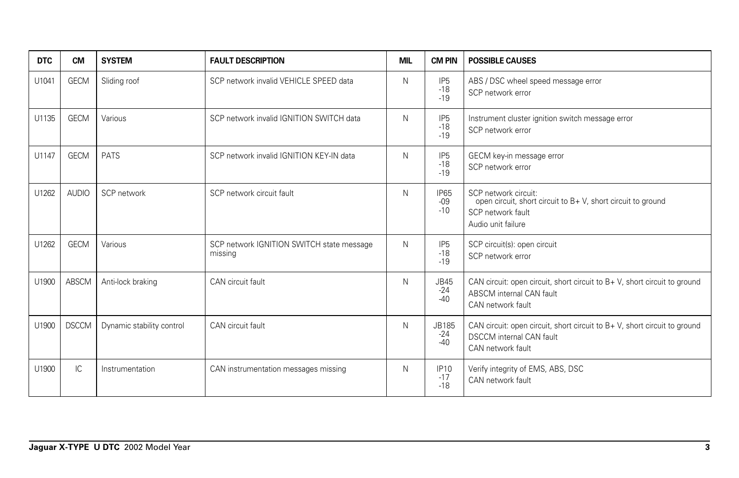| DTC | CM | SYSTEM | FAULT DESCRIPTION | MIL | CM PIN | POSSIBLE CAUSES |
|---|---|---|---|---|---|---|
| U1041 | GECM | Sliding roof | SCP network invalid VEHICLE SPEED data | N | IP5 -18 -19 | ABS / DSC wheel speed message error<br>SCP network error |
| U1135 | GECM | Various | SCP network invalid IGNITION SWITCH data | N | IP5 -18 -19 | Instrument cluster ignition switch message error<br>SCP network error |
| U1147 | GECM | PATS | SCP network invalid IGNITION KEY-IN data | N | IP5 -18 -19 | GECM key-in message error<br>SCP network error |
| U1262 | AUDIO | SCP network | SCP network circuit fault | N | IP65 -09 -10 | SCP network circuit:<br>open circuit, short circuit to B+ V, short circuit to ground<br>SCP network fault<br>Audio unit failure |
| U1262 | GECM | Various | SCP network IGNITION SWITCH state message missing | N | IP5 -18 -19 | SCP circuit(s): open circuit<br>SCP network error |
| U1900 | ABSCM | Anti-lock braking | CAN circuit fault | N | JB45 -24 -40 | CAN circuit: open circuit, short circuit to B+ V, short circuit to ground<br>ABSCM internal CAN fault<br>CAN network fault |
| U1900 | DSCCM | Dynamic stability control | CAN circuit fault | N | JB185 -24 -40 | CAN circuit: open circuit, short circuit to B+ V, short circuit to ground<br>DSCCM internal CAN fault<br>CAN network fault |
| U1900 | IC | Instrumentation | CAN instrumentation messages missing | N | IP10 -17 -18 | Verify integrity of EMS, ABS, DSC<br>CAN network fault |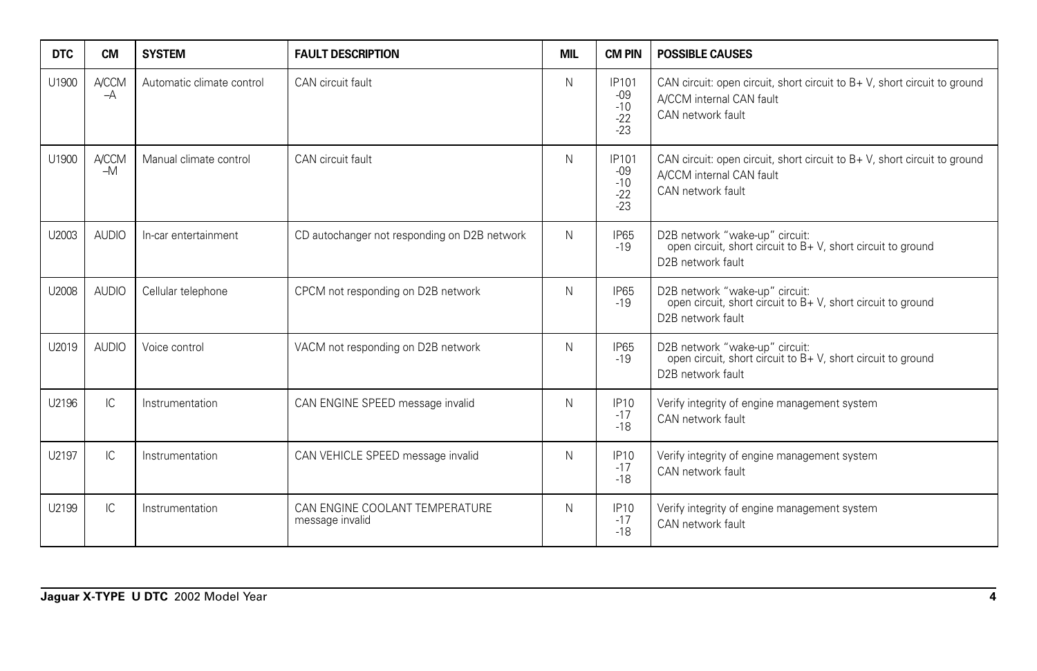| DTC | CM | SYSTEM | FAULT DESCRIPTION | MIL | CM PIN | POSSIBLE CAUSES |
|---|---|---|---|---|---|---|
| U1900 | A/CCM –A | Automatic climate control | CAN circuit fault | N | IP101 -09 -10 -22 -23 | CAN circuit: open circuit, short circuit to B+ V, short circuit to ground<br>A/CCM internal CAN fault<br>CAN network fault |
| U1900 | A/CCM –M | Manual climate control | CAN circuit fault | N | IP101 -09 -10 -22 -23 | CAN circuit: open circuit, short circuit to B+ V, short circuit to ground<br>A/CCM internal CAN fault<br>CAN network fault |
| U2003 | AUDIO | In-car entertainment | CD autochanger not responding on D2B network | N | IP65 -19 | D2B network "wake-up" circuit:<br>open circuit, short circuit to B+ V, short circuit to ground<br>D2B network fault |
| U2008 | AUDIO | Cellular telephone | CPCM not responding on D2B network | N | IP65 -19 | D2B network "wake-up" circuit:<br>open circuit, short circuit to B+ V, short circuit to ground<br>D2B network fault |
| U2019 | AUDIO | Voice control | VACM not responding on D2B network | N | IP65 -19 | D2B network "wake-up" circuit:<br>open circuit, short circuit to B+ V, short circuit to ground<br>D2B network fault |
| U2196 | IC | Instrumentation | CAN ENGINE SPEED message invalid | N | IP10 -17 -18 | Verify integrity of engine management system<br>CAN network fault |
| U2197 | IC | Instrumentation | CAN VEHICLE SPEED message invalid | N | IP10 -17 -18 | Verify integrity of engine management system<br>CAN network fault |
| U2199 | IC | Instrumentation | CAN ENGINE COOLANT TEMPERATURE message invalid | N | IP10 -17 -18 | Verify integrity of engine management system<br>CAN network fault |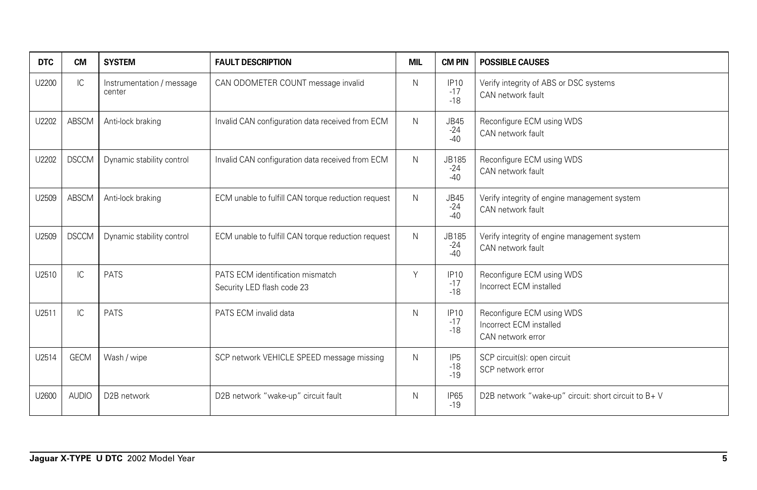| DTC | CM | SYSTEM | FAULT DESCRIPTION | MIL | CM PIN | POSSIBLE CAUSES |
|---|---|---|---|---|---|---|
| U2200 | IC | Instrumentation / message center | CAN ODOMETER COUNT message invalid | N | IP10 -17 -18 | Verify integrity of ABS or DSC systems<br>CAN network fault |
| U2202 | ABSCM | Anti-lock braking | Invalid CAN configuration data received from ECM | N | JB45 -24 -40 | Reconfigure ECM using WDS<br>CAN network fault |
| U2202 | DSCCM | Dynamic stability control | Invalid CAN configuration data received from ECM | N | JB185 -24 -40 | Reconfigure ECM using WDS<br>CAN network fault |
| U2509 | ABSCM | Anti-lock braking | ECM unable to fulfill CAN torque reduction request | N | JB45 -24 -40 | Verify integrity of engine management system<br>CAN network fault |
| U2509 | DSCCM | Dynamic stability control | ECM unable to fulfill CAN torque reduction request | N | JB185 -24 -40 | Verify integrity of engine management system<br>CAN network fault |
| U2510 | IC | PATS | PATS ECM identification mismatch<br>Security LED flash code 23 | Y | IP10 -17 -18 | Reconfigure ECM using WDS<br>Incorrect ECM installed |
| U2511 | IC | PATS | PATS ECM invalid data | N | IP10 -17 -18 | Reconfigure ECM using WDS<br>Incorrect ECM installed<br>CAN network error |
| U2514 | GECM | Wash / wipe | SCP network VEHICLE SPEED message missing | N | IP5 -18 -19 | SCP circuit(s): open circuit<br>SCP network error |
| U2600 | AUDIO | D2B network | D2B network “wake-up” circuit fault | N | IP65 -19 | D2B network “wake-up“ circuit: short circuit to B+ V |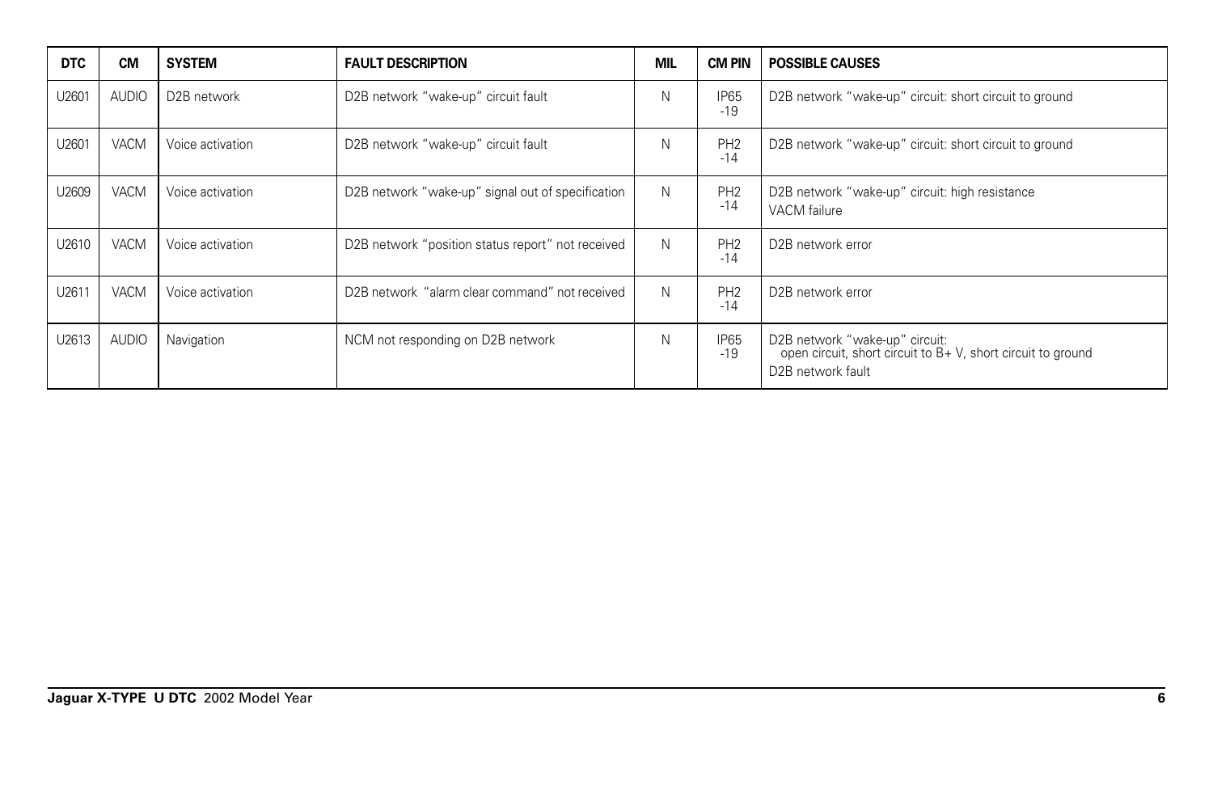| DTC | CM | SYSTEM | FAULT DESCRIPTION | MIL | CM PIN | POSSIBLE CAUSES |
|---|---|---|---|---|---|---|
| U2601 | AUDIO | D2B network | D2B network “wake-up” circuit fault | N | IP65 -19 | D2B network “wake-up” circuit: short circuit to ground |
| U2601 | VACM | Voice activation | D2B network “wake-up” circuit fault | N | PH2 -14 | D2B network “wake-up” circuit: short circuit to ground |
| U2609 | VACM | Voice activation | D2B network “wake-up” signal out of specification | N | PH2 -14 | D2B network “wake-up” circuit: high resistance<br>VACM failure |
| U2610 | VACM | Voice activation | D2B network “position status report” not received | N | PH2 -14 | D2B network error |
| U2611 | VACM | Voice activation | D2B network “alarm clear command” not received | N | PH2 -14 | D2B network error |
| U2613 | AUDIO | Navigation | NCM not responding on D2B network | N | IP65 -19 | D2B network “wake-up” circuit:<br>open circuit, short circuit to B+ V, short circuit to ground<br>D2B network fault |